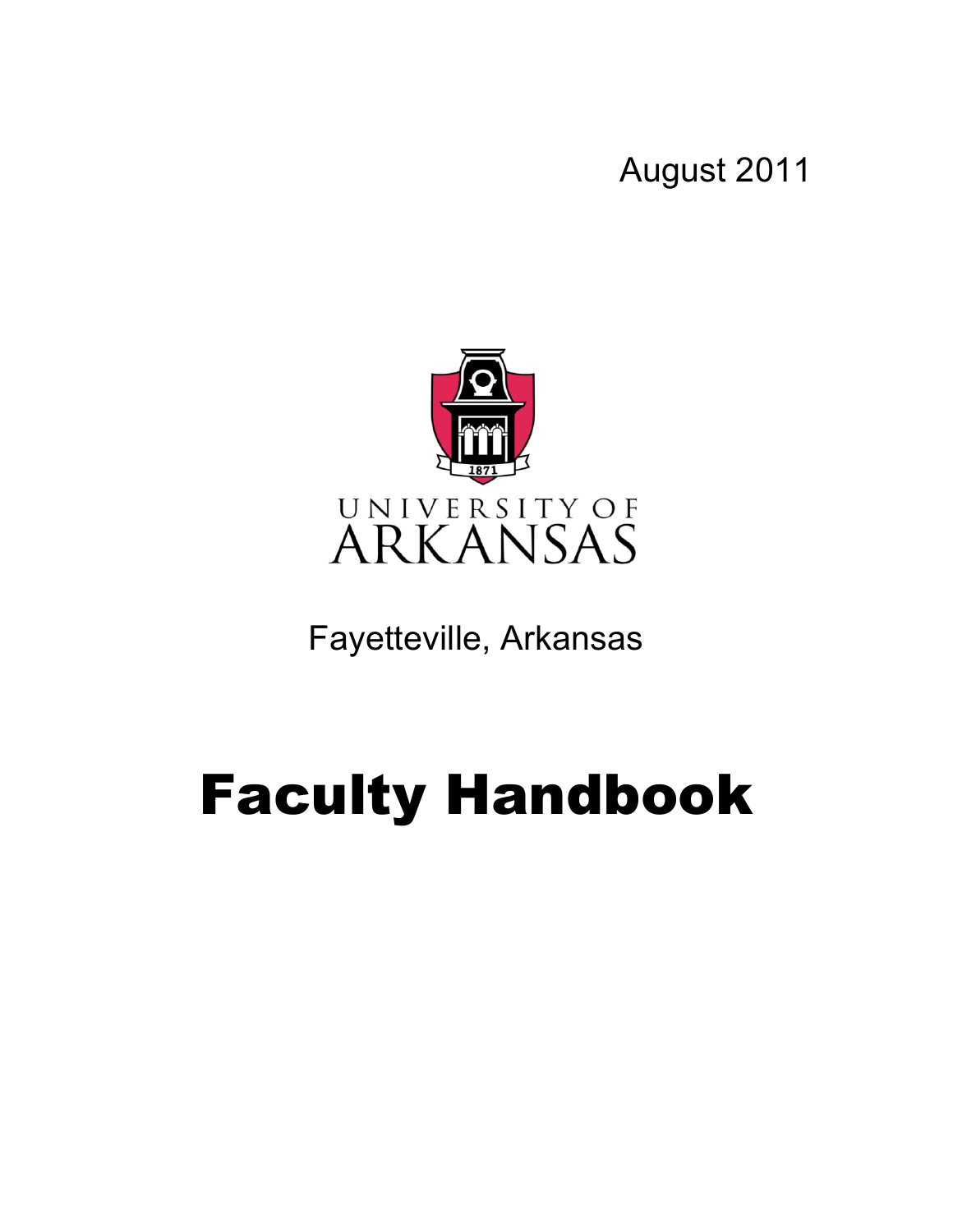August 2011

UNIVERSITY OF ARKANSAS

Fayetteville, Arkansas

# Faculty Handbook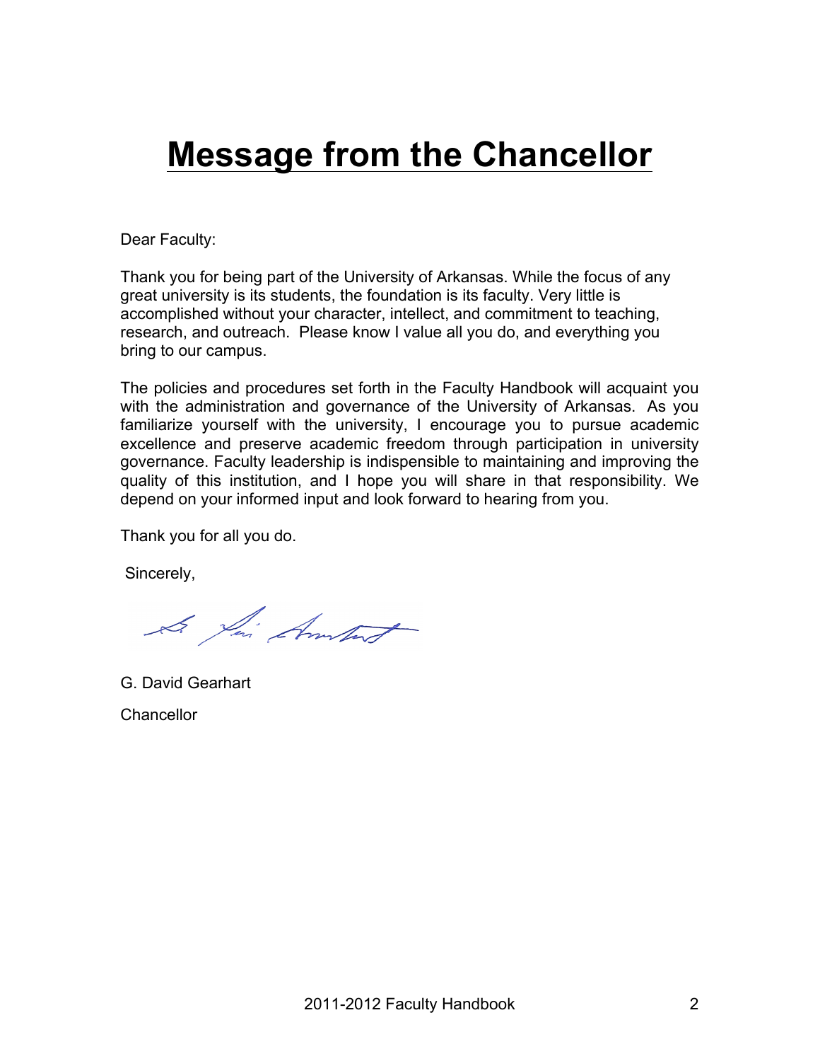# Message from the Chancellor

Dear Faculty:

Thank you for being part of the University of Arkansas. While the focus of any great university is its students, the foundation is its faculty. Very little is accomplished without your character, intellect, and commitment to teaching, research, and outreach. Please know I value all you do, and everything you bring to our campus.

The policies and procedures set forth in the Faculty Handbook will acquaint you with the administration and governance of the University of Arkansas. As you familiarize yourself with the university, I encourage you to pursue academic excellence and preserve academic freedom through participation in university governance. Faculty leadership is indispensible to maintaining and improving the quality of this institution, and I hope you will share in that responsibility. We depend on your informed input and look forward to hearing from you.

Thank you for all you do.

Sincerely,

G. David Gearhart

Chancellor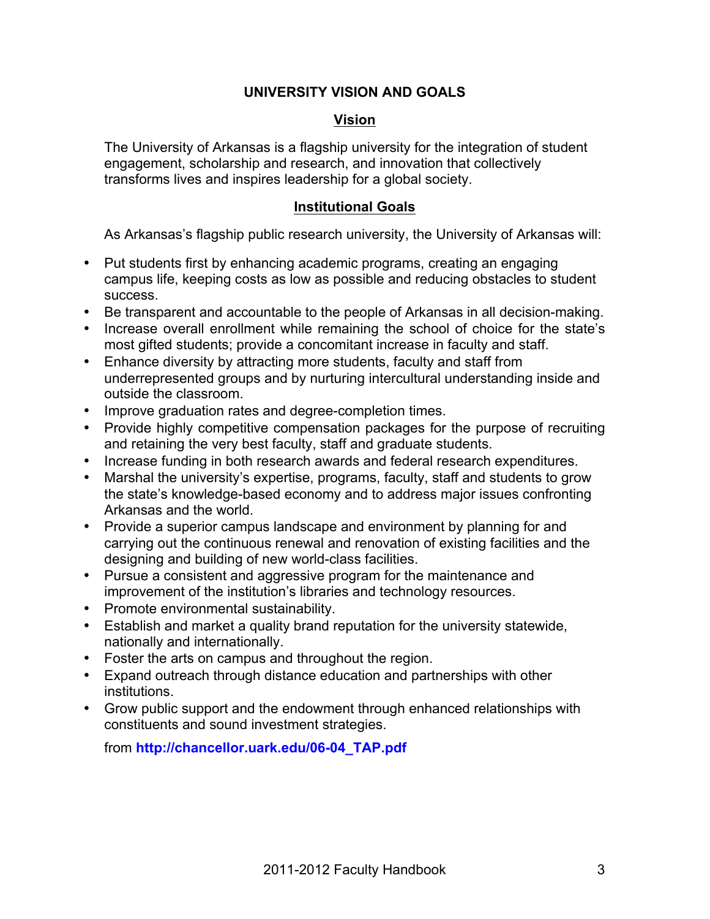# UNIVERSITY VISION AND GOALS

## Vision

The University of Arkansas is a flagship university for the integration of student engagement, scholarship and research, and innovation that collectively transforms lives and inspires leadership for a global society.

## Institutional Goals

As Arkansas's flagship public research university, the University of Arkansas will:

- Put students first by enhancing academic programs, creating an engaging campus life, keeping costs as low as possible and reducing obstacles to student success.
- Be transparent and accountable to the people of Arkansas in all decision-making.
- Increase overall enrollment while remaining the school of choice for the state's most gifted students; provide a concomitant increase in faculty and staff.
- Enhance diversity by attracting more students, faculty and staff from underrepresented groups and by nurturing intercultural understanding inside and outside the classroom.
- Improve graduation rates and degree-completion times.
- Provide highly competitive compensation packages for the purpose of recruiting and retaining the very best faculty, staff and graduate students.
- Increase funding in both research awards and federal research expenditures.
- Marshal the university's expertise, programs, faculty, staff and students to grow the state's knowledge-based economy and to address major issues confronting Arkansas and the world.
- Provide a superior campus landscape and environment by planning for and carrying out the continuous renewal and renovation of existing facilities and the designing and building of new world-class facilities.
- Pursue a consistent and aggressive program for the maintenance and improvement of the institution's libraries and technology resources.
- Promote environmental sustainability.
- Establish and market a quality brand reputation for the university statewide, nationally and internationally.
- Foster the arts on campus and throughout the region.
- Expand outreach through distance education and partnerships with other institutions.
- Grow public support and the endowment through enhanced relationships with constituents and sound investment strategies.

from **http://chancellor.uark.edu/06-04_TAP.pdf**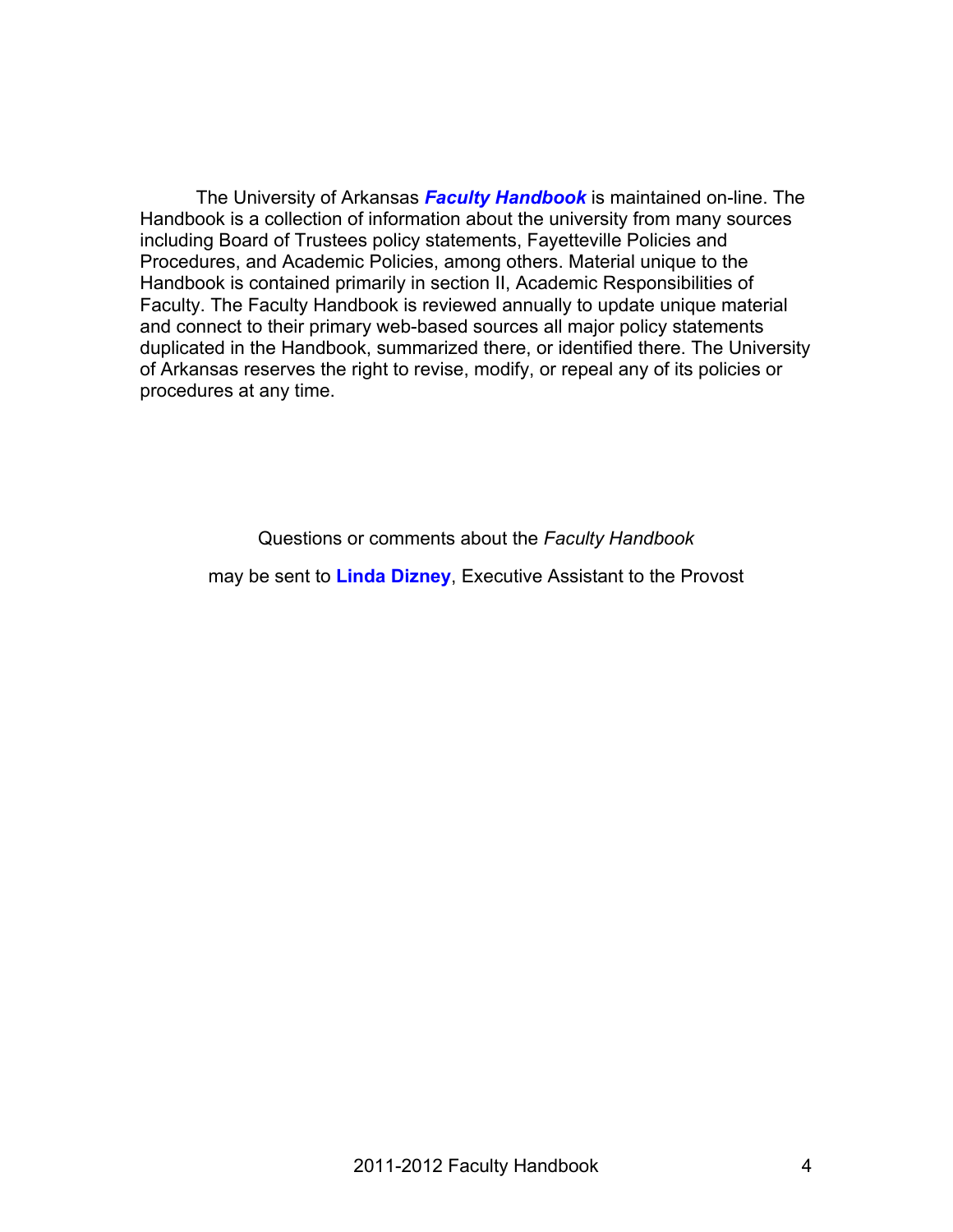The University of Arkansas ***Faculty Handbook*** is maintained on-line. The Handbook is a collection of information about the university from many sources including Board of Trustees policy statements, Fayetteville Policies and Procedures, and Academic Policies, among others. Material unique to the Handbook is contained primarily in section II, Academic Responsibilities of Faculty. The Faculty Handbook is reviewed annually to update unique material and connect to their primary web-based sources all major policy statements duplicated in the Handbook, summarized there, or identified there. The University of Arkansas reserves the right to revise, modify, or repeal any of its policies or procedures at any time.

Questions or comments about the *Faculty Handbook*

may be sent to **Linda Dizney**, Executive Assistant to the Provost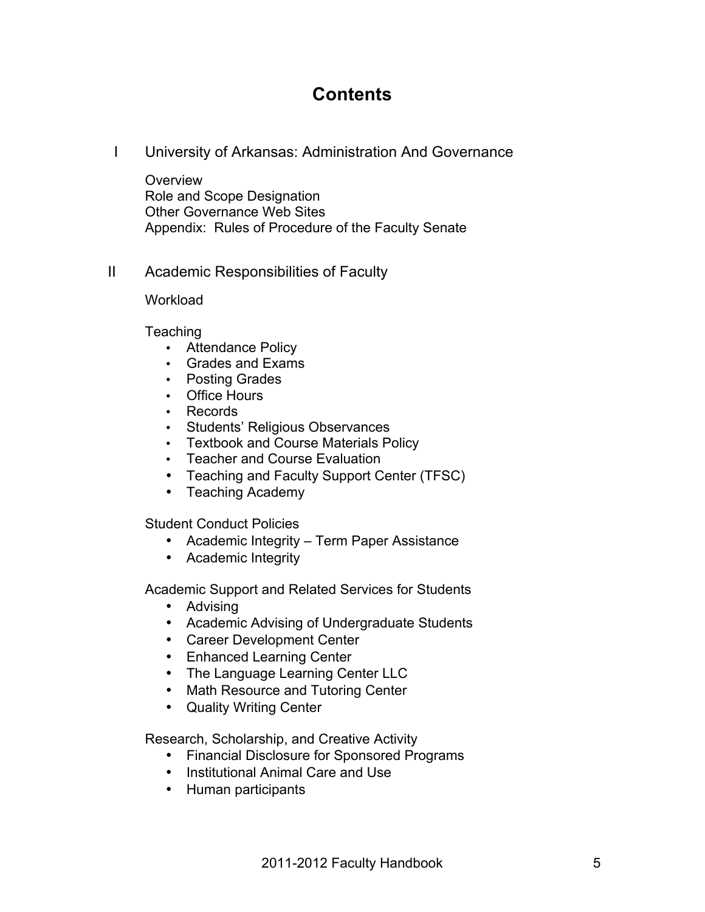# Contents

## I University of Arkansas: Administration And Governance

Overview
Role and Scope Designation
Other Governance Web Sites
Appendix: Rules of Procedure of the Faculty Senate

## II Academic Responsibilities of Faculty

Workload

Teaching

- Attendance Policy
- Grades and Exams
- Posting Grades
- Office Hours
- Records
- Students' Religious Observances
- Textbook and Course Materials Policy
- Teacher and Course Evaluation
- Teaching and Faculty Support Center (TFSC)
- Teaching Academy

Student Conduct Policies

- Academic Integrity – Term Paper Assistance
- Academic Integrity

Academic Support and Related Services for Students

- Advising
- Academic Advising of Undergraduate Students
- Career Development Center
- Enhanced Learning Center
- The Language Learning Center LLC
- Math Resource and Tutoring Center
- Quality Writing Center

Research, Scholarship, and Creative Activity

- Financial Disclosure for Sponsored Programs
- Institutional Animal Care and Use
- Human participants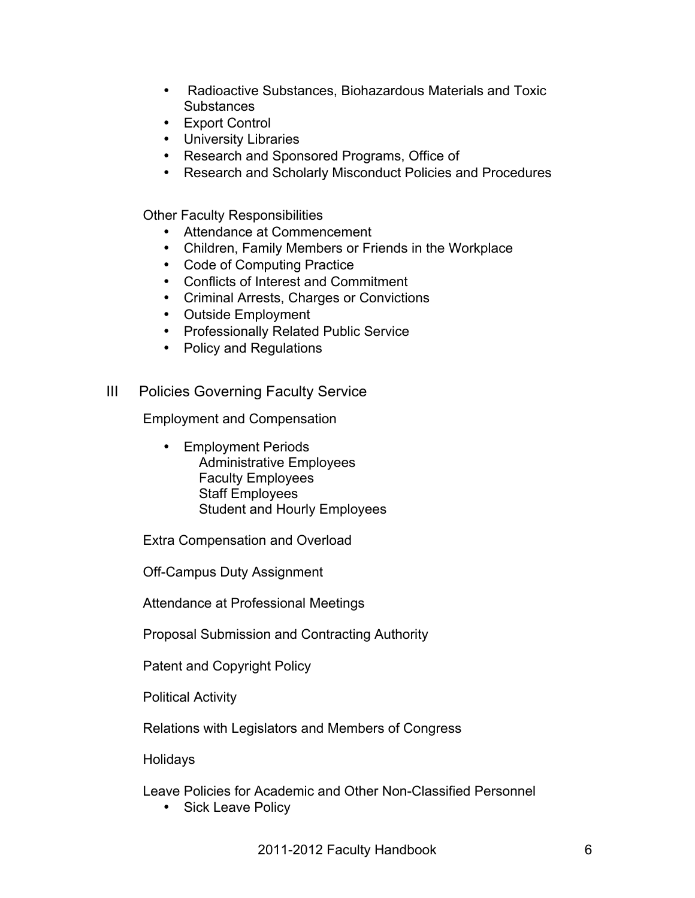- Radioactive Substances, Biohazardous Materials and Toxic Substances
- Export Control
- University Libraries
- Research and Sponsored Programs, Office of
- Research and Scholarly Misconduct Policies and Procedures

Other Faculty Responsibilities

- Attendance at Commencement
- Children, Family Members or Friends in the Workplace
- Code of Computing Practice
- Conflicts of Interest and Commitment
- Criminal Arrests, Charges or Convictions
- Outside Employment
- Professionally Related Public Service
- Policy and Regulations

## III Policies Governing Faculty Service

Employment and Compensation

- Employment Periods
  - Administrative Employees
  - Faculty Employees
  - Staff Employees
  - Student and Hourly Employees

Extra Compensation and Overload

Off-Campus Duty Assignment

Attendance at Professional Meetings

Proposal Submission and Contracting Authority

Patent and Copyright Policy

Political Activity

Relations with Legislators and Members of Congress

Holidays

Leave Policies for Academic and Other Non-Classified Personnel

- Sick Leave Policy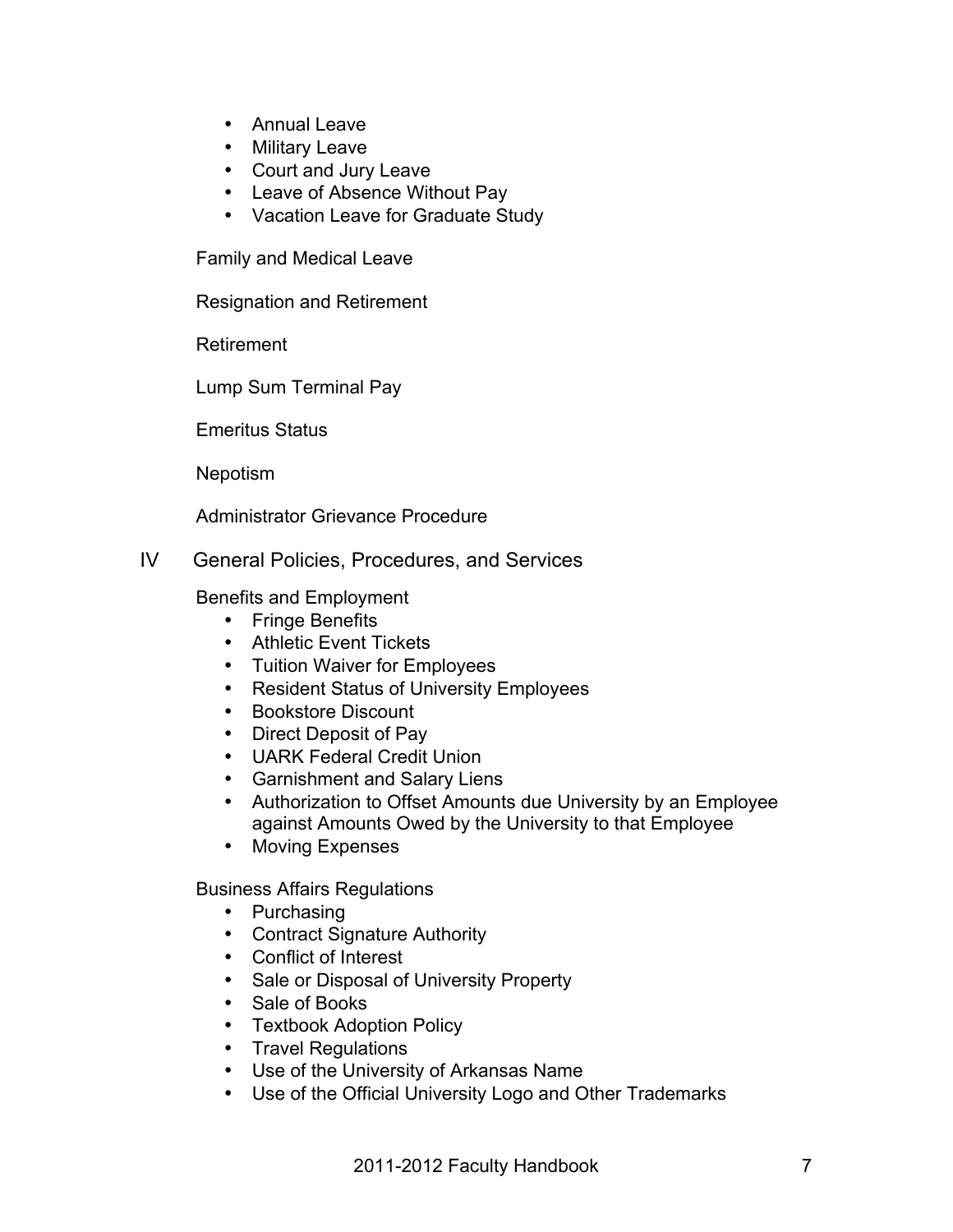- Annual Leave
- Military Leave
- Court and Jury Leave
- Leave of Absence Without Pay
- Vacation Leave for Graduate Study

Family and Medical Leave

Resignation and Retirement

Retirement

Lump Sum Terminal Pay

Emeritus Status

Nepotism

Administrator Grievance Procedure

## IV General Policies, Procedures, and Services

Benefits and Employment

- Fringe Benefits
- Athletic Event Tickets
- Tuition Waiver for Employees
- Resident Status of University Employees
- Bookstore Discount
- Direct Deposit of Pay
- UARK Federal Credit Union
- Garnishment and Salary Liens
- Authorization to Offset Amounts due University by an Employee against Amounts Owed by the University to that Employee
- Moving Expenses

Business Affairs Regulations

- Purchasing
- Contract Signature Authority
- Conflict of Interest
- Sale or Disposal of University Property
- Sale of Books
- Textbook Adoption Policy
- Travel Regulations
- Use of the University of Arkansas Name
- Use of the Official University Logo and Other Trademarks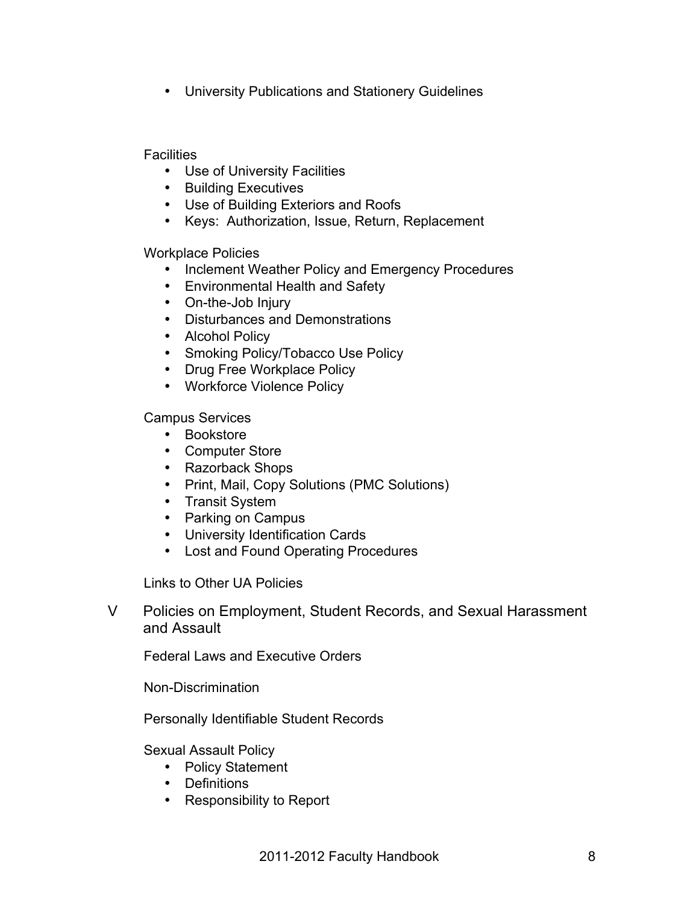- University Publications and Stationery Guidelines

Facilities

- Use of University Facilities
- Building Executives
- Use of Building Exteriors and Roofs
- Keys: Authorization, Issue, Return, Replacement

Workplace Policies

- Inclement Weather Policy and Emergency Procedures
- Environmental Health and Safety
- On-the-Job Injury
- Disturbances and Demonstrations
- Alcohol Policy
- Smoking Policy/Tobacco Use Policy
- Drug Free Workplace Policy
- Workforce Violence Policy

Campus Services

- Bookstore
- Computer Store
- Razorback Shops
- Print, Mail, Copy Solutions (PMC Solutions)
- Transit System
- Parking on Campus
- University Identification Cards
- Lost and Found Operating Procedures

Links to Other UA Policies

V Policies on Employment, Student Records, and Sexual Harassment and Assault

Federal Laws and Executive Orders

Non-Discrimination

Personally Identifiable Student Records

Sexual Assault Policy

- Policy Statement
- Definitions
- Responsibility to Report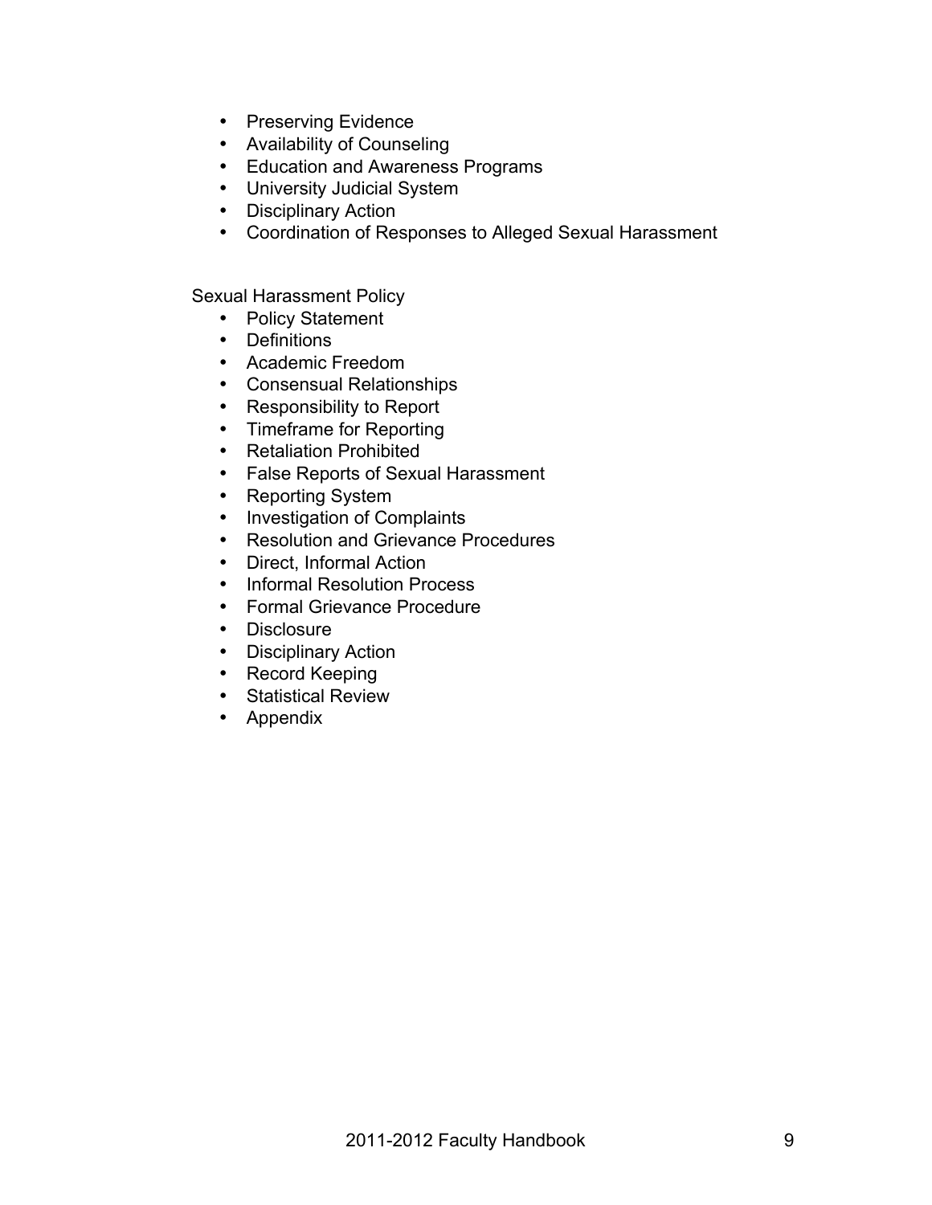- Preserving Evidence
- Availability of Counseling
- Education and Awareness Programs
- University Judicial System
- Disciplinary Action
- Coordination of Responses to Alleged Sexual Harassment

Sexual Harassment Policy

- Policy Statement
- Definitions
- Academic Freedom
- Consensual Relationships
- Responsibility to Report
- Timeframe for Reporting
- Retaliation Prohibited
- False Reports of Sexual Harassment
- Reporting System
- Investigation of Complaints
- Resolution and Grievance Procedures
- Direct, Informal Action
- Informal Resolution Process
- Formal Grievance Procedure
- Disclosure
- Disciplinary Action
- Record Keeping
- Statistical Review
- Appendix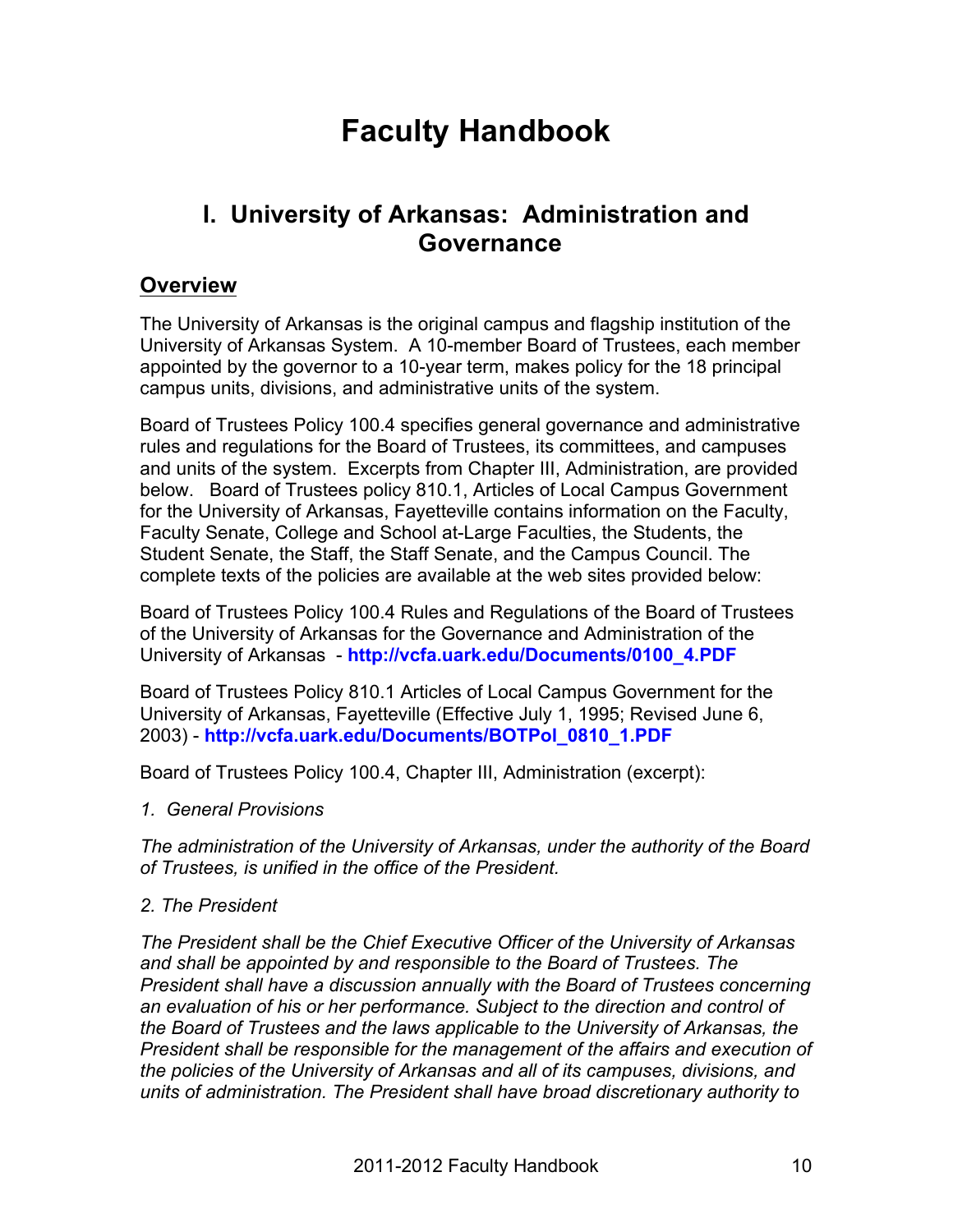# Faculty Handbook

## I. University of Arkansas: Administration and Governance

### Overview

The University of Arkansas is the original campus and flagship institution of the University of Arkansas System. A 10-member Board of Trustees, each member appointed by the governor to a 10-year term, makes policy for the 18 principal campus units, divisions, and administrative units of the system.

Board of Trustees Policy 100.4 specifies general governance and administrative rules and regulations for the Board of Trustees, its committees, and campuses and units of the system. Excerpts from Chapter III, Administration, are provided below. Board of Trustees policy 810.1, Articles of Local Campus Government for the University of Arkansas, Fayetteville contains information on the Faculty, Faculty Senate, College and School at-Large Faculties, the Students, the Student Senate, the Staff, the Staff Senate, and the Campus Council. The complete texts of the policies are available at the web sites provided below:

Board of Trustees Policy 100.4 Rules and Regulations of the Board of Trustees of the University of Arkansas for the Governance and Administration of the University of Arkansas - **http://vcfa.uark.edu/Documents/0100_4.PDF**

Board of Trustees Policy 810.1 Articles of Local Campus Government for the University of Arkansas, Fayetteville (Effective July 1, 1995; Revised June 6, 2003) - **http://vcfa.uark.edu/Documents/BOTPol_0810_1.PDF**

Board of Trustees Policy 100.4, Chapter III, Administration (excerpt):

*1. General Provisions*

*The administration of the University of Arkansas, under the authority of the Board of Trustees, is unified in the office of the President.*

*2. The President*

*The President shall be the Chief Executive Officer of the University of Arkansas and shall be appointed by and responsible to the Board of Trustees. The President shall have a discussion annually with the Board of Trustees concerning an evaluation of his or her performance. Subject to the direction and control of the Board of Trustees and the laws applicable to the University of Arkansas, the President shall be responsible for the management of the affairs and execution of the policies of the University of Arkansas and all of its campuses, divisions, and units of administration. The President shall have broad discretionary authority to*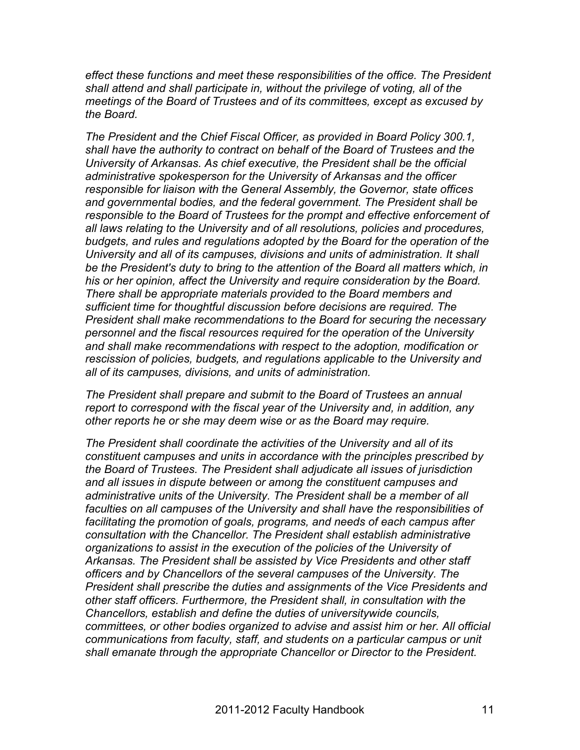*effect these functions and meet these responsibilities of the office. The President shall attend and shall participate in, without the privilege of voting, all of the meetings of the Board of Trustees and of its committees, except as excused by the Board.*

*The President and the Chief Fiscal Officer, as provided in Board Policy 300.1, shall have the authority to contract on behalf of the Board of Trustees and the University of Arkansas. As chief executive, the President shall be the official administrative spokesperson for the University of Arkansas and the officer responsible for liaison with the General Assembly, the Governor, state offices and governmental bodies, and the federal government. The President shall be responsible to the Board of Trustees for the prompt and effective enforcement of all laws relating to the University and of all resolutions, policies and procedures, budgets, and rules and regulations adopted by the Board for the operation of the University and all of its campuses, divisions and units of administration. It shall be the President's duty to bring to the attention of the Board all matters which, in his or her opinion, affect the University and require consideration by the Board. There shall be appropriate materials provided to the Board members and sufficient time for thoughtful discussion before decisions are required. The President shall make recommendations to the Board for securing the necessary personnel and the fiscal resources required for the operation of the University and shall make recommendations with respect to the adoption, modification or rescission of policies, budgets, and regulations applicable to the University and all of its campuses, divisions, and units of administration.*

*The President shall prepare and submit to the Board of Trustees an annual report to correspond with the fiscal year of the University and, in addition, any other reports he or she may deem wise or as the Board may require.*

*The President shall coordinate the activities of the University and all of its constituent campuses and units in accordance with the principles prescribed by the Board of Trustees. The President shall adjudicate all issues of jurisdiction and all issues in dispute between or among the constituent campuses and administrative units of the University. The President shall be a member of all faculties on all campuses of the University and shall have the responsibilities of facilitating the promotion of goals, programs, and needs of each campus after consultation with the Chancellor. The President shall establish administrative organizations to assist in the execution of the policies of the University of Arkansas. The President shall be assisted by Vice Presidents and other staff officers and by Chancellors of the several campuses of the University. The President shall prescribe the duties and assignments of the Vice Presidents and other staff officers. Furthermore, the President shall, in consultation with the Chancellors, establish and define the duties of universitywide councils, committees, or other bodies organized to advise and assist him or her. All official communications from faculty, staff, and students on a particular campus or unit shall emanate through the appropriate Chancellor or Director to the President.*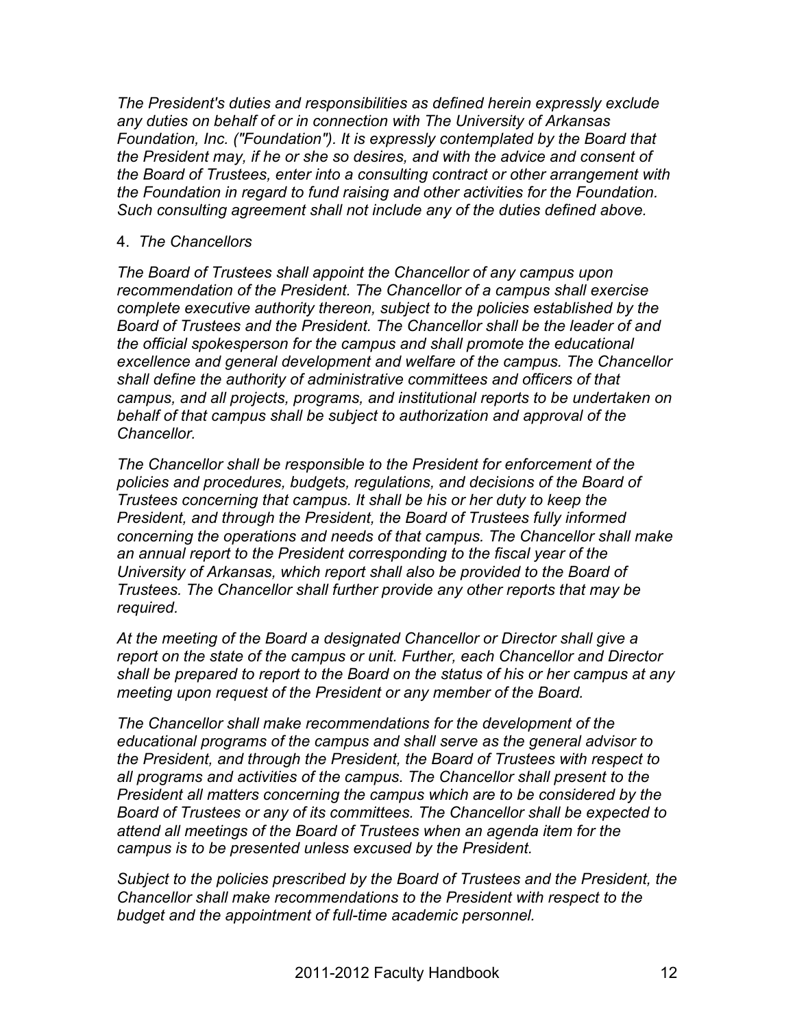*The President's duties and responsibilities as defined herein expressly exclude any duties on behalf of or in connection with The University of Arkansas Foundation, Inc. ("Foundation"). It is expressly contemplated by the Board that the President may, if he or she so desires, and with the advice and consent of the Board of Trustees, enter into a consulting contract or other arrangement with the Foundation in regard to fund raising and other activities for the Foundation. Such consulting agreement shall not include any of the duties defined above.*

4. *The Chancellors*

*The Board of Trustees shall appoint the Chancellor of any campus upon recommendation of the President. The Chancellor of a campus shall exercise complete executive authority thereon, subject to the policies established by the Board of Trustees and the President. The Chancellor shall be the leader of and the official spokesperson for the campus and shall promote the educational excellence and general development and welfare of the campus. The Chancellor shall define the authority of administrative committees and officers of that campus, and all projects, programs, and institutional reports to be undertaken on behalf of that campus shall be subject to authorization and approval of the Chancellor.*

*The Chancellor shall be responsible to the President for enforcement of the policies and procedures, budgets, regulations, and decisions of the Board of Trustees concerning that campus. It shall be his or her duty to keep the President, and through the President, the Board of Trustees fully informed concerning the operations and needs of that campus. The Chancellor shall make an annual report to the President corresponding to the fiscal year of the University of Arkansas, which report shall also be provided to the Board of Trustees. The Chancellor shall further provide any other reports that may be required.*

*At the meeting of the Board a designated Chancellor or Director shall give a report on the state of the campus or unit. Further, each Chancellor and Director shall be prepared to report to the Board on the status of his or her campus at any meeting upon request of the President or any member of the Board.*

*The Chancellor shall make recommendations for the development of the educational programs of the campus and shall serve as the general advisor to the President, and through the President, the Board of Trustees with respect to all programs and activities of the campus. The Chancellor shall present to the President all matters concerning the campus which are to be considered by the Board of Trustees or any of its committees. The Chancellor shall be expected to attend all meetings of the Board of Trustees when an agenda item for the campus is to be presented unless excused by the President.*

*Subject to the policies prescribed by the Board of Trustees and the President, the Chancellor shall make recommendations to the President with respect to the budget and the appointment of full-time academic personnel.*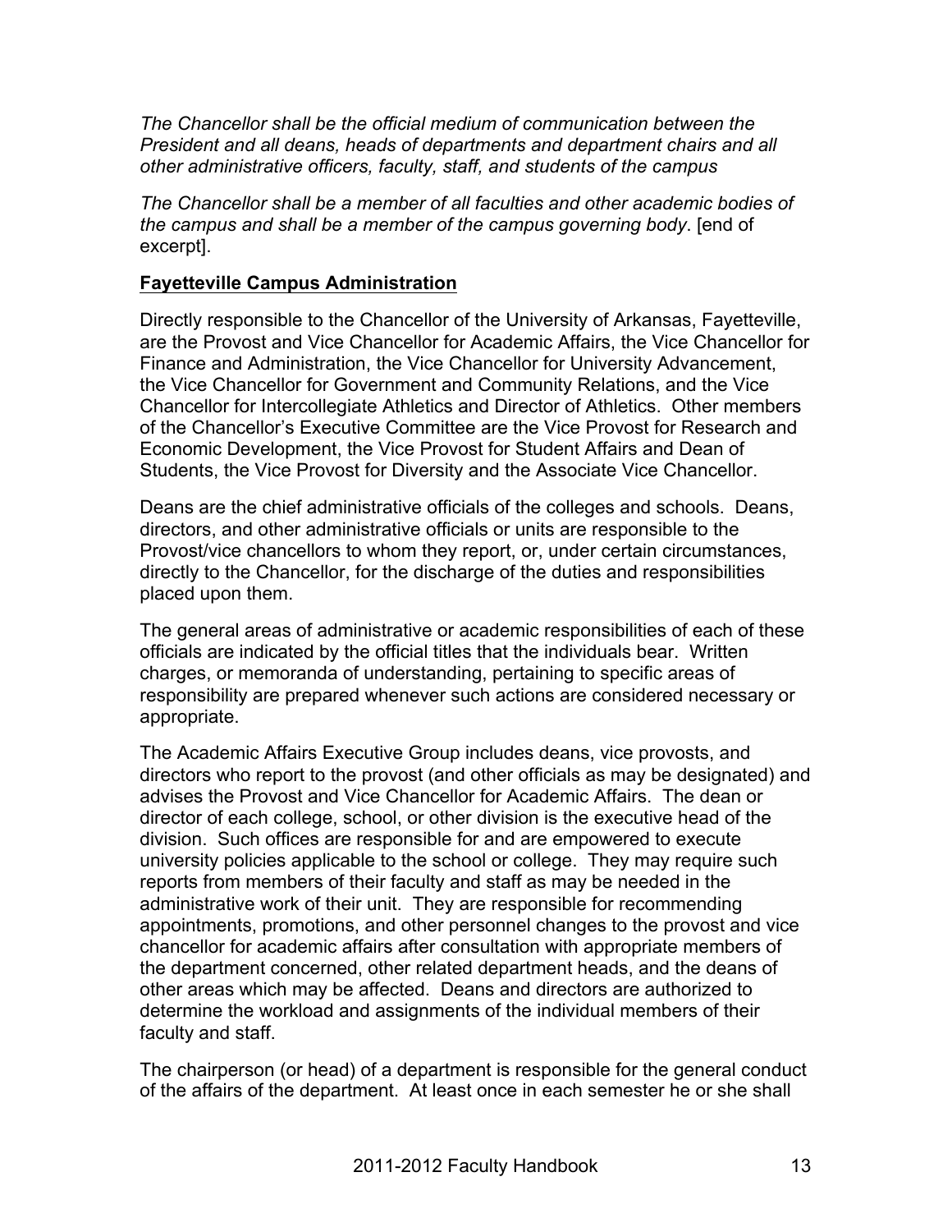*The Chancellor shall be the official medium of communication between the President and all deans, heads of departments and department chairs and all other administrative officers, faculty, staff, and students of the campus*

*The Chancellor shall be a member of all faculties and other academic bodies of the campus and shall be a member of the campus governing body*. [end of excerpt].

**Fayetteville Campus Administration**

Directly responsible to the Chancellor of the University of Arkansas, Fayetteville, are the Provost and Vice Chancellor for Academic Affairs, the Vice Chancellor for Finance and Administration, the Vice Chancellor for University Advancement, the Vice Chancellor for Government and Community Relations, and the Vice Chancellor for Intercollegiate Athletics and Director of Athletics. Other members of the Chancellor's Executive Committee are the Vice Provost for Research and Economic Development, the Vice Provost for Student Affairs and Dean of Students, the Vice Provost for Diversity and the Associate Vice Chancellor.

Deans are the chief administrative officials of the colleges and schools. Deans, directors, and other administrative officials or units are responsible to the Provost/vice chancellors to whom they report, or, under certain circumstances, directly to the Chancellor, for the discharge of the duties and responsibilities placed upon them.

The general areas of administrative or academic responsibilities of each of these officials are indicated by the official titles that the individuals bear. Written charges, or memoranda of understanding, pertaining to specific areas of responsibility are prepared whenever such actions are considered necessary or appropriate.

The Academic Affairs Executive Group includes deans, vice provosts, and directors who report to the provost (and other officials as may be designated) and advises the Provost and Vice Chancellor for Academic Affairs. The dean or director of each college, school, or other division is the executive head of the division. Such offices are responsible for and are empowered to execute university policies applicable to the school or college. They may require such reports from members of their faculty and staff as may be needed in the administrative work of their unit. They are responsible for recommending appointments, promotions, and other personnel changes to the provost and vice chancellor for academic affairs after consultation with appropriate members of the department concerned, other related department heads, and the deans of other areas which may be affected. Deans and directors are authorized to determine the workload and assignments of the individual members of their faculty and staff.

The chairperson (or head) of a department is responsible for the general conduct of the affairs of the department. At least once in each semester he or she shall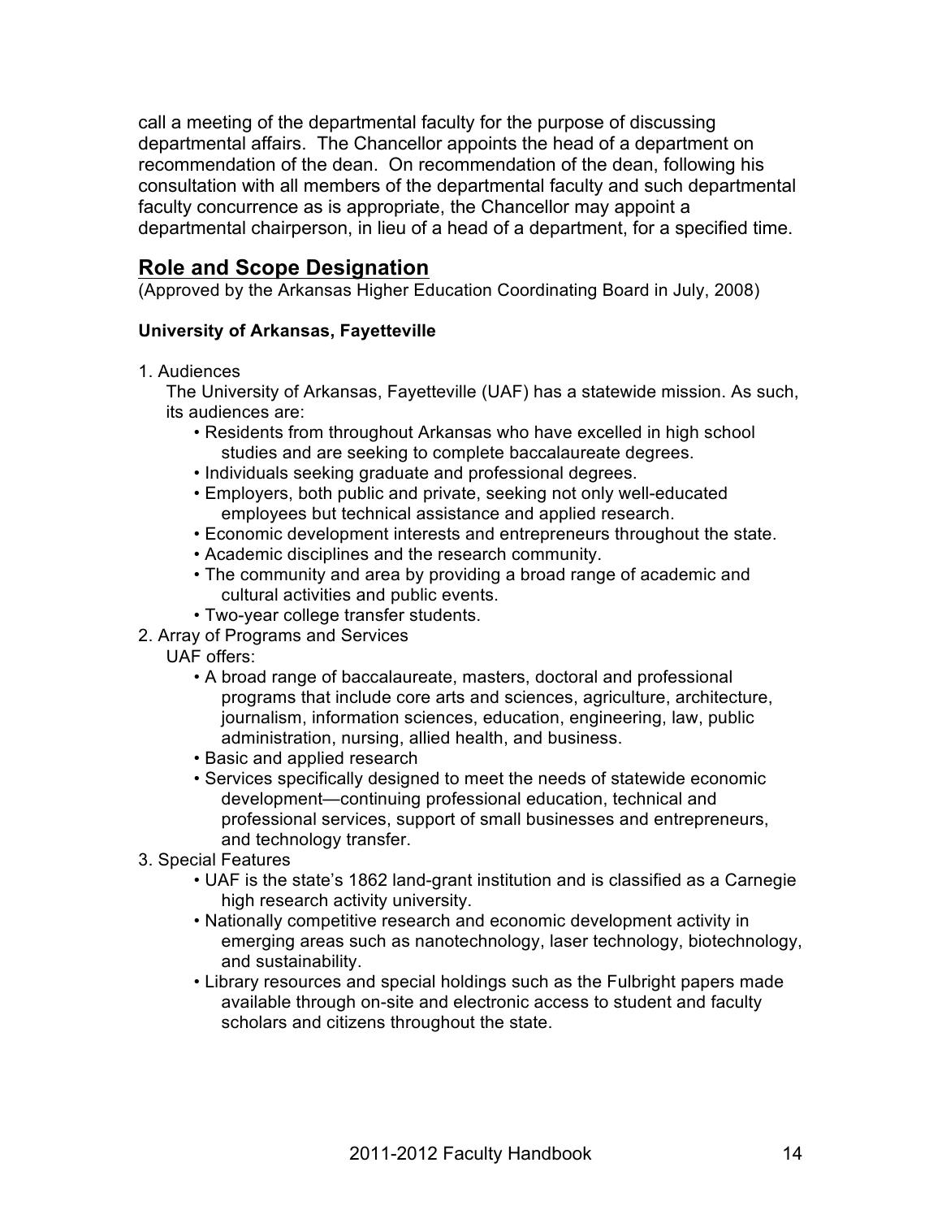call a meeting of the departmental faculty for the purpose of discussing departmental affairs. The Chancellor appoints the head of a department on recommendation of the dean. On recommendation of the dean, following his consultation with all members of the departmental faculty and such departmental faculty concurrence as is appropriate, the Chancellor may appoint a departmental chairperson, in lieu of a head of a department, for a specified time.

## Role and Scope Designation

(Approved by the Arkansas Higher Education Coordinating Board in July, 2008)

**University of Arkansas, Fayetteville**

1. Audiences

   The University of Arkansas, Fayetteville (UAF) has a statewide mission. As such, its audiences are:

   - Residents from throughout Arkansas who have excelled in high school studies and are seeking to complete baccalaureate degrees.
   - Individuals seeking graduate and professional degrees.
   - Employers, both public and private, seeking not only well-educated employees but technical assistance and applied research.
   - Economic development interests and entrepreneurs throughout the state.
   - Academic disciplines and the research community.
   - The community and area by providing a broad range of academic and cultural activities and public events.
   - Two-year college transfer students.

2. Array of Programs and Services

   UAF offers:

   - A broad range of baccalaureate, masters, doctoral and professional programs that include core arts and sciences, agriculture, architecture, journalism, information sciences, education, engineering, law, public administration, nursing, allied health, and business.
   - Basic and applied research
   - Services specifically designed to meet the needs of statewide economic development—continuing professional education, technical and professional services, support of small businesses and entrepreneurs, and technology transfer.

3. Special Features

   - UAF is the state's 1862 land-grant institution and is classified as a Carnegie high research activity university.
   - Nationally competitive research and economic development activity in emerging areas such as nanotechnology, laser technology, biotechnology, and sustainability.
   - Library resources and special holdings such as the Fulbright papers made available through on-site and electronic access to student and faculty scholars and citizens throughout the state.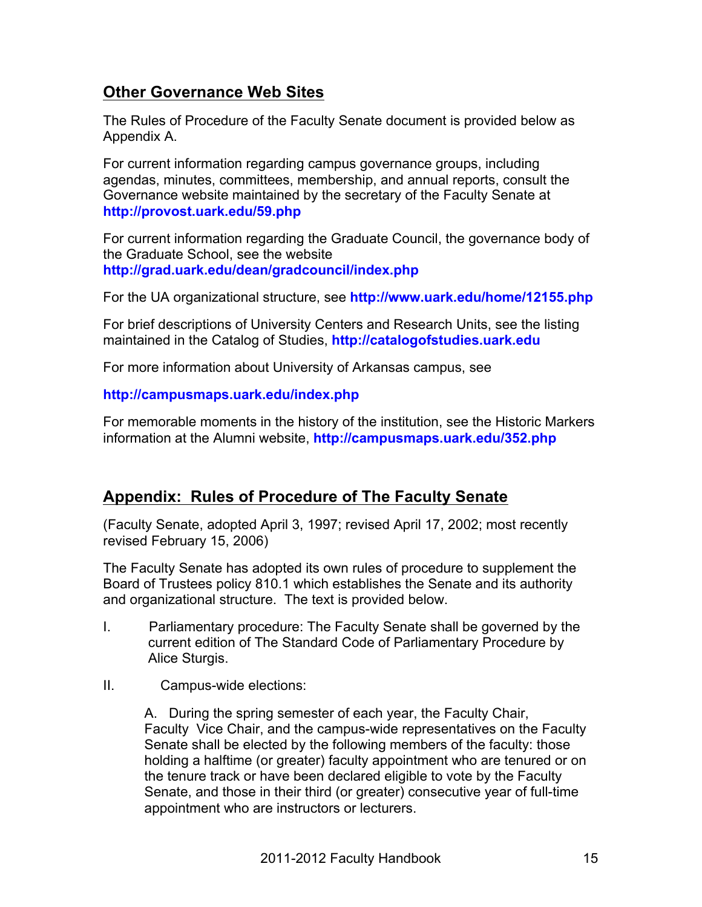## Other Governance Web Sites

The Rules of Procedure of the Faculty Senate document is provided below as Appendix A.

For current information regarding campus governance groups, including agendas, minutes, committees, membership, and annual reports, consult the Governance website maintained by the secretary of the Faculty Senate at **http://provost.uark.edu/59.php**

For current information regarding the Graduate Council, the governance body of the Graduate School, see the website **http://grad.uark.edu/dean/gradcouncil/index.php**

For the UA organizational structure, see **http://www.uark.edu/home/12155.php**

For brief descriptions of University Centers and Research Units, see the listing maintained in the Catalog of Studies, **http://catalogofstudies.uark.edu**

For more information about University of Arkansas campus, see

**http://campusmaps.uark.edu/index.php**

For memorable moments in the history of the institution, see the Historic Markers information at the Alumni website, **http://campusmaps.uark.edu/352.php**

## Appendix: Rules of Procedure of The Faculty Senate

(Faculty Senate, adopted April 3, 1997; revised April 17, 2002; most recently revised February 15, 2006)

The Faculty Senate has adopted its own rules of procedure to supplement the Board of Trustees policy 810.1 which establishes the Senate and its authority and organizational structure. The text is provided below.

I. Parliamentary procedure: The Faculty Senate shall be governed by the current edition of The Standard Code of Parliamentary Procedure by Alice Sturgis.

II. Campus-wide elections:

A. During the spring semester of each year, the Faculty Chair, Faculty Vice Chair, and the campus-wide representatives on the Faculty Senate shall be elected by the following members of the faculty: those holding a halftime (or greater) faculty appointment who are tenured or on the tenure track or have been declared eligible to vote by the Faculty Senate, and those in their third (or greater) consecutive year of full-time appointment who are instructors or lecturers.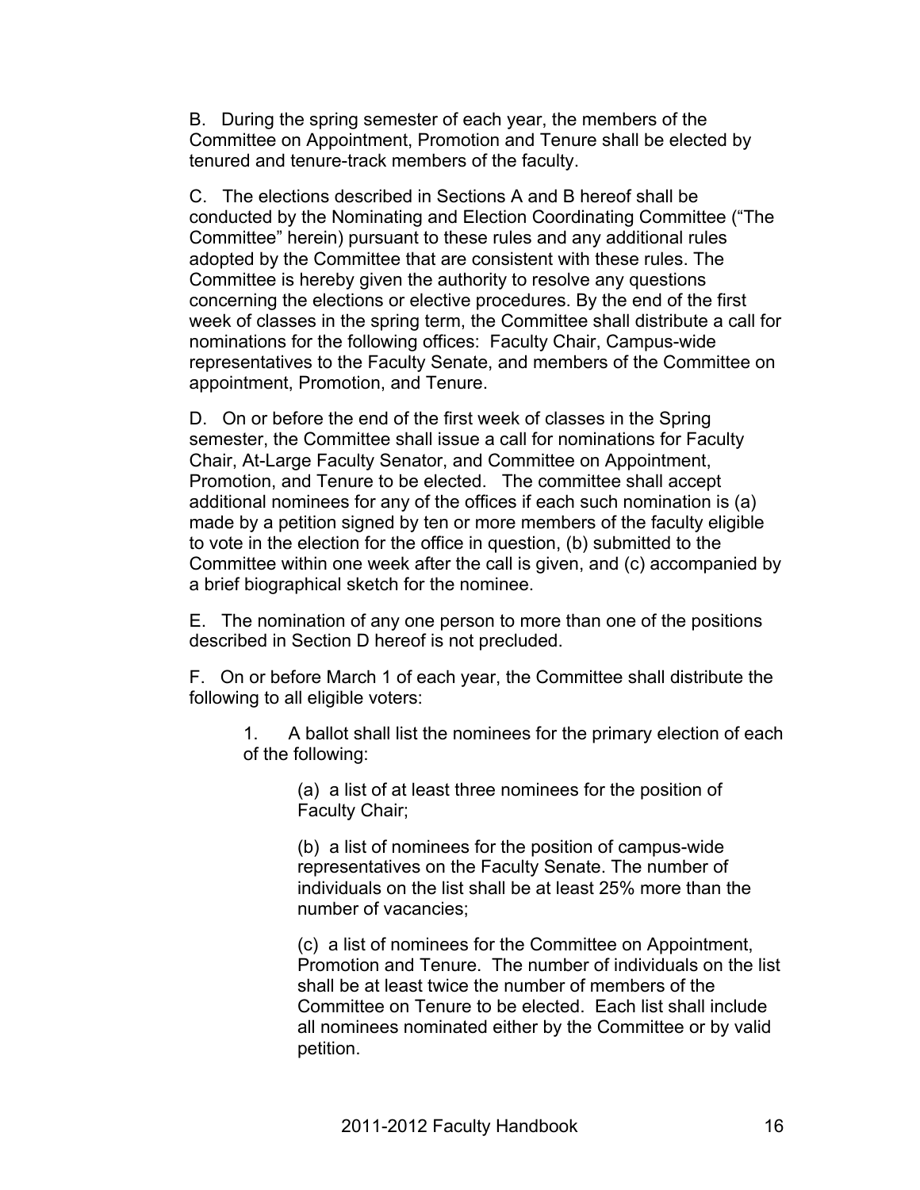B. During the spring semester of each year, the members of the Committee on Appointment, Promotion and Tenure shall be elected by tenured and tenure-track members of the faculty.

C. The elections described in Sections A and B hereof shall be conducted by the Nominating and Election Coordinating Committee ("The Committee" herein) pursuant to these rules and any additional rules adopted by the Committee that are consistent with these rules. The Committee is hereby given the authority to resolve any questions concerning the elections or elective procedures. By the end of the first week of classes in the spring term, the Committee shall distribute a call for nominations for the following offices: Faculty Chair, Campus-wide representatives to the Faculty Senate, and members of the Committee on appointment, Promotion, and Tenure.

D. On or before the end of the first week of classes in the Spring semester, the Committee shall issue a call for nominations for Faculty Chair, At-Large Faculty Senator, and Committee on Appointment, Promotion, and Tenure to be elected. The committee shall accept additional nominees for any of the offices if each such nomination is (a) made by a petition signed by ten or more members of the faculty eligible to vote in the election for the office in question, (b) submitted to the Committee within one week after the call is given, and (c) accompanied by a brief biographical sketch for the nominee.

E. The nomination of any one person to more than one of the positions described in Section D hereof is not precluded.

F. On or before March 1 of each year, the Committee shall distribute the following to all eligible voters:

1. A ballot shall list the nominees for the primary election of each of the following:

   (a) a list of at least three nominees for the position of Faculty Chair;

   (b) a list of nominees for the position of campus-wide representatives on the Faculty Senate. The number of individuals on the list shall be at least 25% more than the number of vacancies;

   (c) a list of nominees for the Committee on Appointment, Promotion and Tenure. The number of individuals on the list shall be at least twice the number of members of the Committee on Tenure to be elected. Each list shall include all nominees nominated either by the Committee or by valid petition.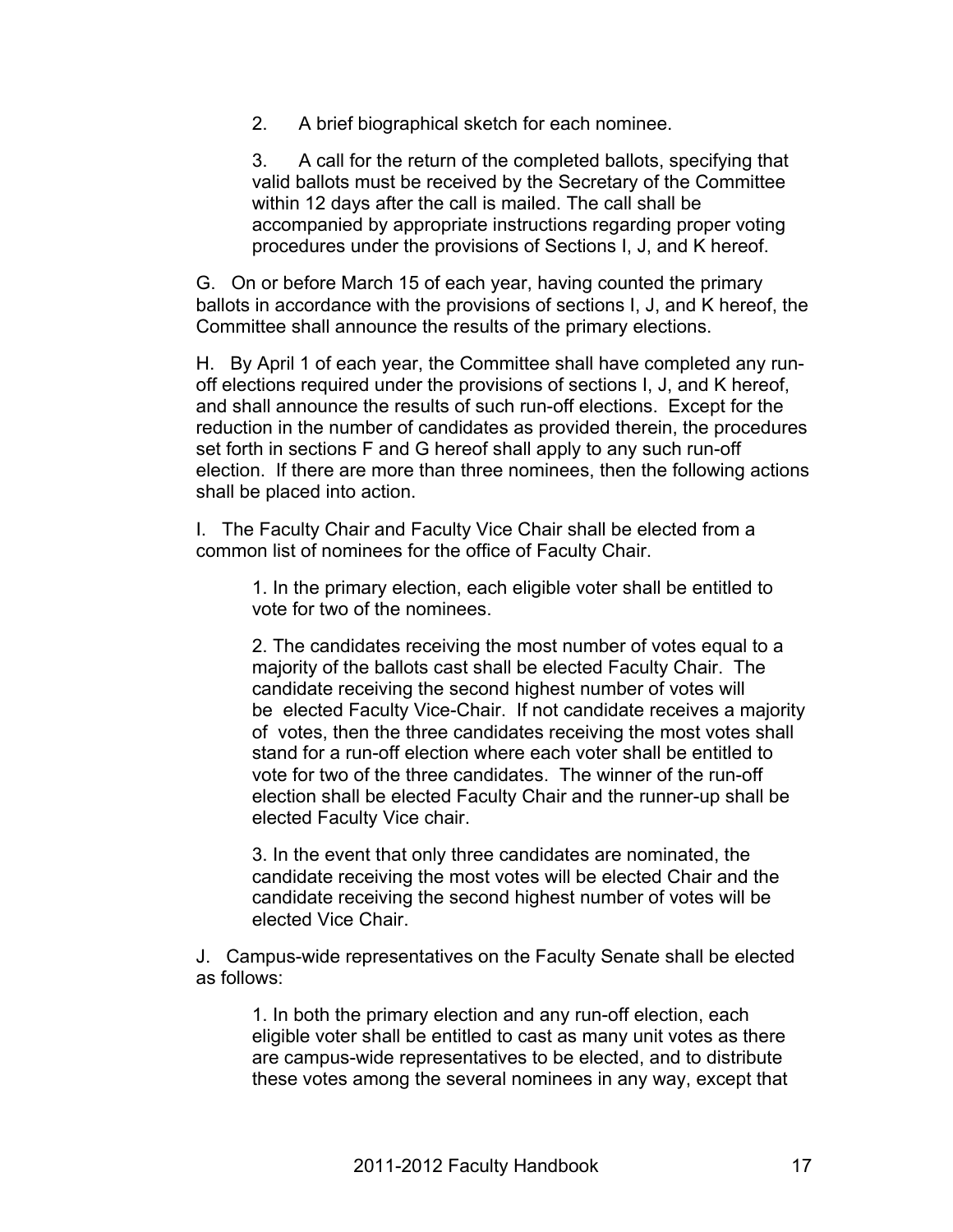2. A brief biographical sketch for each nominee.

3. A call for the return of the completed ballots, specifying that valid ballots must be received by the Secretary of the Committee within 12 days after the call is mailed. The call shall be accompanied by appropriate instructions regarding proper voting procedures under the provisions of Sections I, J, and K hereof.

G. On or before March 15 of each year, having counted the primary ballots in accordance with the provisions of sections I, J, and K hereof, the Committee shall announce the results of the primary elections.

H. By April 1 of each year, the Committee shall have completed any run-off elections required under the provisions of sections I, J, and K hereof, and shall announce the results of such run-off elections. Except for the reduction in the number of candidates as provided therein, the procedures set forth in sections F and G hereof shall apply to any such run-off election. If there are more than three nominees, then the following actions shall be placed into action.

I. The Faculty Chair and Faculty Vice Chair shall be elected from a common list of nominees for the office of Faculty Chair.

1. In the primary election, each eligible voter shall be entitled to vote for two of the nominees.

2. The candidates receiving the most number of votes equal to a majority of the ballots cast shall be elected Faculty Chair. The candidate receiving the second highest number of votes will be elected Faculty Vice-Chair. If not candidate receives a majority of votes, then the three candidates receiving the most votes shall stand for a run-off election where each voter shall be entitled to vote for two of the three candidates. The winner of the run-off election shall be elected Faculty Chair and the runner-up shall be elected Faculty Vice chair.

3. In the event that only three candidates are nominated, the candidate receiving the most votes will be elected Chair and the candidate receiving the second highest number of votes will be elected Vice Chair.

J. Campus-wide representatives on the Faculty Senate shall be elected as follows:

1. In both the primary election and any run-off election, each eligible voter shall be entitled to cast as many unit votes as there are campus-wide representatives to be elected, and to distribute these votes among the several nominees in any way, except that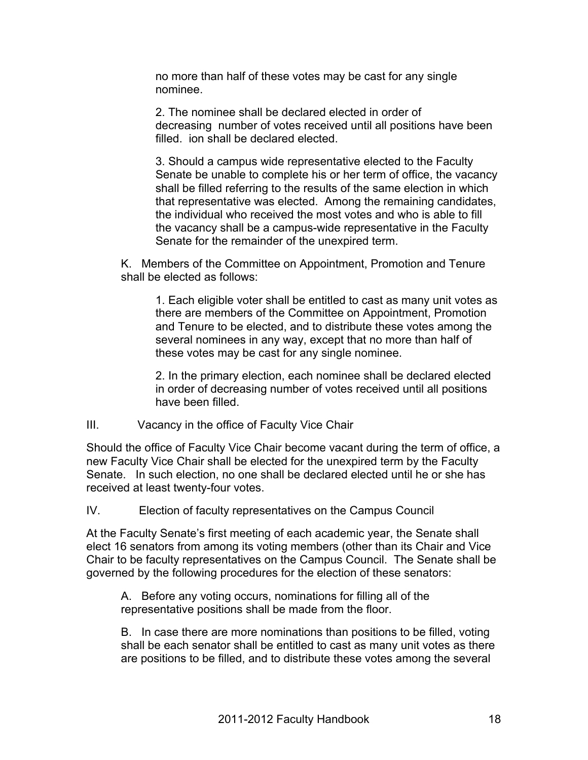no more than half of these votes may be cast for any single nominee.

2. The nominee shall be declared elected in order of decreasing number of votes received until all positions have been filled. ion shall be declared elected.

3. Should a campus wide representative elected to the Faculty Senate be unable to complete his or her term of office, the vacancy shall be filled referring to the results of the same election in which that representative was elected. Among the remaining candidates, the individual who received the most votes and who is able to fill the vacancy shall be a campus-wide representative in the Faculty Senate for the remainder of the unexpired term.

K. Members of the Committee on Appointment, Promotion and Tenure shall be elected as follows:

1. Each eligible voter shall be entitled to cast as many unit votes as there are members of the Committee on Appointment, Promotion and Tenure to be elected, and to distribute these votes among the several nominees in any way, except that no more than half of these votes may be cast for any single nominee.

2. In the primary election, each nominee shall be declared elected in order of decreasing number of votes received until all positions have been filled.

III. Vacancy in the office of Faculty Vice Chair

Should the office of Faculty Vice Chair become vacant during the term of office, a new Faculty Vice Chair shall be elected for the unexpired term by the Faculty Senate. In such election, no one shall be declared elected until he or she has received at least twenty-four votes.

IV. Election of faculty representatives on the Campus Council

At the Faculty Senate's first meeting of each academic year, the Senate shall elect 16 senators from among its voting members (other than its Chair and Vice Chair to be faculty representatives on the Campus Council. The Senate shall be governed by the following procedures for the election of these senators:

A. Before any voting occurs, nominations for filling all of the representative positions shall be made from the floor.

B. In case there are more nominations than positions to be filled, voting shall be each senator shall be entitled to cast as many unit votes as there are positions to be filled, and to distribute these votes among the several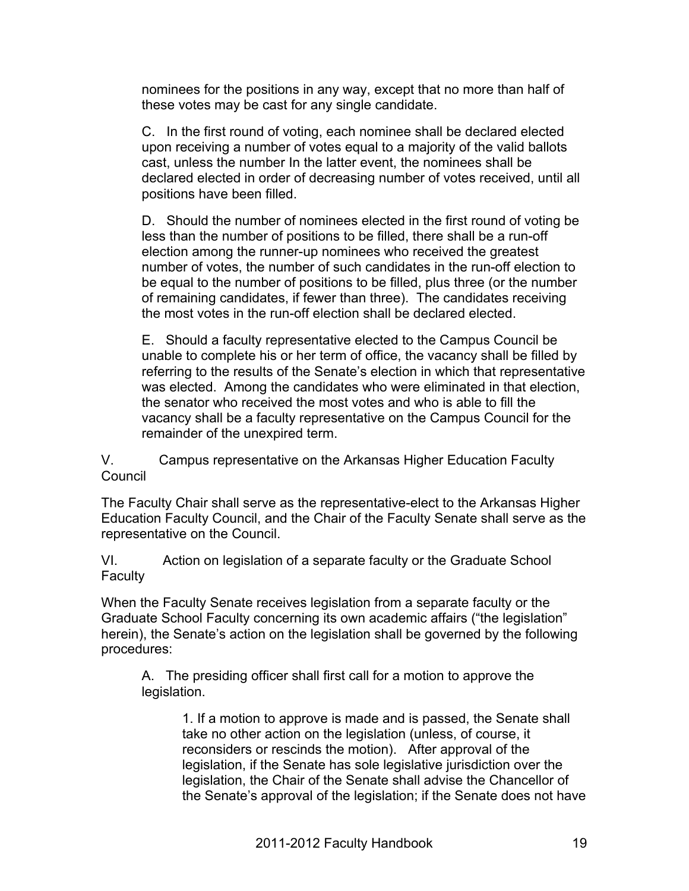nominees for the positions in any way, except that no more than half of these votes may be cast for any single candidate.

C. In the first round of voting, each nominee shall be declared elected upon receiving a number of votes equal to a majority of the valid ballots cast, unless the number In the latter event, the nominees shall be declared elected in order of decreasing number of votes received, until all positions have been filled.

D. Should the number of nominees elected in the first round of voting be less than the number of positions to be filled, there shall be a run-off election among the runner-up nominees who received the greatest number of votes, the number of such candidates in the run-off election to be equal to the number of positions to be filled, plus three (or the number of remaining candidates, if fewer than three). The candidates receiving the most votes in the run-off election shall be declared elected.

E. Should a faculty representative elected to the Campus Council be unable to complete his or her term of office, the vacancy shall be filled by referring to the results of the Senate's election in which that representative was elected. Among the candidates who were eliminated in that election, the senator who received the most votes and who is able to fill the vacancy shall be a faculty representative on the Campus Council for the remainder of the unexpired term.

V. Campus representative on the Arkansas Higher Education Faculty Council

The Faculty Chair shall serve as the representative-elect to the Arkansas Higher Education Faculty Council, and the Chair of the Faculty Senate shall serve as the representative on the Council.

VI. Action on legislation of a separate faculty or the Graduate School Faculty

When the Faculty Senate receives legislation from a separate faculty or the Graduate School Faculty concerning its own academic affairs ("the legislation" herein), the Senate's action on the legislation shall be governed by the following procedures:

A. The presiding officer shall first call for a motion to approve the legislation.

1. If a motion to approve is made and is passed, the Senate shall take no other action on the legislation (unless, of course, it reconsiders or rescinds the motion). After approval of the legislation, if the Senate has sole legislative jurisdiction over the legislation, the Chair of the Senate shall advise the Chancellor of the Senate's approval of the legislation; if the Senate does not have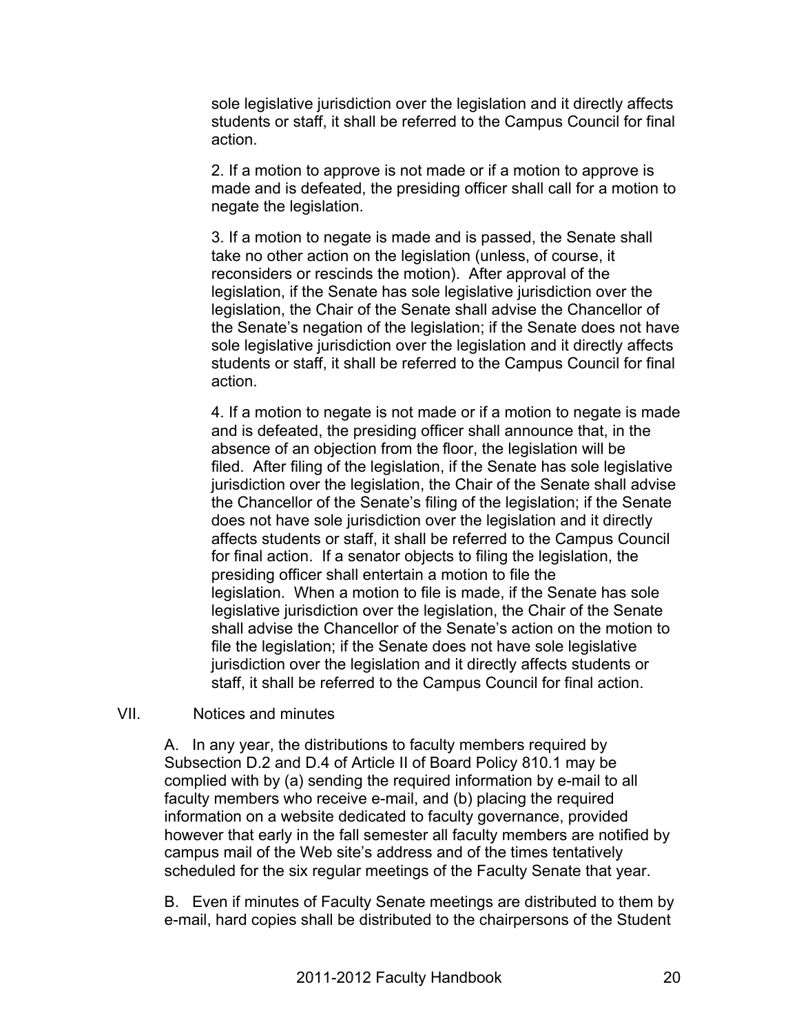sole legislative jurisdiction over the legislation and it directly affects students or staff, it shall be referred to the Campus Council for final action.

2. If a motion to approve is not made or if a motion to approve is made and is defeated, the presiding officer shall call for a motion to negate the legislation.

3. If a motion to negate is made and is passed, the Senate shall take no other action on the legislation (unless, of course, it reconsiders or rescinds the motion). After approval of the legislation, if the Senate has sole legislative jurisdiction over the legislation, the Chair of the Senate shall advise the Chancellor of the Senate's negation of the legislation; if the Senate does not have sole legislative jurisdiction over the legislation and it directly affects students or staff, it shall be referred to the Campus Council for final action.

4. If a motion to negate is not made or if a motion to negate is made and is defeated, the presiding officer shall announce that, in the absence of an objection from the floor, the legislation will be filed. After filing of the legislation, if the Senate has sole legislative jurisdiction over the legislation, the Chair of the Senate shall advise the Chancellor of the Senate's filing of the legislation; if the Senate does not have sole jurisdiction over the legislation and it directly affects students or staff, it shall be referred to the Campus Council for final action. If a senator objects to filing the legislation, the presiding officer shall entertain a motion to file the legislation. When a motion to file is made, if the Senate has sole legislative jurisdiction over the legislation, the Chair of the Senate shall advise the Chancellor of the Senate's action on the motion to file the legislation; if the Senate does not have sole legislative jurisdiction over the legislation and it directly affects students or staff, it shall be referred to the Campus Council for final action.

## VII. Notices and minutes

A. In any year, the distributions to faculty members required by Subsection D.2 and D.4 of Article II of Board Policy 810.1 may be complied with by (a) sending the required information by e-mail to all faculty members who receive e-mail, and (b) placing the required information on a website dedicated to faculty governance, provided however that early in the fall semester all faculty members are notified by campus mail of the Web site's address and of the times tentatively scheduled for the six regular meetings of the Faculty Senate that year.

B. Even if minutes of Faculty Senate meetings are distributed to them by e-mail, hard copies shall be distributed to the chairpersons of the Student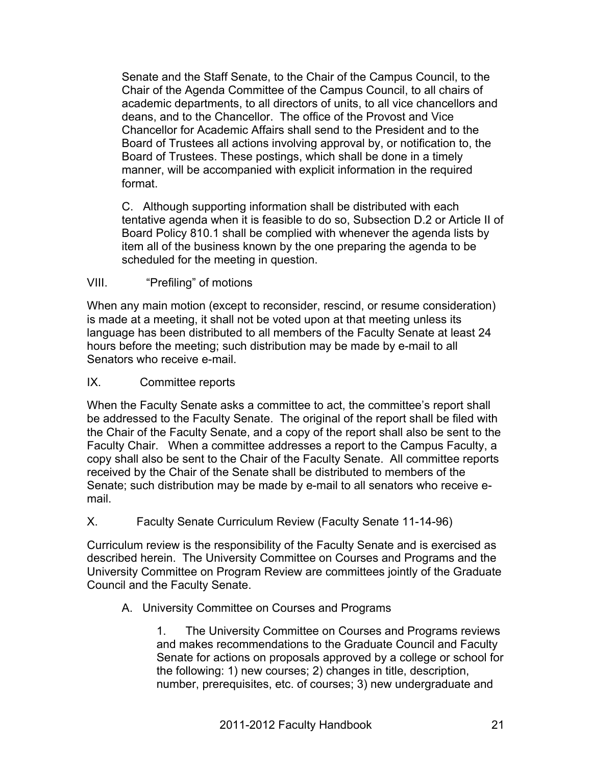Senate and the Staff Senate, to the Chair of the Campus Council, to the Chair of the Agenda Committee of the Campus Council, to all chairs of academic departments, to all directors of units, to all vice chancellors and deans, and to the Chancellor. The office of the Provost and Vice Chancellor for Academic Affairs shall send to the President and to the Board of Trustees all actions involving approval by, or notification to, the Board of Trustees. These postings, which shall be done in a timely manner, will be accompanied with explicit information in the required format.

C. Although supporting information shall be distributed with each tentative agenda when it is feasible to do so, Subsection D.2 or Article II of Board Policy 810.1 shall be complied with whenever the agenda lists by item all of the business known by the one preparing the agenda to be scheduled for the meeting in question.

## VIII. "Prefiling" of motions

When any main motion (except to reconsider, rescind, or resume consideration) is made at a meeting, it shall not be voted upon at that meeting unless its language has been distributed to all members of the Faculty Senate at least 24 hours before the meeting; such distribution may be made by e-mail to all Senators who receive e-mail.

## IX. Committee reports

When the Faculty Senate asks a committee to act, the committee's report shall be addressed to the Faculty Senate. The original of the report shall be filed with the Chair of the Faculty Senate, and a copy of the report shall also be sent to the Faculty Chair. When a committee addresses a report to the Campus Faculty, a copy shall also be sent to the Chair of the Faculty Senate. All committee reports received by the Chair of the Senate shall be distributed to members of the Senate; such distribution may be made by e-mail to all senators who receive e-mail.

## X. Faculty Senate Curriculum Review (Faculty Senate 11-14-96)

Curriculum review is the responsibility of the Faculty Senate and is exercised as described herein. The University Committee on Courses and Programs and the University Committee on Program Review are committees jointly of the Graduate Council and the Faculty Senate.

A. University Committee on Courses and Programs

1. The University Committee on Courses and Programs reviews and makes recommendations to the Graduate Council and Faculty Senate for actions on proposals approved by a college or school for the following: 1) new courses; 2) changes in title, description, number, prerequisites, etc. of courses; 3) new undergraduate and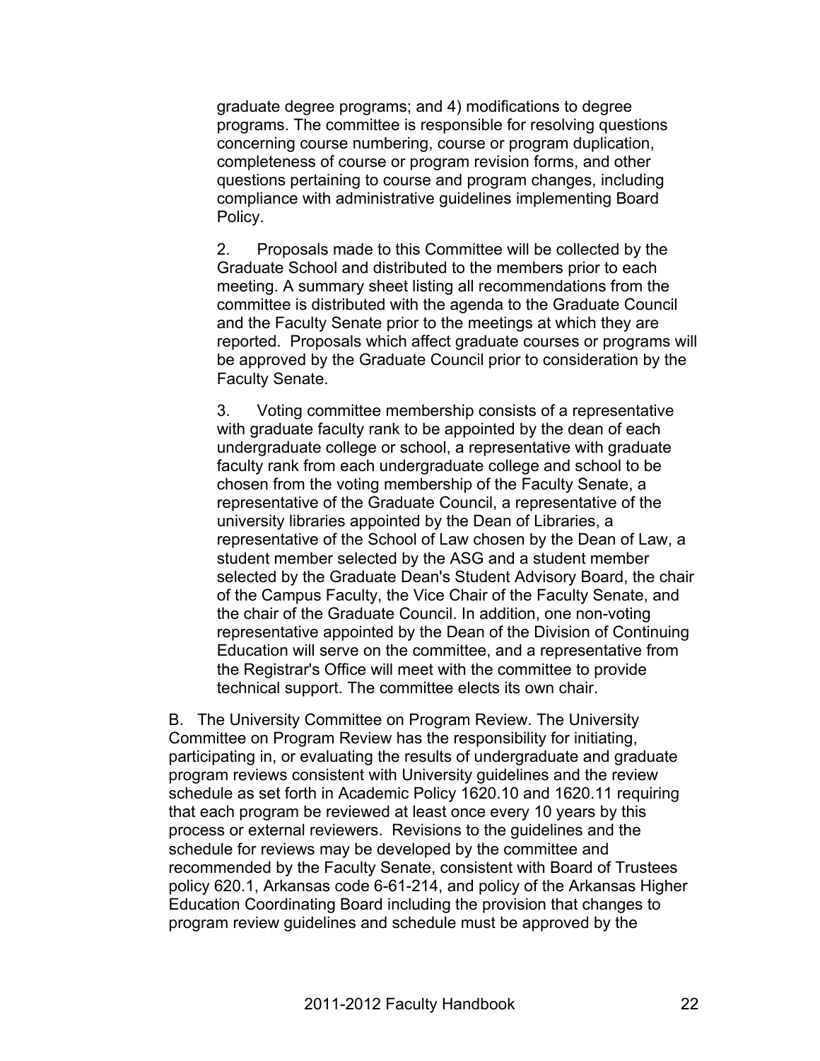graduate degree programs; and 4) modifications to degree programs. The committee is responsible for resolving questions concerning course numbering, course or program duplication, completeness of course or program revision forms, and other questions pertaining to course and program changes, including compliance with administrative guidelines implementing Board Policy.

2. Proposals made to this Committee will be collected by the Graduate School and distributed to the members prior to each meeting. A summary sheet listing all recommendations from the committee is distributed with the agenda to the Graduate Council and the Faculty Senate prior to the meetings at which they are reported. Proposals which affect graduate courses or programs will be approved by the Graduate Council prior to consideration by the Faculty Senate.

3. Voting committee membership consists of a representative with graduate faculty rank to be appointed by the dean of each undergraduate college or school, a representative with graduate faculty rank from each undergraduate college and school to be chosen from the voting membership of the Faculty Senate, a representative of the Graduate Council, a representative of the university libraries appointed by the Dean of Libraries, a representative of the School of Law chosen by the Dean of Law, a student member selected by the ASG and a student member selected by the Graduate Dean's Student Advisory Board, the chair of the Campus Faculty, the Vice Chair of the Faculty Senate, and the chair of the Graduate Council. In addition, one non-voting representative appointed by the Dean of the Division of Continuing Education will serve on the committee, and a representative from the Registrar's Office will meet with the committee to provide technical support. The committee elects its own chair.

B. The University Committee on Program Review. The University Committee on Program Review has the responsibility for initiating, participating in, or evaluating the results of undergraduate and graduate program reviews consistent with University guidelines and the review schedule as set forth in Academic Policy 1620.10 and 1620.11 requiring that each program be reviewed at least once every 10 years by this process or external reviewers. Revisions to the guidelines and the schedule for reviews may be developed by the committee and recommended by the Faculty Senate, consistent with Board of Trustees policy 620.1, Arkansas code 6-61-214, and policy of the Arkansas Higher Education Coordinating Board including the provision that changes to program review guidelines and schedule must be approved by the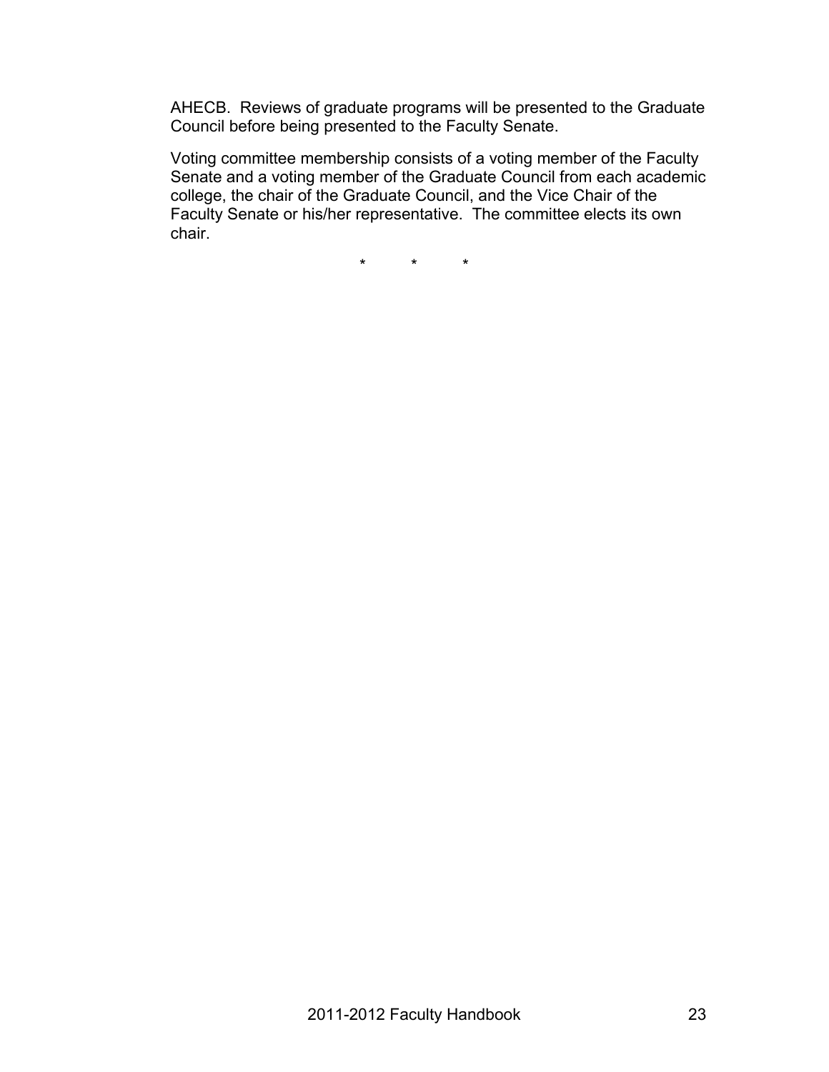AHECB. Reviews of graduate programs will be presented to the Graduate Council before being presented to the Faculty Senate.

Voting committee membership consists of a voting member of the Faculty Senate and a voting member of the Graduate Council from each academic college, the chair of the Graduate Council, and the Vice Chair of the Faculty Senate or his/her representative. The committee elects its own chair.

\*          \*          \*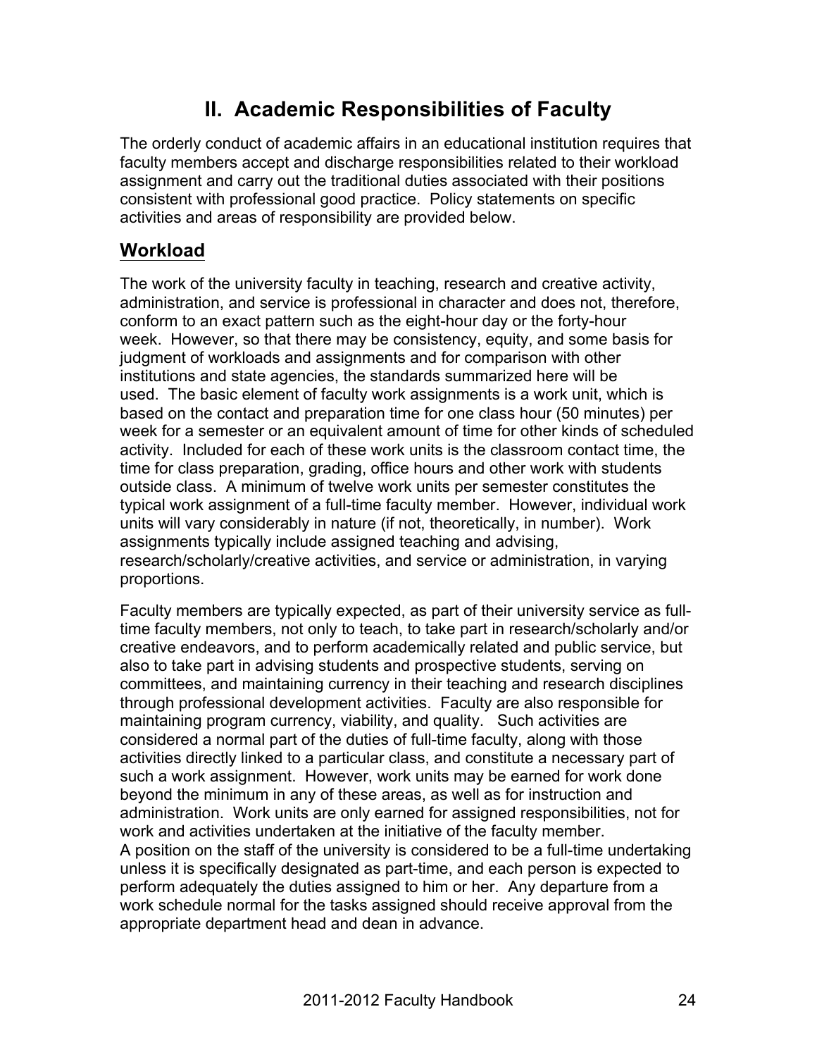# II. Academic Responsibilities of Faculty

The orderly conduct of academic affairs in an educational institution requires that faculty members accept and discharge responsibilities related to their workload assignment and carry out the traditional duties associated with their positions consistent with professional good practice. Policy statements on specific activities and areas of responsibility are provided below.

## Workload

The work of the university faculty in teaching, research and creative activity, administration, and service is professional in character and does not, therefore, conform to an exact pattern such as the eight-hour day or the forty-hour week. However, so that there may be consistency, equity, and some basis for judgment of workloads and assignments and for comparison with other institutions and state agencies, the standards summarized here will be used. The basic element of faculty work assignments is a work unit, which is based on the contact and preparation time for one class hour (50 minutes) per week for a semester or an equivalent amount of time for other kinds of scheduled activity. Included for each of these work units is the classroom contact time, the time for class preparation, grading, office hours and other work with students outside class. A minimum of twelve work units per semester constitutes the typical work assignment of a full-time faculty member. However, individual work units will vary considerably in nature (if not, theoretically, in number). Work assignments typically include assigned teaching and advising, research/scholarly/creative activities, and service or administration, in varying proportions.

Faculty members are typically expected, as part of their university service as full-time faculty members, not only to teach, to take part in research/scholarly and/or creative endeavors, and to perform academically related and public service, but also to take part in advising students and prospective students, serving on committees, and maintaining currency in their teaching and research disciplines through professional development activities. Faculty are also responsible for maintaining program currency, viability, and quality. Such activities are considered a normal part of the duties of full-time faculty, along with those activities directly linked to a particular class, and constitute a necessary part of such a work assignment. However, work units may be earned for work done beyond the minimum in any of these areas, as well as for instruction and administration. Work units are only earned for assigned responsibilities, not for work and activities undertaken at the initiative of the faculty member.
A position on the staff of the university is considered to be a full-time undertaking unless it is specifically designated as part-time, and each person is expected to perform adequately the duties assigned to him or her. Any departure from a work schedule normal for the tasks assigned should receive approval from the appropriate department head and dean in advance.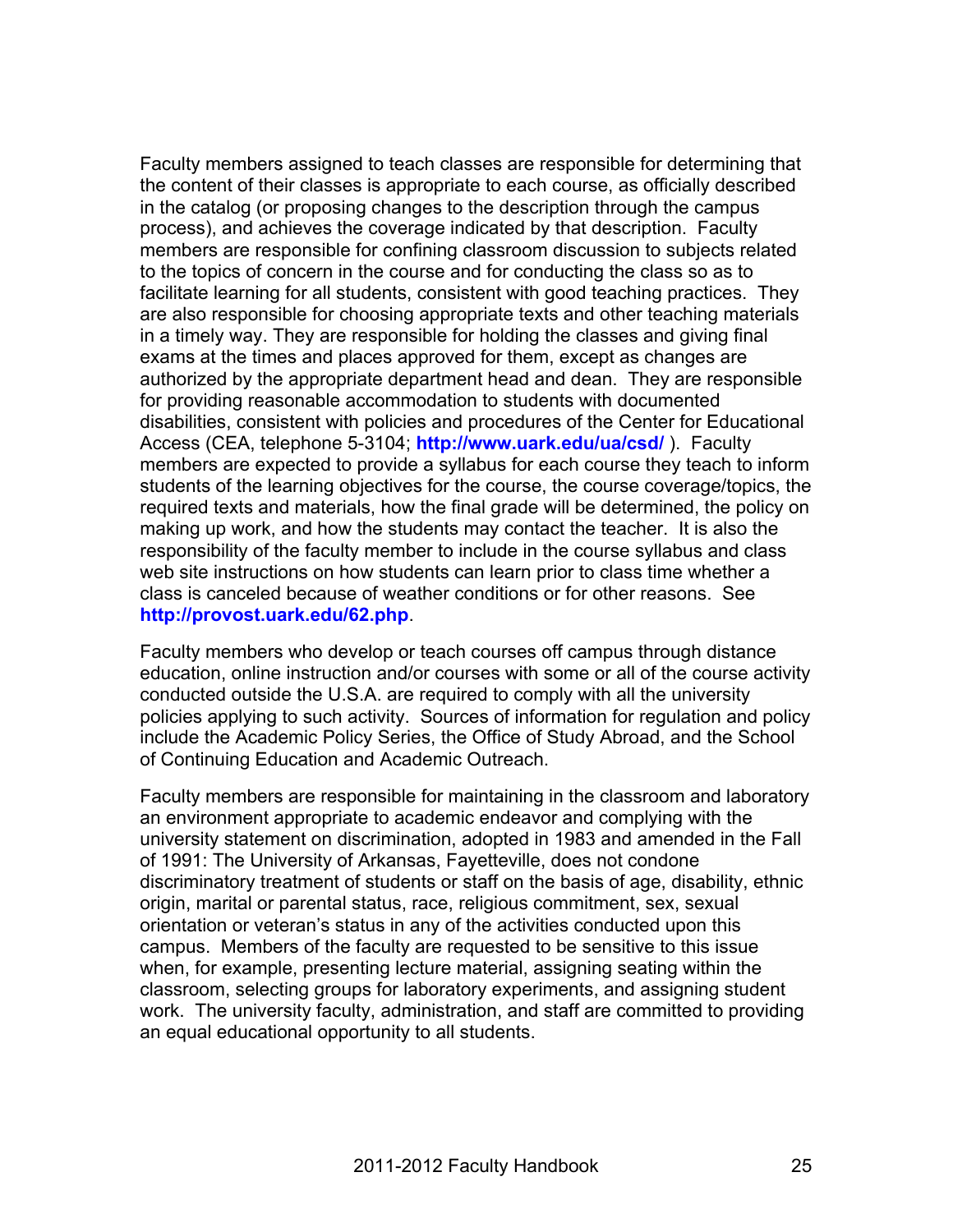Faculty members assigned to teach classes are responsible for determining that the content of their classes is appropriate to each course, as officially described in the catalog (or proposing changes to the description through the campus process), and achieves the coverage indicated by that description. Faculty members are responsible for confining classroom discussion to subjects related to the topics of concern in the course and for conducting the class so as to facilitate learning for all students, consistent with good teaching practices. They are also responsible for choosing appropriate texts and other teaching materials in a timely way. They are responsible for holding the classes and giving final exams at the times and places approved for them, except as changes are authorized by the appropriate department head and dean. They are responsible for providing reasonable accommodation to students with documented disabilities, consistent with policies and procedures of the Center for Educational Access (CEA, telephone 5-3104; **http://www.uark.edu/ua/csd/** ). Faculty members are expected to provide a syllabus for each course they teach to inform students of the learning objectives for the course, the course coverage/topics, the required texts and materials, how the final grade will be determined, the policy on making up work, and how the students may contact the teacher. It is also the responsibility of the faculty member to include in the course syllabus and class web site instructions on how students can learn prior to class time whether a class is canceled because of weather conditions or for other reasons. See **http://provost.uark.edu/62.php**.

Faculty members who develop or teach courses off campus through distance education, online instruction and/or courses with some or all of the course activity conducted outside the U.S.A. are required to comply with all the university policies applying to such activity. Sources of information for regulation and policy include the Academic Policy Series, the Office of Study Abroad, and the School of Continuing Education and Academic Outreach.

Faculty members are responsible for maintaining in the classroom and laboratory an environment appropriate to academic endeavor and complying with the university statement on discrimination, adopted in 1983 and amended in the Fall of 1991: The University of Arkansas, Fayetteville, does not condone discriminatory treatment of students or staff on the basis of age, disability, ethnic origin, marital or parental status, race, religious commitment, sex, sexual orientation or veteran's status in any of the activities conducted upon this campus. Members of the faculty are requested to be sensitive to this issue when, for example, presenting lecture material, assigning seating within the classroom, selecting groups for laboratory experiments, and assigning student work. The university faculty, administration, and staff are committed to providing an equal educational opportunity to all students.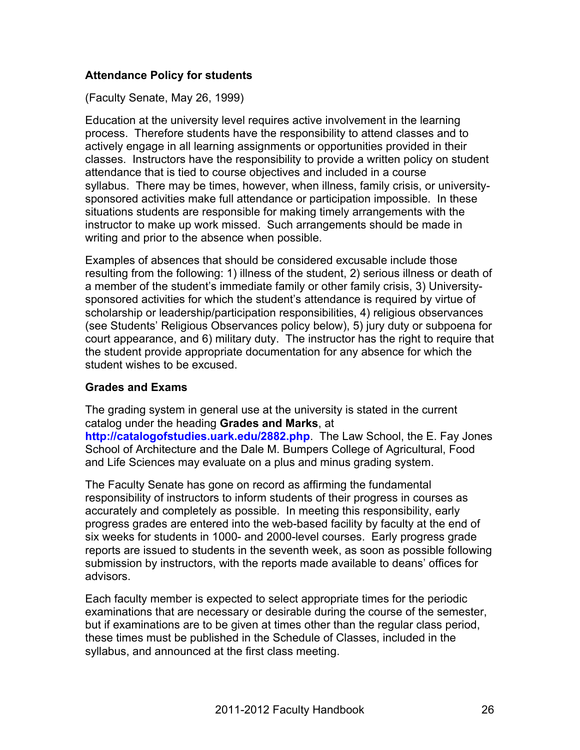**Attendance Policy for students**

(Faculty Senate, May 26, 1999)

Education at the university level requires active involvement in the learning process. Therefore students have the responsibility to attend classes and to actively engage in all learning assignments or opportunities provided in their classes. Instructors have the responsibility to provide a written policy on student attendance that is tied to course objectives and included in a course syllabus. There may be times, however, when illness, family crisis, or university-sponsored activities make full attendance or participation impossible. In these situations students are responsible for making timely arrangements with the instructor to make up work missed. Such arrangements should be made in writing and prior to the absence when possible.

Examples of absences that should be considered excusable include those resulting from the following: 1) illness of the student, 2) serious illness or death of a member of the student's immediate family or other family crisis, 3) University-sponsored activities for which the student's attendance is required by virtue of scholarship or leadership/participation responsibilities, 4) religious observances (see Students' Religious Observances policy below), 5) jury duty or subpoena for court appearance, and 6) military duty. The instructor has the right to require that the student provide appropriate documentation for any absence for which the student wishes to be excused.

**Grades and Exams**

The grading system in general use at the university is stated in the current catalog under the heading **Grades and Marks**, at **http://catalogofstudies.uark.edu/2882.php**. The Law School, the E. Fay Jones School of Architecture and the Dale M. Bumpers College of Agricultural, Food and Life Sciences may evaluate on a plus and minus grading system.

The Faculty Senate has gone on record as affirming the fundamental responsibility of instructors to inform students of their progress in courses as accurately and completely as possible. In meeting this responsibility, early progress grades are entered into the web-based facility by faculty at the end of six weeks for students in 1000- and 2000-level courses. Early progress grade reports are issued to students in the seventh week, as soon as possible following submission by instructors, with the reports made available to deans' offices for advisors.

Each faculty member is expected to select appropriate times for the periodic examinations that are necessary or desirable during the course of the semester, but if examinations are to be given at times other than the regular class period, these times must be published in the Schedule of Classes, included in the syllabus, and announced at the first class meeting.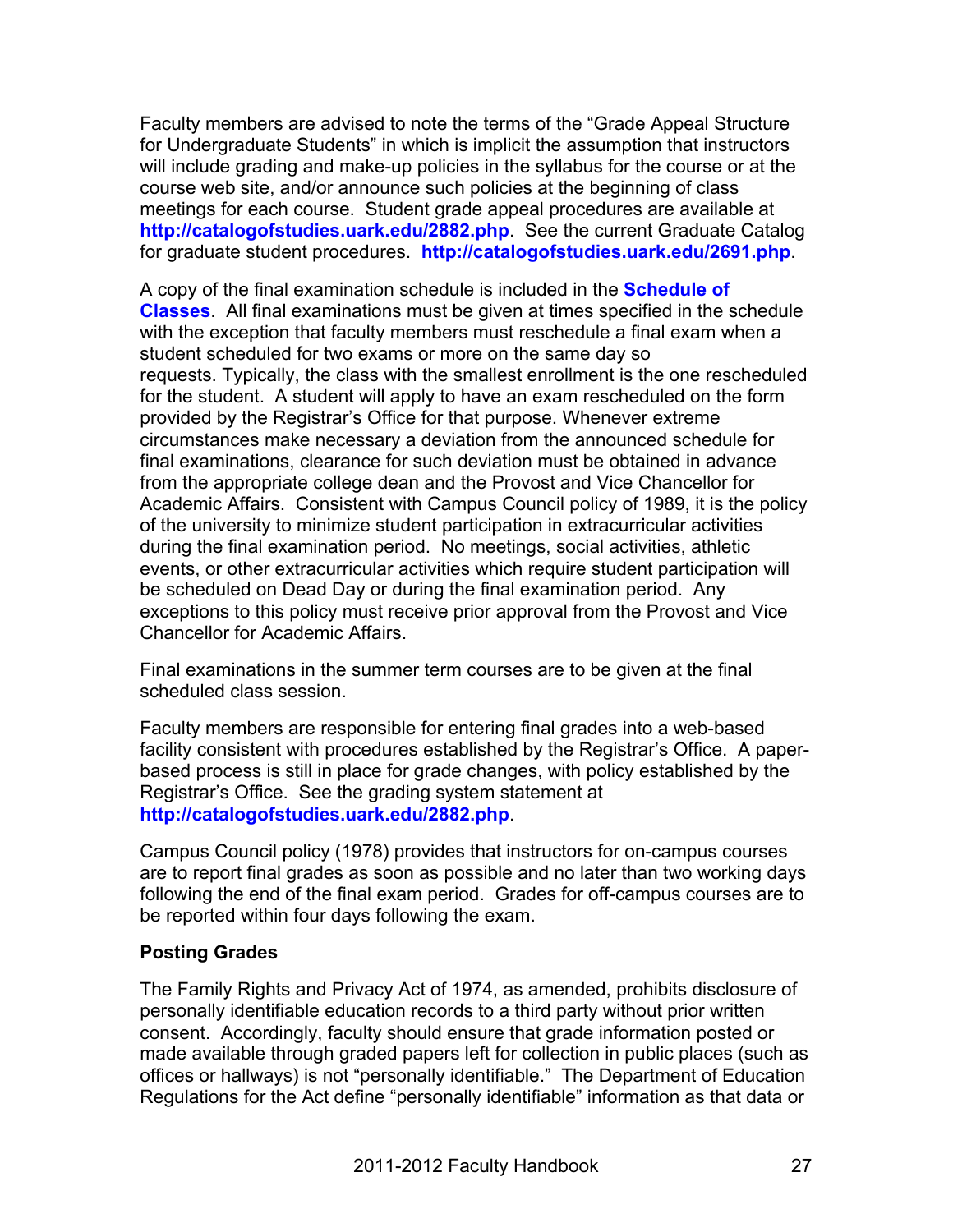Faculty members are advised to note the terms of the "Grade Appeal Structure for Undergraduate Students" in which is implicit the assumption that instructors will include grading and make-up policies in the syllabus for the course or at the course web site, and/or announce such policies at the beginning of class meetings for each course. Student grade appeal procedures are available at **http://catalogofstudies.uark.edu/2882.php**. See the current Graduate Catalog for graduate student procedures. **http://catalogofstudies.uark.edu/2691.php**.

A copy of the final examination schedule is included in the **Schedule of Classes**. All final examinations must be given at times specified in the schedule with the exception that faculty members must reschedule a final exam when a student scheduled for two exams or more on the same day so requests. Typically, the class with the smallest enrollment is the one rescheduled for the student. A student will apply to have an exam rescheduled on the form provided by the Registrar's Office for that purpose. Whenever extreme circumstances make necessary a deviation from the announced schedule for final examinations, clearance for such deviation must be obtained in advance from the appropriate college dean and the Provost and Vice Chancellor for Academic Affairs. Consistent with Campus Council policy of 1989, it is the policy of the university to minimize student participation in extracurricular activities during the final examination period. No meetings, social activities, athletic events, or other extracurricular activities which require student participation will be scheduled on Dead Day or during the final examination period. Any exceptions to this policy must receive prior approval from the Provost and Vice Chancellor for Academic Affairs.

Final examinations in the summer term courses are to be given at the final scheduled class session.

Faculty members are responsible for entering final grades into a web-based facility consistent with procedures established by the Registrar's Office. A paper-based process is still in place for grade changes, with policy established by the Registrar's Office. See the grading system statement at **http://catalogofstudies.uark.edu/2882.php**.

Campus Council policy (1978) provides that instructors for on-campus courses are to report final grades as soon as possible and no later than two working days following the end of the final exam period. Grades for off-campus courses are to be reported within four days following the exam.

**Posting Grades**

The Family Rights and Privacy Act of 1974, as amended, prohibits disclosure of personally identifiable education records to a third party without prior written consent. Accordingly, faculty should ensure that grade information posted or made available through graded papers left for collection in public places (such as offices or hallways) is not "personally identifiable." The Department of Education Regulations for the Act define "personally identifiable" information as that data or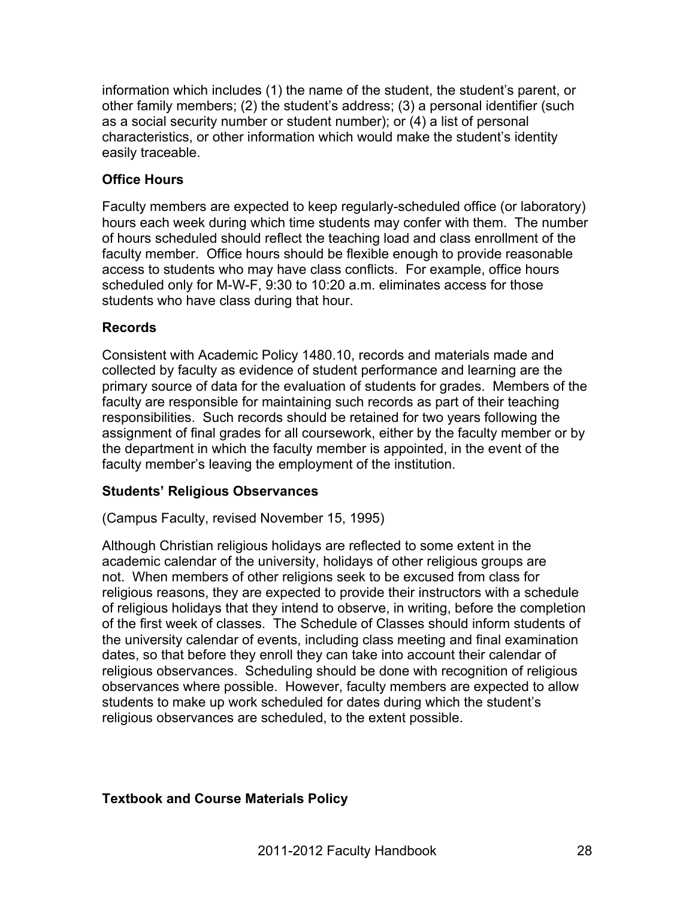information which includes (1) the name of the student, the student's parent, or other family members; (2) the student's address; (3) a personal identifier (such as a social security number or student number); or (4) a list of personal characteristics, or other information which would make the student's identity easily traceable.

### Office Hours

Faculty members are expected to keep regularly-scheduled office (or laboratory) hours each week during which time students may confer with them. The number of hours scheduled should reflect the teaching load and class enrollment of the faculty member. Office hours should be flexible enough to provide reasonable access to students who may have class conflicts. For example, office hours scheduled only for M-W-F, 9:30 to 10:20 a.m. eliminates access for those students who have class during that hour.

### Records

Consistent with Academic Policy 1480.10, records and materials made and collected by faculty as evidence of student performance and learning are the primary source of data for the evaluation of students for grades. Members of the faculty are responsible for maintaining such records as part of their teaching responsibilities. Such records should be retained for two years following the assignment of final grades for all coursework, either by the faculty member or by the department in which the faculty member is appointed, in the event of the faculty member's leaving the employment of the institution.

### Students' Religious Observances

(Campus Faculty, revised November 15, 1995)

Although Christian religious holidays are reflected to some extent in the academic calendar of the university, holidays of other religious groups are not. When members of other religions seek to be excused from class for religious reasons, they are expected to provide their instructors with a schedule of religious holidays that they intend to observe, in writing, before the completion of the first week of classes. The Schedule of Classes should inform students of the university calendar of events, including class meeting and final examination dates, so that before they enroll they can take into account their calendar of religious observances. Scheduling should be done with recognition of religious observances where possible. However, faculty members are expected to allow students to make up work scheduled for dates during which the student's religious observances are scheduled, to the extent possible.

### Textbook and Course Materials Policy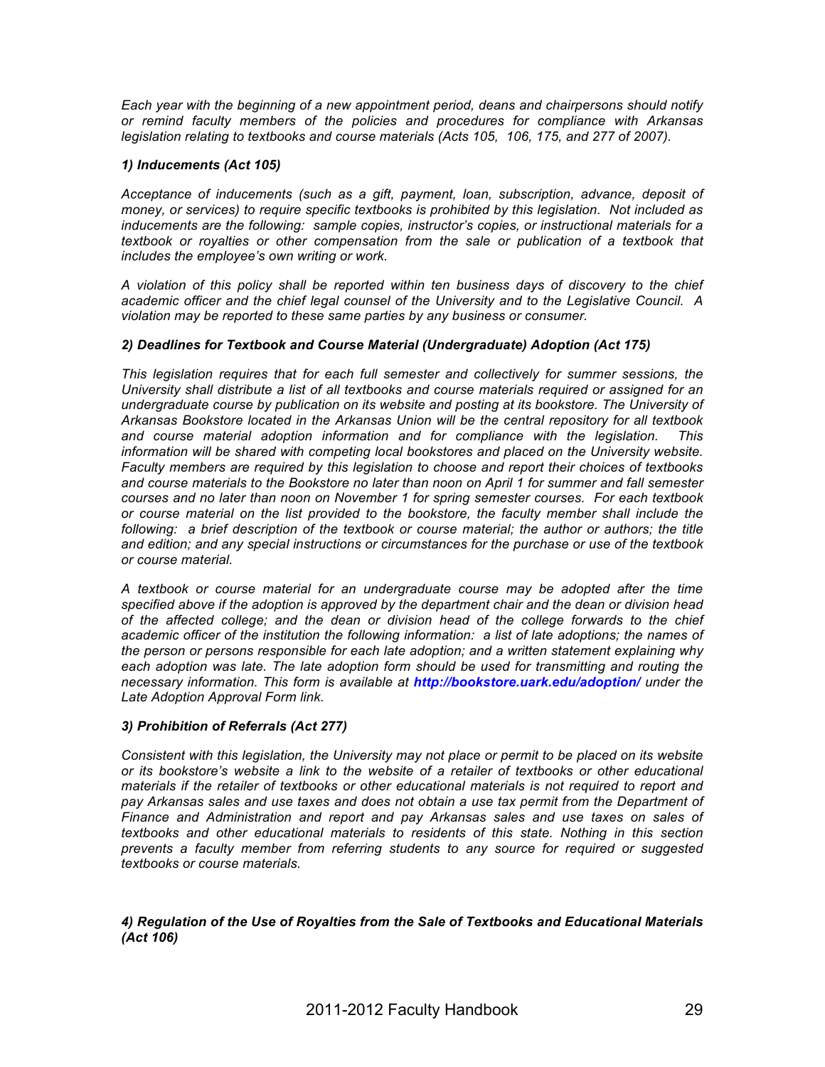*Each year with the beginning of a new appointment period, deans and chairpersons should notify or remind faculty members of the policies and procedures for compliance with Arkansas legislation relating to textbooks and course materials (Acts 105, 106, 175, and 277 of 2007).*

### *1) Inducements (Act 105)*

*Acceptance of inducements (such as a gift, payment, loan, subscription, advance, deposit of money, or services) to require specific textbooks is prohibited by this legislation. Not included as inducements are the following: sample copies, instructor's copies, or instructional materials for a textbook or royalties or other compensation from the sale or publication of a textbook that includes the employee's own writing or work.*

*A violation of this policy shall be reported within ten business days of discovery to the chief academic officer and the chief legal counsel of the University and to the Legislative Council. A violation may be reported to these same parties by any business or consumer.*

### *2) Deadlines for Textbook and Course Material (Undergraduate) Adoption (Act 175)*

*This legislation requires that for each full semester and collectively for summer sessions, the University shall distribute a list of all textbooks and course materials required or assigned for an undergraduate course by publication on its website and posting at its bookstore. The University of Arkansas Bookstore located in the Arkansas Union will be the central repository for all textbook and course material adoption information and for compliance with the legislation. This information will be shared with competing local bookstores and placed on the University website. Faculty members are required by this legislation to choose and report their choices of textbooks and course materials to the Bookstore no later than noon on April 1 for summer and fall semester courses and no later than noon on November 1 for spring semester courses. For each textbook or course material on the list provided to the bookstore, the faculty member shall include the following: a brief description of the textbook or course material; the author or authors; the title and edition; and any special instructions or circumstances for the purchase or use of the textbook or course material.*

*A textbook or course material for an undergraduate course may be adopted after the time specified above if the adoption is approved by the department chair and the dean or division head of the affected college; and the dean or division head of the college forwards to the chief academic officer of the institution the following information: a list of late adoptions; the names of the person or persons responsible for each late adoption; and a written statement explaining why each adoption was late. The late adoption form should be used for transmitting and routing the necessary information. This form is available at* ***http://bookstore.uark.edu/adoption/*** *under the Late Adoption Approval Form link.*

### *3) Prohibition of Referrals (Act 277)*

*Consistent with this legislation, the University may not place or permit to be placed on its website or its bookstore's website a link to the website of a retailer of textbooks or other educational materials if the retailer of textbooks or other educational materials is not required to report and pay Arkansas sales and use taxes and does not obtain a use tax permit from the Department of Finance and Administration and report and pay Arkansas sales and use taxes on sales of textbooks and other educational materials to residents of this state. Nothing in this section prevents a faculty member from referring students to any source for required or suggested textbooks or course materials.*

### *4) Regulation of the Use of Royalties from the Sale of Textbooks and Educational Materials (Act 106)*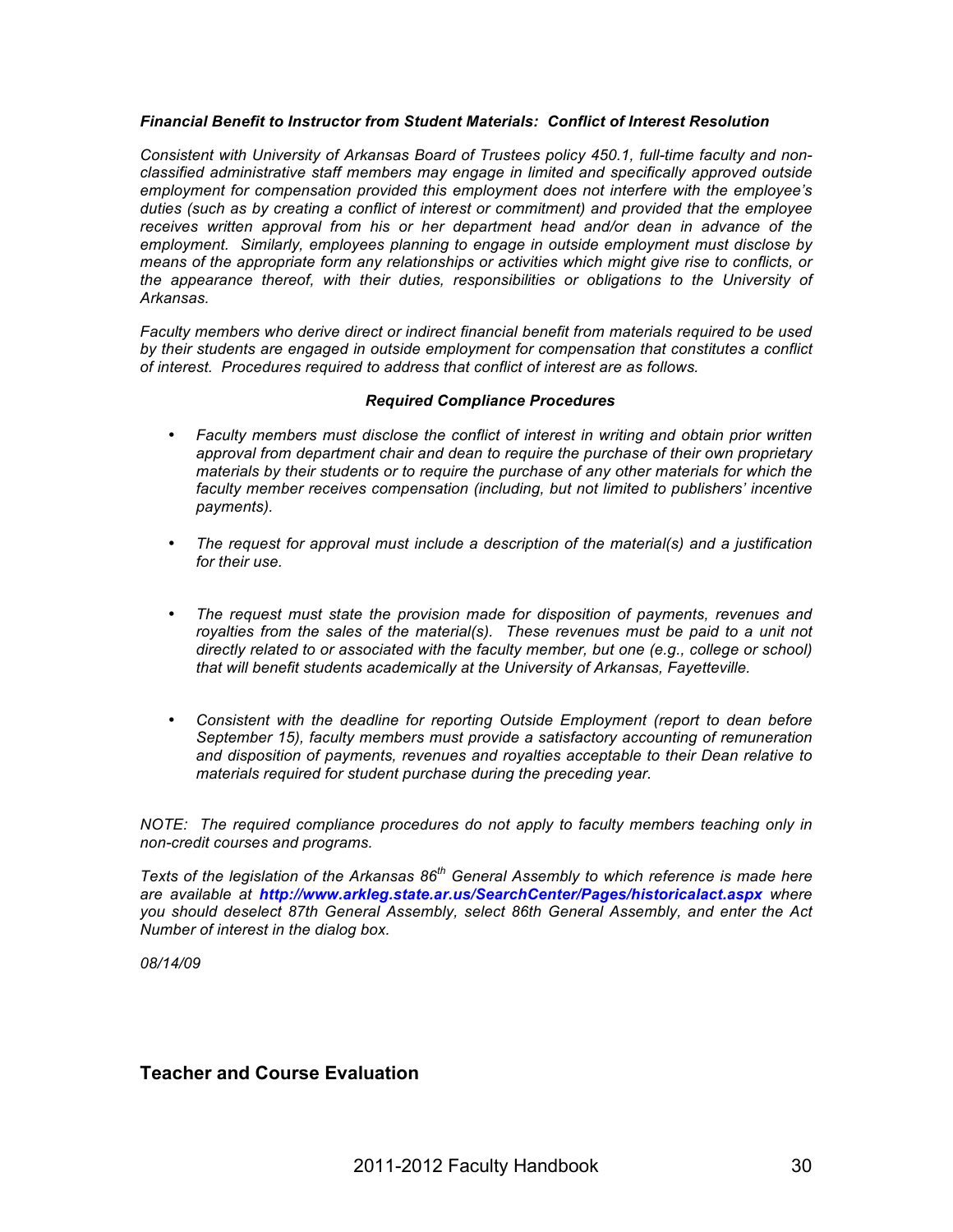### *Financial Benefit to Instructor from Student Materials: Conflict of Interest Resolution*

*Consistent with University of Arkansas Board of Trustees policy 450.1, full-time faculty and non-classified administrative staff members may engage in limited and specifically approved outside employment for compensation provided this employment does not interfere with the employee's duties (such as by creating a conflict of interest or commitment) and provided that the employee receives written approval from his or her department head and/or dean in advance of the employment. Similarly, employees planning to engage in outside employment must disclose by means of the appropriate form any relationships or activities which might give rise to conflicts, or the appearance thereof, with their duties, responsibilities or obligations to the University of Arkansas.*

*Faculty members who derive direct or indirect financial benefit from materials required to be used by their students are engaged in outside employment for compensation that constitutes a conflict of interest. Procedures required to address that conflict of interest are as follows.*

#### *Required Compliance Procedures*

- *Faculty members must disclose the conflict of interest in writing and obtain prior written approval from department chair and dean to require the purchase of their own proprietary materials by their students or to require the purchase of any other materials for which the faculty member receives compensation (including, but not limited to publishers' incentive payments).*

- *The request for approval must include a description of the material(s) and a justification for their use.*

- *The request must state the provision made for disposition of payments, revenues and royalties from the sales of the material(s). These revenues must be paid to a unit not directly related to or associated with the faculty member, but one (e.g., college or school) that will benefit students academically at the University of Arkansas, Fayetteville.*

- *Consistent with the deadline for reporting Outside Employment (report to dean before September 15), faculty members must provide a satisfactory accounting of remuneration and disposition of payments, revenues and royalties acceptable to their Dean relative to materials required for student purchase during the preceding year.*

*NOTE: The required compliance procedures do not apply to faculty members teaching only in non-credit courses and programs.*

*Texts of the legislation of the Arkansas 86th General Assembly to which reference is made here are available at* ***http://www.arkleg.state.ar.us/SearchCenter/Pages/historicalact.aspx*** *where you should deselect 87th General Assembly, select 86th General Assembly, and enter the Act Number of interest in the dialog box.*

*08/14/09*

## Teacher and Course Evaluation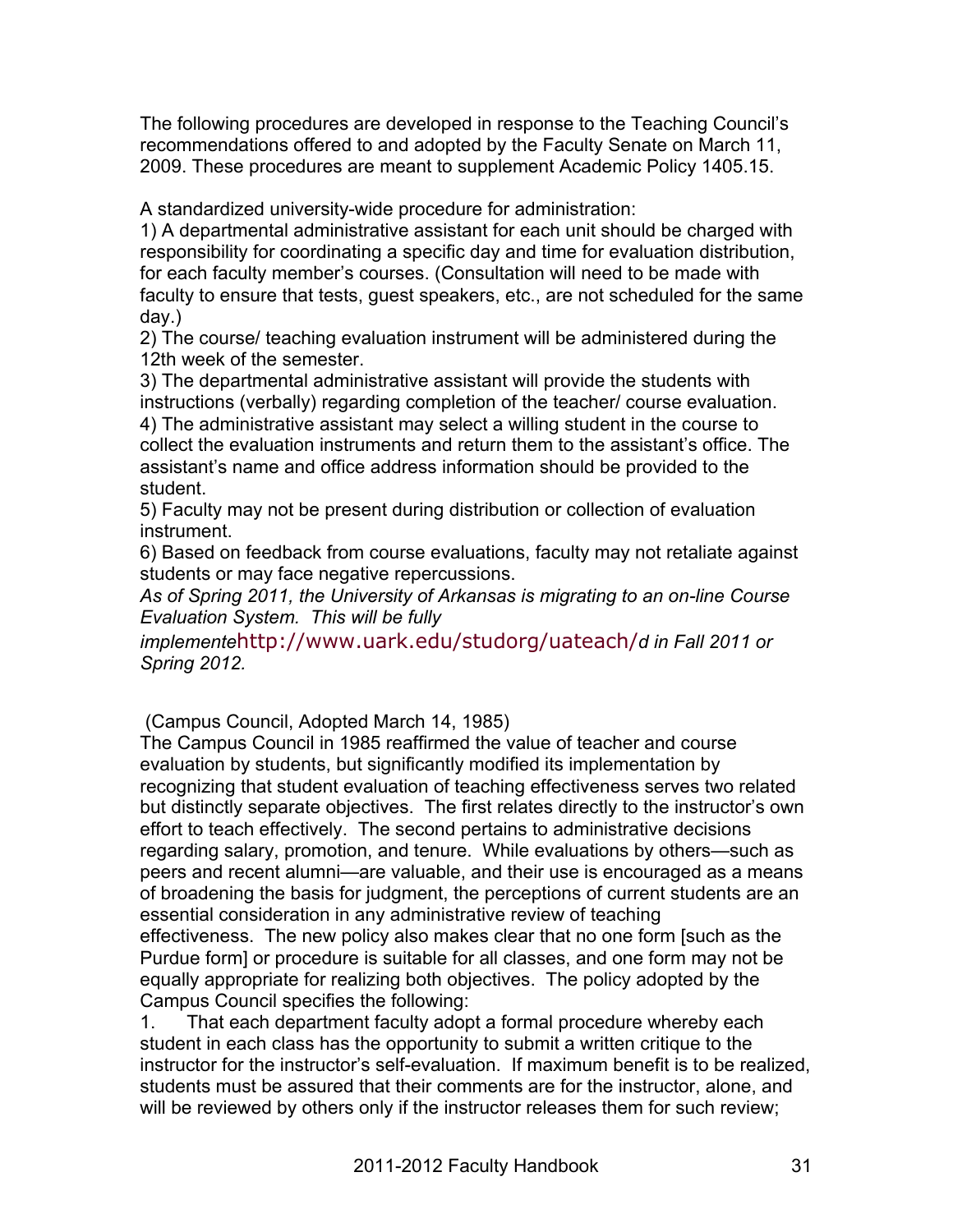The following procedures are developed in response to the Teaching Council's recommendations offered to and adopted by the Faculty Senate on March 11, 2009. These procedures are meant to supplement Academic Policy 1405.15.

A standardized university-wide procedure for administration:

1) A departmental administrative assistant for each unit should be charged with responsibility for coordinating a specific day and time for evaluation distribution, for each faculty member's courses. (Consultation will need to be made with faculty to ensure that tests, guest speakers, etc., are not scheduled for the same day.)

2) The course/ teaching evaluation instrument will be administered during the 12th week of the semester.

3) The departmental administrative assistant will provide the students with instructions (verbally) regarding completion of the teacher/ course evaluation.

4) The administrative assistant may select a willing student in the course to collect the evaluation instruments and return them to the assistant's office. The assistant's name and office address information should be provided to the student.

5) Faculty may not be present during distribution or collection of evaluation instrument.

6) Based on feedback from course evaluations, faculty may not retaliate against students or may face negative repercussions.

*As of Spring 2011, the University of Arkansas is migrating to an on-line Course Evaluation System. This will be fully implemente*http://www.uark.edu/studorg/uateach/*d in Fall 2011 or Spring 2012.*

(Campus Council, Adopted March 14, 1985)

The Campus Council in 1985 reaffirmed the value of teacher and course evaluation by students, but significantly modified its implementation by recognizing that student evaluation of teaching effectiveness serves two related but distinctly separate objectives. The first relates directly to the instructor's own effort to teach effectively. The second pertains to administrative decisions regarding salary, promotion, and tenure. While evaluations by others—such as peers and recent alumni—are valuable, and their use is encouraged as a means of broadening the basis for judgment, the perceptions of current students are an essential consideration in any administrative review of teaching effectiveness. The new policy also makes clear that no one form [such as the Purdue form] or procedure is suitable for all classes, and one form may not be equally appropriate for realizing both objectives. The policy adopted by the Campus Council specifies the following:

1. That each department faculty adopt a formal procedure whereby each student in each class has the opportunity to submit a written critique to the instructor for the instructor's self-evaluation. If maximum benefit is to be realized, students must be assured that their comments are for the instructor, alone, and will be reviewed by others only if the instructor releases them for such review;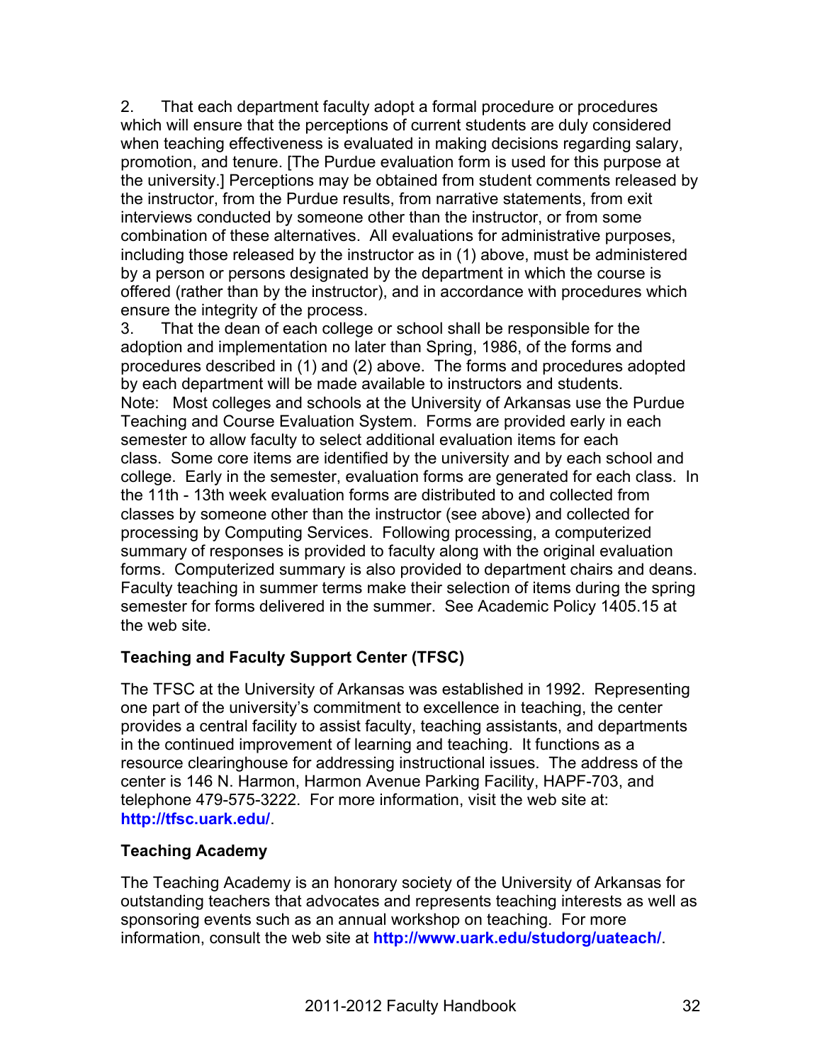2. That each department faculty adopt a formal procedure or procedures which will ensure that the perceptions of current students are duly considered when teaching effectiveness is evaluated in making decisions regarding salary, promotion, and tenure. [The Purdue evaluation form is used for this purpose at the university.] Perceptions may be obtained from student comments released by the instructor, from the Purdue results, from narrative statements, from exit interviews conducted by someone other than the instructor, or from some combination of these alternatives. All evaluations for administrative purposes, including those released by the instructor as in (1) above, must be administered by a person or persons designated by the department in which the course is offered (rather than by the instructor), and in accordance with procedures which ensure the integrity of the process.

3. That the dean of each college or school shall be responsible for the adoption and implementation no later than Spring, 1986, of the forms and procedures described in (1) and (2) above. The forms and procedures adopted by each department will be made available to instructors and students.

Note: Most colleges and schools at the University of Arkansas use the Purdue Teaching and Course Evaluation System. Forms are provided early in each semester to allow faculty to select additional evaluation items for each class. Some core items are identified by the university and by each school and college. Early in the semester, evaluation forms are generated for each class. In the 11th - 13th week evaluation forms are distributed to and collected from classes by someone other than the instructor (see above) and collected for processing by Computing Services. Following processing, a computerized summary of responses is provided to faculty along with the original evaluation forms. Computerized summary is also provided to department chairs and deans. Faculty teaching in summer terms make their selection of items during the spring semester for forms delivered in the summer. See Academic Policy 1405.15 at the web site.

**Teaching and Faculty Support Center (TFSC)**

The TFSC at the University of Arkansas was established in 1992. Representing one part of the university's commitment to excellence in teaching, the center provides a central facility to assist faculty, teaching assistants, and departments in the continued improvement of learning and teaching. It functions as a resource clearinghouse for addressing instructional issues. The address of the center is 146 N. Harmon, Harmon Avenue Parking Facility, HAPF-703, and telephone 479-575-3222. For more information, visit the web site at: **http://tfsc.uark.edu/**.

**Teaching Academy**

The Teaching Academy is an honorary society of the University of Arkansas for outstanding teachers that advocates and represents teaching interests as well as sponsoring events such as an annual workshop on teaching. For more information, consult the web site at **http://www.uark.edu/studorg/uateach/**.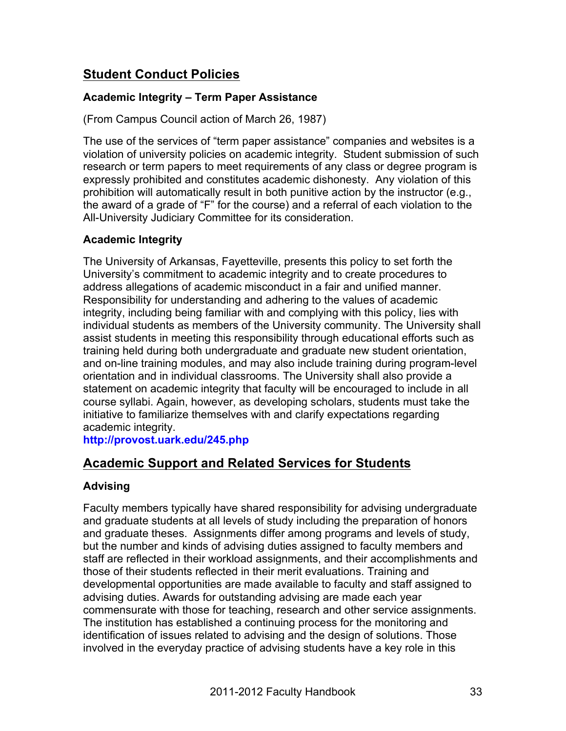## Student Conduct Policies

### Academic Integrity – Term Paper Assistance

(From Campus Council action of March 26, 1987)

The use of the services of "term paper assistance" companies and websites is a violation of university policies on academic integrity. Student submission of such research or term papers to meet requirements of any class or degree program is expressly prohibited and constitutes academic dishonesty. Any violation of this prohibition will automatically result in both punitive action by the instructor (e.g., the award of a grade of "F" for the course) and a referral of each violation to the All-University Judiciary Committee for its consideration.

### Academic Integrity

The University of Arkansas, Fayetteville, presents this policy to set forth the University's commitment to academic integrity and to create procedures to address allegations of academic misconduct in a fair and unified manner. Responsibility for understanding and adhering to the values of academic integrity, including being familiar with and complying with this policy, lies with individual students as members of the University community. The University shall assist students in meeting this responsibility through educational efforts such as training held during both undergraduate and graduate new student orientation, and on-line training modules, and may also include training during program-level orientation and in individual classrooms. The University shall also provide a statement on academic integrity that faculty will be encouraged to include in all course syllabi. Again, however, as developing scholars, students must take the initiative to familiarize themselves with and clarify expectations regarding academic integrity.
**http://provost.uark.edu/245.php**

## Academic Support and Related Services for Students

### Advising

Faculty members typically have shared responsibility for advising undergraduate and graduate students at all levels of study including the preparation of honors and graduate theses. Assignments differ among programs and levels of study, but the number and kinds of advising duties assigned to faculty members and staff are reflected in their workload assignments, and their accomplishments and those of their students reflected in their merit evaluations. Training and developmental opportunities are made available to faculty and staff assigned to advising duties. Awards for outstanding advising are made each year commensurate with those for teaching, research and other service assignments. The institution has established a continuing process for the monitoring and identification of issues related to advising and the design of solutions. Those involved in the everyday practice of advising students have a key role in this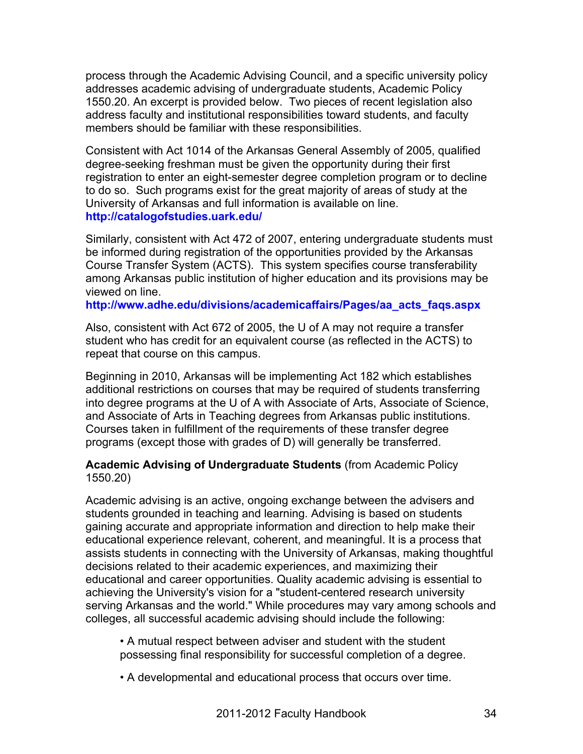process through the Academic Advising Council, and a specific university policy addresses academic advising of undergraduate students, Academic Policy 1550.20. An excerpt is provided below. Two pieces of recent legislation also address faculty and institutional responsibilities toward students, and faculty members should be familiar with these responsibilities.

Consistent with Act 1014 of the Arkansas General Assembly of 2005, qualified degree-seeking freshman must be given the opportunity during their first registration to enter an eight-semester degree completion program or to decline to do so. Such programs exist for the great majority of areas of study at the University of Arkansas and full information is available on line. **http://catalogofstudies.uark.edu/**

Similarly, consistent with Act 472 of 2007, entering undergraduate students must be informed during registration of the opportunities provided by the Arkansas Course Transfer System (ACTS). This system specifies course transferability among Arkansas public institution of higher education and its provisions may be viewed on line.
**http://www.adhe.edu/divisions/academicaffairs/Pages/aa_acts_faqs.aspx**

Also, consistent with Act 672 of 2005, the U of A may not require a transfer student who has credit for an equivalent course (as reflected in the ACTS) to repeat that course on this campus.

Beginning in 2010, Arkansas will be implementing Act 182 which establishes additional restrictions on courses that may be required of students transferring into degree programs at the U of A with Associate of Arts, Associate of Science, and Associate of Arts in Teaching degrees from Arkansas public institutions. Courses taken in fulfillment of the requirements of these transfer degree programs (except those with grades of D) will generally be transferred.

**Academic Advising of Undergraduate Students** (from Academic Policy 1550.20)

Academic advising is an active, ongoing exchange between the advisers and students grounded in teaching and learning. Advising is based on students gaining accurate and appropriate information and direction to help make their educational experience relevant, coherent, and meaningful. It is a process that assists students in connecting with the University of Arkansas, making thoughtful decisions related to their academic experiences, and maximizing their educational and career opportunities. Quality academic advising is essential to achieving the University's vision for a "student-centered research university serving Arkansas and the world." While procedures may vary among schools and colleges, all successful academic advising should include the following:

- A mutual respect between adviser and student with the student possessing final responsibility for successful completion of a degree.
- A developmental and educational process that occurs over time.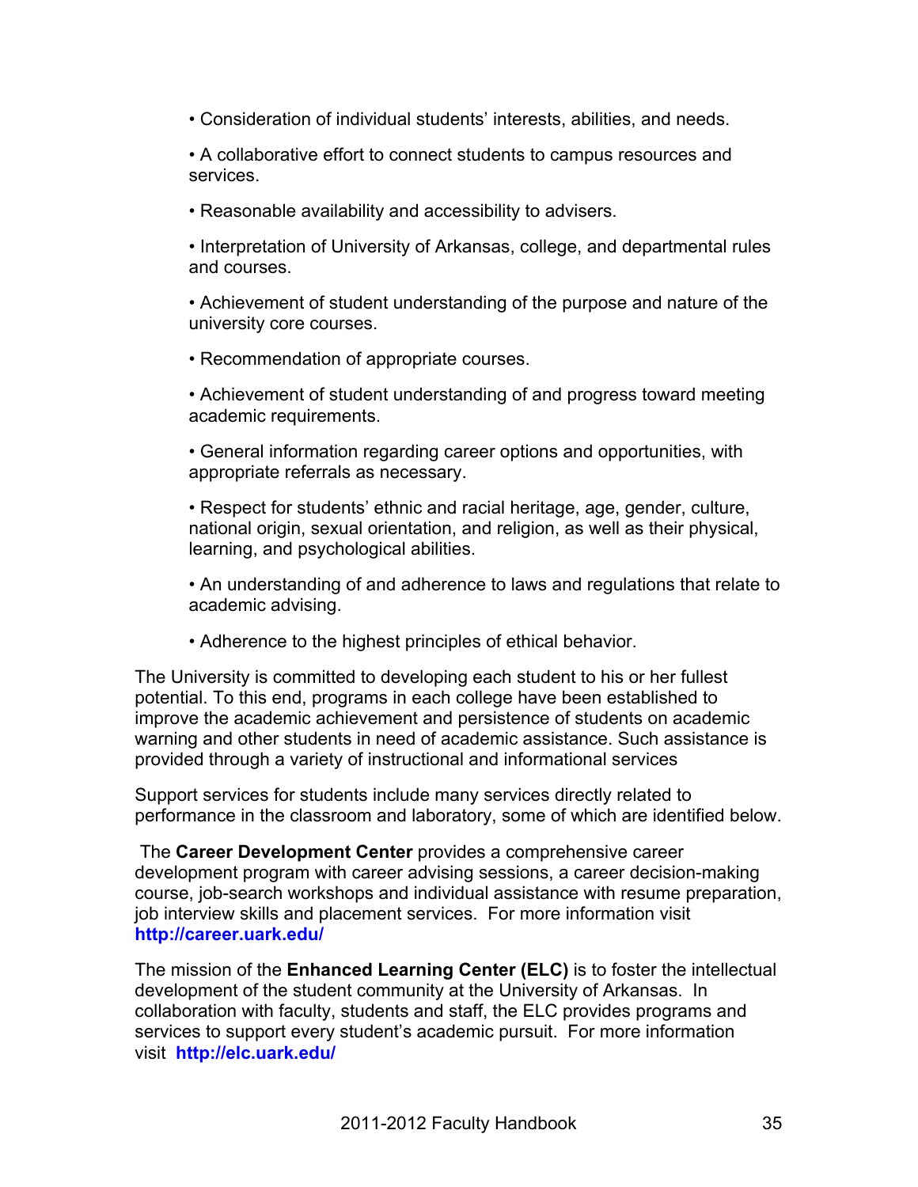- Consideration of individual students' interests, abilities, and needs.
- A collaborative effort to connect students to campus resources and services.
- Reasonable availability and accessibility to advisers.
- Interpretation of University of Arkansas, college, and departmental rules and courses.
- Achievement of student understanding of the purpose and nature of the university core courses.
- Recommendation of appropriate courses.
- Achievement of student understanding of and progress toward meeting academic requirements.
- General information regarding career options and opportunities, with appropriate referrals as necessary.
- Respect for students' ethnic and racial heritage, age, gender, culture, national origin, sexual orientation, and religion, as well as their physical, learning, and psychological abilities.
- An understanding of and adherence to laws and regulations that relate to academic advising.
- Adherence to the highest principles of ethical behavior.

The University is committed to developing each student to his or her fullest potential. To this end, programs in each college have been established to improve the academic achievement and persistence of students on academic warning and other students in need of academic assistance. Such assistance is provided through a variety of instructional and informational services

Support services for students include many services directly related to performance in the classroom and laboratory, some of which are identified below.

The **Career Development Center** provides a comprehensive career development program with career advising sessions, a career decision-making course, job-search workshops and individual assistance with resume preparation, job interview skills and placement services. For more information visit **http://career.uark.edu/**

The mission of the **Enhanced Learning Center (ELC)** is to foster the intellectual development of the student community at the University of Arkansas. In collaboration with faculty, students and staff, the ELC provides programs and services to support every student's academic pursuit. For more information visit **http://elc.uark.edu/**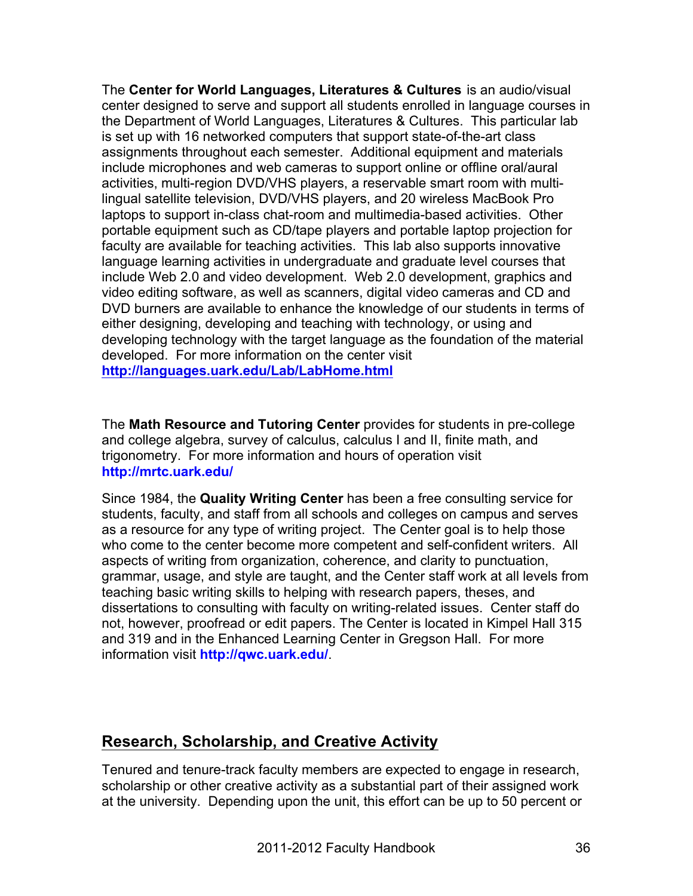The **Center for World Languages, Literatures & Cultures** is an audio/visual center designed to serve and support all students enrolled in language courses in the Department of World Languages, Literatures & Cultures. This particular lab is set up with 16 networked computers that support state-of-the-art class assignments throughout each semester. Additional equipment and materials include microphones and web cameras to support online or offline oral/aural activities, multi-region DVD/VHS players, a reservable smart room with multi-lingual satellite television, DVD/VHS players, and 20 wireless MacBook Pro laptops to support in-class chat-room and multimedia-based activities. Other portable equipment such as CD/tape players and portable laptop projection for faculty are available for teaching activities. This lab also supports innovative language learning activities in undergraduate and graduate level courses that include Web 2.0 and video development. Web 2.0 development, graphics and video editing software, as well as scanners, digital video cameras and CD and DVD burners are available to enhance the knowledge of our students in terms of either designing, developing and teaching with technology, or using and developing technology with the target language as the foundation of the material developed. For more information on the center visit **http://languages.uark.edu/Lab/LabHome.html**

The **Math Resource and Tutoring Center** provides for students in pre-college and college algebra, survey of calculus, calculus I and II, finite math, and trigonometry. For more information and hours of operation visit **http://mrtc.uark.edu/**

Since 1984, the **Quality Writing Center** has been a free consulting service for students, faculty, and staff from all schools and colleges on campus and serves as a resource for any type of writing project. The Center goal is to help those who come to the center become more competent and self-confident writers. All aspects of writing from organization, coherence, and clarity to punctuation, grammar, usage, and style are taught, and the Center staff work at all levels from teaching basic writing skills to helping with research papers, theses, and dissertations to consulting with faculty on writing-related issues. Center staff do not, however, proofread or edit papers. The Center is located in Kimpel Hall 315 and 319 and in the Enhanced Learning Center in Gregson Hall. For more information visit **http://qwc.uark.edu/**.

## Research, Scholarship, and Creative Activity

Tenured and tenure-track faculty members are expected to engage in research, scholarship or other creative activity as a substantial part of their assigned work at the university. Depending upon the unit, this effort can be up to 50 percent or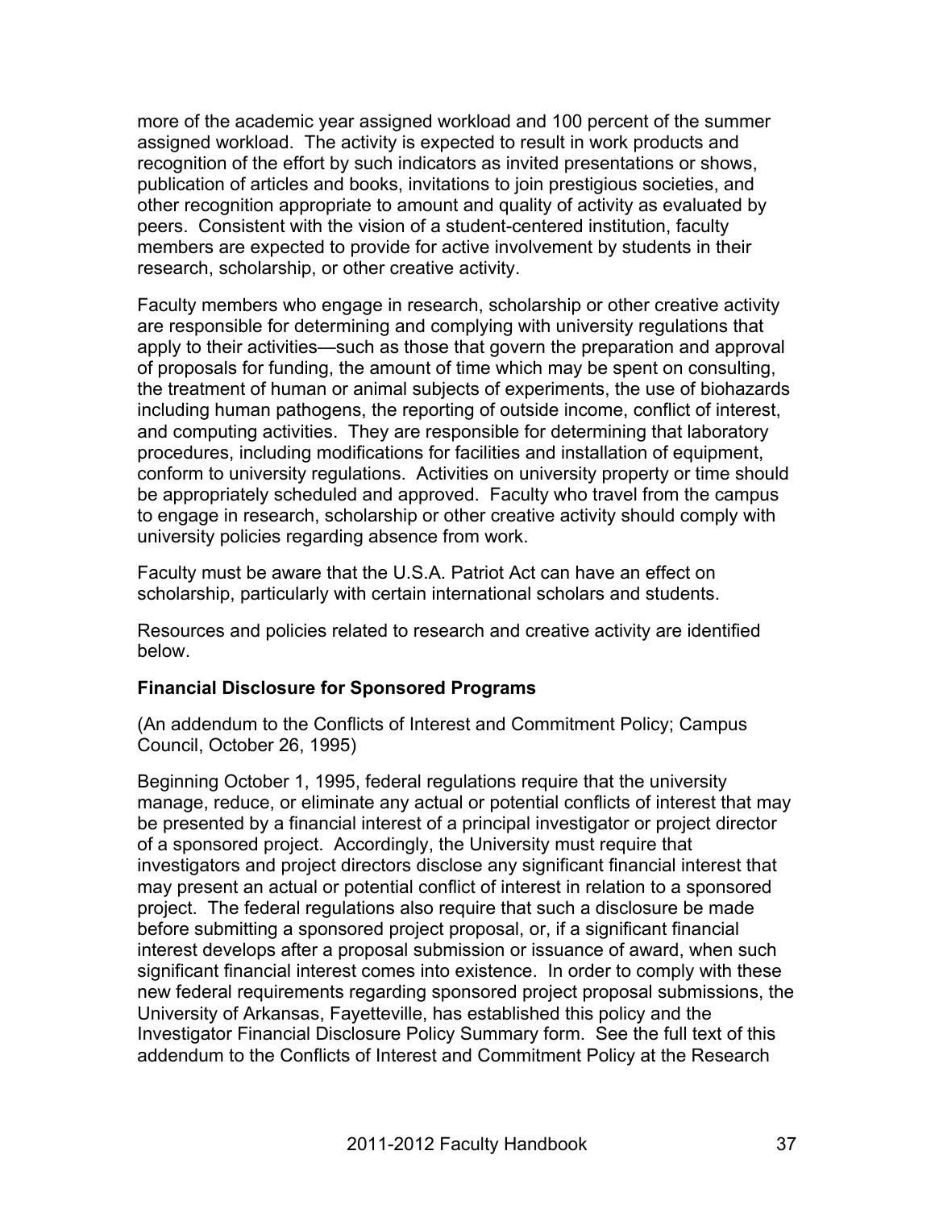more of the academic year assigned workload and 100 percent of the summer assigned workload. The activity is expected to result in work products and recognition of the effort by such indicators as invited presentations or shows, publication of articles and books, invitations to join prestigious societies, and other recognition appropriate to amount and quality of activity as evaluated by peers. Consistent with the vision of a student-centered institution, faculty members are expected to provide for active involvement by students in their research, scholarship, or other creative activity.

Faculty members who engage in research, scholarship or other creative activity are responsible for determining and complying with university regulations that apply to their activities—such as those that govern the preparation and approval of proposals for funding, the amount of time which may be spent on consulting, the treatment of human or animal subjects of experiments, the use of biohazards including human pathogens, the reporting of outside income, conflict of interest, and computing activities. They are responsible for determining that laboratory procedures, including modifications for facilities and installation of equipment, conform to university regulations. Activities on university property or time should be appropriately scheduled and approved. Faculty who travel from the campus to engage in research, scholarship or other creative activity should comply with university policies regarding absence from work.

Faculty must be aware that the U.S.A. Patriot Act can have an effect on scholarship, particularly with certain international scholars and students.

Resources and policies related to research and creative activity are identified below.

**Financial Disclosure for Sponsored Programs**

(An addendum to the Conflicts of Interest and Commitment Policy; Campus Council, October 26, 1995)

Beginning October 1, 1995, federal regulations require that the university manage, reduce, or eliminate any actual or potential conflicts of interest that may be presented by a financial interest of a principal investigator or project director of a sponsored project. Accordingly, the University must require that investigators and project directors disclose any significant financial interest that may present an actual or potential conflict of interest in relation to a sponsored project. The federal regulations also require that such a disclosure be made before submitting a sponsored project proposal, or, if a significant financial interest develops after a proposal submission or issuance of award, when such significant financial interest comes into existence. In order to comply with these new federal requirements regarding sponsored project proposal submissions, the University of Arkansas, Fayetteville, has established this policy and the Investigator Financial Disclosure Policy Summary form. See the full text of this addendum to the Conflicts of Interest and Commitment Policy at the Research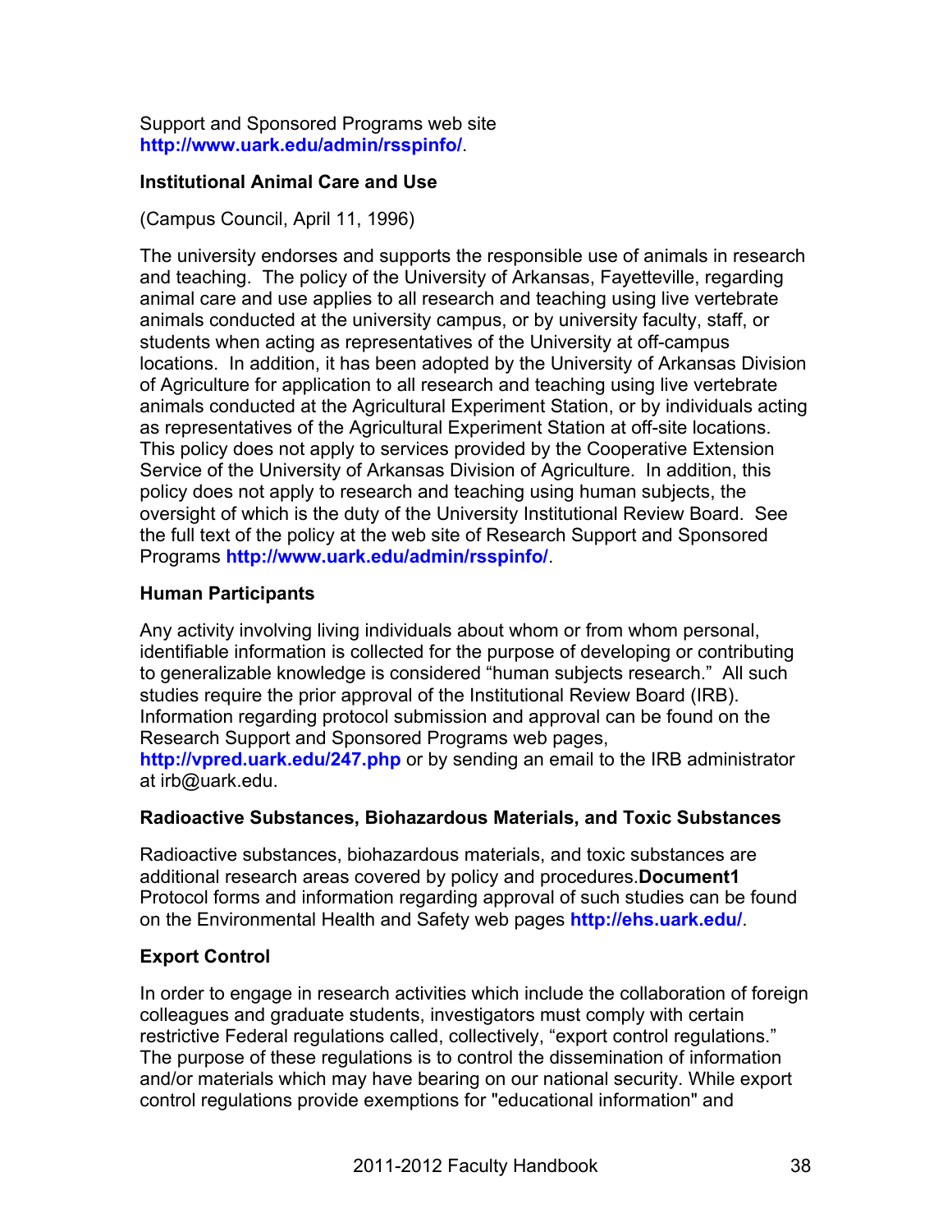Support and Sponsored Programs web site **http://www.uark.edu/admin/rsspinfo/**.

**Institutional Animal Care and Use**

(Campus Council, April 11, 1996)

The university endorses and supports the responsible use of animals in research and teaching. The policy of the University of Arkansas, Fayetteville, regarding animal care and use applies to all research and teaching using live vertebrate animals conducted at the university campus, or by university faculty, staff, or students when acting as representatives of the University at off-campus locations. In addition, it has been adopted by the University of Arkansas Division of Agriculture for application to all research and teaching using live vertebrate animals conducted at the Agricultural Experiment Station, or by individuals acting as representatives of the Agricultural Experiment Station at off-site locations. This policy does not apply to services provided by the Cooperative Extension Service of the University of Arkansas Division of Agriculture. In addition, this policy does not apply to research and teaching using human subjects, the oversight of which is the duty of the University Institutional Review Board. See the full text of the policy at the web site of Research Support and Sponsored Programs **http://www.uark.edu/admin/rsspinfo/**.

**Human Participants**

Any activity involving living individuals about whom or from whom personal, identifiable information is collected for the purpose of developing or contributing to generalizable knowledge is considered "human subjects research." All such studies require the prior approval of the Institutional Review Board (IRB). Information regarding protocol submission and approval can be found on the Research Support and Sponsored Programs web pages, **http://vpred.uark.edu/247.php** or by sending an email to the IRB administrator at irb@uark.edu.

**Radioactive Substances, Biohazardous Materials, and Toxic Substances**

Radioactive substances, biohazardous materials, and toxic substances are additional research areas covered by policy and procedures.**Document1** Protocol forms and information regarding approval of such studies can be found on the Environmental Health and Safety web pages **http://ehs.uark.edu/**.

**Export Control**

In order to engage in research activities which include the collaboration of foreign colleagues and graduate students, investigators must comply with certain restrictive Federal regulations called, collectively, "export control regulations." The purpose of these regulations is to control the dissemination of information and/or materials which may have bearing on our national security. While export control regulations provide exemptions for "educational information" and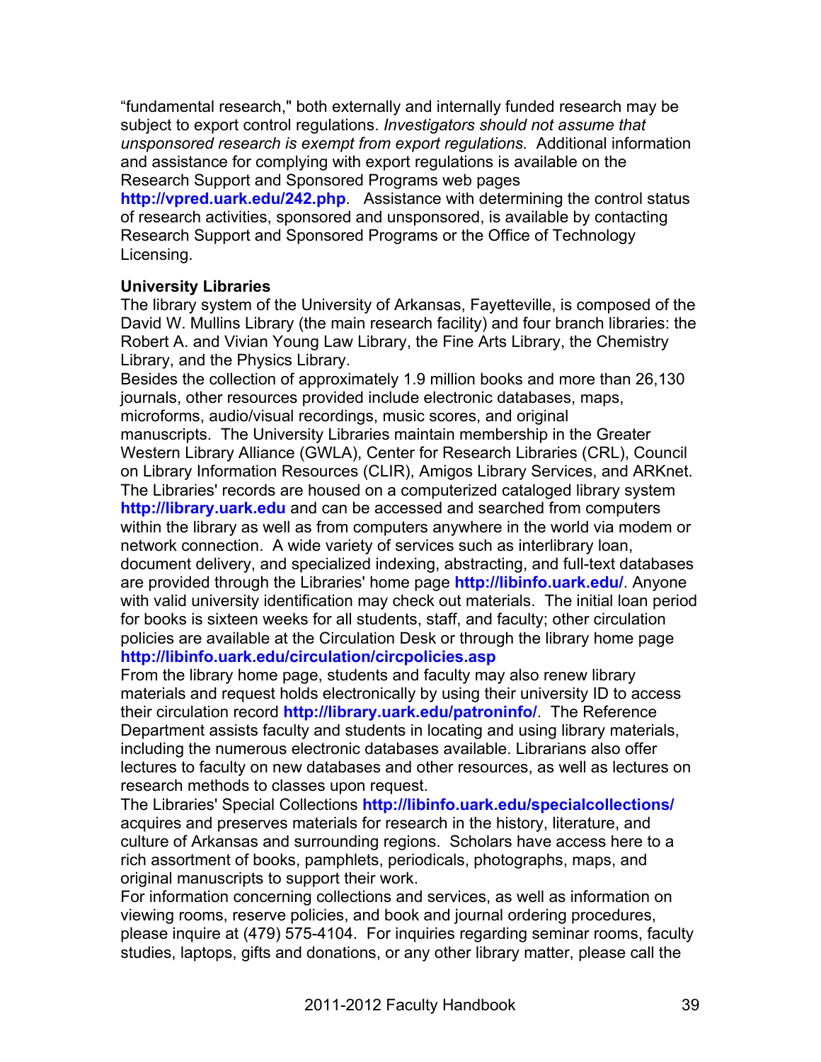"fundamental research," both externally and internally funded research may be subject to export control regulations. *Investigators should not assume that unsponsored research is exempt from export regulations.* Additional information and assistance for complying with export regulations is available on the Research Support and Sponsored Programs web pages **http://vpred.uark.edu/242.php**. Assistance with determining the control status of research activities, sponsored and unsponsored, is available by contacting Research Support and Sponsored Programs or the Office of Technology Licensing.

**University Libraries**

The library system of the University of Arkansas, Fayetteville, is composed of the David W. Mullins Library (the main research facility) and four branch libraries: the Robert A. and Vivian Young Law Library, the Fine Arts Library, the Chemistry Library, and the Physics Library.

Besides the collection of approximately 1.9 million books and more than 26,130 journals, other resources provided include electronic databases, maps, microforms, audio/visual recordings, music scores, and original manuscripts. The University Libraries maintain membership in the Greater Western Library Alliance (GWLA), Center for Research Libraries (CRL), Council on Library Information Resources (CLIR), Amigos Library Services, and ARKnet. The Libraries' records are housed on a computerized cataloged library system **http://library.uark.edu** and can be accessed and searched from computers within the library as well as from computers anywhere in the world via modem or network connection. A wide variety of services such as interlibrary loan, document delivery, and specialized indexing, abstracting, and full-text databases are provided through the Libraries' home page **http://libinfo.uark.edu/**. Anyone with valid university identification may check out materials. The initial loan period for books is sixteen weeks for all students, staff, and faculty; other circulation policies are available at the Circulation Desk or through the library home page **http://libinfo.uark.edu/circulation/circpolicies.asp**

From the library home page, students and faculty may also renew library materials and request holds electronically by using their university ID to access their circulation record **http://library.uark.edu/patroninfo/**. The Reference Department assists faculty and students in locating and using library materials, including the numerous electronic databases available. Librarians also offer lectures to faculty on new databases and other resources, as well as lectures on research methods to classes upon request.

The Libraries' Special Collections **http://libinfo.uark.edu/specialcollections/** acquires and preserves materials for research in the history, literature, and culture of Arkansas and surrounding regions. Scholars have access here to a rich assortment of books, pamphlets, periodicals, photographs, maps, and original manuscripts to support their work.

For information concerning collections and services, as well as information on viewing rooms, reserve policies, and book and journal ordering procedures, please inquire at (479) 575-4104. For inquiries regarding seminar rooms, faculty studies, laptops, gifts and donations, or any other library matter, please call the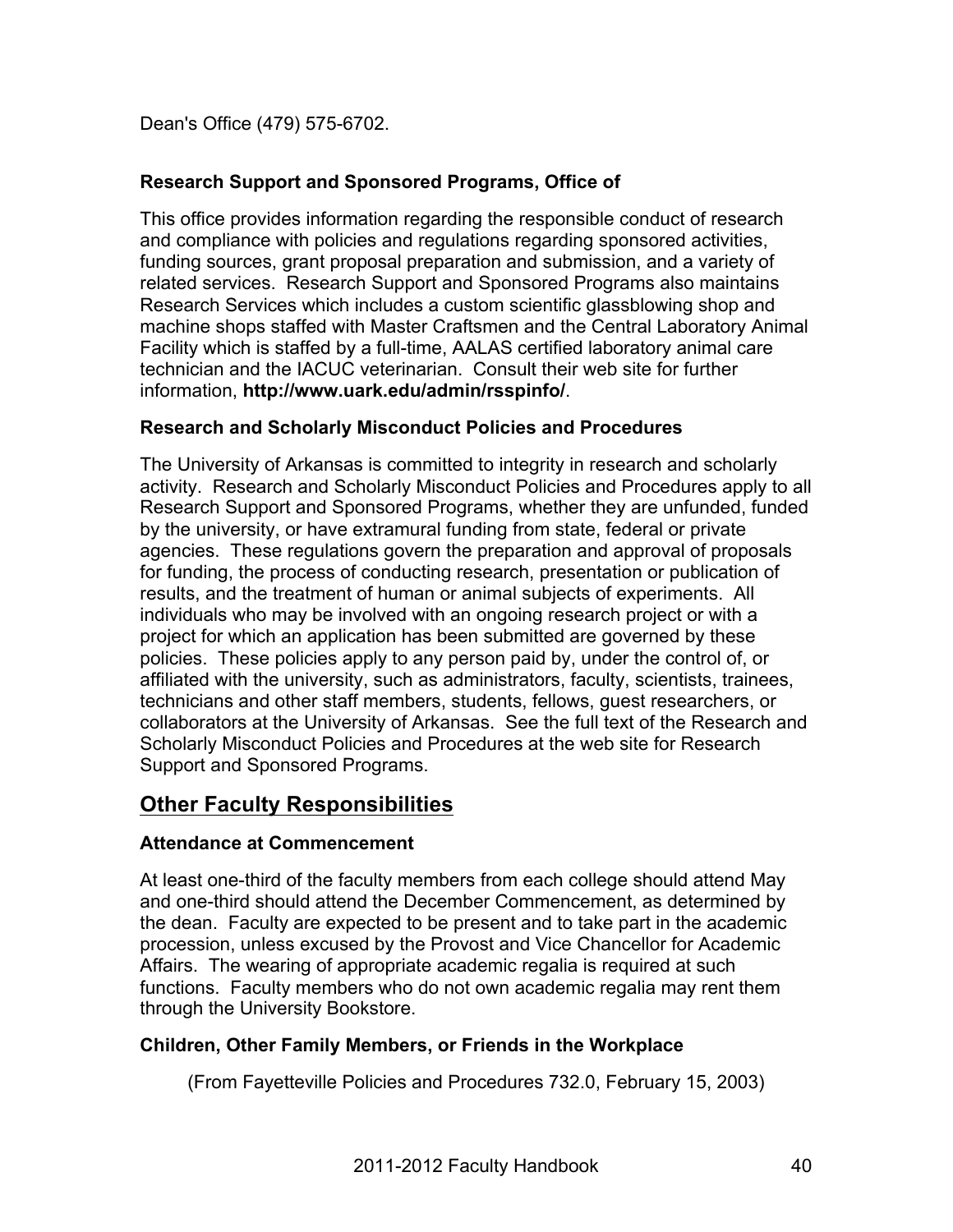Dean's Office (479) 575-6702.

### Research Support and Sponsored Programs, Office of

This office provides information regarding the responsible conduct of research and compliance with policies and regulations regarding sponsored activities, funding sources, grant proposal preparation and submission, and a variety of related services. Research Support and Sponsored Programs also maintains Research Services which includes a custom scientific glassblowing shop and machine shops staffed with Master Craftsmen and the Central Laboratory Animal Facility which is staffed by a full-time, AALAS certified laboratory animal care technician and the IACUC veterinarian. Consult their web site for further information, **http://www.uark.edu/admin/rsspinfo/**.

### Research and Scholarly Misconduct Policies and Procedures

The University of Arkansas is committed to integrity in research and scholarly activity. Research and Scholarly Misconduct Policies and Procedures apply to all Research Support and Sponsored Programs, whether they are unfunded, funded by the university, or have extramural funding from state, federal or private agencies. These regulations govern the preparation and approval of proposals for funding, the process of conducting research, presentation or publication of results, and the treatment of human or animal subjects of experiments. All individuals who may be involved with an ongoing research project or with a project for which an application has been submitted are governed by these policies. These policies apply to any person paid by, under the control of, or affiliated with the university, such as administrators, faculty, scientists, trainees, technicians and other staff members, students, fellows, guest researchers, or collaborators at the University of Arkansas. See the full text of the Research and Scholarly Misconduct Policies and Procedures at the web site for Research Support and Sponsored Programs.

## Other Faculty Responsibilities

### Attendance at Commencement

At least one-third of the faculty members from each college should attend May and one-third should attend the December Commencement, as determined by the dean. Faculty are expected to be present and to take part in the academic procession, unless excused by the Provost and Vice Chancellor for Academic Affairs. The wearing of appropriate academic regalia is required at such functions. Faculty members who do not own academic regalia may rent them through the University Bookstore.

### Children, Other Family Members, or Friends in the Workplace

(From Fayetteville Policies and Procedures 732.0, February 15, 2003)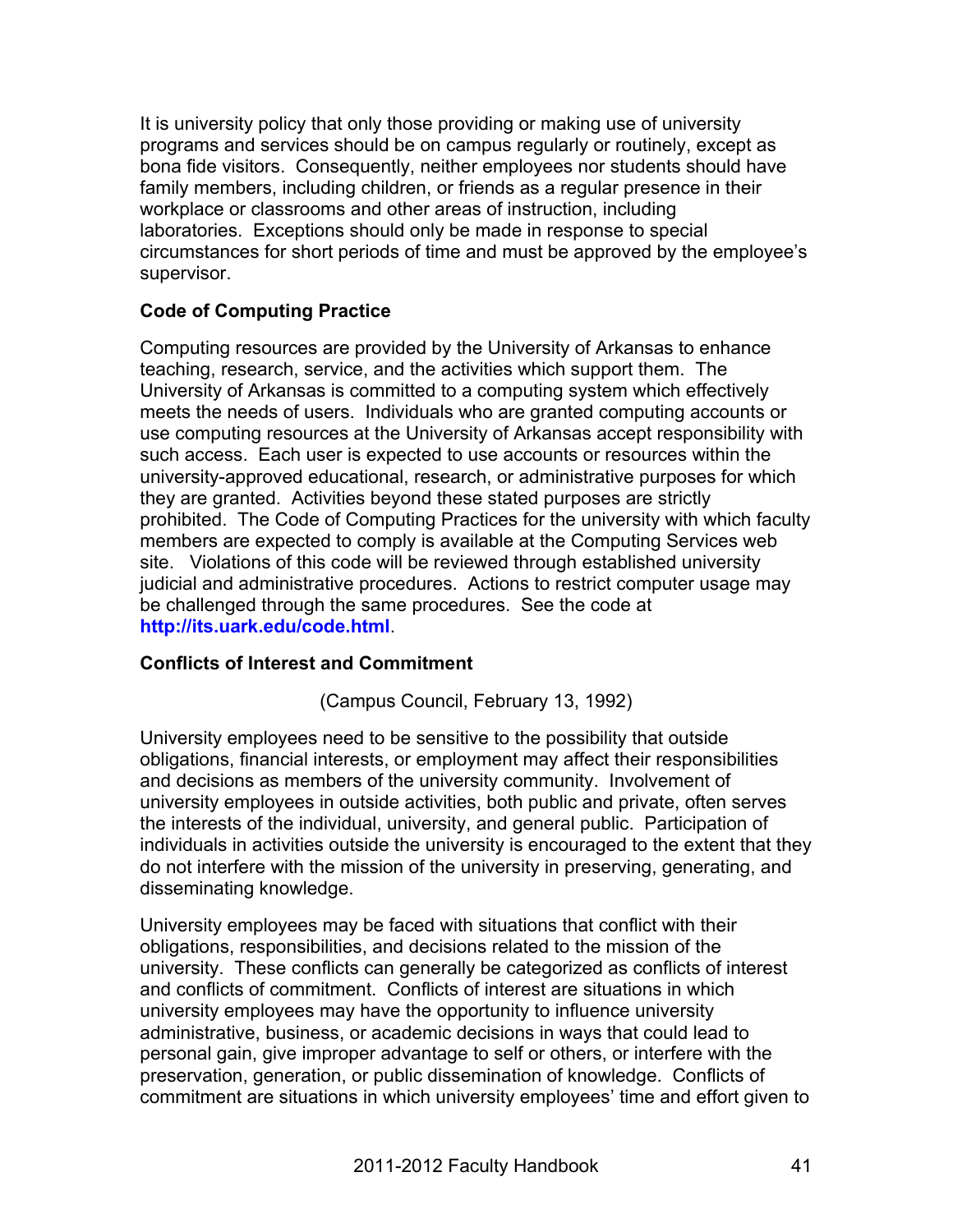It is university policy that only those providing or making use of university programs and services should be on campus regularly or routinely, except as bona fide visitors. Consequently, neither employees nor students should have family members, including children, or friends as a regular presence in their workplace or classrooms and other areas of instruction, including laboratories. Exceptions should only be made in response to special circumstances for short periods of time and must be approved by the employee's supervisor.

**Code of Computing Practice**

Computing resources are provided by the University of Arkansas to enhance teaching, research, service, and the activities which support them. The University of Arkansas is committed to a computing system which effectively meets the needs of users. Individuals who are granted computing accounts or use computing resources at the University of Arkansas accept responsibility with such access. Each user is expected to use accounts or resources within the university-approved educational, research, or administrative purposes for which they are granted. Activities beyond these stated purposes are strictly prohibited. The Code of Computing Practices for the university with which faculty members are expected to comply is available at the Computing Services web site. Violations of this code will be reviewed through established university judicial and administrative procedures. Actions to restrict computer usage may be challenged through the same procedures. See the code at **http://its.uark.edu/code.html**.

**Conflicts of Interest and Commitment**

(Campus Council, February 13, 1992)

University employees need to be sensitive to the possibility that outside obligations, financial interests, or employment may affect their responsibilities and decisions as members of the university community. Involvement of university employees in outside activities, both public and private, often serves the interests of the individual, university, and general public. Participation of individuals in activities outside the university is encouraged to the extent that they do not interfere with the mission of the university in preserving, generating, and disseminating knowledge.

University employees may be faced with situations that conflict with their obligations, responsibilities, and decisions related to the mission of the university. These conflicts can generally be categorized as conflicts of interest and conflicts of commitment. Conflicts of interest are situations in which university employees may have the opportunity to influence university administrative, business, or academic decisions in ways that could lead to personal gain, give improper advantage to self or others, or interfere with the preservation, generation, or public dissemination of knowledge. Conflicts of commitment are situations in which university employees' time and effort given to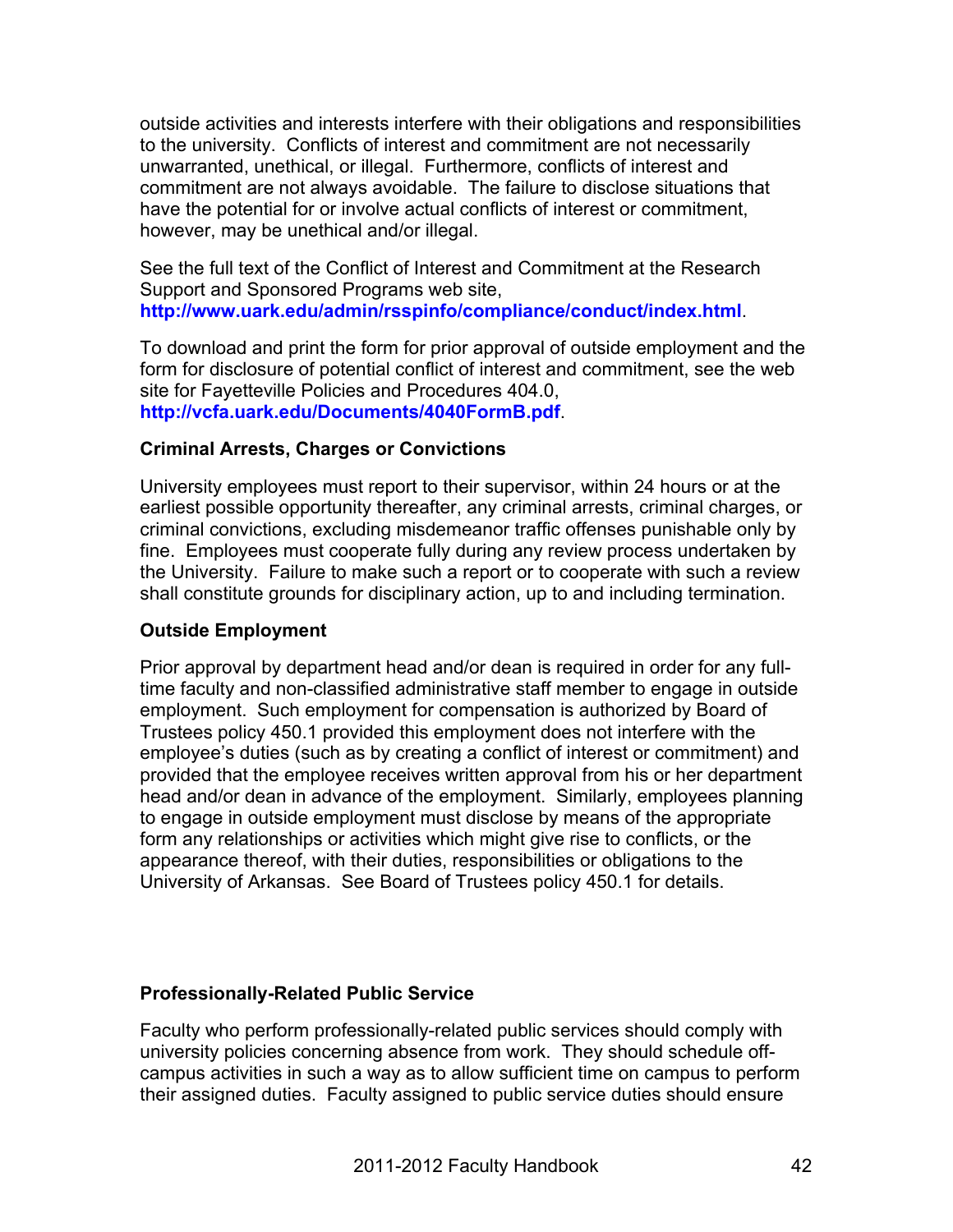outside activities and interests interfere with their obligations and responsibilities to the university. Conflicts of interest and commitment are not necessarily unwarranted, unethical, or illegal. Furthermore, conflicts of interest and commitment are not always avoidable. The failure to disclose situations that have the potential for or involve actual conflicts of interest or commitment, however, may be unethical and/or illegal.

See the full text of the Conflict of Interest and Commitment at the Research Support and Sponsored Programs web site, **http://www.uark.edu/admin/rsspinfo/compliance/conduct/index.html**.

To download and print the form for prior approval of outside employment and the form for disclosure of potential conflict of interest and commitment, see the web site for Fayetteville Policies and Procedures 404.0, **http://vcfa.uark.edu/Documents/4040FormB.pdf**.

### Criminal Arrests, Charges or Convictions

University employees must report to their supervisor, within 24 hours or at the earliest possible opportunity thereafter, any criminal arrests, criminal charges, or criminal convictions, excluding misdemeanor traffic offenses punishable only by fine. Employees must cooperate fully during any review process undertaken by the University. Failure to make such a report or to cooperate with such a review shall constitute grounds for disciplinary action, up to and including termination.

### Outside Employment

Prior approval by department head and/or dean is required in order for any full-time faculty and non-classified administrative staff member to engage in outside employment. Such employment for compensation is authorized by Board of Trustees policy 450.1 provided this employment does not interfere with the employee's duties (such as by creating a conflict of interest or commitment) and provided that the employee receives written approval from his or her department head and/or dean in advance of the employment. Similarly, employees planning to engage in outside employment must disclose by means of the appropriate form any relationships or activities which might give rise to conflicts, or the appearance thereof, with their duties, responsibilities or obligations to the University of Arkansas. See Board of Trustees policy 450.1 for details.

### Professionally-Related Public Service

Faculty who perform professionally-related public services should comply with university policies concerning absence from work. They should schedule off-campus activities in such a way as to allow sufficient time on campus to perform their assigned duties. Faculty assigned to public service duties should ensure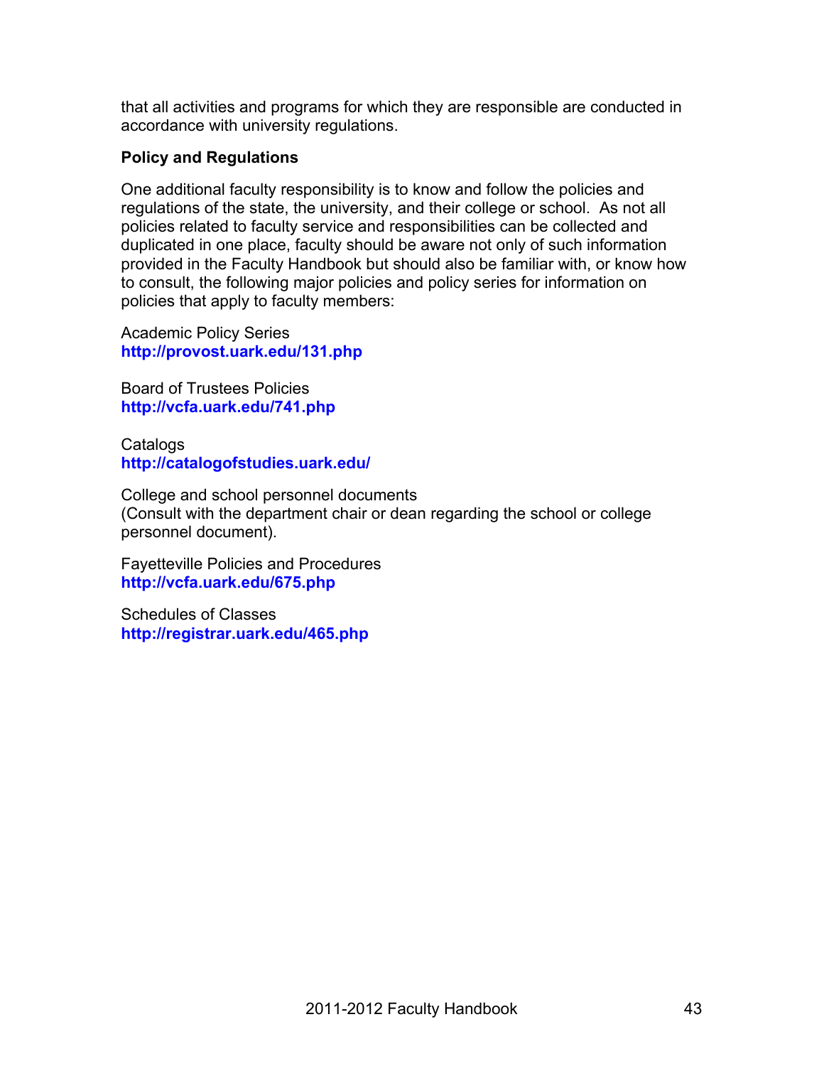that all activities and programs for which they are responsible are conducted in accordance with university regulations.

**Policy and Regulations**

One additional faculty responsibility is to know and follow the policies and regulations of the state, the university, and their college or school. As not all policies related to faculty service and responsibilities can be collected and duplicated in one place, faculty should be aware not only of such information provided in the Faculty Handbook but should also be familiar with, or know how to consult, the following major policies and policy series for information on policies that apply to faculty members:

Academic Policy Series
**http://provost.uark.edu/131.php**

Board of Trustees Policies
**http://vcfa.uark.edu/741.php**

Catalogs
**http://catalogofstudies.uark.edu/**

College and school personnel documents
(Consult with the department chair or dean regarding the school or college personnel document).

Fayetteville Policies and Procedures
**http://vcfa.uark.edu/675.php**

Schedules of Classes
**http://registrar.uark.edu/465.php**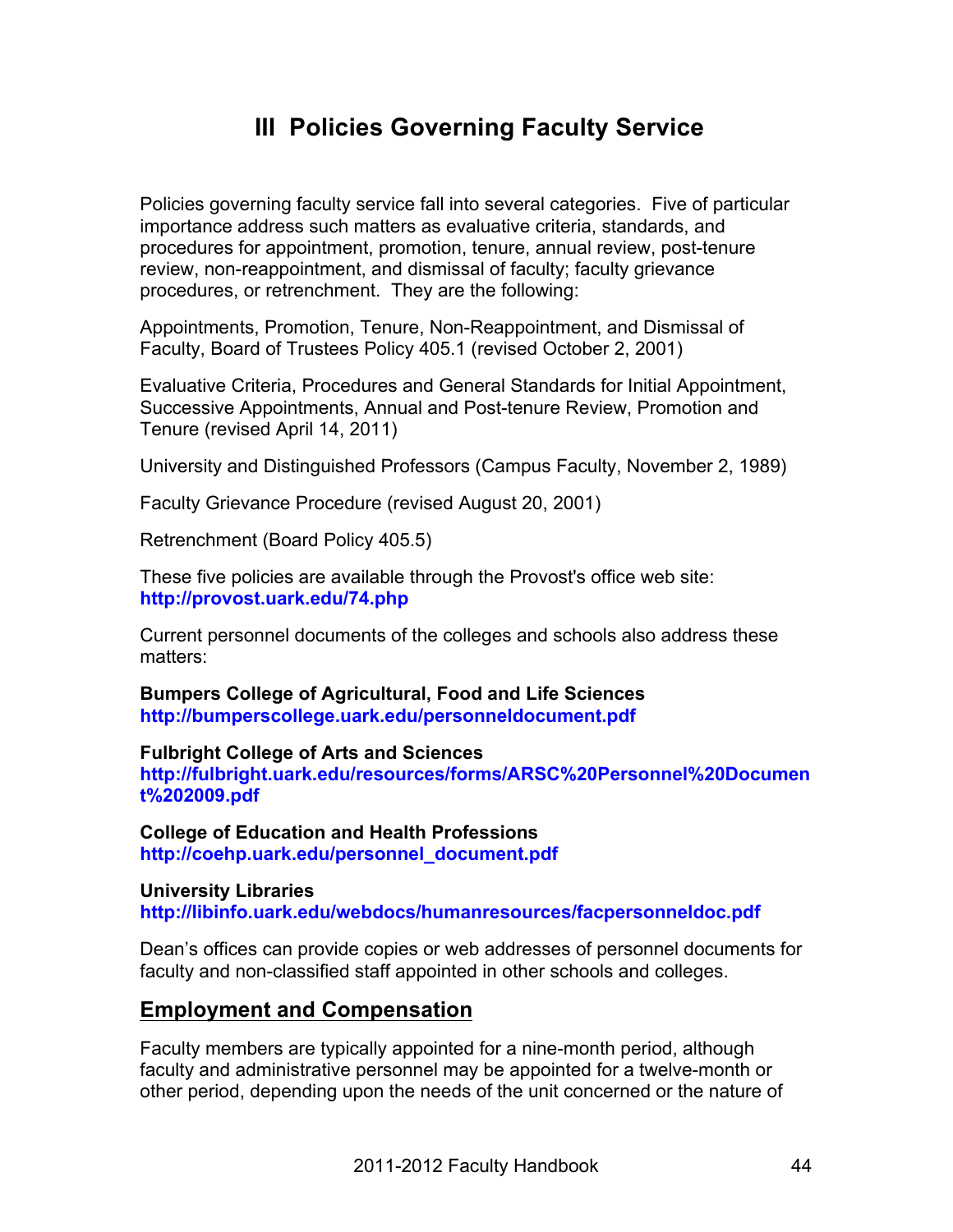# III Policies Governing Faculty Service

Policies governing faculty service fall into several categories. Five of particular importance address such matters as evaluative criteria, standards, and procedures for appointment, promotion, tenure, annual review, post-tenure review, non-reappointment, and dismissal of faculty; faculty grievance procedures, or retrenchment. They are the following:

Appointments, Promotion, Tenure, Non-Reappointment, and Dismissal of Faculty, Board of Trustees Policy 405.1 (revised October 2, 2001)

Evaluative Criteria, Procedures and General Standards for Initial Appointment, Successive Appointments, Annual and Post-tenure Review, Promotion and Tenure (revised April 14, 2011)

University and Distinguished Professors (Campus Faculty, November 2, 1989)

Faculty Grievance Procedure (revised August 20, 2001)

Retrenchment (Board Policy 405.5)

These five policies are available through the Provost's office web site: **http://provost.uark.edu/74.php**

Current personnel documents of the colleges and schools also address these matters:

**Bumpers College of Agricultural, Food and Life Sciences**
**http://bumperscollege.uark.edu/personneldocument.pdf**

**Fulbright College of Arts and Sciences**
**http://fulbright.uark.edu/resources/forms/ARSC%20Personnel%20Document%202009.pdf**

**College of Education and Health Professions**
**http://coehp.uark.edu/personnel_document.pdf**

**University Libraries**
**http://libinfo.uark.edu/webdocs/humanresources/facpersonneldoc.pdf**

Dean's offices can provide copies or web addresses of personnel documents for faculty and non-classified staff appointed in other schools and colleges.

## Employment and Compensation

Faculty members are typically appointed for a nine-month period, although faculty and administrative personnel may be appointed for a twelve-month or other period, depending upon the needs of the unit concerned or the nature of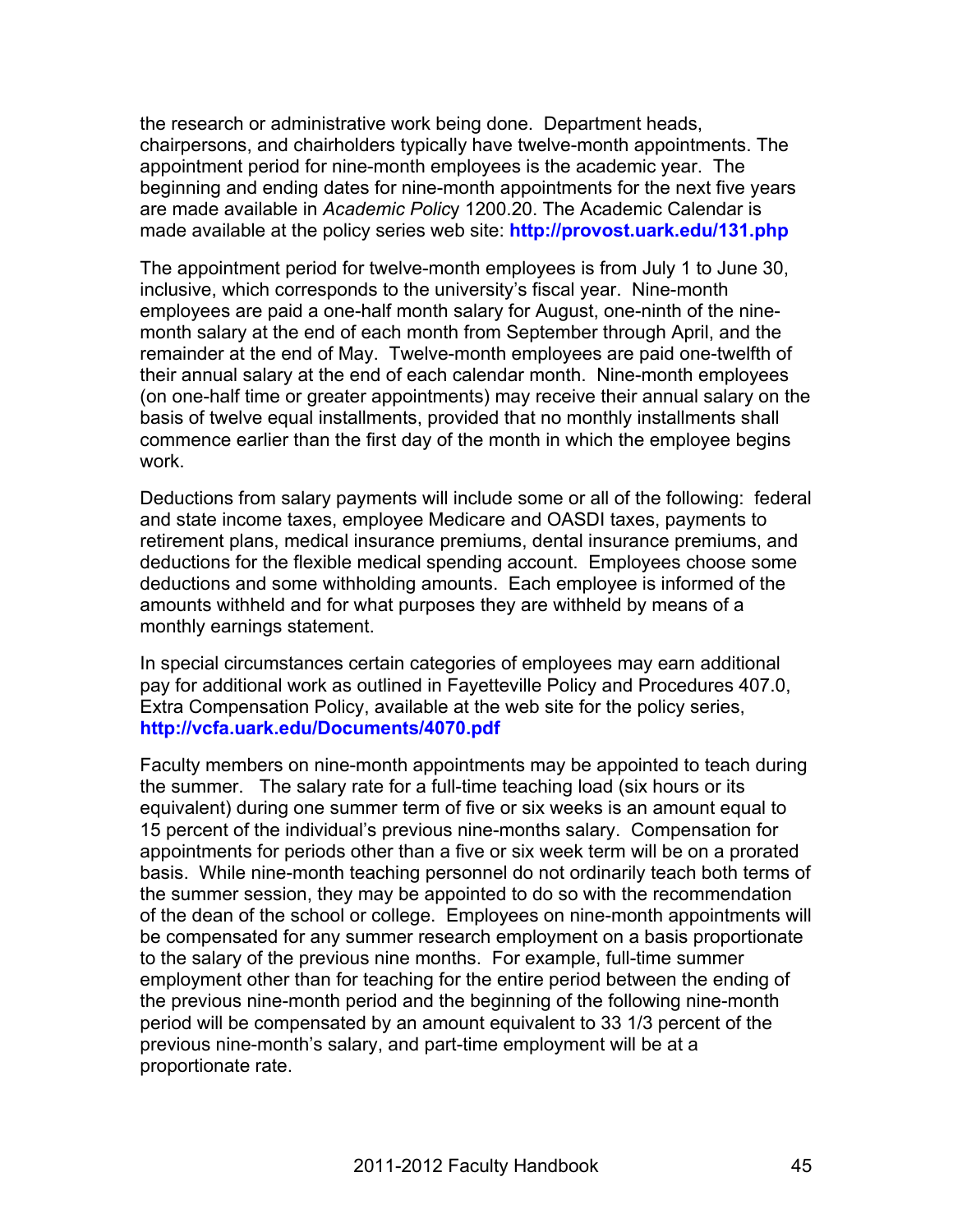the research or administrative work being done. Department heads, chairpersons, and chairholders typically have twelve-month appointments. The appointment period for nine-month employees is the academic year. The beginning and ending dates for nine-month appointments for the next five years are made available in *Academic Policy* 1200.20. The Academic Calendar is made available at the policy series web site: **http://provost.uark.edu/131.php**

The appointment period for twelve-month employees is from July 1 to June 30, inclusive, which corresponds to the university's fiscal year. Nine-month employees are paid a one-half month salary for August, one-ninth of the nine-month salary at the end of each month from September through April, and the remainder at the end of May. Twelve-month employees are paid one-twelfth of their annual salary at the end of each calendar month. Nine-month employees (on one-half time or greater appointments) may receive their annual salary on the basis of twelve equal installments, provided that no monthly installments shall commence earlier than the first day of the month in which the employee begins work.

Deductions from salary payments will include some or all of the following: federal and state income taxes, employee Medicare and OASDI taxes, payments to retirement plans, medical insurance premiums, dental insurance premiums, and deductions for the flexible medical spending account. Employees choose some deductions and some withholding amounts. Each employee is informed of the amounts withheld and for what purposes they are withheld by means of a monthly earnings statement.

In special circumstances certain categories of employees may earn additional pay for additional work as outlined in Fayetteville Policy and Procedures 407.0, Extra Compensation Policy, available at the web site for the policy series, **http://vcfa.uark.edu/Documents/4070.pdf**

Faculty members on nine-month appointments may be appointed to teach during the summer. The salary rate for a full-time teaching load (six hours or its equivalent) during one summer term of five or six weeks is an amount equal to 15 percent of the individual's previous nine-months salary. Compensation for appointments for periods other than a five or six week term will be on a prorated basis. While nine-month teaching personnel do not ordinarily teach both terms of the summer session, they may be appointed to do so with the recommendation of the dean of the school or college. Employees on nine-month appointments will be compensated for any summer research employment on a basis proportionate to the salary of the previous nine months. For example, full-time summer employment other than for teaching for the entire period between the ending of the previous nine-month period and the beginning of the following nine-month period will be compensated by an amount equivalent to 33 1/3 percent of the previous nine-month's salary, and part-time employment will be at a proportionate rate.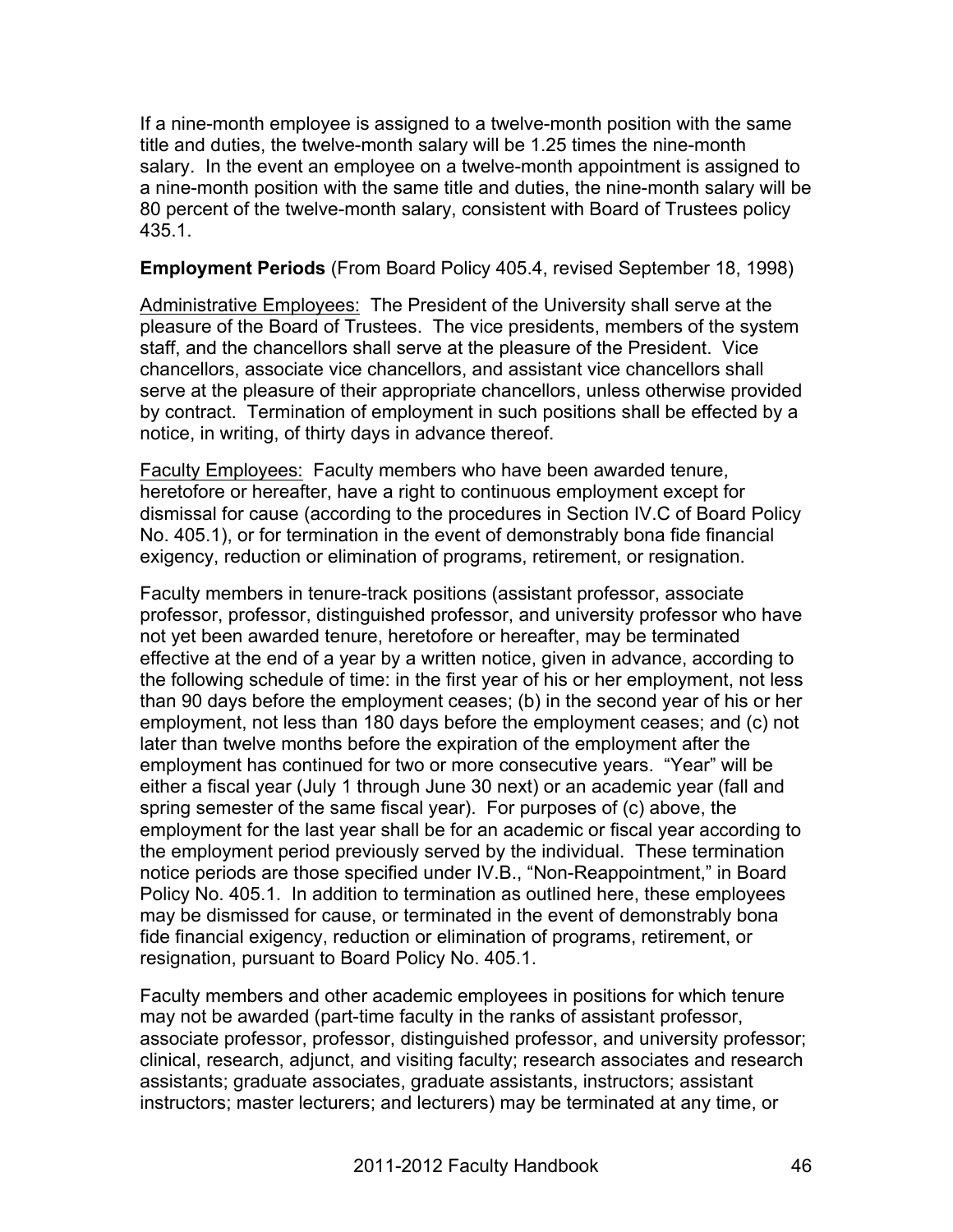If a nine-month employee is assigned to a twelve-month position with the same title and duties, the twelve-month salary will be 1.25 times the nine-month salary. In the event an employee on a twelve-month appointment is assigned to a nine-month position with the same title and duties, the nine-month salary will be 80 percent of the twelve-month salary, consistent with Board of Trustees policy 435.1.

**Employment Periods** (From Board Policy 405.4, revised September 18, 1998)

Administrative Employees: The President of the University shall serve at the pleasure of the Board of Trustees. The vice presidents, members of the system staff, and the chancellors shall serve at the pleasure of the President. Vice chancellors, associate vice chancellors, and assistant vice chancellors shall serve at the pleasure of their appropriate chancellors, unless otherwise provided by contract. Termination of employment in such positions shall be effected by a notice, in writing, of thirty days in advance thereof.

Faculty Employees: Faculty members who have been awarded tenure, heretofore or hereafter, have a right to continuous employment except for dismissal for cause (according to the procedures in Section IV.C of Board Policy No. 405.1), or for termination in the event of demonstrably bona fide financial exigency, reduction or elimination of programs, retirement, or resignation.

Faculty members in tenure-track positions (assistant professor, associate professor, professor, distinguished professor, and university professor who have not yet been awarded tenure, heretofore or hereafter, may be terminated effective at the end of a year by a written notice, given in advance, according to the following schedule of time: in the first year of his or her employment, not less than 90 days before the employment ceases; (b) in the second year of his or her employment, not less than 180 days before the employment ceases; and (c) not later than twelve months before the expiration of the employment after the employment has continued for two or more consecutive years. "Year" will be either a fiscal year (July 1 through June 30 next) or an academic year (fall and spring semester of the same fiscal year). For purposes of (c) above, the employment for the last year shall be for an academic or fiscal year according to the employment period previously served by the individual. These termination notice periods are those specified under IV.B., "Non-Reappointment," in Board Policy No. 405.1. In addition to termination as outlined here, these employees may be dismissed for cause, or terminated in the event of demonstrably bona fide financial exigency, reduction or elimination of programs, retirement, or resignation, pursuant to Board Policy No. 405.1.

Faculty members and other academic employees in positions for which tenure may not be awarded (part-time faculty in the ranks of assistant professor, associate professor, professor, distinguished professor, and university professor; clinical, research, adjunct, and visiting faculty; research associates and research assistants; graduate associates, graduate assistants, instructors; assistant instructors; master lecturers; and lecturers) may be terminated at any time, or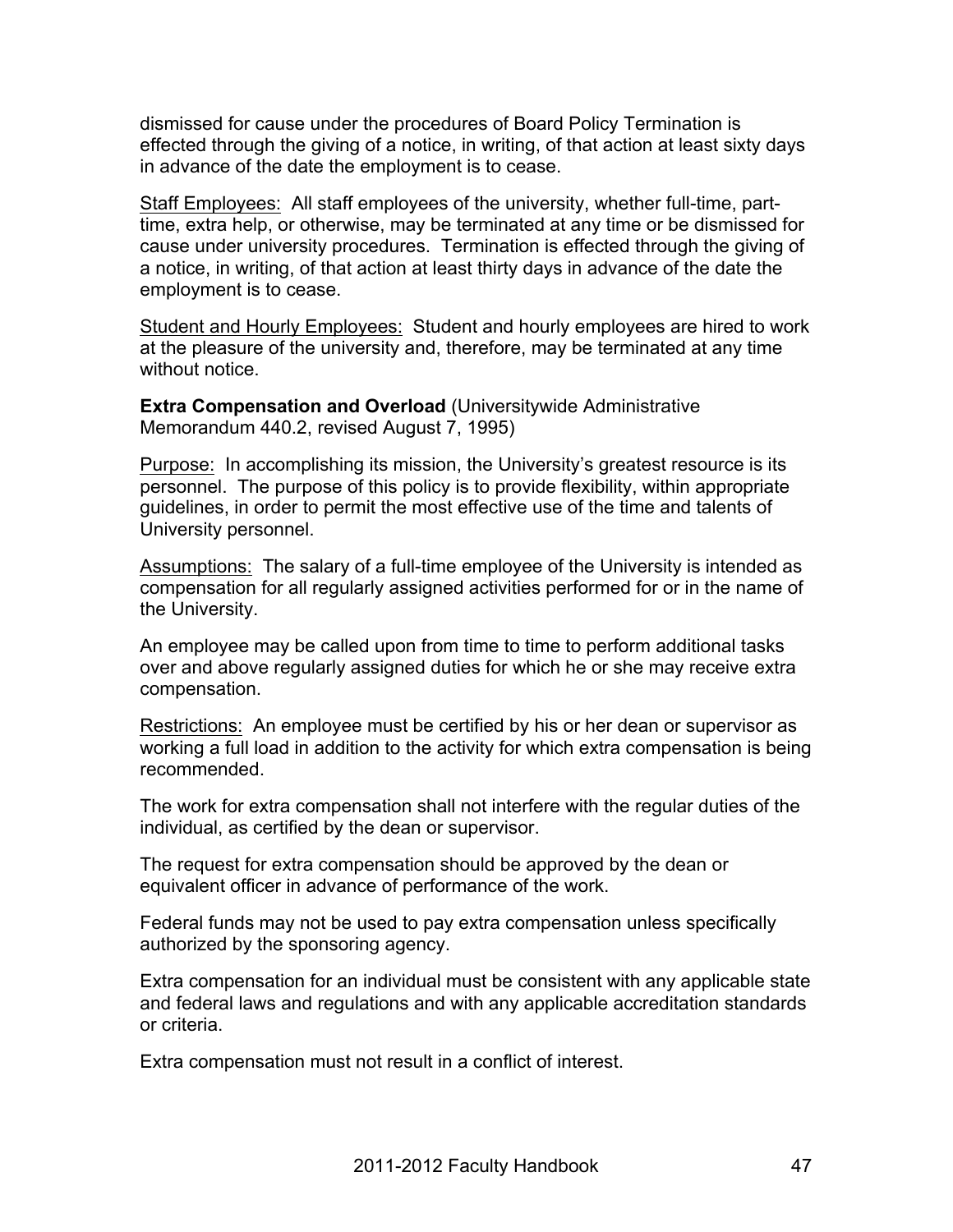dismissed for cause under the procedures of Board Policy Termination is effected through the giving of a notice, in writing, of that action at least sixty days in advance of the date the employment is to cease.

<u>Staff Employees:</u> All staff employees of the university, whether full-time, part-time, extra help, or otherwise, may be terminated at any time or be dismissed for cause under university procedures. Termination is effected through the giving of a notice, in writing, of that action at least thirty days in advance of the date the employment is to cease.

<u>Student and Hourly Employees:</u> Student and hourly employees are hired to work at the pleasure of the university and, therefore, may be terminated at any time without notice.

**Extra Compensation and Overload** (Universitywide Administrative Memorandum 440.2, revised August 7, 1995)

<u>Purpose:</u> In accomplishing its mission, the University's greatest resource is its personnel. The purpose of this policy is to provide flexibility, within appropriate guidelines, in order to permit the most effective use of the time and talents of University personnel.

<u>Assumptions:</u> The salary of a full-time employee of the University is intended as compensation for all regularly assigned activities performed for or in the name of the University.

An employee may be called upon from time to time to perform additional tasks over and above regularly assigned duties for which he or she may receive extra compensation.

<u>Restrictions:</u> An employee must be certified by his or her dean or supervisor as working a full load in addition to the activity for which extra compensation is being recommended.

The work for extra compensation shall not interfere with the regular duties of the individual, as certified by the dean or supervisor.

The request for extra compensation should be approved by the dean or equivalent officer in advance of performance of the work.

Federal funds may not be used to pay extra compensation unless specifically authorized by the sponsoring agency.

Extra compensation for an individual must be consistent with any applicable state and federal laws and regulations and with any applicable accreditation standards or criteria.

Extra compensation must not result in a conflict of interest.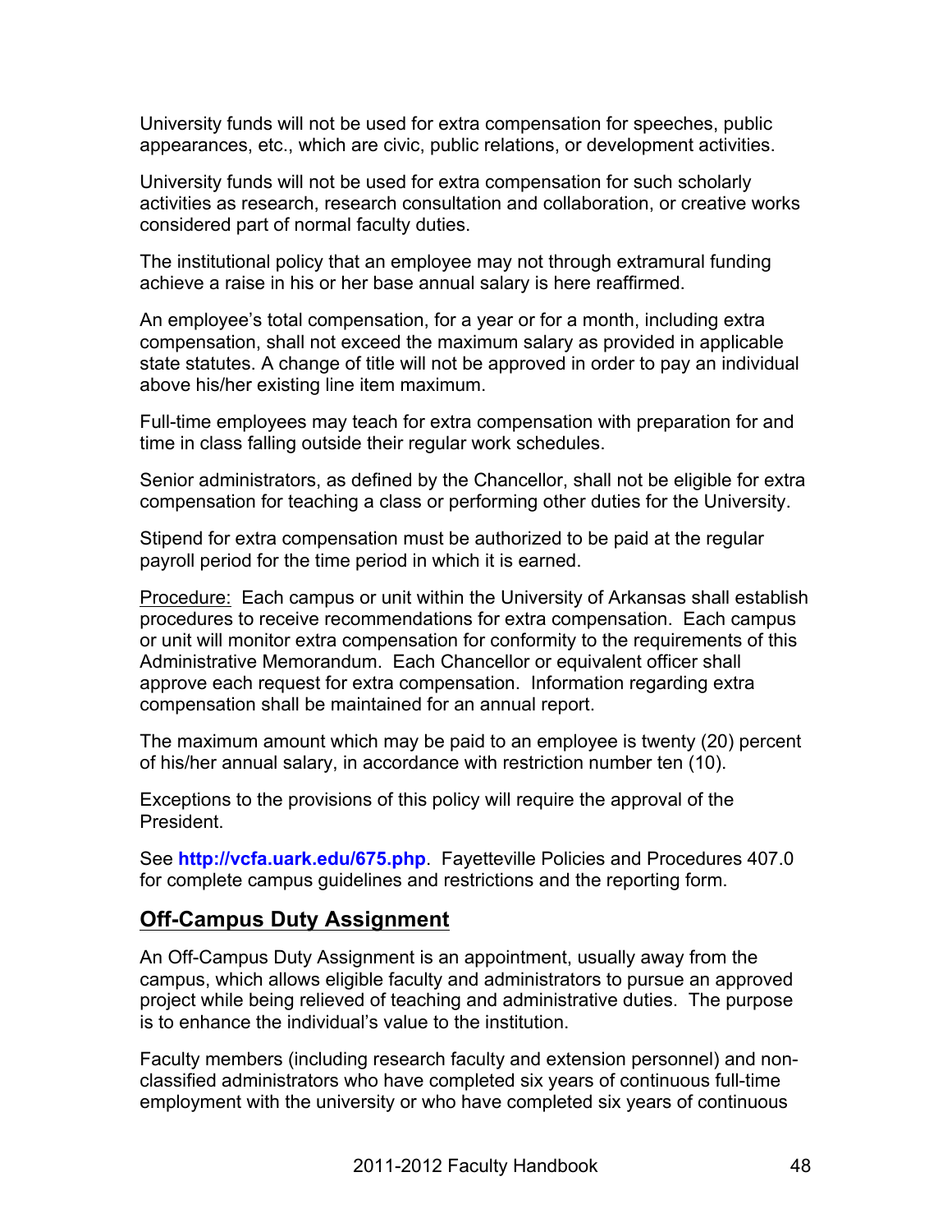University funds will not be used for extra compensation for speeches, public appearances, etc., which are civic, public relations, or development activities.

University funds will not be used for extra compensation for such scholarly activities as research, research consultation and collaboration, or creative works considered part of normal faculty duties.

The institutional policy that an employee may not through extramural funding achieve a raise in his or her base annual salary is here reaffirmed.

An employee's total compensation, for a year or for a month, including extra compensation, shall not exceed the maximum salary as provided in applicable state statutes. A change of title will not be approved in order to pay an individual above his/her existing line item maximum.

Full-time employees may teach for extra compensation with preparation for and time in class falling outside their regular work schedules.

Senior administrators, as defined by the Chancellor, shall not be eligible for extra compensation for teaching a class or performing other duties for the University.

Stipend for extra compensation must be authorized to be paid at the regular payroll period for the time period in which it is earned.

<u>Procedure:</u> Each campus or unit within the University of Arkansas shall establish procedures to receive recommendations for extra compensation. Each campus or unit will monitor extra compensation for conformity to the requirements of this Administrative Memorandum. Each Chancellor or equivalent officer shall approve each request for extra compensation. Information regarding extra compensation shall be maintained for an annual report.

The maximum amount which may be paid to an employee is twenty (20) percent of his/her annual salary, in accordance with restriction number ten (10).

Exceptions to the provisions of this policy will require the approval of the President.

See **http://vcfa.uark.edu/675.php**. Fayetteville Policies and Procedures 407.0 for complete campus guidelines and restrictions and the reporting form.

## Off-Campus Duty Assignment

An Off-Campus Duty Assignment is an appointment, usually away from the campus, which allows eligible faculty and administrators to pursue an approved project while being relieved of teaching and administrative duties. The purpose is to enhance the individual's value to the institution.

Faculty members (including research faculty and extension personnel) and non-classified administrators who have completed six years of continuous full-time employment with the university or who have completed six years of continuous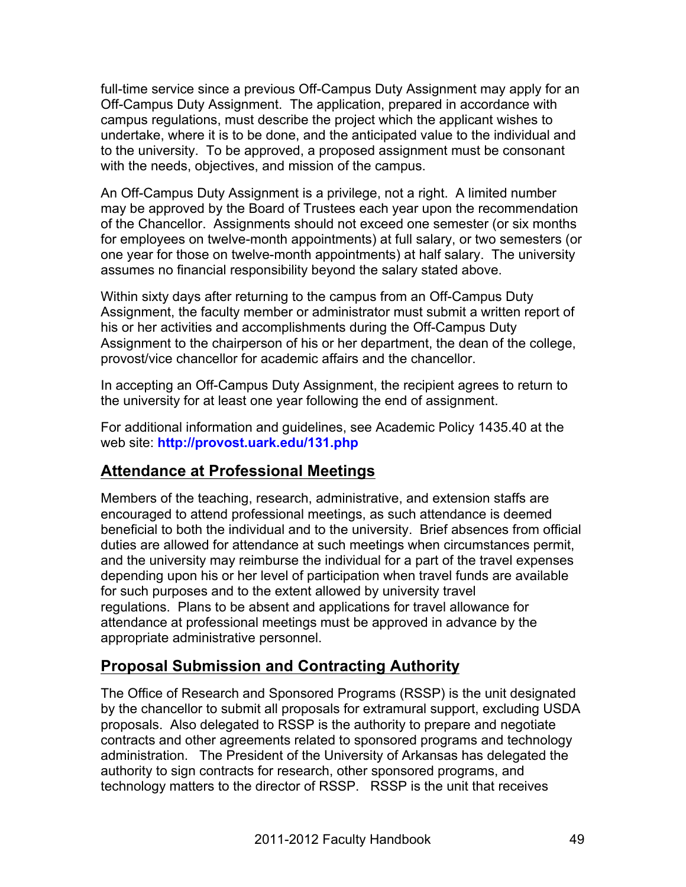full-time service since a previous Off-Campus Duty Assignment may apply for an Off-Campus Duty Assignment. The application, prepared in accordance with campus regulations, must describe the project which the applicant wishes to undertake, where it is to be done, and the anticipated value to the individual and to the university. To be approved, a proposed assignment must be consonant with the needs, objectives, and mission of the campus.

An Off-Campus Duty Assignment is a privilege, not a right. A limited number may be approved by the Board of Trustees each year upon the recommendation of the Chancellor. Assignments should not exceed one semester (or six months for employees on twelve-month appointments) at full salary, or two semesters (or one year for those on twelve-month appointments) at half salary. The university assumes no financial responsibility beyond the salary stated above.

Within sixty days after returning to the campus from an Off-Campus Duty Assignment, the faculty member or administrator must submit a written report of his or her activities and accomplishments during the Off-Campus Duty Assignment to the chairperson of his or her department, the dean of the college, provost/vice chancellor for academic affairs and the chancellor.

In accepting an Off-Campus Duty Assignment, the recipient agrees to return to the university for at least one year following the end of assignment.

For additional information and guidelines, see Academic Policy 1435.40 at the web site: **http://provost.uark.edu/131.php**

## Attendance at Professional Meetings

Members of the teaching, research, administrative, and extension staffs are encouraged to attend professional meetings, as such attendance is deemed beneficial to both the individual and to the university. Brief absences from official duties are allowed for attendance at such meetings when circumstances permit, and the university may reimburse the individual for a part of the travel expenses depending upon his or her level of participation when travel funds are available for such purposes and to the extent allowed by university travel regulations. Plans to be absent and applications for travel allowance for attendance at professional meetings must be approved in advance by the appropriate administrative personnel.

## Proposal Submission and Contracting Authority

The Office of Research and Sponsored Programs (RSSP) is the unit designated by the chancellor to submit all proposals for extramural support, excluding USDA proposals. Also delegated to RSSP is the authority to prepare and negotiate contracts and other agreements related to sponsored programs and technology administration. The President of the University of Arkansas has delegated the authority to sign contracts for research, other sponsored programs, and technology matters to the director of RSSP. RSSP is the unit that receives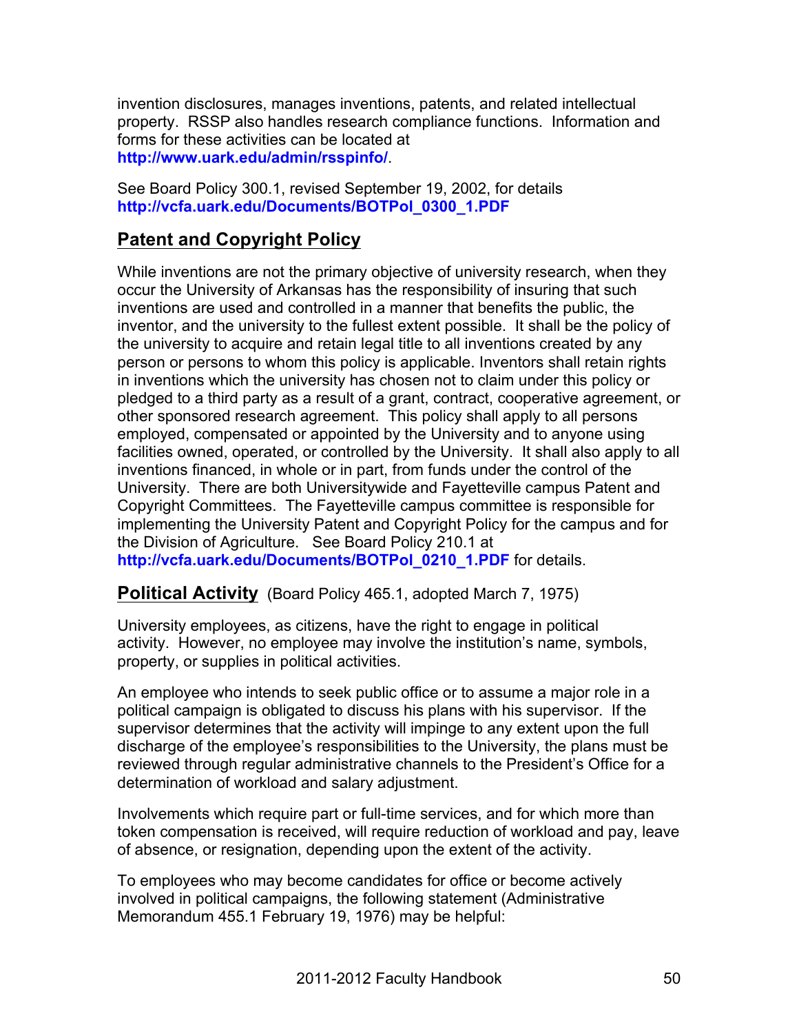invention disclosures, manages inventions, patents, and related intellectual property. RSSP also handles research compliance functions. Information and forms for these activities can be located at **http://www.uark.edu/admin/rsspinfo/**.

See Board Policy 300.1, revised September 19, 2002, for details **http://vcfa.uark.edu/Documents/BOTPol_0300_1.PDF**

## Patent and Copyright Policy

While inventions are not the primary objective of university research, when they occur the University of Arkansas has the responsibility of insuring that such inventions are used and controlled in a manner that benefits the public, the inventor, and the university to the fullest extent possible. It shall be the policy of the university to acquire and retain legal title to all inventions created by any person or persons to whom this policy is applicable. Inventors shall retain rights in inventions which the university has chosen not to claim under this policy or pledged to a third party as a result of a grant, contract, cooperative agreement, or other sponsored research agreement. This policy shall apply to all persons employed, compensated or appointed by the University and to anyone using facilities owned, operated, or controlled by the University. It shall also apply to all inventions financed, in whole or in part, from funds under the control of the University. There are both Universitywide and Fayetteville campus Patent and Copyright Committees. The Fayetteville campus committee is responsible for implementing the University Patent and Copyright Policy for the campus and for the Division of Agriculture. See Board Policy 210.1 at **http://vcfa.uark.edu/Documents/BOTPol_0210_1.PDF** for details.

## Political Activity (Board Policy 465.1, adopted March 7, 1975)

University employees, as citizens, have the right to engage in political activity. However, no employee may involve the institution's name, symbols, property, or supplies in political activities.

An employee who intends to seek public office or to assume a major role in a political campaign is obligated to discuss his plans with his supervisor. If the supervisor determines that the activity will impinge to any extent upon the full discharge of the employee's responsibilities to the University, the plans must be reviewed through regular administrative channels to the President's Office for a determination of workload and salary adjustment.

Involvements which require part or full-time services, and for which more than token compensation is received, will require reduction of workload and pay, leave of absence, or resignation, depending upon the extent of the activity.

To employees who may become candidates for office or become actively involved in political campaigns, the following statement (Administrative Memorandum 455.1 February 19, 1976) may be helpful: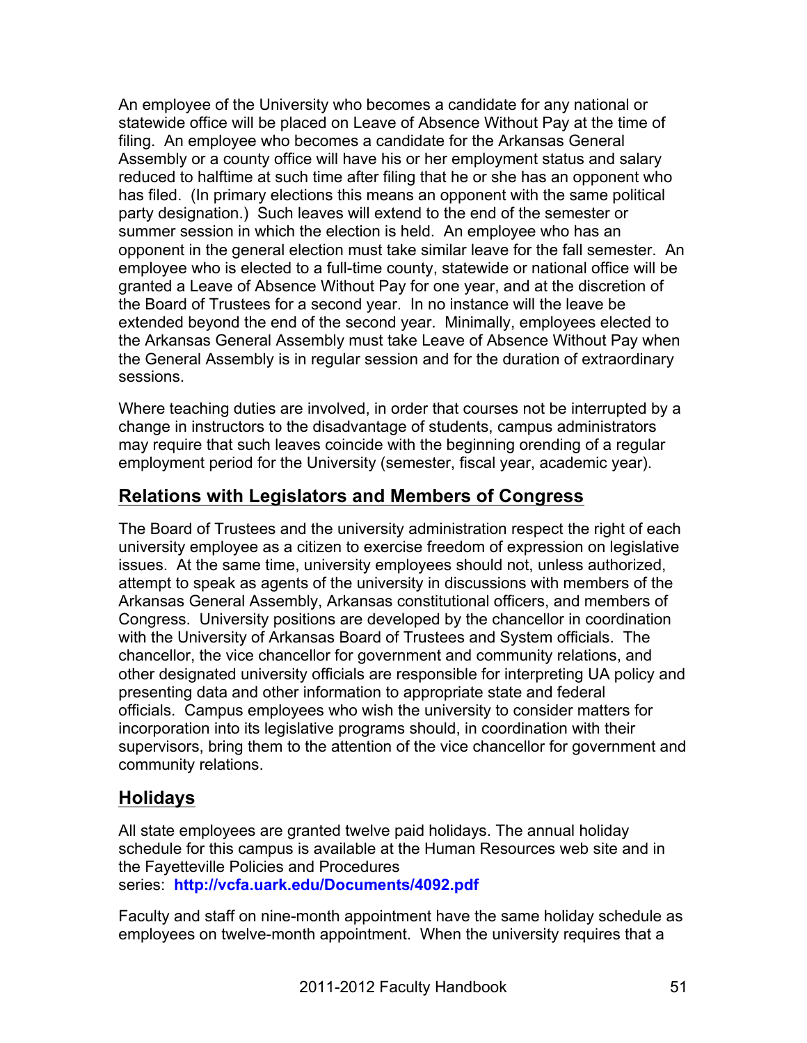An employee of the University who becomes a candidate for any national or statewide office will be placed on Leave of Absence Without Pay at the time of filing. An employee who becomes a candidate for the Arkansas General Assembly or a county office will have his or her employment status and salary reduced to halftime at such time after filing that he or she has an opponent who has filed. (In primary elections this means an opponent with the same political party designation.) Such leaves will extend to the end of the semester or summer session in which the election is held. An employee who has an opponent in the general election must take similar leave for the fall semester. An employee who is elected to a full-time county, statewide or national office will be granted a Leave of Absence Without Pay for one year, and at the discretion of the Board of Trustees for a second year. In no instance will the leave be extended beyond the end of the second year. Minimally, employees elected to the Arkansas General Assembly must take Leave of Absence Without Pay when the General Assembly is in regular session and for the duration of extraordinary sessions.

Where teaching duties are involved, in order that courses not be interrupted by a change in instructors to the disadvantage of students, campus administrators may require that such leaves coincide with the beginning orending of a regular employment period for the University (semester, fiscal year, academic year).

## Relations with Legislators and Members of Congress

The Board of Trustees and the university administration respect the right of each university employee as a citizen to exercise freedom of expression on legislative issues. At the same time, university employees should not, unless authorized, attempt to speak as agents of the university in discussions with members of the Arkansas General Assembly, Arkansas constitutional officers, and members of Congress. University positions are developed by the chancellor in coordination with the University of Arkansas Board of Trustees and System officials. The chancellor, the vice chancellor for government and community relations, and other designated university officials are responsible for interpreting UA policy and presenting data and other information to appropriate state and federal officials. Campus employees who wish the university to consider matters for incorporation into its legislative programs should, in coordination with their supervisors, bring them to the attention of the vice chancellor for government and community relations.

## Holidays

All state employees are granted twelve paid holidays. The annual holiday schedule for this campus is available at the Human Resources web site and in the Fayetteville Policies and Procedures series: **http://vcfa.uark.edu/Documents/4092.pdf**

Faculty and staff on nine-month appointment have the same holiday schedule as employees on twelve-month appointment. When the university requires that a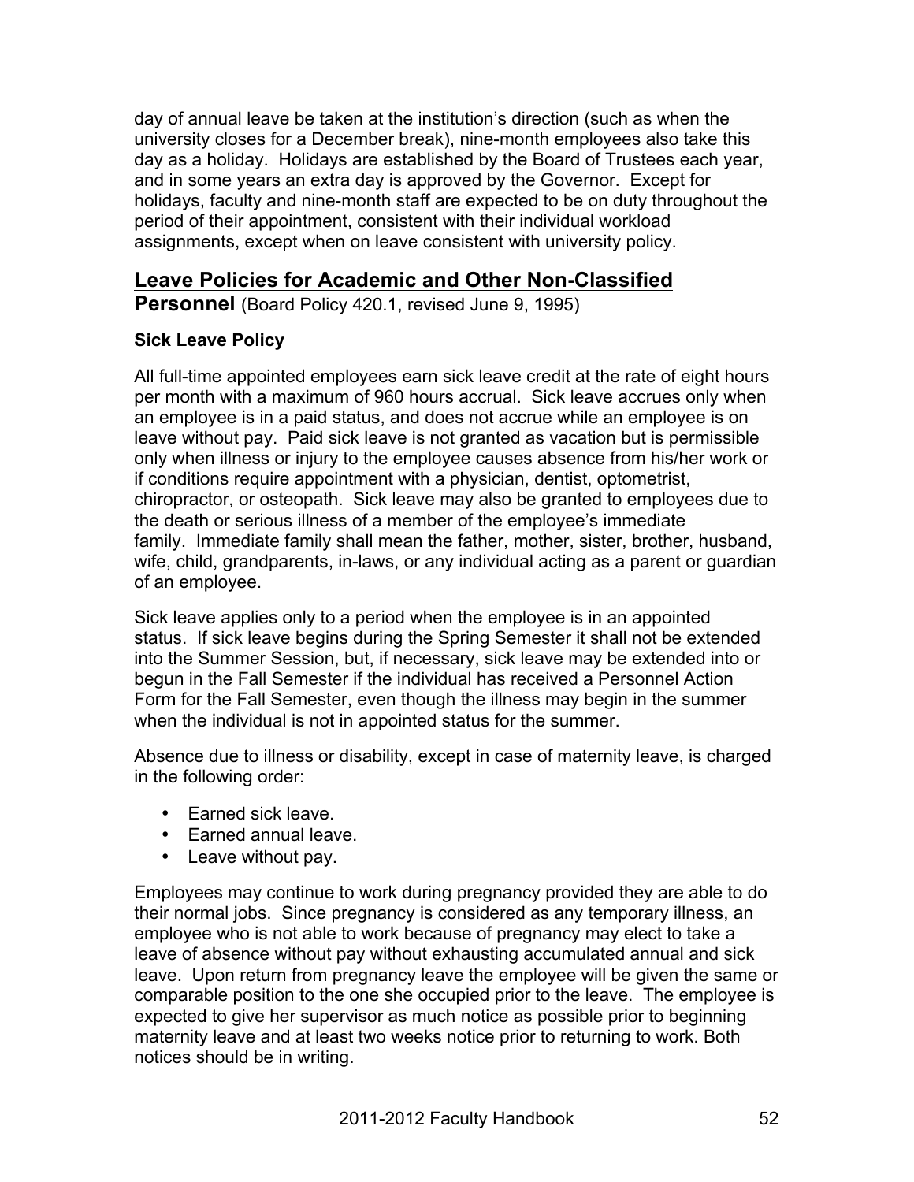day of annual leave be taken at the institution's direction (such as when the university closes for a December break), nine-month employees also take this day as a holiday. Holidays are established by the Board of Trustees each year, and in some years an extra day is approved by the Governor. Except for holidays, faculty and nine-month staff are expected to be on duty throughout the period of their appointment, consistent with their individual workload assignments, except when on leave consistent with university policy.

## Leave Policies for Academic and Other Non-Classified Personnel (Board Policy 420.1, revised June 9, 1995)

### Sick Leave Policy

All full-time appointed employees earn sick leave credit at the rate of eight hours per month with a maximum of 960 hours accrual. Sick leave accrues only when an employee is in a paid status, and does not accrue while an employee is on leave without pay. Paid sick leave is not granted as vacation but is permissible only when illness or injury to the employee causes absence from his/her work or if conditions require appointment with a physician, dentist, optometrist, chiropractor, or osteopath. Sick leave may also be granted to employees due to the death or serious illness of a member of the employee's immediate family. Immediate family shall mean the father, mother, sister, brother, husband, wife, child, grandparents, in-laws, or any individual acting as a parent or guardian of an employee.

Sick leave applies only to a period when the employee is in an appointed status. If sick leave begins during the Spring Semester it shall not be extended into the Summer Session, but, if necessary, sick leave may be extended into or begun in the Fall Semester if the individual has received a Personnel Action Form for the Fall Semester, even though the illness may begin in the summer when the individual is not in appointed status for the summer.

Absence due to illness or disability, except in case of maternity leave, is charged in the following order:

- Earned sick leave.
- Earned annual leave.
- Leave without pay.

Employees may continue to work during pregnancy provided they are able to do their normal jobs. Since pregnancy is considered as any temporary illness, an employee who is not able to work because of pregnancy may elect to take a leave of absence without pay without exhausting accumulated annual and sick leave. Upon return from pregnancy leave the employee will be given the same or comparable position to the one she occupied prior to the leave. The employee is expected to give her supervisor as much notice as possible prior to beginning maternity leave and at least two weeks notice prior to returning to work. Both notices should be in writing.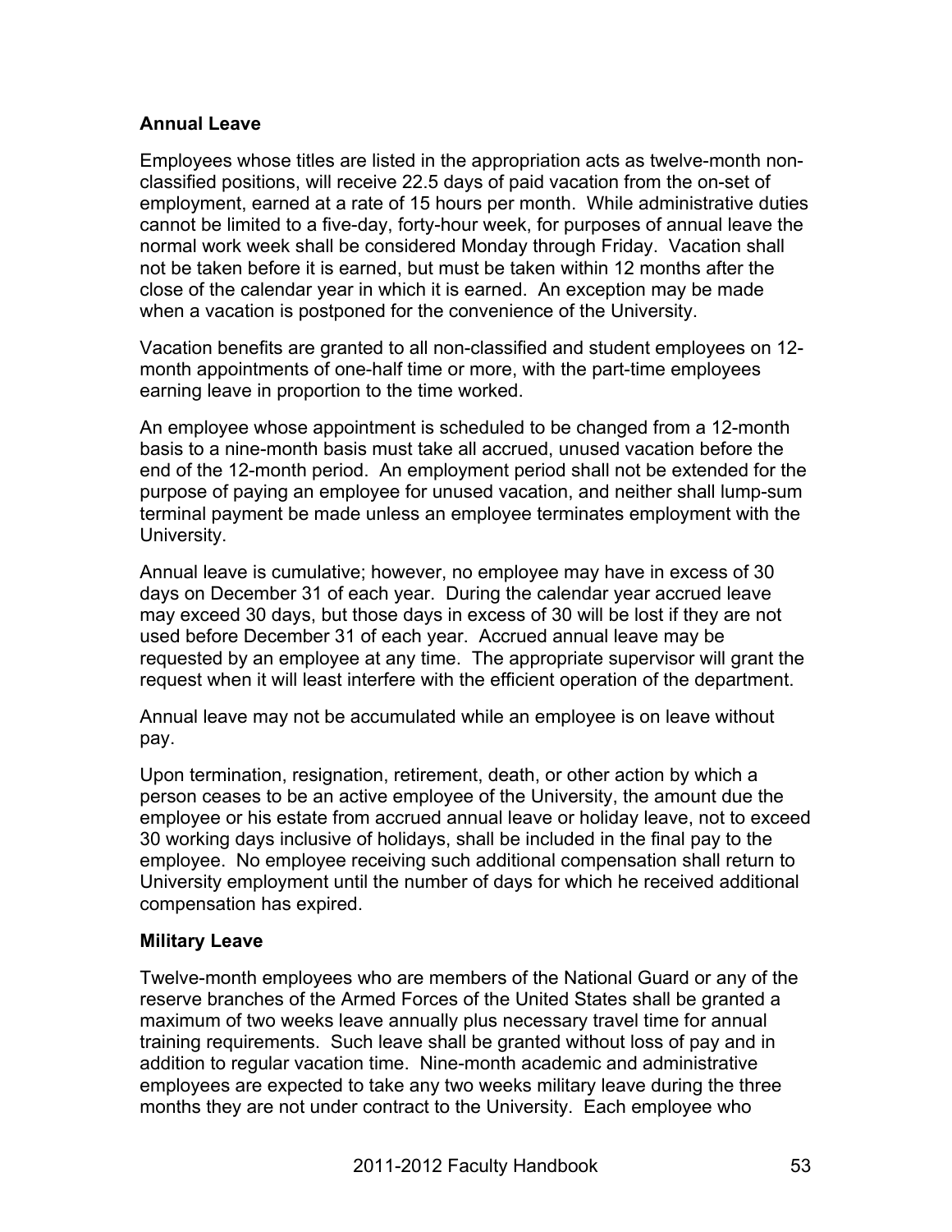**Annual Leave**

Employees whose titles are listed in the appropriation acts as twelve-month non-classified positions, will receive 22.5 days of paid vacation from the on-set of employment, earned at a rate of 15 hours per month. While administrative duties cannot be limited to a five-day, forty-hour week, for purposes of annual leave the normal work week shall be considered Monday through Friday. Vacation shall not be taken before it is earned, but must be taken within 12 months after the close of the calendar year in which it is earned. An exception may be made when a vacation is postponed for the convenience of the University.

Vacation benefits are granted to all non-classified and student employees on 12-month appointments of one-half time or more, with the part-time employees earning leave in proportion to the time worked.

An employee whose appointment is scheduled to be changed from a 12-month basis to a nine-month basis must take all accrued, unused vacation before the end of the 12-month period. An employment period shall not be extended for the purpose of paying an employee for unused vacation, and neither shall lump-sum terminal payment be made unless an employee terminates employment with the University.

Annual leave is cumulative; however, no employee may have in excess of 30 days on December 31 of each year. During the calendar year accrued leave may exceed 30 days, but those days in excess of 30 will be lost if they are not used before December 31 of each year. Accrued annual leave may be requested by an employee at any time. The appropriate supervisor will grant the request when it will least interfere with the efficient operation of the department.

Annual leave may not be accumulated while an employee is on leave without pay.

Upon termination, resignation, retirement, death, or other action by which a person ceases to be an active employee of the University, the amount due the employee or his estate from accrued annual leave or holiday leave, not to exceed 30 working days inclusive of holidays, shall be included in the final pay to the employee. No employee receiving such additional compensation shall return to University employment until the number of days for which he received additional compensation has expired.

**Military Leave**

Twelve-month employees who are members of the National Guard or any of the reserve branches of the Armed Forces of the United States shall be granted a maximum of two weeks leave annually plus necessary travel time for annual training requirements. Such leave shall be granted without loss of pay and in addition to regular vacation time. Nine-month academic and administrative employees are expected to take any two weeks military leave during the three months they are not under contract to the University. Each employee who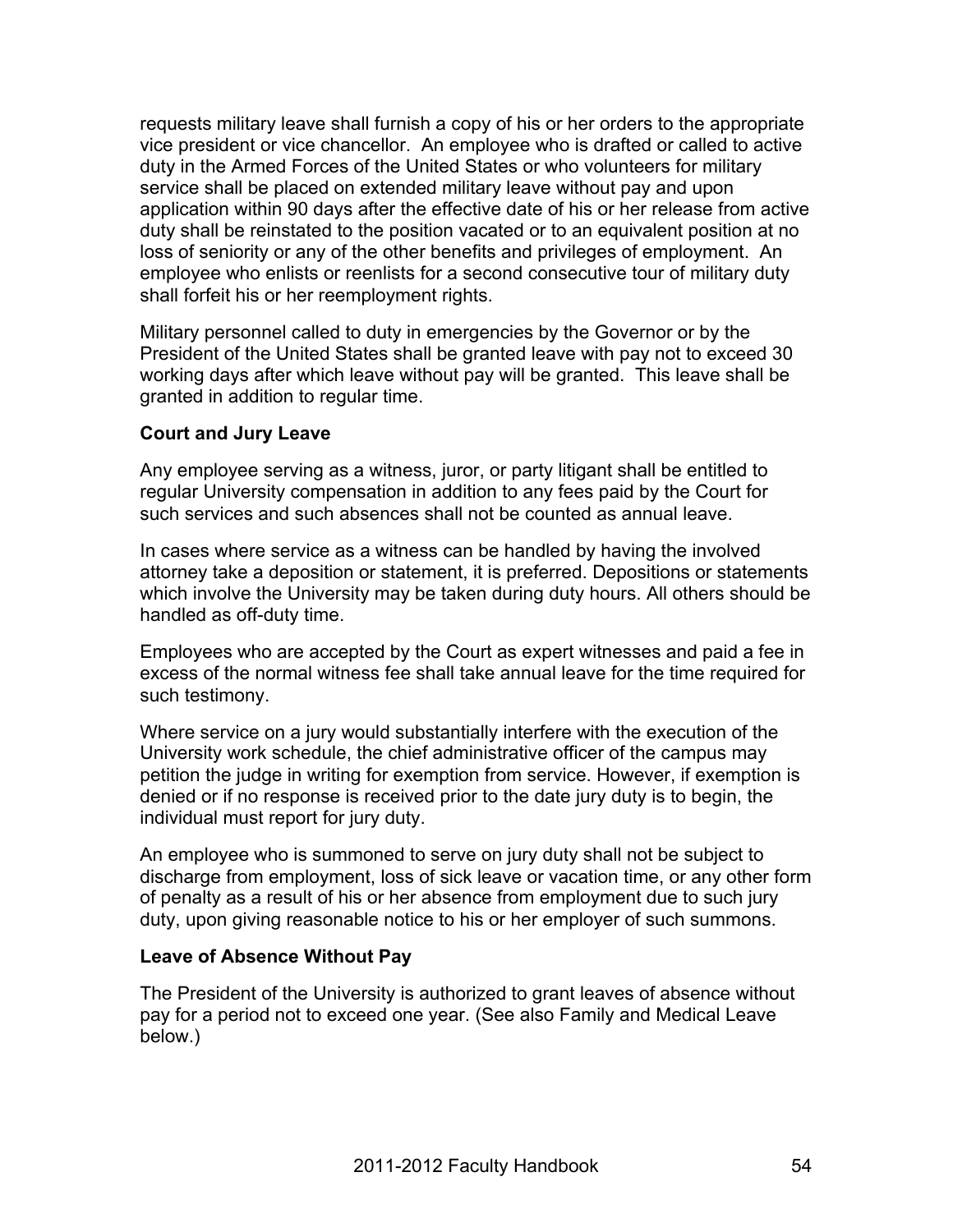requests military leave shall furnish a copy of his or her orders to the appropriate vice president or vice chancellor. An employee who is drafted or called to active duty in the Armed Forces of the United States or who volunteers for military service shall be placed on extended military leave without pay and upon application within 90 days after the effective date of his or her release from active duty shall be reinstated to the position vacated or to an equivalent position at no loss of seniority or any of the other benefits and privileges of employment. An employee who enlists or reenlists for a second consecutive tour of military duty shall forfeit his or her reemployment rights.

Military personnel called to duty in emergencies by the Governor or by the President of the United States shall be granted leave with pay not to exceed 30 working days after which leave without pay will be granted. This leave shall be granted in addition to regular time.

**Court and Jury Leave**

Any employee serving as a witness, juror, or party litigant shall be entitled to regular University compensation in addition to any fees paid by the Court for such services and such absences shall not be counted as annual leave.

In cases where service as a witness can be handled by having the involved attorney take a deposition or statement, it is preferred. Depositions or statements which involve the University may be taken during duty hours. All others should be handled as off-duty time.

Employees who are accepted by the Court as expert witnesses and paid a fee in excess of the normal witness fee shall take annual leave for the time required for such testimony.

Where service on a jury would substantially interfere with the execution of the University work schedule, the chief administrative officer of the campus may petition the judge in writing for exemption from service. However, if exemption is denied or if no response is received prior to the date jury duty is to begin, the individual must report for jury duty.

An employee who is summoned to serve on jury duty shall not be subject to discharge from employment, loss of sick leave or vacation time, or any other form of penalty as a result of his or her absence from employment due to such jury duty, upon giving reasonable notice to his or her employer of such summons.

**Leave of Absence Without Pay**

The President of the University is authorized to grant leaves of absence without pay for a period not to exceed one year. (See also Family and Medical Leave below.)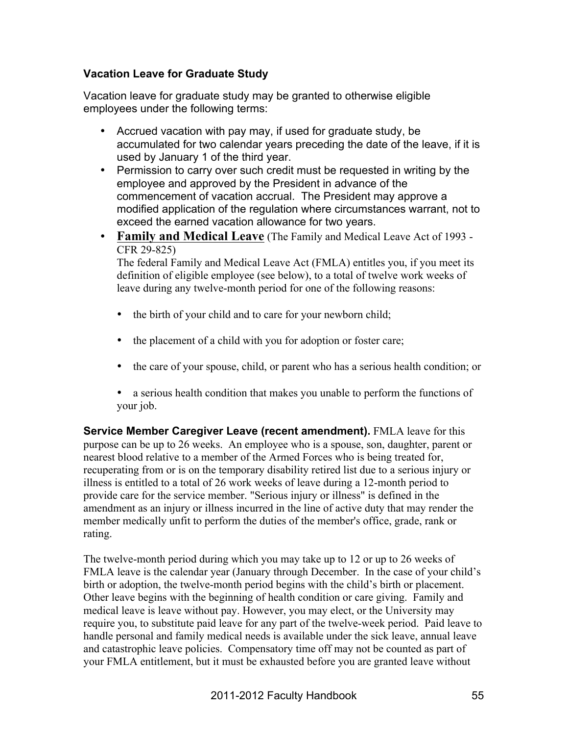### Vacation Leave for Graduate Study

Vacation leave for graduate study may be granted to otherwise eligible employees under the following terms:

- Accrued vacation with pay may, if used for graduate study, be accumulated for two calendar years preceding the date of the leave, if it is used by January 1 of the third year.
- Permission to carry over such credit must be requested in writing by the employee and approved by the President in advance of the commencement of vacation accrual. The President may approve a modified application of the regulation where circumstances warrant, not to exceed the earned vacation allowance for two years.
- **Family and Medical Leave** (The Family and Medical Leave Act of 1993 - CFR 29-825)
  The federal Family and Medical Leave Act (FMLA) entitles you, if you meet its definition of eligible employee (see below), to a total of twelve work weeks of leave during any twelve-month period for one of the following reasons:

  - the birth of your child and to care for your newborn child;
  - the placement of a child with you for adoption or foster care;
  - the care of your spouse, child, or parent who has a serious health condition; or
  - a serious health condition that makes you unable to perform the functions of your job.

**Service Member Caregiver Leave (recent amendment).** FMLA leave for this purpose can be up to 26 weeks. An employee who is a spouse, son, daughter, parent or nearest blood relative to a member of the Armed Forces who is being treated for, recuperating from or is on the temporary disability retired list due to a serious injury or illness is entitled to a total of 26 work weeks of leave during a 12-month period to provide care for the service member. "Serious injury or illness" is defined in the amendment as an injury or illness incurred in the line of active duty that may render the member medically unfit to perform the duties of the member's office, grade, rank or rating.

The twelve-month period during which you may take up to 12 or up to 26 weeks of FMLA leave is the calendar year (January through December. In the case of your child's birth or adoption, the twelve-month period begins with the child's birth or placement. Other leave begins with the beginning of health condition or care giving. Family and medical leave is leave without pay. However, you may elect, or the University may require you, to substitute paid leave for any part of the twelve-week period. Paid leave to handle personal and family medical needs is available under the sick leave, annual leave and catastrophic leave policies. Compensatory time off may not be counted as part of your FMLA entitlement, but it must be exhausted before you are granted leave without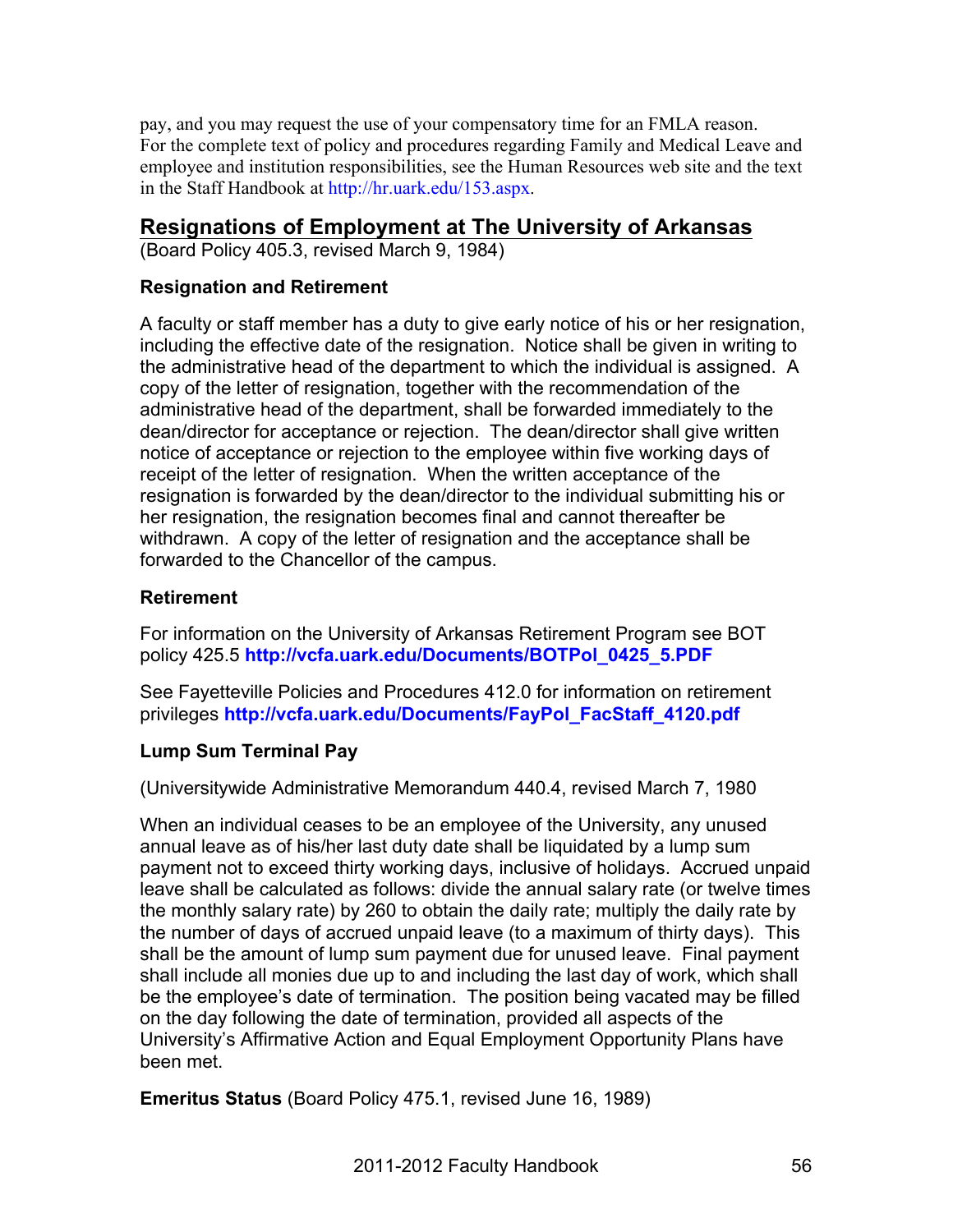pay, and you may request the use of your compensatory time for an FMLA reason. For the complete text of policy and procedures regarding Family and Medical Leave and employee and institution responsibilities, see the Human Resources web site and the text in the Staff Handbook at http://hr.uark.edu/153.aspx.

## Resignations of Employment at The University of Arkansas

(Board Policy 405.3, revised March 9, 1984)

### Resignation and Retirement

A faculty or staff member has a duty to give early notice of his or her resignation, including the effective date of the resignation. Notice shall be given in writing to the administrative head of the department to which the individual is assigned. A copy of the letter of resignation, together with the recommendation of the administrative head of the department, shall be forwarded immediately to the dean/director for acceptance or rejection. The dean/director shall give written notice of acceptance or rejection to the employee within five working days of receipt of the letter of resignation. When the written acceptance of the resignation is forwarded by the dean/director to the individual submitting his or her resignation, the resignation becomes final and cannot thereafter be withdrawn. A copy of the letter of resignation and the acceptance shall be forwarded to the Chancellor of the campus.

### Retirement

For information on the University of Arkansas Retirement Program see BOT policy 425.5 **http://vcfa.uark.edu/Documents/BOTPol_0425_5.PDF**

See Fayetteville Policies and Procedures 412.0 for information on retirement privileges **http://vcfa.uark.edu/Documents/FayPol_FacStaff_4120.pdf**

### Lump Sum Terminal Pay

(Universitywide Administrative Memorandum 440.4, revised March 7, 1980

When an individual ceases to be an employee of the University, any unused annual leave as of his/her last duty date shall be liquidated by a lump sum payment not to exceed thirty working days, inclusive of holidays. Accrued unpaid leave shall be calculated as follows: divide the annual salary rate (or twelve times the monthly salary rate) by 260 to obtain the daily rate; multiply the daily rate by the number of days of accrued unpaid leave (to a maximum of thirty days). This shall be the amount of lump sum payment due for unused leave. Final payment shall include all monies due up to and including the last day of work, which shall be the employee's date of termination. The position being vacated may be filled on the day following the date of termination, provided all aspects of the University's Affirmative Action and Equal Employment Opportunity Plans have been met.

**Emeritus Status** (Board Policy 475.1, revised June 16, 1989)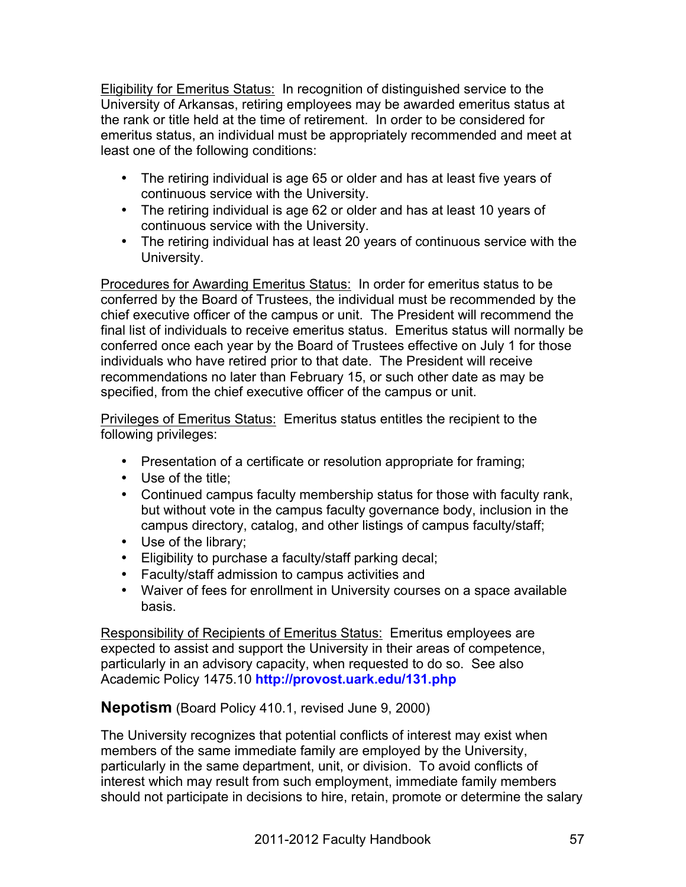Eligibility for Emeritus Status: In recognition of distinguished service to the University of Arkansas, retiring employees may be awarded emeritus status at the rank or title held at the time of retirement. In order to be considered for emeritus status, an individual must be appropriately recommended and meet at least one of the following conditions:

- The retiring individual is age 65 or older and has at least five years of continuous service with the University.
- The retiring individual is age 62 or older and has at least 10 years of continuous service with the University.
- The retiring individual has at least 20 years of continuous service with the University.

Procedures for Awarding Emeritus Status: In order for emeritus status to be conferred by the Board of Trustees, the individual must be recommended by the chief executive officer of the campus or unit. The President will recommend the final list of individuals to receive emeritus status. Emeritus status will normally be conferred once each year by the Board of Trustees effective on July 1 for those individuals who have retired prior to that date. The President will receive recommendations no later than February 15, or such other date as may be specified, from the chief executive officer of the campus or unit.

Privileges of Emeritus Status: Emeritus status entitles the recipient to the following privileges:

- Presentation of a certificate or resolution appropriate for framing;
- Use of the title;
- Continued campus faculty membership status for those with faculty rank, but without vote in the campus faculty governance body, inclusion in the campus directory, catalog, and other listings of campus faculty/staff;
- Use of the library;
- Eligibility to purchase a faculty/staff parking decal;
- Faculty/staff admission to campus activities and
- Waiver of fees for enrollment in University courses on a space available basis.

Responsibility of Recipients of Emeritus Status: Emeritus employees are expected to assist and support the University in their areas of competence, particularly in an advisory capacity, when requested to do so. See also Academic Policy 1475.10 **http://provost.uark.edu/131.php**

## Nepotism (Board Policy 410.1, revised June 9, 2000)

The University recognizes that potential conflicts of interest may exist when members of the same immediate family are employed by the University, particularly in the same department, unit, or division. To avoid conflicts of interest which may result from such employment, immediate family members should not participate in decisions to hire, retain, promote or determine the salary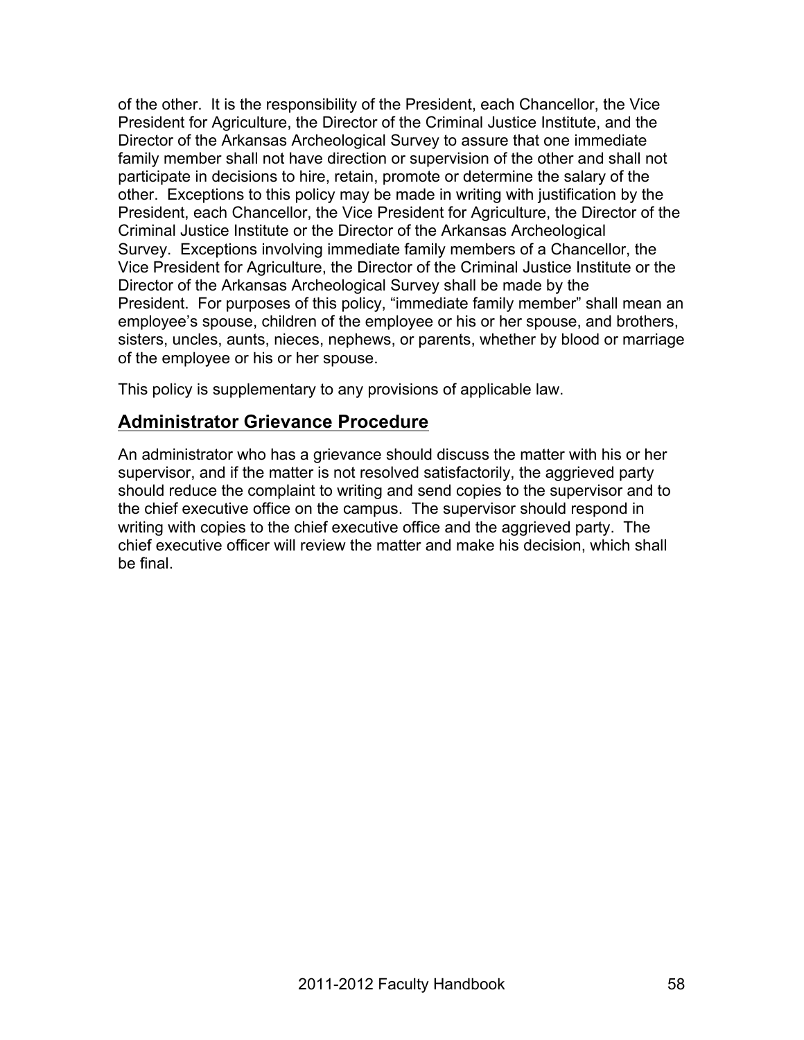of the other. It is the responsibility of the President, each Chancellor, the Vice President for Agriculture, the Director of the Criminal Justice Institute, and the Director of the Arkansas Archeological Survey to assure that one immediate family member shall not have direction or supervision of the other and shall not participate in decisions to hire, retain, promote or determine the salary of the other. Exceptions to this policy may be made in writing with justification by the President, each Chancellor, the Vice President for Agriculture, the Director of the Criminal Justice Institute or the Director of the Arkansas Archeological Survey. Exceptions involving immediate family members of a Chancellor, the Vice President for Agriculture, the Director of the Criminal Justice Institute or the Director of the Arkansas Archeological Survey shall be made by the President. For purposes of this policy, "immediate family member" shall mean an employee's spouse, children of the employee or his or her spouse, and brothers, sisters, uncles, aunts, nieces, nephews, or parents, whether by blood or marriage of the employee or his or her spouse.

This policy is supplementary to any provisions of applicable law.

## Administrator Grievance Procedure

An administrator who has a grievance should discuss the matter with his or her supervisor, and if the matter is not resolved satisfactorily, the aggrieved party should reduce the complaint to writing and send copies to the supervisor and to the chief executive office on the campus. The supervisor should respond in writing with copies to the chief executive office and the aggrieved party. The chief executive officer will review the matter and make his decision, which shall be final.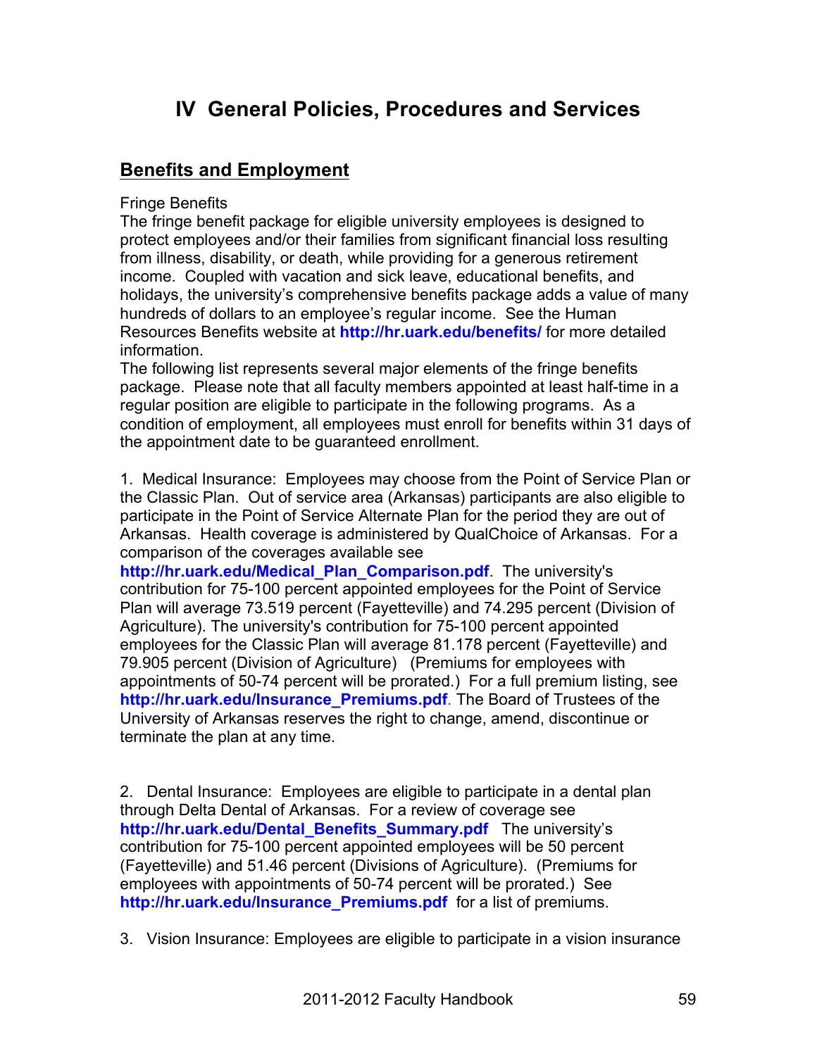# IV General Policies, Procedures and Services

## Benefits and Employment

Fringe Benefits

The fringe benefit package for eligible university employees is designed to protect employees and/or their families from significant financial loss resulting from illness, disability, or death, while providing for a generous retirement income. Coupled with vacation and sick leave, educational benefits, and holidays, the university's comprehensive benefits package adds a value of many hundreds of dollars to an employee's regular income. See the Human Resources Benefits website at **http://hr.uark.edu/benefits/** for more detailed information.

The following list represents several major elements of the fringe benefits package. Please note that all faculty members appointed at least half-time in a regular position are eligible to participate in the following programs. As a condition of employment, all employees must enroll for benefits within 31 days of the appointment date to be guaranteed enrollment.

1. Medical Insurance: Employees may choose from the Point of Service Plan or the Classic Plan. Out of service area (Arkansas) participants are also eligible to participate in the Point of Service Alternate Plan for the period they are out of Arkansas. Health coverage is administered by QualChoice of Arkansas. For a comparison of the coverages available see **http://hr.uark.edu/Medical_Plan_Comparison.pdf**. The university's contribution for 75-100 percent appointed employees for the Point of Service Plan will average 73.519 percent (Fayetteville) and 74.295 percent (Division of Agriculture). The university's contribution for 75-100 percent appointed employees for the Classic Plan will average 81.178 percent (Fayetteville) and 79.905 percent (Division of Agriculture) (Premiums for employees with appointments of 50-74 percent will be prorated.) For a full premium listing, see **http://hr.uark.edu/Insurance_Premiums.pdf**. The Board of Trustees of the University of Arkansas reserves the right to change, amend, discontinue or terminate the plan at any time.

2. Dental Insurance: Employees are eligible to participate in a dental plan through Delta Dental of Arkansas. For a review of coverage see **http://hr.uark.edu/Dental_Benefits_Summary.pdf** The university's contribution for 75-100 percent appointed employees will be 50 percent (Fayetteville) and 51.46 percent (Divisions of Agriculture). (Premiums for employees with appointments of 50-74 percent will be prorated.) See **http://hr.uark.edu/Insurance_Premiums.pdf** for a list of premiums.

3. Vision Insurance: Employees are eligible to participate in a vision insurance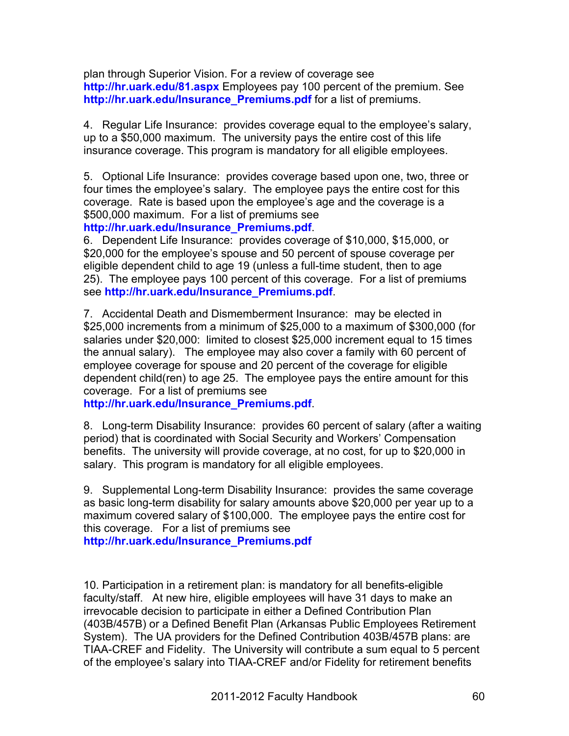plan through Superior Vision. For a review of coverage see **http://hr.uark.edu/81.aspx** Employees pay 100 percent of the premium. See **http://hr.uark.edu/Insurance_Premiums.pdf** for a list of premiums.

4. Regular Life Insurance: provides coverage equal to the employee's salary, up to a $50,000 maximum. The university pays the entire cost of this life insurance coverage. This program is mandatory for all eligible employees.

5. Optional Life Insurance: provides coverage based upon one, two, three or four times the employee's salary. The employee pays the entire cost for this coverage. Rate is based upon the employee's age and the coverage is a $500,000 maximum. For a list of premiums see **http://hr.uark.edu/Insurance_Premiums.pdf**.

6. Dependent Life Insurance: provides coverage of $10,000, $15,000, or $20,000 for the employee's spouse and 50 percent of spouse coverage per eligible dependent child to age 19 (unless a full-time student, then to age 25). The employee pays 100 percent of this coverage. For a list of premiums see **http://hr.uark.edu/Insurance_Premiums.pdf**.

7. Accidental Death and Dismemberment Insurance: may be elected in $25,000 increments from a minimum of $25,000 to a maximum of $300,000 (for salaries under $20,000: limited to closest $25,000 increment equal to 15 times the annual salary). The employee may also cover a family with 60 percent of employee coverage for spouse and 20 percent of the coverage for eligible dependent child(ren) to age 25. The employee pays the entire amount for this coverage. For a list of premiums see **http://hr.uark.edu/Insurance_Premiums.pdf**.

8. Long-term Disability Insurance: provides 60 percent of salary (after a waiting period) that is coordinated with Social Security and Workers' Compensation benefits. The university will provide coverage, at no cost, for up to $20,000 in salary. This program is mandatory for all eligible employees.

9. Supplemental Long-term Disability Insurance: provides the same coverage as basic long-term disability for salary amounts above $20,000 per year up to a maximum covered salary of $100,000. The employee pays the entire cost for this coverage. For a list of premiums see **http://hr.uark.edu/Insurance_Premiums.pdf**

10. Participation in a retirement plan: is mandatory for all benefits-eligible faculty/staff. At new hire, eligible employees will have 31 days to make an irrevocable decision to participate in either a Defined Contribution Plan (403B/457B) or a Defined Benefit Plan (Arkansas Public Employees Retirement System). The UA providers for the Defined Contribution 403B/457B plans: are TIAA-CREF and Fidelity. The University will contribute a sum equal to 5 percent of the employee's salary into TIAA-CREF and/or Fidelity for retirement benefits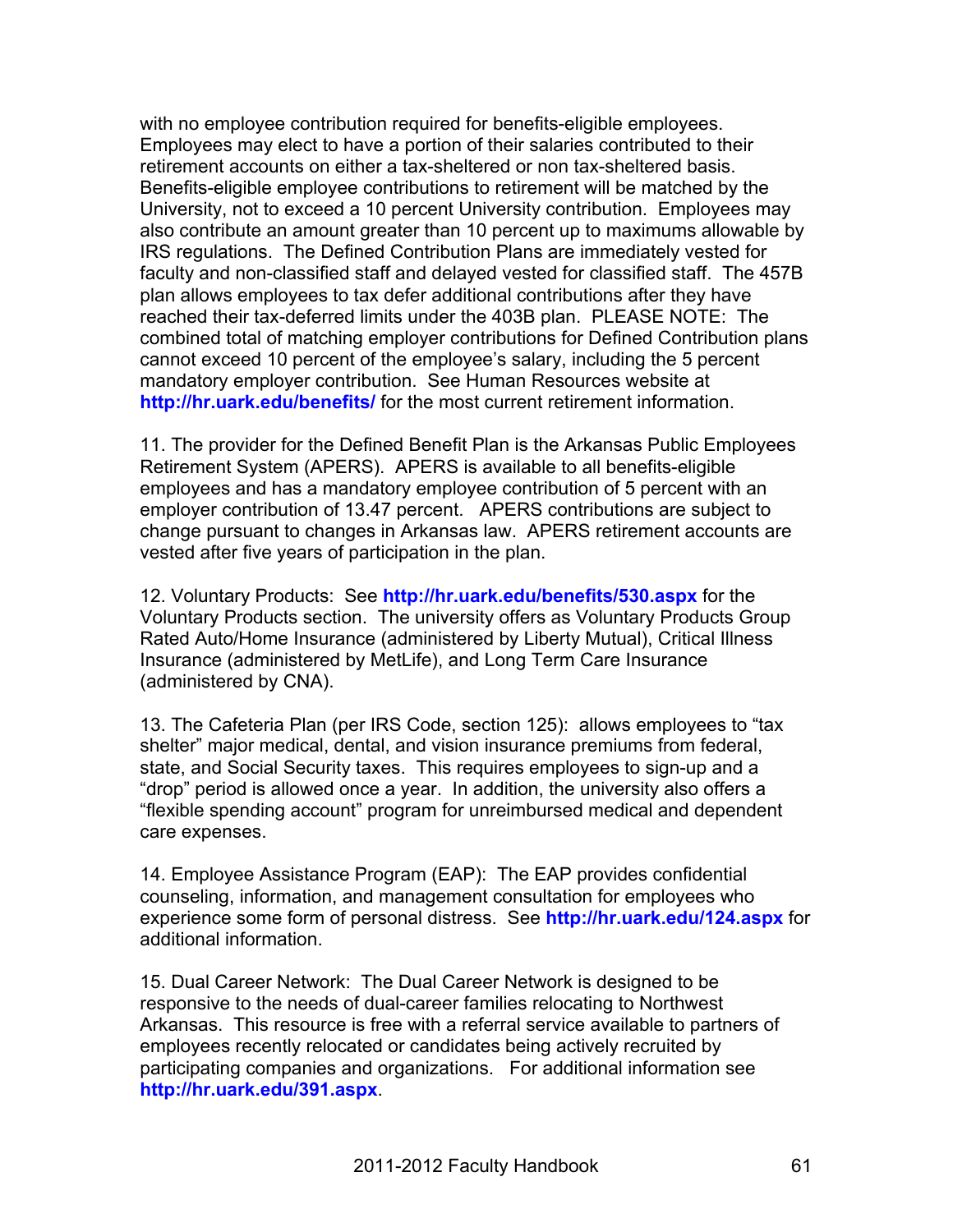with no employee contribution required for benefits-eligible employees. Employees may elect to have a portion of their salaries contributed to their retirement accounts on either a tax-sheltered or non tax-sheltered basis. Benefits-eligible employee contributions to retirement will be matched by the University, not to exceed a 10 percent University contribution. Employees may also contribute an amount greater than 10 percent up to maximums allowable by IRS regulations. The Defined Contribution Plans are immediately vested for faculty and non-classified staff and delayed vested for classified staff. The 457B plan allows employees to tax defer additional contributions after they have reached their tax-deferred limits under the 403B plan. PLEASE NOTE: The combined total of matching employer contributions for Defined Contribution plans cannot exceed 10 percent of the employee's salary, including the 5 percent mandatory employer contribution. See Human Resources website at **http://hr.uark.edu/benefits/** for the most current retirement information.

11. The provider for the Defined Benefit Plan is the Arkansas Public Employees Retirement System (APERS). APERS is available to all benefits-eligible employees and has a mandatory employee contribution of 5 percent with an employer contribution of 13.47 percent. APERS contributions are subject to change pursuant to changes in Arkansas law. APERS retirement accounts are vested after five years of participation in the plan.

12. Voluntary Products: See **http://hr.uark.edu/benefits/530.aspx** for the Voluntary Products section. The university offers as Voluntary Products Group Rated Auto/Home Insurance (administered by Liberty Mutual), Critical Illness Insurance (administered by MetLife), and Long Term Care Insurance (administered by CNA).

13. The Cafeteria Plan (per IRS Code, section 125): allows employees to "tax shelter" major medical, dental, and vision insurance premiums from federal, state, and Social Security taxes. This requires employees to sign-up and a "drop" period is allowed once a year. In addition, the university also offers a "flexible spending account" program for unreimbursed medical and dependent care expenses.

14. Employee Assistance Program (EAP): The EAP provides confidential counseling, information, and management consultation for employees who experience some form of personal distress. See **http://hr.uark.edu/124.aspx** for additional information.

15. Dual Career Network: The Dual Career Network is designed to be responsive to the needs of dual-career families relocating to Northwest Arkansas. This resource is free with a referral service available to partners of employees recently relocated or candidates being actively recruited by participating companies and organizations. For additional information see **http://hr.uark.edu/391.aspx**.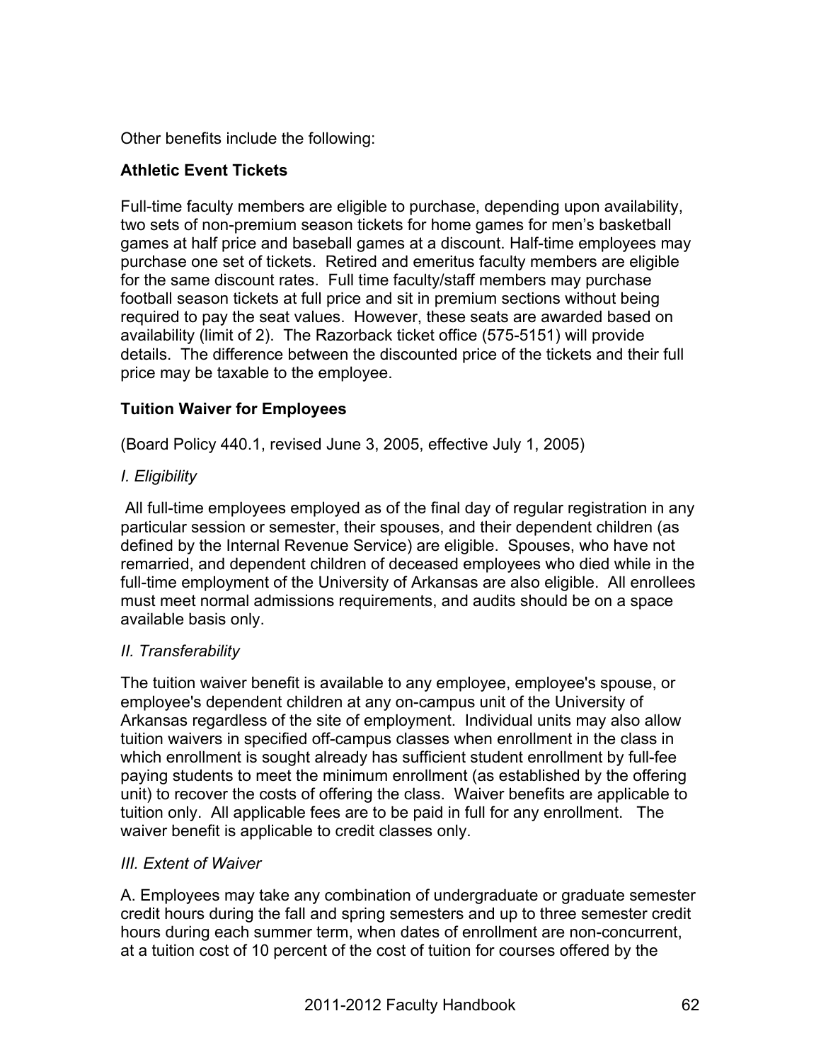Other benefits include the following:

**Athletic Event Tickets**

Full-time faculty members are eligible to purchase, depending upon availability, two sets of non-premium season tickets for home games for men's basketball games at half price and baseball games at a discount. Half-time employees may purchase one set of tickets. Retired and emeritus faculty members are eligible for the same discount rates. Full time faculty/staff members may purchase football season tickets at full price and sit in premium sections without being required to pay the seat values. However, these seats are awarded based on availability (limit of 2). The Razorback ticket office (575-5151) will provide details. The difference between the discounted price of the tickets and their full price may be taxable to the employee.

**Tuition Waiver for Employees**

(Board Policy 440.1, revised June 3, 2005, effective July 1, 2005)

*I. Eligibility*

All full-time employees employed as of the final day of regular registration in any particular session or semester, their spouses, and their dependent children (as defined by the Internal Revenue Service) are eligible. Spouses, who have not remarried, and dependent children of deceased employees who died while in the full-time employment of the University of Arkansas are also eligible. All enrollees must meet normal admissions requirements, and audits should be on a space available basis only.

*II. Transferability*

The tuition waiver benefit is available to any employee, employee's spouse, or employee's dependent children at any on-campus unit of the University of Arkansas regardless of the site of employment. Individual units may also allow tuition waivers in specified off-campus classes when enrollment in the class in which enrollment is sought already has sufficient student enrollment by full-fee paying students to meet the minimum enrollment (as established by the offering unit) to recover the costs of offering the class. Waiver benefits are applicable to tuition only. All applicable fees are to be paid in full for any enrollment. The waiver benefit is applicable to credit classes only.

*III. Extent of Waiver*

A. Employees may take any combination of undergraduate or graduate semester credit hours during the fall and spring semesters and up to three semester credit hours during each summer term, when dates of enrollment are non-concurrent, at a tuition cost of 10 percent of the cost of tuition for courses offered by the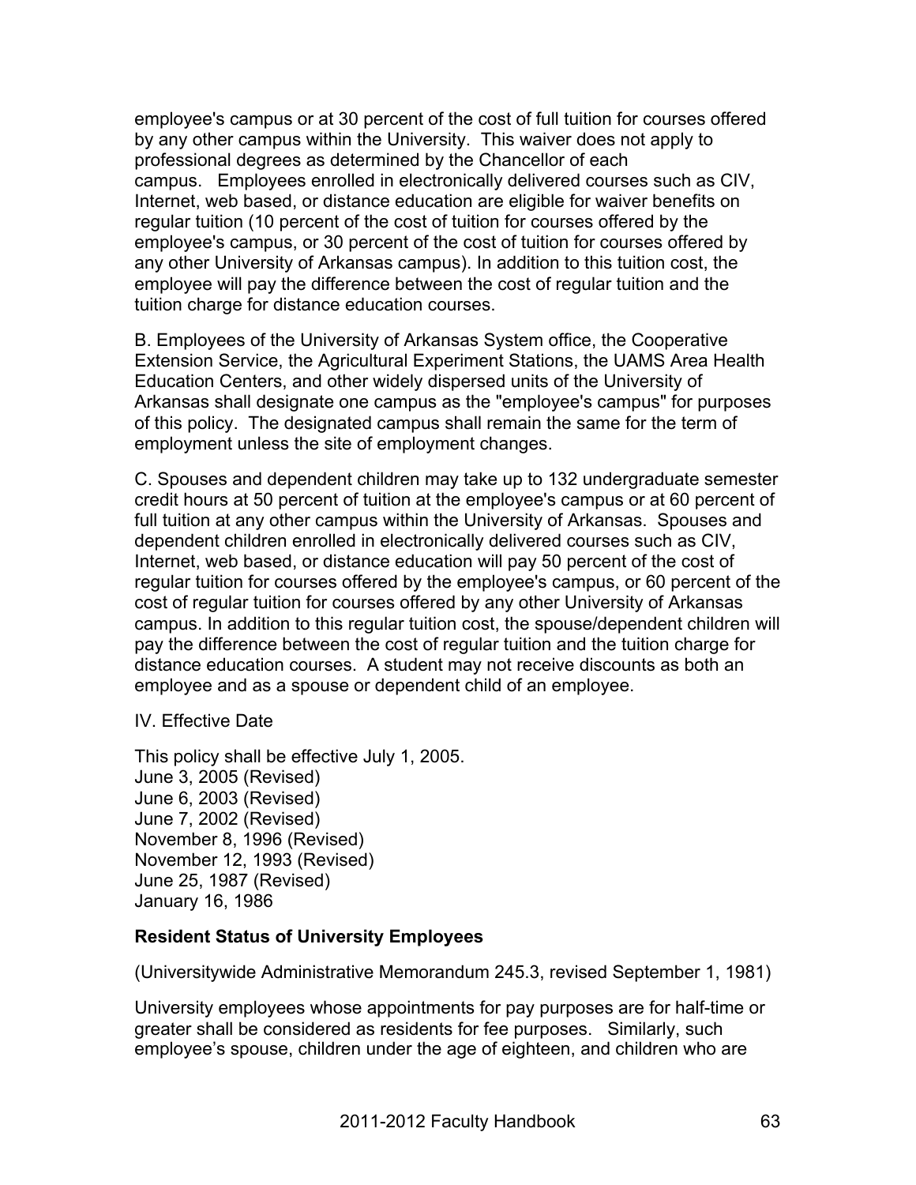employee's campus or at 30 percent of the cost of full tuition for courses offered by any other campus within the University. This waiver does not apply to professional degrees as determined by the Chancellor of each campus. Employees enrolled in electronically delivered courses such as CIV, Internet, web based, or distance education are eligible for waiver benefits on regular tuition (10 percent of the cost of tuition for courses offered by the employee's campus, or 30 percent of the cost of tuition for courses offered by any other University of Arkansas campus). In addition to this tuition cost, the employee will pay the difference between the cost of regular tuition and the tuition charge for distance education courses.

B. Employees of the University of Arkansas System office, the Cooperative Extension Service, the Agricultural Experiment Stations, the UAMS Area Health Education Centers, and other widely dispersed units of the University of Arkansas shall designate one campus as the "employee's campus" for purposes of this policy. The designated campus shall remain the same for the term of employment unless the site of employment changes.

C. Spouses and dependent children may take up to 132 undergraduate semester credit hours at 50 percent of tuition at the employee's campus or at 60 percent of full tuition at any other campus within the University of Arkansas. Spouses and dependent children enrolled in electronically delivered courses such as CIV, Internet, web based, or distance education will pay 50 percent of the cost of regular tuition for courses offered by the employee's campus, or 60 percent of the cost of regular tuition for courses offered by any other University of Arkansas campus. In addition to this regular tuition cost, the spouse/dependent children will pay the difference between the cost of regular tuition and the tuition charge for distance education courses. A student may not receive discounts as both an employee and as a spouse or dependent child of an employee.

IV. Effective Date

This policy shall be effective July 1, 2005.
June 3, 2005 (Revised)
June 6, 2003 (Revised)
June 7, 2002 (Revised)
November 8, 1996 (Revised)
November 12, 1993 (Revised)
June 25, 1987 (Revised)
January 16, 1986

**Resident Status of University Employees**

(Universitywide Administrative Memorandum 245.3, revised September 1, 1981)

University employees whose appointments for pay purposes are for half-time or greater shall be considered as residents for fee purposes. Similarly, such employee’s spouse, children under the age of eighteen, and children who are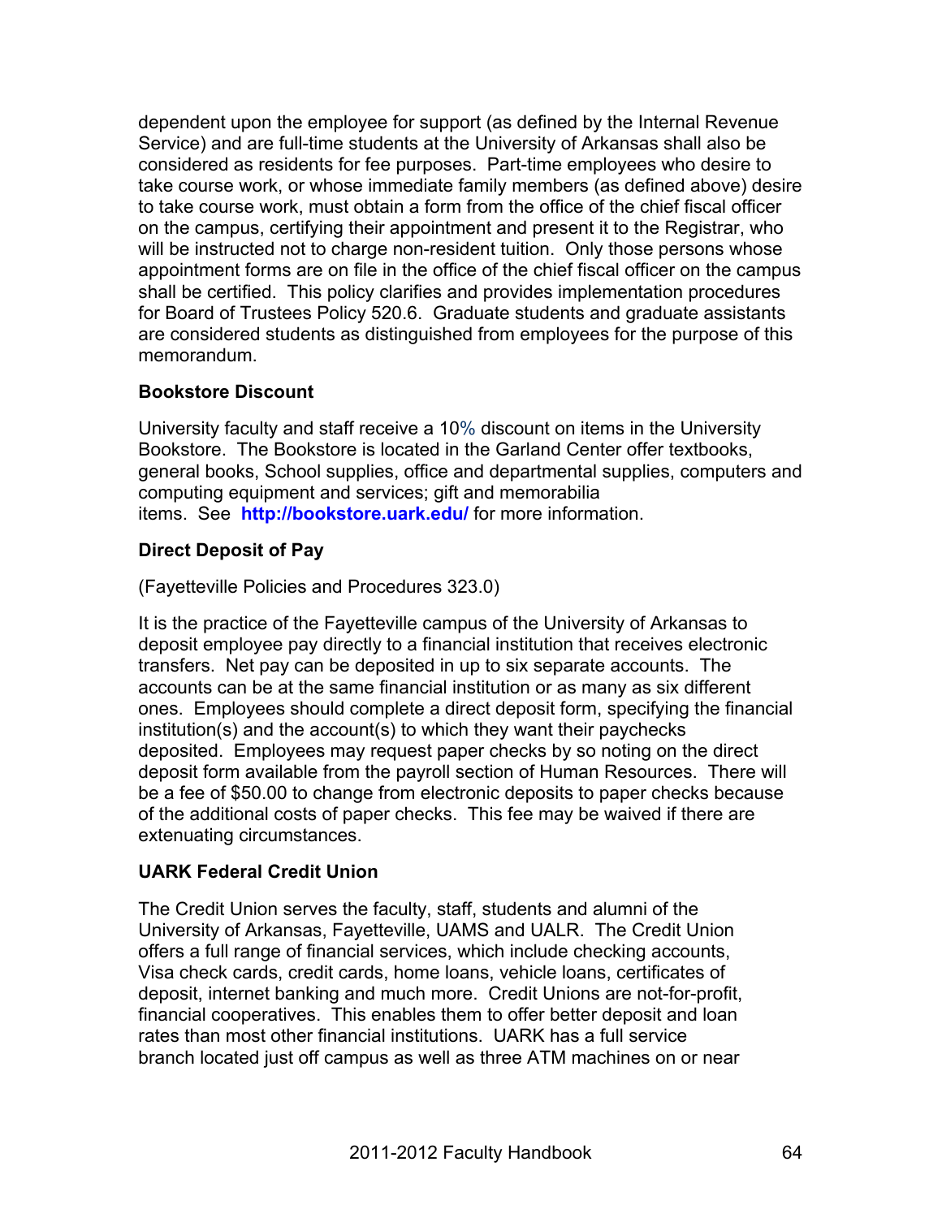dependent upon the employee for support (as defined by the Internal Revenue Service) and are full-time students at the University of Arkansas shall also be considered as residents for fee purposes. Part-time employees who desire to take course work, or whose immediate family members (as defined above) desire to take course work, must obtain a form from the office of the chief fiscal officer on the campus, certifying their appointment and present it to the Registrar, who will be instructed not to charge non-resident tuition. Only those persons whose appointment forms are on file in the office of the chief fiscal officer on the campus shall be certified. This policy clarifies and provides implementation procedures for Board of Trustees Policy 520.6. Graduate students and graduate assistants are considered students as distinguished from employees for the purpose of this memorandum.

**Bookstore Discount**

University faculty and staff receive a 10% discount on items in the University Bookstore. The Bookstore is located in the Garland Center offer textbooks, general books, School supplies, office and departmental supplies, computers and computing equipment and services; gift and memorabilia items. See **http://bookstore.uark.edu/** for more information.

**Direct Deposit of Pay**

(Fayetteville Policies and Procedures 323.0)

It is the practice of the Fayetteville campus of the University of Arkansas to deposit employee pay directly to a financial institution that receives electronic transfers. Net pay can be deposited in up to six separate accounts. The accounts can be at the same financial institution or as many as six different ones. Employees should complete a direct deposit form, specifying the financial institution(s) and the account(s) to which they want their paychecks deposited. Employees may request paper checks by so noting on the direct deposit form available from the payroll section of Human Resources. There will be a fee of $50.00 to change from electronic deposits to paper checks because of the additional costs of paper checks. This fee may be waived if there are extenuating circumstances.

**UARK Federal Credit Union**

The Credit Union serves the faculty, staff, students and alumni of the University of Arkansas, Fayetteville, UAMS and UALR. The Credit Union offers a full range of financial services, which include checking accounts, Visa check cards, credit cards, home loans, vehicle loans, certificates of deposit, internet banking and much more. Credit Unions are not-for-profit, financial cooperatives. This enables them to offer better deposit and loan rates than most other financial institutions. UARK has a full service branch located just off campus as well as three ATM machines on or near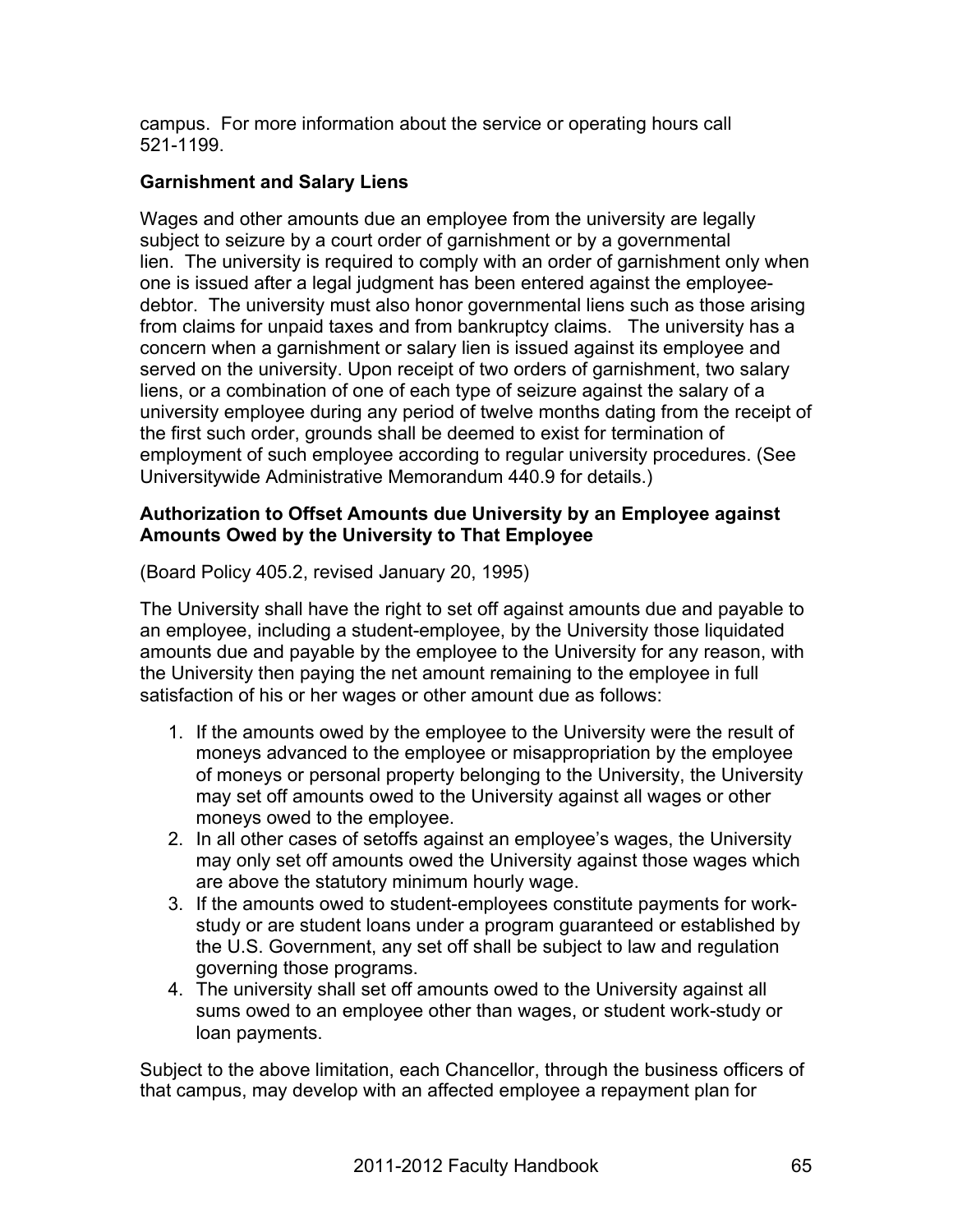campus. For more information about the service or operating hours call 521-1199.

### Garnishment and Salary Liens

Wages and other amounts due an employee from the university are legally subject to seizure by a court order of garnishment or by a governmental lien. The university is required to comply with an order of garnishment only when one is issued after a legal judgment has been entered against the employee-debtor. The university must also honor governmental liens such as those arising from claims for unpaid taxes and from bankruptcy claims. The university has a concern when a garnishment or salary lien is issued against its employee and served on the university. Upon receipt of two orders of garnishment, two salary liens, or a combination of one of each type of seizure against the salary of a university employee during any period of twelve months dating from the receipt of the first such order, grounds shall be deemed to exist for termination of employment of such employee according to regular university procedures. (See Universitywide Administrative Memorandum 440.9 for details.)

### Authorization to Offset Amounts due University by an Employee against Amounts Owed by the University to That Employee

(Board Policy 405.2, revised January 20, 1995)

The University shall have the right to set off against amounts due and payable to an employee, including a student-employee, by the University those liquidated amounts due and payable by the employee to the University for any reason, with the University then paying the net amount remaining to the employee in full satisfaction of his or her wages or other amount due as follows:

1. If the amounts owed by the employee to the University were the result of moneys advanced to the employee or misappropriation by the employee of moneys or personal property belonging to the University, the University may set off amounts owed to the University against all wages or other moneys owed to the employee.
2. In all other cases of setoffs against an employee's wages, the University may only set off amounts owed the University against those wages which are above the statutory minimum hourly wage.
3. If the amounts owed to student-employees constitute payments for work-study or are student loans under a program guaranteed or established by the U.S. Government, any set off shall be subject to law and regulation governing those programs.
4. The university shall set off amounts owed to the University against all sums owed to an employee other than wages, or student work-study or loan payments.

Subject to the above limitation, each Chancellor, through the business officers of that campus, may develop with an affected employee a repayment plan for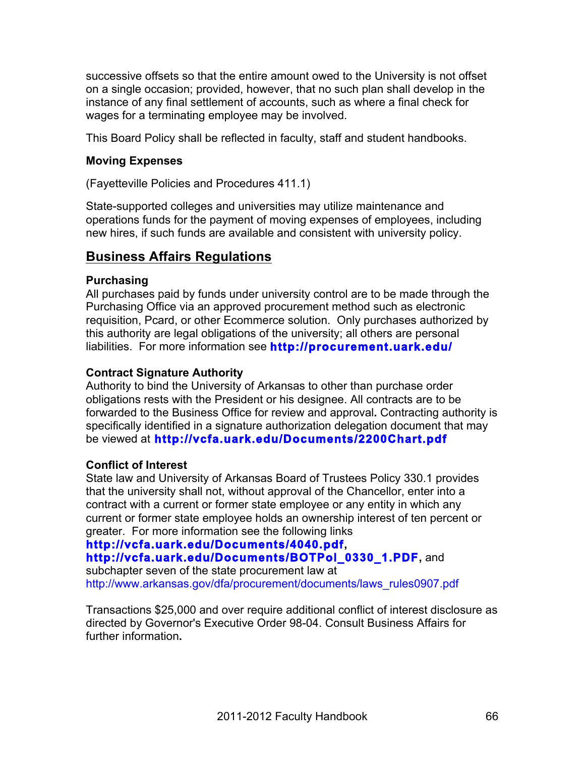successive offsets so that the entire amount owed to the University is not offset on a single occasion; provided, however, that no such plan shall develop in the instance of any final settlement of accounts, such as where a final check for wages for a terminating employee may be involved.

This Board Policy shall be reflected in faculty, staff and student handbooks.

**Moving Expenses**

(Fayetteville Policies and Procedures 411.1)

State-supported colleges and universities may utilize maintenance and operations funds for the payment of moving expenses of employees, including new hires, if such funds are available and consistent with university policy.

## Business Affairs Regulations

**Purchasing**

All purchases paid by funds under university control are to be made through the Purchasing Office via an approved procurement method such as electronic requisition, Pcard, or other Ecommerce solution. Only purchases authorized by this authority are legal obligations of the university; all others are personal liabilities. For more information see **http://procurement.uark.edu/**

**Contract Signature Authority**

Authority to bind the University of Arkansas to other than purchase order obligations rests with the President or his designee. All contracts are to be forwarded to the Business Office for review and approval**.** Contracting authority is specifically identified in a signature authorization delegation document that may be viewed at **http://vcfa.uark.edu/Documents/2200Chart.pdf**

**Conflict of Interest**

State law and University of Arkansas Board of Trustees Policy 330.1 provides that the university shall not, without approval of the Chancellor, enter into a contract with a current or former state employee or any entity in which any current or former state employee holds an ownership interest of ten percent or greater. For more information see the following links **http://vcfa.uark.edu/Documents/4040.pdf**, **http://vcfa.uark.edu/Documents/BOTPol_0330_1.PDF**, and subchapter seven of the state procurement law at http://www.arkansas.gov/dfa/procurement/documents/laws_rules0907.pdf

Transactions $25,000 and over require additional conflict of interest disclosure as directed by Governor's Executive Order 98-04. Consult Business Affairs for further information**.**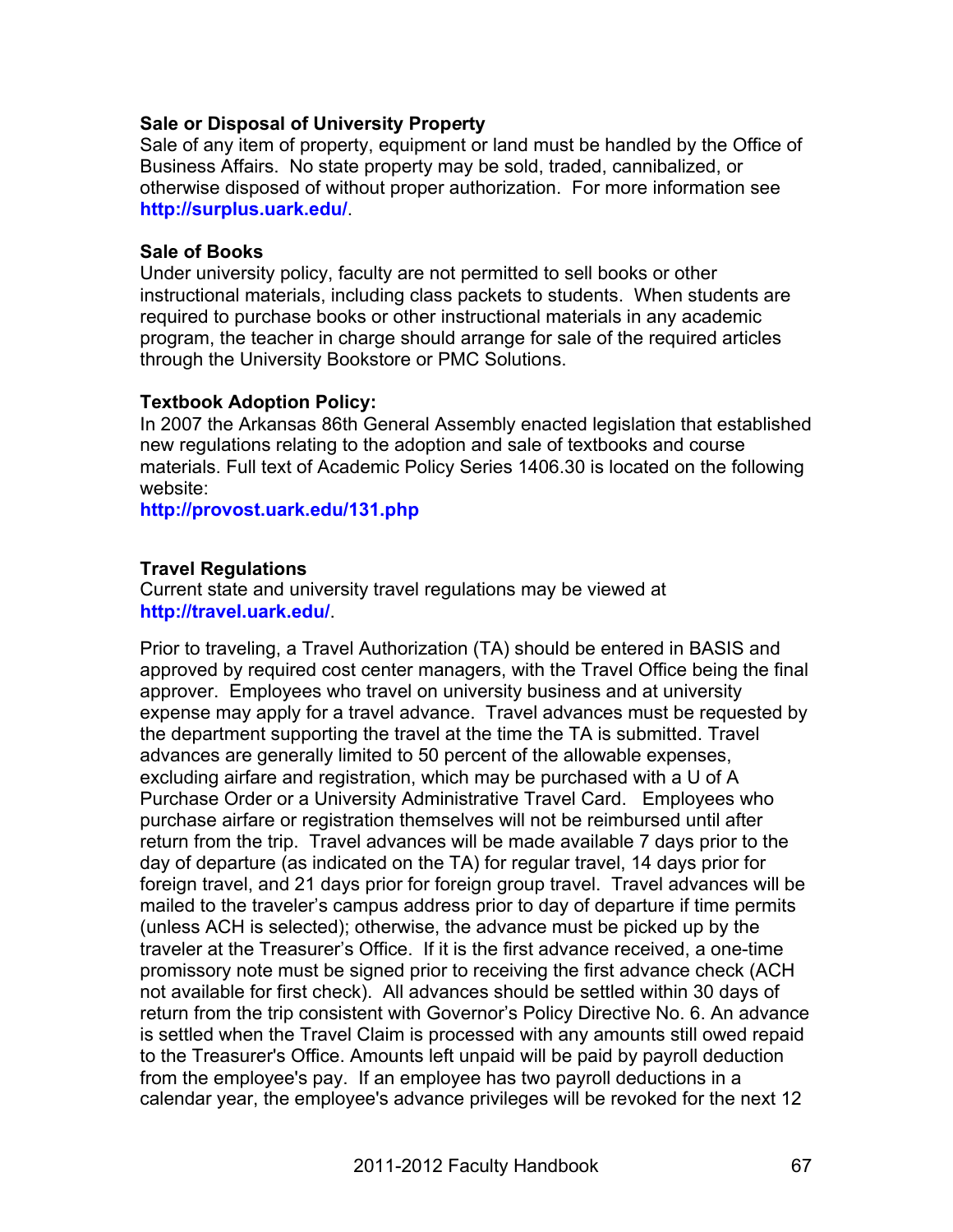### Sale or Disposal of University Property

Sale of any item of property, equipment or land must be handled by the Office of Business Affairs. No state property may be sold, traded, cannibalized, or otherwise disposed of without proper authorization. For more information see **http://surplus.uark.edu/**.

### Sale of Books

Under university policy, faculty are not permitted to sell books or other instructional materials, including class packets to students. When students are required to purchase books or other instructional materials in any academic program, the teacher in charge should arrange for sale of the required articles through the University Bookstore or PMC Solutions.

### Textbook Adoption Policy:

In 2007 the Arkansas 86th General Assembly enacted legislation that established new regulations relating to the adoption and sale of textbooks and course materials. Full text of Academic Policy Series 1406.30 is located on the following website:
**http://provost.uark.edu/131.php**

### Travel Regulations

Current state and university travel regulations may be viewed at **http://travel.uark.edu/**.

Prior to traveling, a Travel Authorization (TA) should be entered in BASIS and approved by required cost center managers, with the Travel Office being the final approver. Employees who travel on university business and at university expense may apply for a travel advance. Travel advances must be requested by the department supporting the travel at the time the TA is submitted. Travel advances are generally limited to 50 percent of the allowable expenses, excluding airfare and registration, which may be purchased with a U of A Purchase Order or a University Administrative Travel Card. Employees who purchase airfare or registration themselves will not be reimbursed until after return from the trip. Travel advances will be made available 7 days prior to the day of departure (as indicated on the TA) for regular travel, 14 days prior for foreign travel, and 21 days prior for foreign group travel. Travel advances will be mailed to the traveler's campus address prior to day of departure if time permits (unless ACH is selected); otherwise, the advance must be picked up by the traveler at the Treasurer's Office. If it is the first advance received, a one-time promissory note must be signed prior to receiving the first advance check (ACH not available for first check). All advances should be settled within 30 days of return from the trip consistent with Governor's Policy Directive No. 6. An advance is settled when the Travel Claim is processed with any amounts still owed repaid to the Treasurer's Office. Amounts left unpaid will be paid by payroll deduction from the employee's pay. If an employee has two payroll deductions in a calendar year, the employee's advance privileges will be revoked for the next 12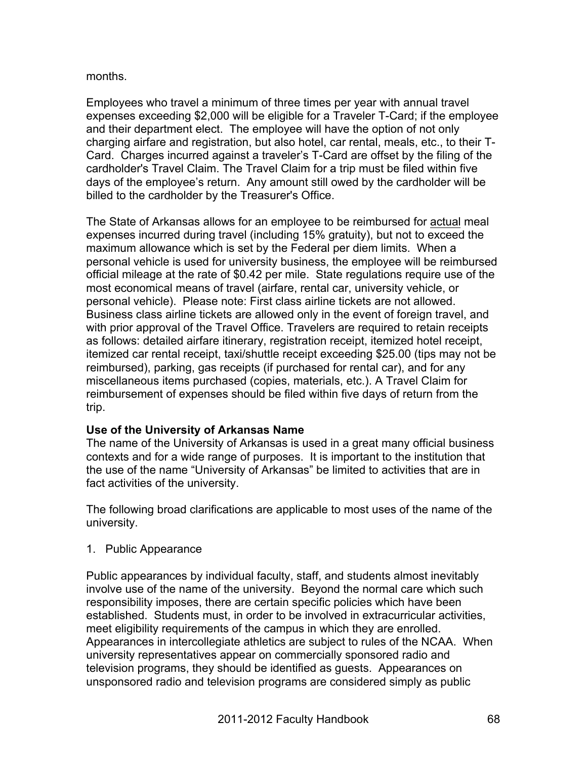months.

Employees who travel a minimum of three times per year with annual travel expenses exceeding $2,000 will be eligible for a Traveler T-Card; if the employee and their department elect. The employee will have the option of not only charging airfare and registration, but also hotel, car rental, meals, etc., to their T-Card. Charges incurred against a traveler's T-Card are offset by the filing of the cardholder's Travel Claim. The Travel Claim for a trip must be filed within five days of the employee's return. Any amount still owed by the cardholder will be billed to the cardholder by the Treasurer's Office.

The State of Arkansas allows for an employee to be reimbursed for actual meal expenses incurred during travel (including 15% gratuity), but not to exceed the maximum allowance which is set by the Federal per diem limits. When a personal vehicle is used for university business, the employee will be reimbursed official mileage at the rate of $0.42 per mile. State regulations require use of the most economical means of travel (airfare, rental car, university vehicle, or personal vehicle). Please note: First class airline tickets are not allowed. Business class airline tickets are allowed only in the event of foreign travel, and with prior approval of the Travel Office. Travelers are required to retain receipts as follows: detailed airfare itinerary, registration receipt, itemized hotel receipt, itemized car rental receipt, taxi/shuttle receipt exceeding $25.00 (tips may not be reimbursed), parking, gas receipts (if purchased for rental car), and for any miscellaneous items purchased (copies, materials, etc.). A Travel Claim for reimbursement of expenses should be filed within five days of return from the trip.

**Use of the University of Arkansas Name**

The name of the University of Arkansas is used in a great many official business contexts and for a wide range of purposes. It is important to the institution that the use of the name "University of Arkansas" be limited to activities that are in fact activities of the university.

The following broad clarifications are applicable to most uses of the name of the university.

1. Public Appearance

Public appearances by individual faculty, staff, and students almost inevitably involve use of the name of the university. Beyond the normal care which such responsibility imposes, there are certain specific policies which have been established. Students must, in order to be involved in extracurricular activities, meet eligibility requirements of the campus in which they are enrolled. Appearances in intercollegiate athletics are subject to rules of the NCAA. When university representatives appear on commercially sponsored radio and television programs, they should be identified as guests. Appearances on unsponsored radio and television programs are considered simply as public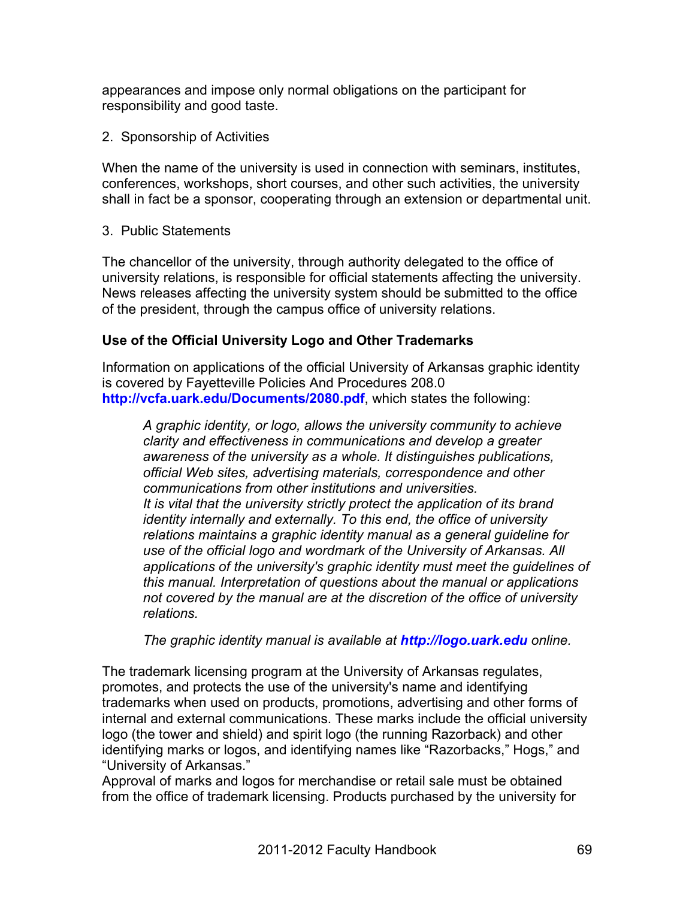appearances and impose only normal obligations on the participant for responsibility and good taste.

2. Sponsorship of Activities

When the name of the university is used in connection with seminars, institutes, conferences, workshops, short courses, and other such activities, the university shall in fact be a sponsor, cooperating through an extension or departmental unit.

3. Public Statements

The chancellor of the university, through authority delegated to the office of university relations, is responsible for official statements affecting the university. News releases affecting the university system should be submitted to the office of the president, through the campus office of university relations.

**Use of the Official University Logo and Other Trademarks**

Information on applications of the official University of Arkansas graphic identity is covered by Fayetteville Policies And Procedures 208.0 **http://vcfa.uark.edu/Documents/2080.pdf**, which states the following:

> *A graphic identity, or logo, allows the university community to achieve clarity and effectiveness in communications and develop a greater awareness of the university as a whole. It distinguishes publications, official Web sites, advertising materials, correspondence and other communications from other institutions and universities.*
> *It is vital that the university strictly protect the application of its brand identity internally and externally. To this end, the office of university relations maintains a graphic identity manual as a general guideline for use of the official logo and wordmark of the University of Arkansas. All applications of the university's graphic identity must meet the guidelines of this manual. Interpretation of questions about the manual or applications not covered by the manual are at the discretion of the office of university relations.*
>
> *The graphic identity manual is available at* ***http://logo.uark.edu*** *online.*

The trademark licensing program at the University of Arkansas regulates, promotes, and protects the use of the university's name and identifying trademarks when used on products, promotions, advertising and other forms of internal and external communications. These marks include the official university logo (the tower and shield) and spirit logo (the running Razorback) and other identifying marks or logos, and identifying names like "Razorbacks," Hogs," and "University of Arkansas."
Approval of marks and logos for merchandise or retail sale must be obtained from the office of trademark licensing. Products purchased by the university for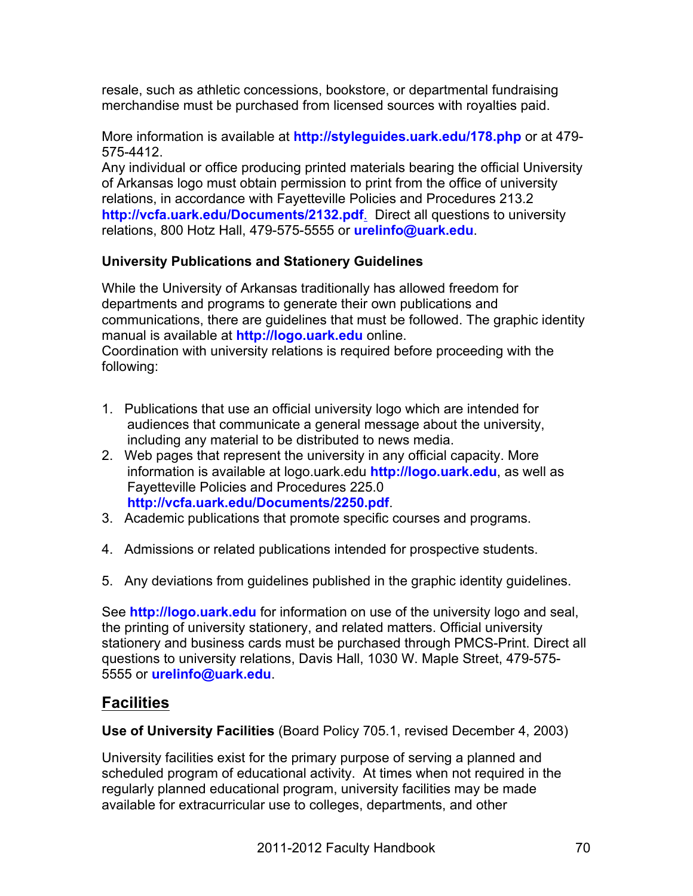resale, such as athletic concessions, bookstore, or departmental fundraising merchandise must be purchased from licensed sources with royalties paid.

More information is available at **http://styleguides.uark.edu/178.php** or at 479-575-4412.
Any individual or office producing printed materials bearing the official University of Arkansas logo must obtain permission to print from the office of university relations, in accordance with Fayetteville Policies and Procedures 213.2 **http://vcfa.uark.edu/Documents/2132.pdf**. Direct all questions to university relations, 800 Hotz Hall, 479-575-5555 or **urelinfo@uark.edu**.

**University Publications and Stationery Guidelines**

While the University of Arkansas traditionally has allowed freedom for departments and programs to generate their own publications and communications, there are guidelines that must be followed. The graphic identity manual is available at **http://logo.uark.edu** online.
Coordination with university relations is required before proceeding with the following:

1. Publications that use an official university logo which are intended for audiences that communicate a general message about the university, including any material to be distributed to news media.
2. Web pages that represent the university in any official capacity. More information is available at logo.uark.edu **http://logo.uark.edu**, as well as Fayetteville Policies and Procedures 225.0 **http://vcfa.uark.edu/Documents/2250.pdf**.
3. Academic publications that promote specific courses and programs.
4. Admissions or related publications intended for prospective students.
5. Any deviations from guidelines published in the graphic identity guidelines.

See **http://logo.uark.edu** for information on use of the university logo and seal, the printing of university stationery, and related matters. Official university stationery and business cards must be purchased through PMCS-Print. Direct all questions to university relations, Davis Hall, 1030 W. Maple Street, 479-575-5555 or **urelinfo@uark.edu**.

## Facilities

**Use of University Facilities** (Board Policy 705.1, revised December 4, 2003)

University facilities exist for the primary purpose of serving a planned and scheduled program of educational activity. At times when not required in the regularly planned educational program, university facilities may be made available for extracurricular use to colleges, departments, and other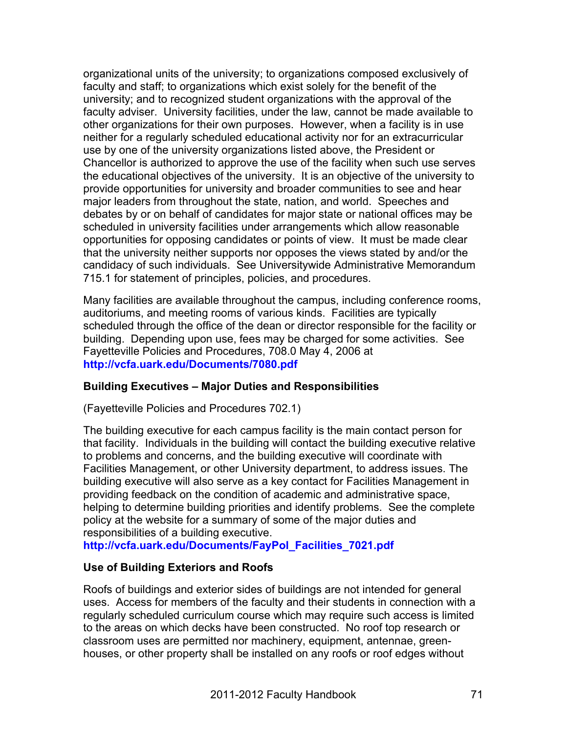organizational units of the university; to organizations composed exclusively of faculty and staff; to organizations which exist solely for the benefit of the university; and to recognized student organizations with the approval of the faculty adviser. University facilities, under the law, cannot be made available to other organizations for their own purposes. However, when a facility is in use neither for a regularly scheduled educational activity nor for an extracurricular use by one of the university organizations listed above, the President or Chancellor is authorized to approve the use of the facility when such use serves the educational objectives of the university. It is an objective of the university to provide opportunities for university and broader communities to see and hear major leaders from throughout the state, nation, and world. Speeches and debates by or on behalf of candidates for major state or national offices may be scheduled in university facilities under arrangements which allow reasonable opportunities for opposing candidates or points of view. It must be made clear that the university neither supports nor opposes the views stated by and/or the candidacy of such individuals. See Universitywide Administrative Memorandum 715.1 for statement of principles, policies, and procedures.

Many facilities are available throughout the campus, including conference rooms, auditoriums, and meeting rooms of various kinds. Facilities are typically scheduled through the office of the dean or director responsible for the facility or building. Depending upon use, fees may be charged for some activities. See Fayetteville Policies and Procedures, 708.0 May 4, 2006 at **http://vcfa.uark.edu/Documents/7080.pdf**

### Building Executives – Major Duties and Responsibilities

(Fayetteville Policies and Procedures 702.1)

The building executive for each campus facility is the main contact person for that facility. Individuals in the building will contact the building executive relative to problems and concerns, and the building executive will coordinate with Facilities Management, or other University department, to address issues. The building executive will also serve as a key contact for Facilities Management in providing feedback on the condition of academic and administrative space, helping to determine building priorities and identify problems. See the complete policy at the website for a summary of some of the major duties and responsibilities of a building executive.
**http://vcfa.uark.edu/Documents/FayPol_Facilities_7021.pdf**

### Use of Building Exteriors and Roofs

Roofs of buildings and exterior sides of buildings are not intended for general uses. Access for members of the faculty and their students in connection with a regularly scheduled curriculum course which may require such access is limited to the areas on which decks have been constructed. No roof top research or classroom uses are permitted nor machinery, equipment, antennae, green-houses, or other property shall be installed on any roofs or roof edges without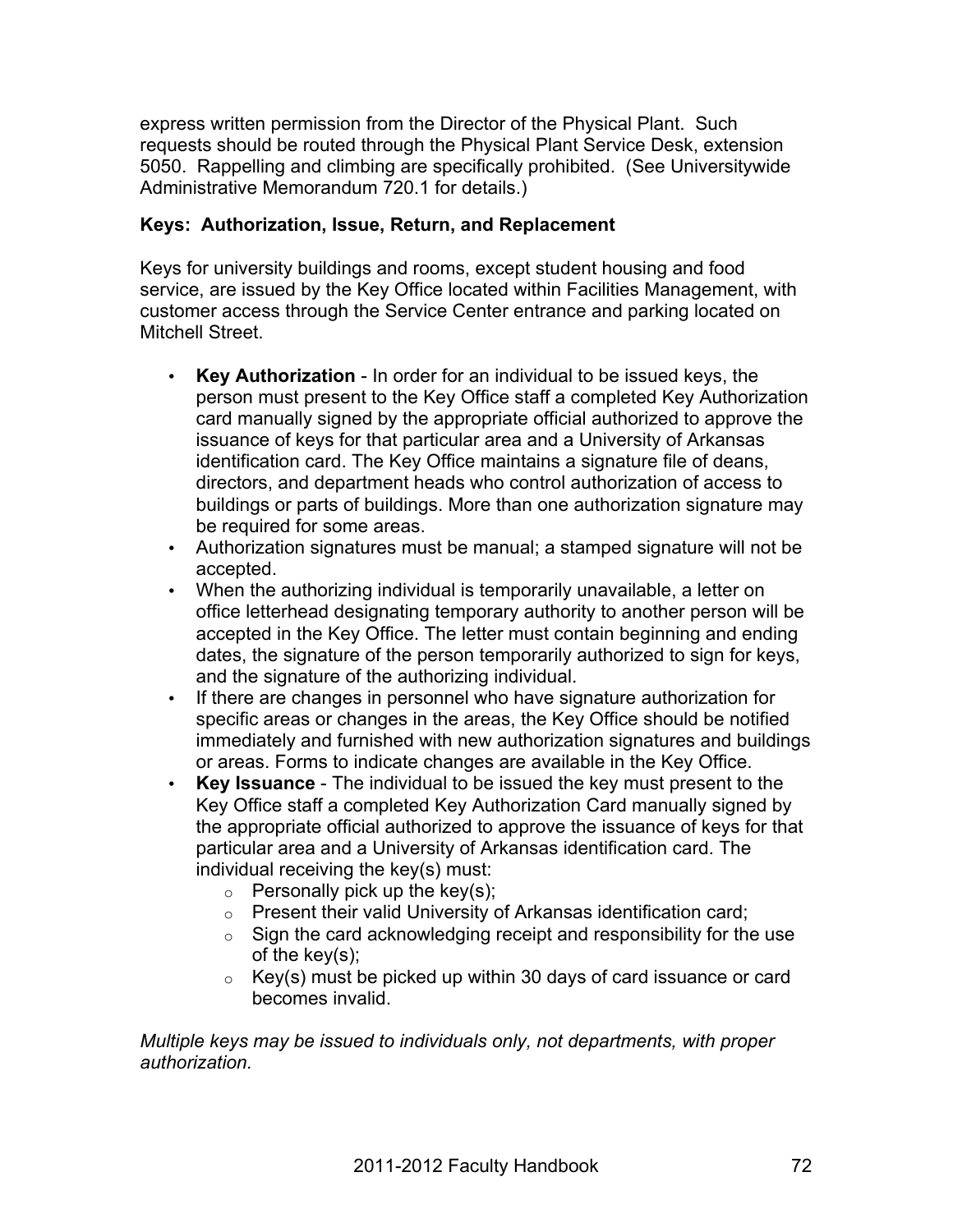express written permission from the Director of the Physical Plant. Such requests should be routed through the Physical Plant Service Desk, extension 5050. Rappelling and climbing are specifically prohibited. (See Universitywide Administrative Memorandum 720.1 for details.)

### Keys: Authorization, Issue, Return, and Replacement

Keys for university buildings and rooms, except student housing and food service, are issued by the Key Office located within Facilities Management, with customer access through the Service Center entrance and parking located on Mitchell Street.

- **Key Authorization** - In order for an individual to be issued keys, the person must present to the Key Office staff a completed Key Authorization card manually signed by the appropriate official authorized to approve the issuance of keys for that particular area and a University of Arkansas identification card. The Key Office maintains a signature file of deans, directors, and department heads who control authorization of access to buildings or parts of buildings. More than one authorization signature may be required for some areas.
- Authorization signatures must be manual; a stamped signature will not be accepted.
- When the authorizing individual is temporarily unavailable, a letter on office letterhead designating temporary authority to another person will be accepted in the Key Office. The letter must contain beginning and ending dates, the signature of the person temporarily authorized to sign for keys, and the signature of the authorizing individual.
- If there are changes in personnel who have signature authorization for specific areas or changes in the areas, the Key Office should be notified immediately and furnished with new authorization signatures and buildings or areas. Forms to indicate changes are available in the Key Office.
- **Key Issuance** - The individual to be issued the key must present to the Key Office staff a completed Key Authorization Card manually signed by the appropriate official authorized to approve the issuance of keys for that particular area and a University of Arkansas identification card. The individual receiving the key(s) must:
  - Personally pick up the key(s);
  - Present their valid University of Arkansas identification card;
  - Sign the card acknowledging receipt and responsibility for the use of the key(s);
  - Key(s) must be picked up within 30 days of card issuance or card becomes invalid.

*Multiple keys may be issued to individuals only, not departments, with proper authorization.*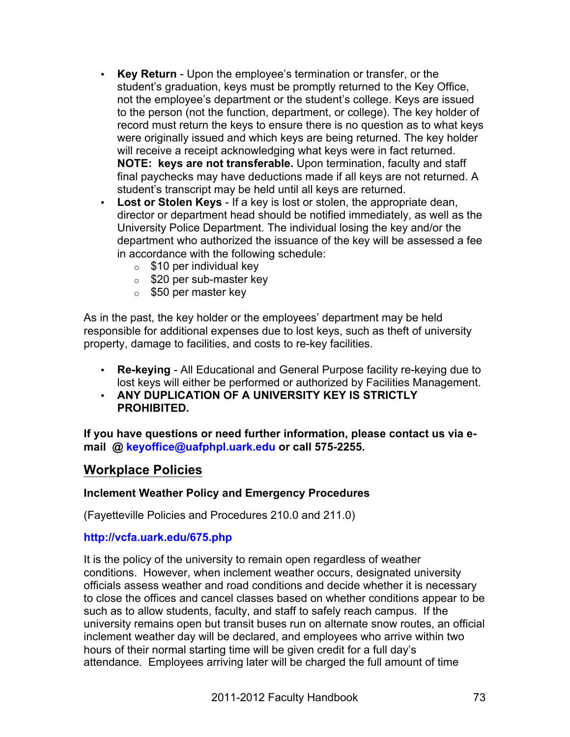- **Key Return** - Upon the employee's termination or transfer, or the student's graduation, keys must be promptly returned to the Key Office, not the employee's department or the student's college. Keys are issued to the person (not the function, department, or college). The key holder of record must return the keys to ensure there is no question as to what keys were originally issued and which keys are being returned. The key holder will receive a receipt acknowledging what keys were in fact returned. **NOTE: keys are not transferable.** Upon termination, faculty and staff final paychecks may have deductions made if all keys are not returned. A student's transcript may be held until all keys are returned.
- **Lost or Stolen Keys** - If a key is lost or stolen, the appropriate dean, director or department head should be notified immediately, as well as the University Police Department. The individual losing the key and/or the department who authorized the issuance of the key will be assessed a fee in accordance with the following schedule:
  - $10 per individual key
  - $20 per sub-master key
  - $50 per master key

As in the past, the key holder or the employees' department may be held responsible for additional expenses due to lost keys, such as theft of university property, damage to facilities, and costs to re-key facilities.

- **Re-keying** - All Educational and General Purpose facility re-keying due to lost keys will either be performed or authorized by Facilities Management.
- **ANY DUPLICATION OF A UNIVERSITY KEY IS STRICTLY PROHIBITED.**

**If you have questions or need further information, please contact us via e-mail @ keyoffice@uafphpl.uark.edu or call 575-2255.**

## Workplace Policies

### Inclement Weather Policy and Emergency Procedures

(Fayetteville Policies and Procedures 210.0 and 211.0)

**http://vcfa.uark.edu/675.php**

It is the policy of the university to remain open regardless of weather conditions. However, when inclement weather occurs, designated university officials assess weather and road conditions and decide whether it is necessary to close the offices and cancel classes based on whether conditions appear to be such as to allow students, faculty, and staff to safely reach campus. If the university remains open but transit buses run on alternate snow routes, an official inclement weather day will be declared, and employees who arrive within two hours of their normal starting time will be given credit for a full day's attendance. Employees arriving later will be charged the full amount of time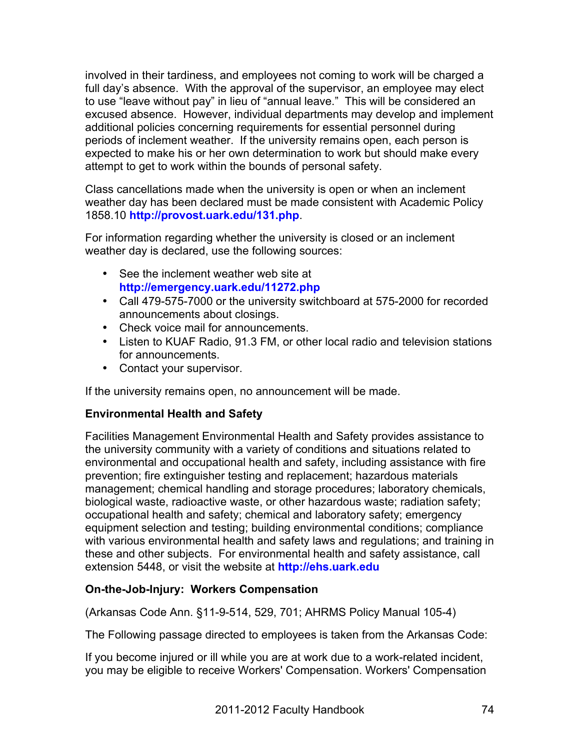involved in their tardiness, and employees not coming to work will be charged a full day's absence. With the approval of the supervisor, an employee may elect to use "leave without pay" in lieu of "annual leave." This will be considered an excused absence. However, individual departments may develop and implement additional policies concerning requirements for essential personnel during periods of inclement weather. If the university remains open, each person is expected to make his or her own determination to work but should make every attempt to get to work within the bounds of personal safety.

Class cancellations made when the university is open or when an inclement weather day has been declared must be made consistent with Academic Policy 1858.10 **http://provost.uark.edu/131.php**.

For information regarding whether the university is closed or an inclement weather day is declared, use the following sources:

- See the inclement weather web site at **http://emergency.uark.edu/11272.php**
- Call 479-575-7000 or the university switchboard at 575-2000 for recorded announcements about closings.
- Check voice mail for announcements.
- Listen to KUAF Radio, 91.3 FM, or other local radio and television stations for announcements.
- Contact your supervisor.

If the university remains open, no announcement will be made.

**Environmental Health and Safety**

Facilities Management Environmental Health and Safety provides assistance to the university community with a variety of conditions and situations related to environmental and occupational health and safety, including assistance with fire prevention; fire extinguisher testing and replacement; hazardous materials management; chemical handling and storage procedures; laboratory chemicals, biological waste, radioactive waste, or other hazardous waste; radiation safety; occupational health and safety; chemical and laboratory safety; emergency equipment selection and testing; building environmental conditions; compliance with various environmental health and safety laws and regulations; and training in these and other subjects. For environmental health and safety assistance, call extension 5448, or visit the website at **http://ehs.uark.edu**

**On-the-Job-Injury: Workers Compensation**

(Arkansas Code Ann. §11-9-514, 529, 701; AHRMS Policy Manual 105-4)

The Following passage directed to employees is taken from the Arkansas Code:

If you become injured or ill while you are at work due to a work-related incident, you may be eligible to receive Workers' Compensation. Workers' Compensation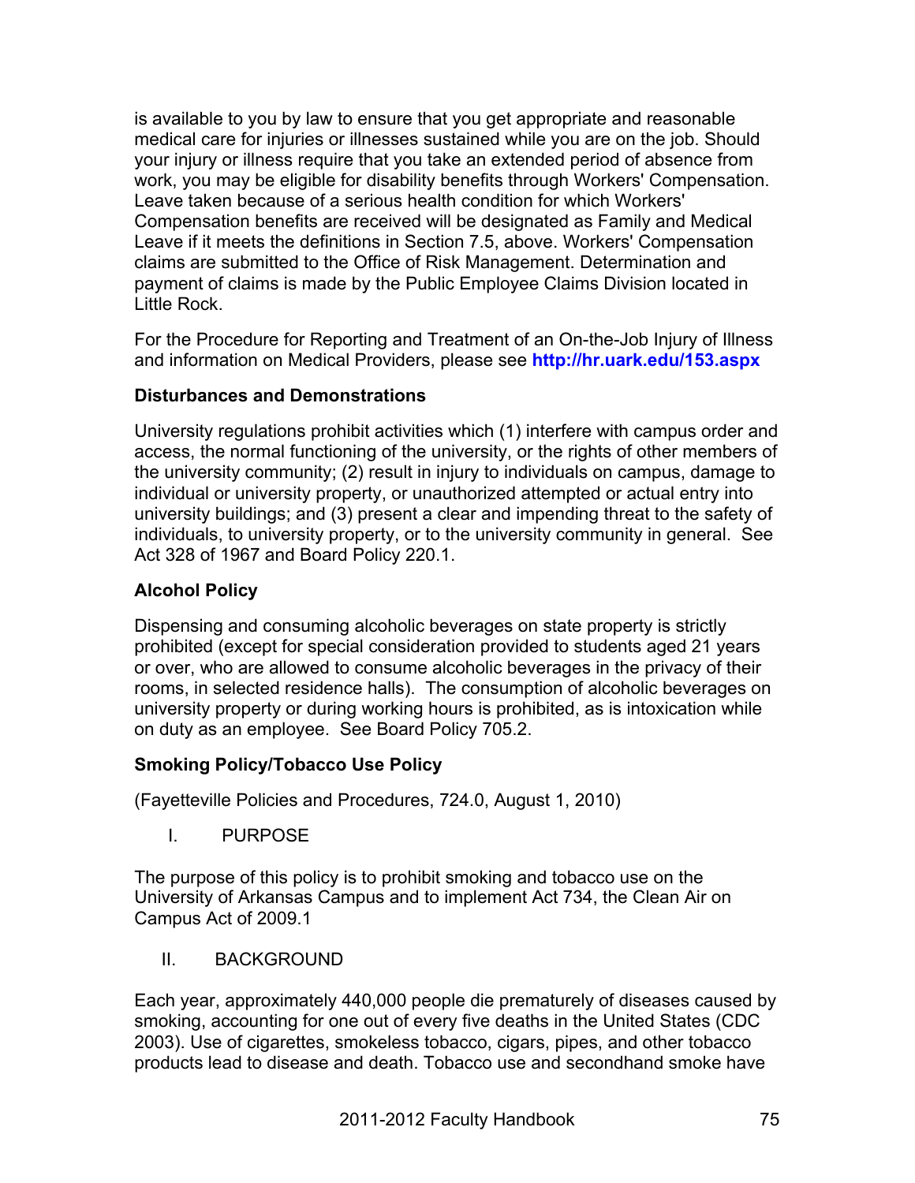is available to you by law to ensure that you get appropriate and reasonable medical care for injuries or illnesses sustained while you are on the job. Should your injury or illness require that you take an extended period of absence from work, you may be eligible for disability benefits through Workers' Compensation. Leave taken because of a serious health condition for which Workers' Compensation benefits are received will be designated as Family and Medical Leave if it meets the definitions in Section 7.5, above. Workers' Compensation claims are submitted to the Office of Risk Management. Determination and payment of claims is made by the Public Employee Claims Division located in Little Rock.

For the Procedure for Reporting and Treatment of an On-the-Job Injury of Illness and information on Medical Providers, please see **http://hr.uark.edu/153.aspx**

**Disturbances and Demonstrations**

University regulations prohibit activities which (1) interfere with campus order and access, the normal functioning of the university, or the rights of other members of the university community; (2) result in injury to individuals on campus, damage to individual or university property, or unauthorized attempted or actual entry into university buildings; and (3) present a clear and impending threat to the safety of individuals, to university property, or to the university community in general. See Act 328 of 1967 and Board Policy 220.1.

**Alcohol Policy**

Dispensing and consuming alcoholic beverages on state property is strictly prohibited (except for special consideration provided to students aged 21 years or over, who are allowed to consume alcoholic beverages in the privacy of their rooms, in selected residence halls). The consumption of alcoholic beverages on university property or during working hours is prohibited, as is intoxication while on duty as an employee. See Board Policy 705.2.

**Smoking Policy/Tobacco Use Policy**

(Fayetteville Policies and Procedures, 724.0, August 1, 2010)

I. PURPOSE

The purpose of this policy is to prohibit smoking and tobacco use on the University of Arkansas Campus and to implement Act 734, the Clean Air on Campus Act of 2009.[1]

II. BACKGROUND

Each year, approximately 440,000 people die prematurely of diseases caused by smoking, accounting for one out of every five deaths in the United States (CDC 2003). Use of cigarettes, smokeless tobacco, cigars, pipes, and other tobacco products lead to disease and death. Tobacco use and secondhand smoke have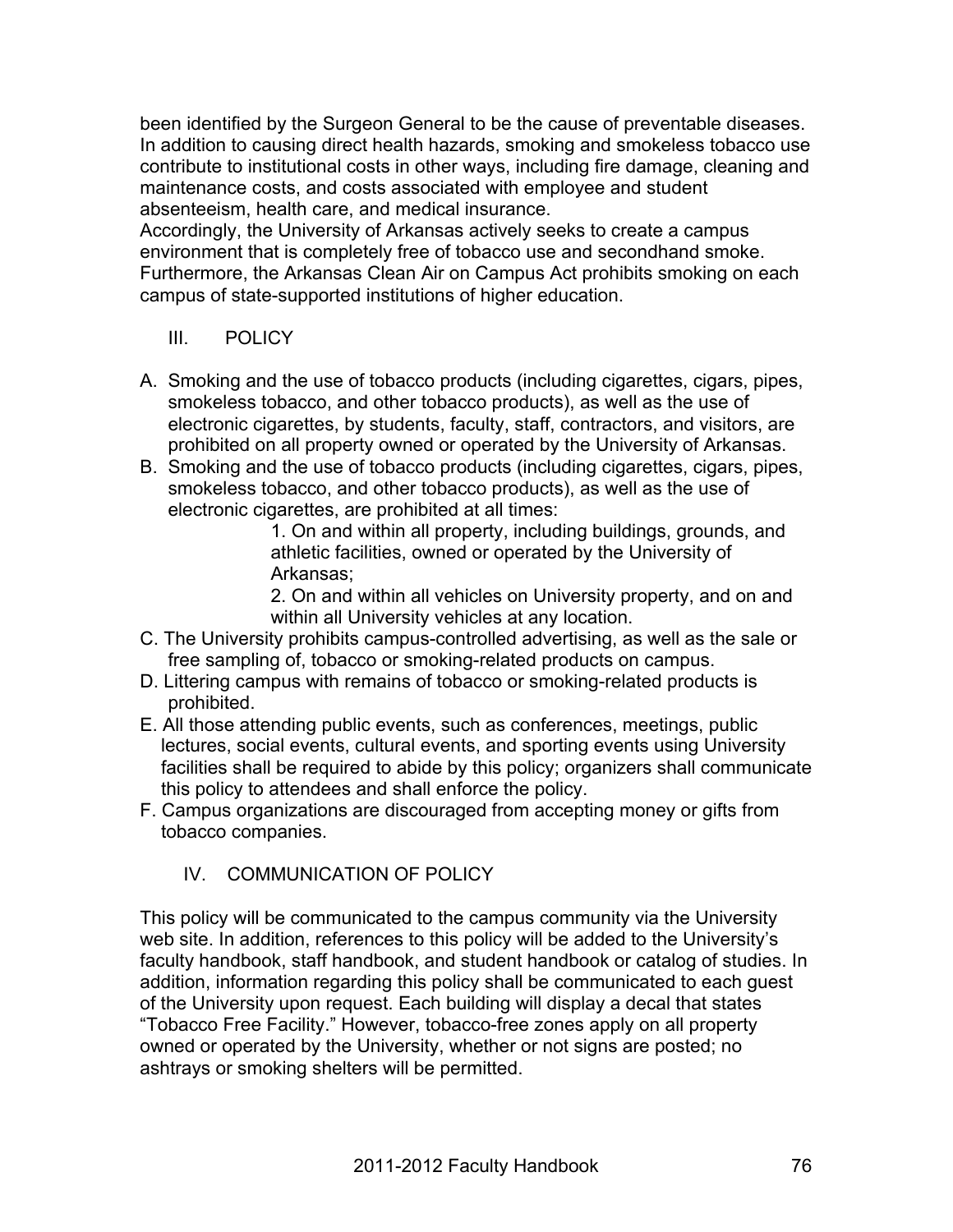been identified by the Surgeon General to be the cause of preventable diseases. In addition to causing direct health hazards, smoking and smokeless tobacco use contribute to institutional costs in other ways, including fire damage, cleaning and maintenance costs, and costs associated with employee and student absenteeism, health care, and medical insurance.

Accordingly, the University of Arkansas actively seeks to create a campus environment that is completely free of tobacco use and secondhand smoke. Furthermore, the Arkansas Clean Air on Campus Act prohibits smoking on each campus of state-supported institutions of higher education.

## III. POLICY

A. Smoking and the use of tobacco products (including cigarettes, cigars, pipes, smokeless tobacco, and other tobacco products), as well as the use of electronic cigarettes, by students, faculty, staff, contractors, and visitors, are prohibited on all property owned or operated by the University of Arkansas.

B. Smoking and the use of tobacco products (including cigarettes, cigars, pipes, smokeless tobacco, and other tobacco products), as well as the use of electronic cigarettes, are prohibited at all times:

   1. On and within all property, including buildings, grounds, and athletic facilities, owned or operated by the University of Arkansas;
   2. On and within all vehicles on University property, and on and within all University vehicles at any location.

C. The University prohibits campus-controlled advertising, as well as the sale or free sampling of, tobacco or smoking-related products on campus.

D. Littering campus with remains of tobacco or smoking-related products is prohibited.

E. All those attending public events, such as conferences, meetings, public lectures, social events, cultural events, and sporting events using University facilities shall be required to abide by this policy; organizers shall communicate this policy to attendees and shall enforce the policy.

F. Campus organizations are discouraged from accepting money or gifts from tobacco companies.

## IV. COMMUNICATION OF POLICY

This policy will be communicated to the campus community via the University web site. In addition, references to this policy will be added to the University's faculty handbook, staff handbook, and student handbook or catalog of studies. In addition, information regarding this policy shall be communicated to each guest of the University upon request. Each building will display a decal that states "Tobacco Free Facility." However, tobacco-free zones apply on all property owned or operated by the University, whether or not signs are posted; no ashtrays or smoking shelters will be permitted.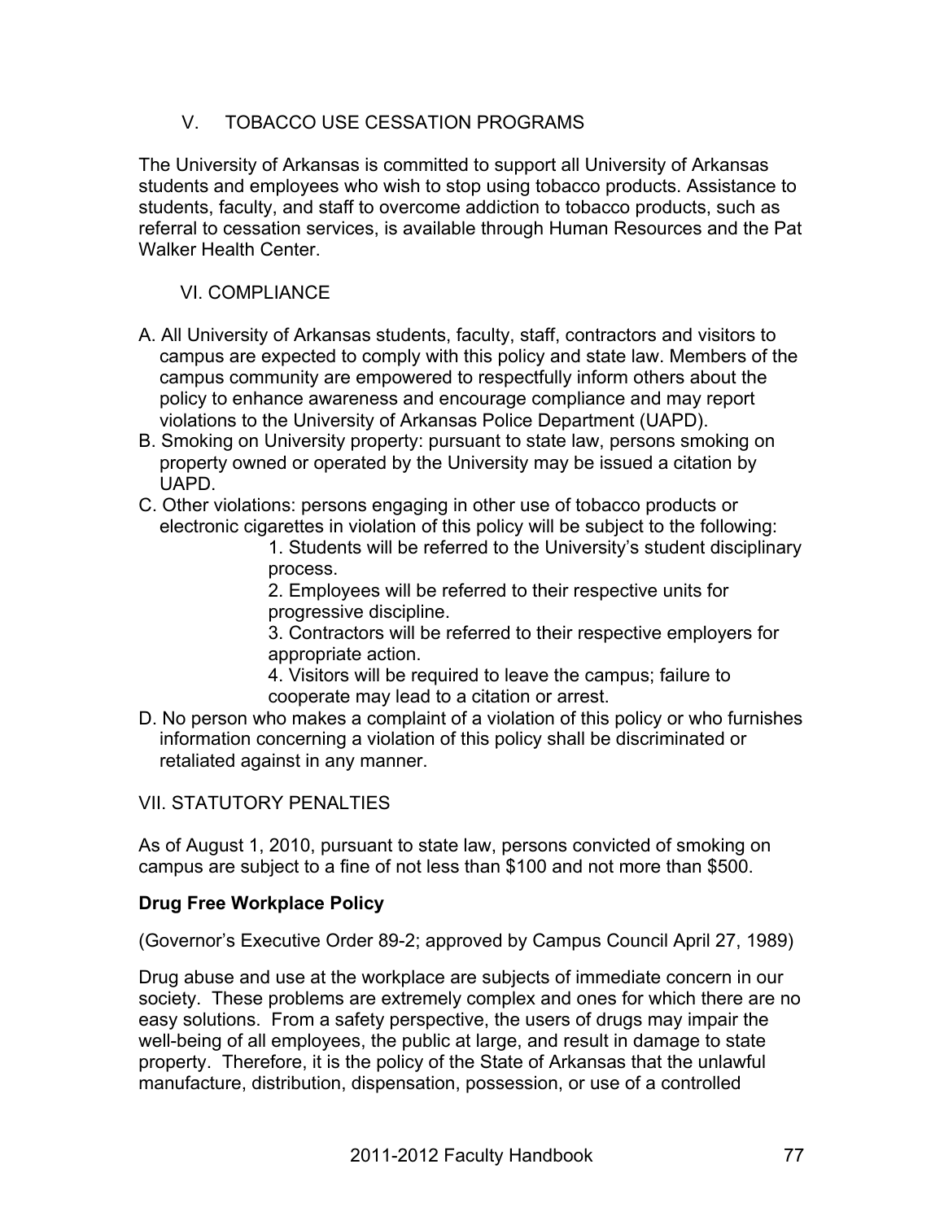## V. TOBACCO USE CESSATION PROGRAMS

The University of Arkansas is committed to support all University of Arkansas students and employees who wish to stop using tobacco products. Assistance to students, faculty, and staff to overcome addiction to tobacco products, such as referral to cessation services, is available through Human Resources and the Pat Walker Health Center.

## VI. COMPLIANCE

A. All University of Arkansas students, faculty, staff, contractors and visitors to campus are expected to comply with this policy and state law. Members of the campus community are empowered to respectfully inform others about the policy to enhance awareness and encourage compliance and may report violations to the University of Arkansas Police Department (UAPD).

B. Smoking on University property: pursuant to state law, persons smoking on property owned or operated by the University may be issued a citation by UAPD.

C. Other violations: persons engaging in other use of tobacco products or electronic cigarettes in violation of this policy will be subject to the following:

1. Students will be referred to the University's student disciplinary process.
2. Employees will be referred to their respective units for progressive discipline.
3. Contractors will be referred to their respective employers for appropriate action.
4. Visitors will be required to leave the campus; failure to cooperate may lead to a citation or arrest.

D. No person who makes a complaint of a violation of this policy or who furnishes information concerning a violation of this policy shall be discriminated or retaliated against in any manner.

## VII. STATUTORY PENALTIES

As of August 1, 2010, pursuant to state law, persons convicted of smoking on campus are subject to a fine of not less than $100 and not more than $500.

**Drug Free Workplace Policy**

(Governor's Executive Order 89-2; approved by Campus Council April 27, 1989)

Drug abuse and use at the workplace are subjects of immediate concern in our society. These problems are extremely complex and ones for which there are no easy solutions. From a safety perspective, the users of drugs may impair the well-being of all employees, the public at large, and result in damage to state property. Therefore, it is the policy of the State of Arkansas that the unlawful manufacture, distribution, dispensation, possession, or use of a controlled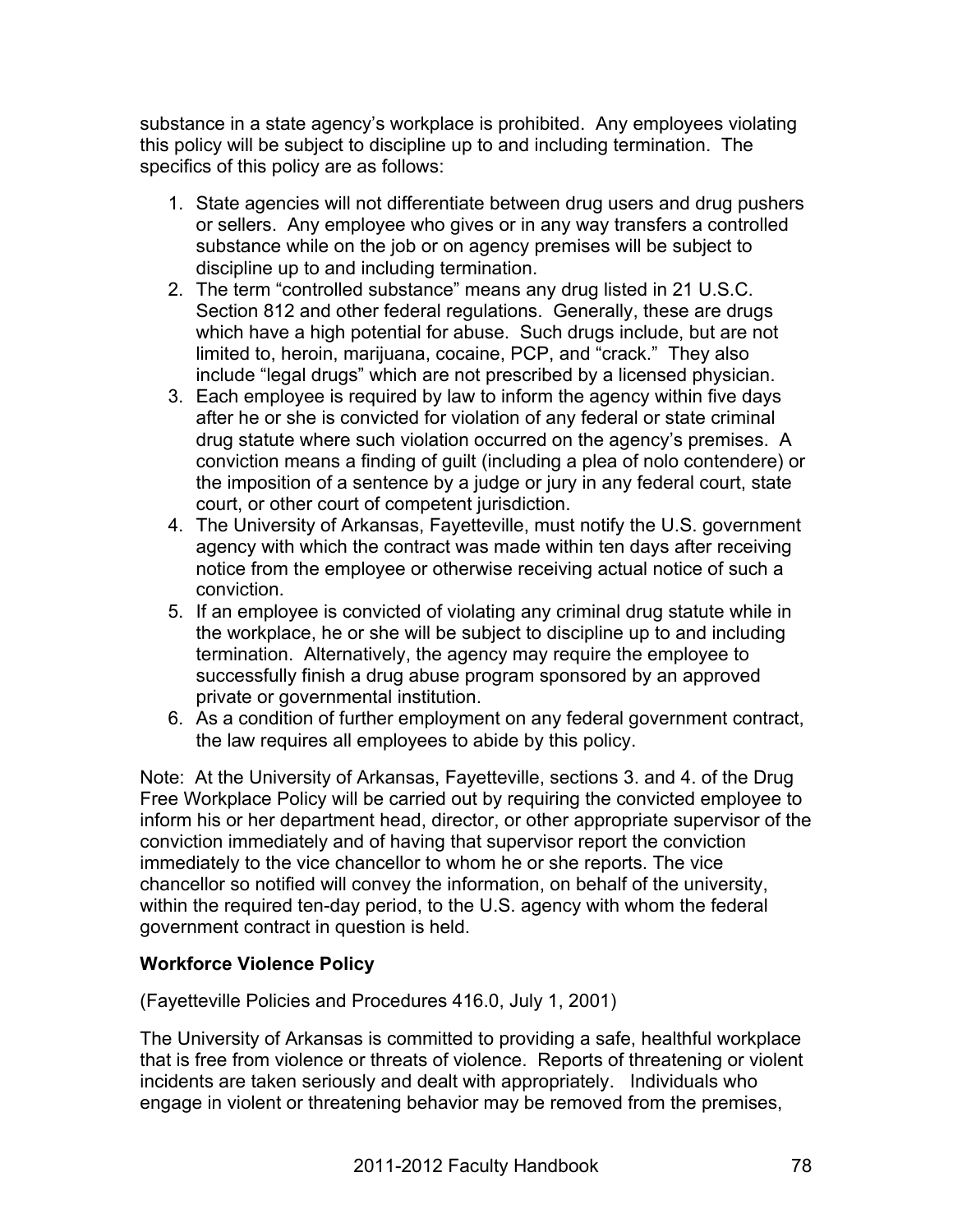substance in a state agency's workplace is prohibited. Any employees violating this policy will be subject to discipline up to and including termination. The specifics of this policy are as follows:

1. State agencies will not differentiate between drug users and drug pushers or sellers. Any employee who gives or in any way transfers a controlled substance while on the job or on agency premises will be subject to discipline up to and including termination.
2. The term "controlled substance" means any drug listed in 21 U.S.C. Section 812 and other federal regulations. Generally, these are drugs which have a high potential for abuse. Such drugs include, but are not limited to, heroin, marijuana, cocaine, PCP, and "crack." They also include "legal drugs" which are not prescribed by a licensed physician.
3. Each employee is required by law to inform the agency within five days after he or she is convicted for violation of any federal or state criminal drug statute where such violation occurred on the agency's premises. A conviction means a finding of guilt (including a plea of nolo contendere) or the imposition of a sentence by a judge or jury in any federal court, state court, or other court of competent jurisdiction.
4. The University of Arkansas, Fayetteville, must notify the U.S. government agency with which the contract was made within ten days after receiving notice from the employee or otherwise receiving actual notice of such a conviction.
5. If an employee is convicted of violating any criminal drug statute while in the workplace, he or she will be subject to discipline up to and including termination. Alternatively, the agency may require the employee to successfully finish a drug abuse program sponsored by an approved private or governmental institution.
6. As a condition of further employment on any federal government contract, the law requires all employees to abide by this policy.

Note: At the University of Arkansas, Fayetteville, sections 3. and 4. of the Drug Free Workplace Policy will be carried out by requiring the convicted employee to inform his or her department head, director, or other appropriate supervisor of the conviction immediately and of having that supervisor report the conviction immediately to the vice chancellor to whom he or she reports. The vice chancellor so notified will convey the information, on behalf of the university, within the required ten-day period, to the U.S. agency with whom the federal government contract in question is held.

**Workforce Violence Policy**

(Fayetteville Policies and Procedures 416.0, July 1, 2001)

The University of Arkansas is committed to providing a safe, healthful workplace that is free from violence or threats of violence. Reports of threatening or violent incidents are taken seriously and dealt with appropriately. Individuals who engage in violent or threatening behavior may be removed from the premises,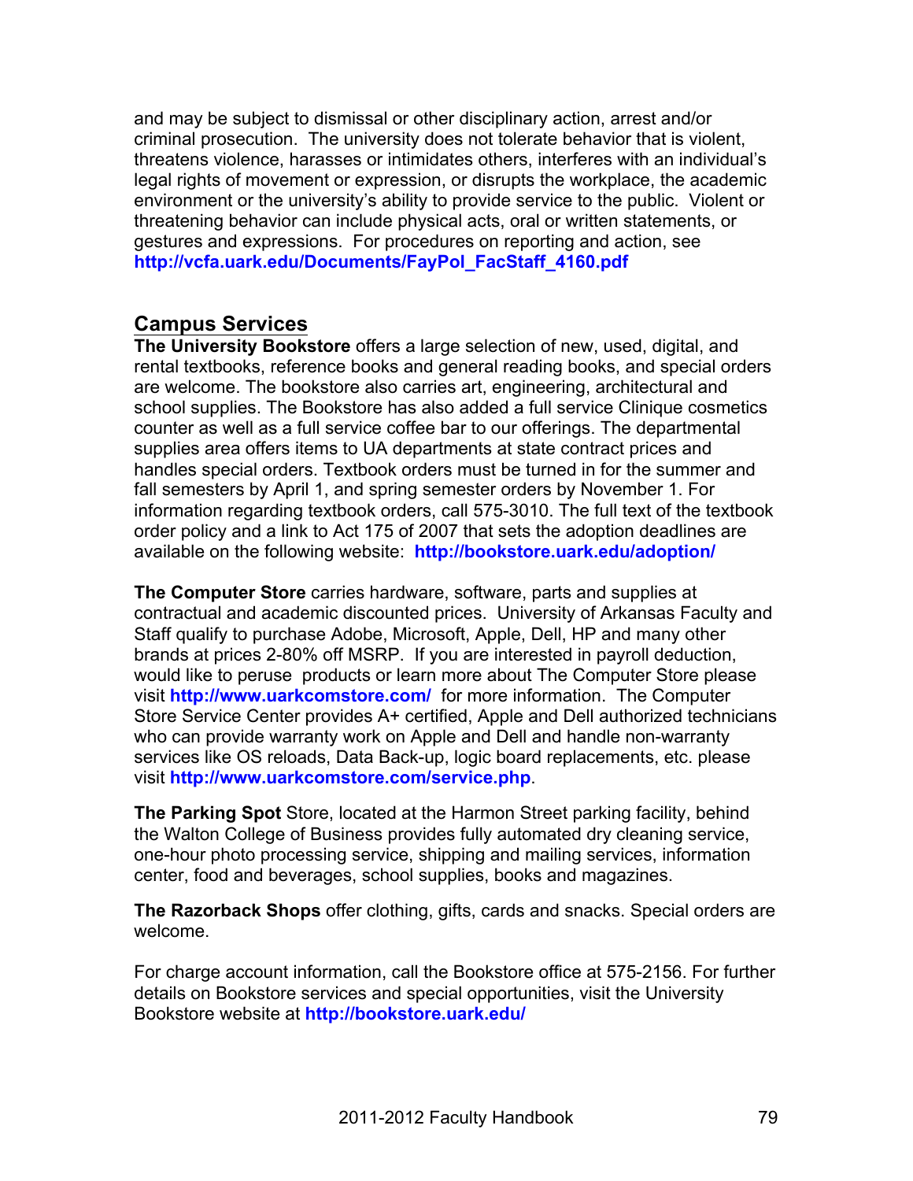and may be subject to dismissal or other disciplinary action, arrest and/or criminal prosecution. The university does not tolerate behavior that is violent, threatens violence, harasses or intimidates others, interferes with an individual's legal rights of movement or expression, or disrupts the workplace, the academic environment or the university's ability to provide service to the public. Violent or threatening behavior can include physical acts, oral or written statements, or gestures and expressions. For procedures on reporting and action, see **http://vcfa.uark.edu/Documents/FayPol_FacStaff_4160.pdf**

## Campus Services

**The University Bookstore** offers a large selection of new, used, digital, and rental textbooks, reference books and general reading books, and special orders are welcome. The bookstore also carries art, engineering, architectural and school supplies. The Bookstore has also added a full service Clinique cosmetics counter as well as a full service coffee bar to our offerings. The departmental supplies area offers items to UA departments at state contract prices and handles special orders. Textbook orders must be turned in for the summer and fall semesters by April 1, and spring semester orders by November 1. For information regarding textbook orders, call 575-3010. The full text of the textbook order policy and a link to Act 175 of 2007 that sets the adoption deadlines are available on the following website: **http://bookstore.uark.edu/adoption/**

**The Computer Store** carries hardware, software, parts and supplies at contractual and academic discounted prices. University of Arkansas Faculty and Staff qualify to purchase Adobe, Microsoft, Apple, Dell, HP and many other brands at prices 2-80% off MSRP. If you are interested in payroll deduction, would like to peruse products or learn more about The Computer Store please visit **http://www.uarkcomstore.com/** for more information. The Computer Store Service Center provides A+ certified, Apple and Dell authorized technicians who can provide warranty work on Apple and Dell and handle non-warranty services like OS reloads, Data Back-up, logic board replacements, etc. please visit **http://www.uarkcomstore.com/service.php**.

**The Parking Spot** Store, located at the Harmon Street parking facility, behind the Walton College of Business provides fully automated dry cleaning service, one-hour photo processing service, shipping and mailing services, information center, food and beverages, school supplies, books and magazines.

**The Razorback Shops** offer clothing, gifts, cards and snacks. Special orders are welcome.

For charge account information, call the Bookstore office at 575-2156. For further details on Bookstore services and special opportunities, visit the University Bookstore website at **http://bookstore.uark.edu/**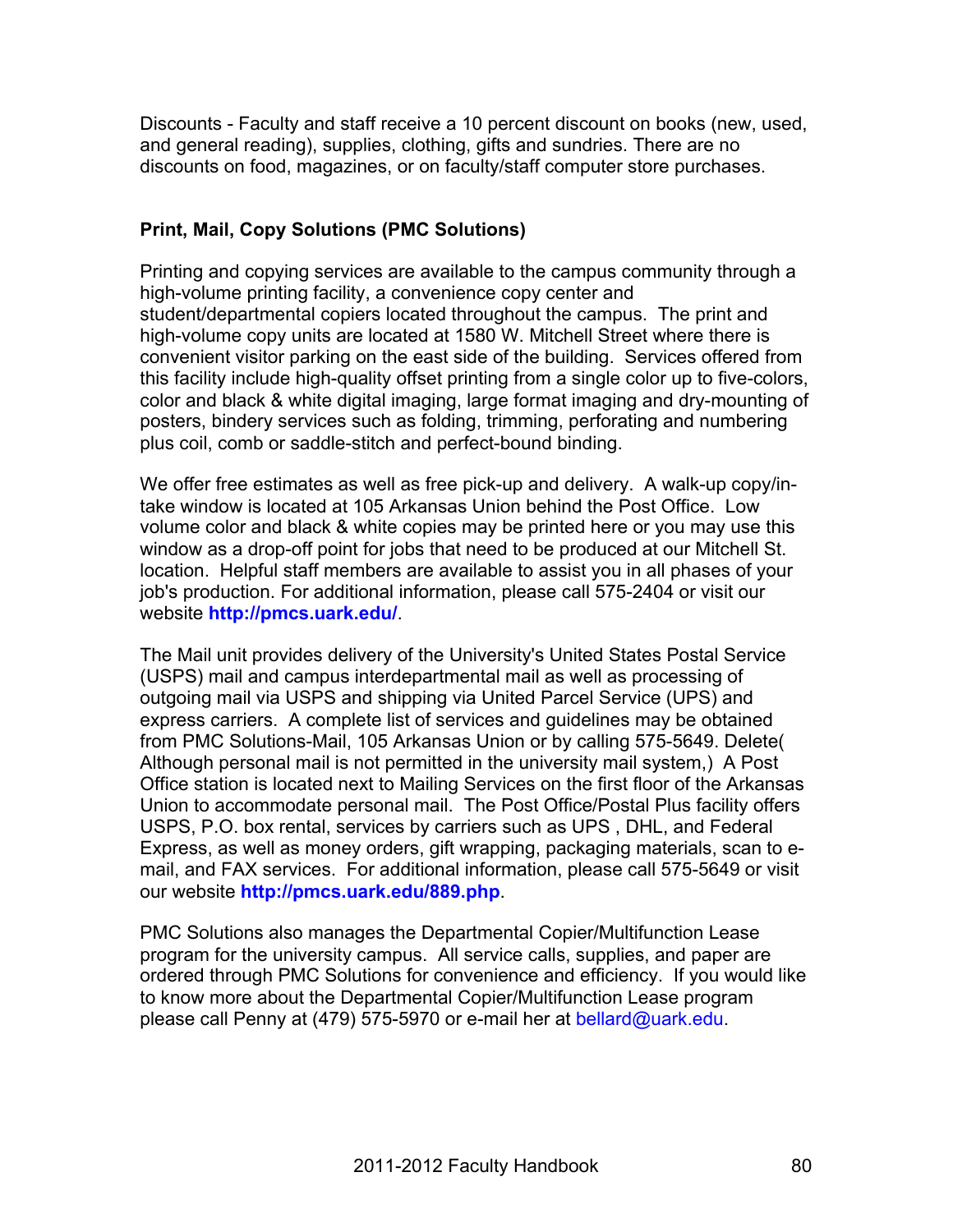Discounts - Faculty and staff receive a 10 percent discount on books (new, used, and general reading), supplies, clothing, gifts and sundries. There are no discounts on food, magazines, or on faculty/staff computer store purchases.

**Print, Mail, Copy Solutions (PMC Solutions)**

Printing and copying services are available to the campus community through a high-volume printing facility, a convenience copy center and student/departmental copiers located throughout the campus. The print and high-volume copy units are located at 1580 W. Mitchell Street where there is convenient visitor parking on the east side of the building. Services offered from this facility include high-quality offset printing from a single color up to five-colors, color and black & white digital imaging, large format imaging and dry-mounting of posters, bindery services such as folding, trimming, perforating and numbering plus coil, comb or saddle-stitch and perfect-bound binding.

We offer free estimates as well as free pick-up and delivery. A walk-up copy/in-take window is located at 105 Arkansas Union behind the Post Office. Low volume color and black & white copies may be printed here or you may use this window as a drop-off point for jobs that need to be produced at our Mitchell St. location. Helpful staff members are available to assist you in all phases of your job's production. For additional information, please call 575-2404 or visit our website **http://pmcs.uark.edu/**.

The Mail unit provides delivery of the University's United States Postal Service (USPS) mail and campus interdepartmental mail as well as processing of outgoing mail via USPS and shipping via United Parcel Service (UPS) and express carriers. A complete list of services and guidelines may be obtained from PMC Solutions-Mail, 105 Arkansas Union or by calling 575-5649. Delete( Although personal mail is not permitted in the university mail system,) A Post Office station is located next to Mailing Services on the first floor of the Arkansas Union to accommodate personal mail. The Post Office/Postal Plus facility offers USPS, P.O. box rental, services by carriers such as UPS , DHL, and Federal Express, as well as money orders, gift wrapping, packaging materials, scan to e-mail, and FAX services. For additional information, please call 575-5649 or visit our website **http://pmcs.uark.edu/889.php**.

PMC Solutions also manages the Departmental Copier/Multifunction Lease program for the university campus. All service calls, supplies, and paper are ordered through PMC Solutions for convenience and efficiency. If you would like to know more about the Departmental Copier/Multifunction Lease program please call Penny at (479) 575-5970 or e-mail her at bellard@uark.edu.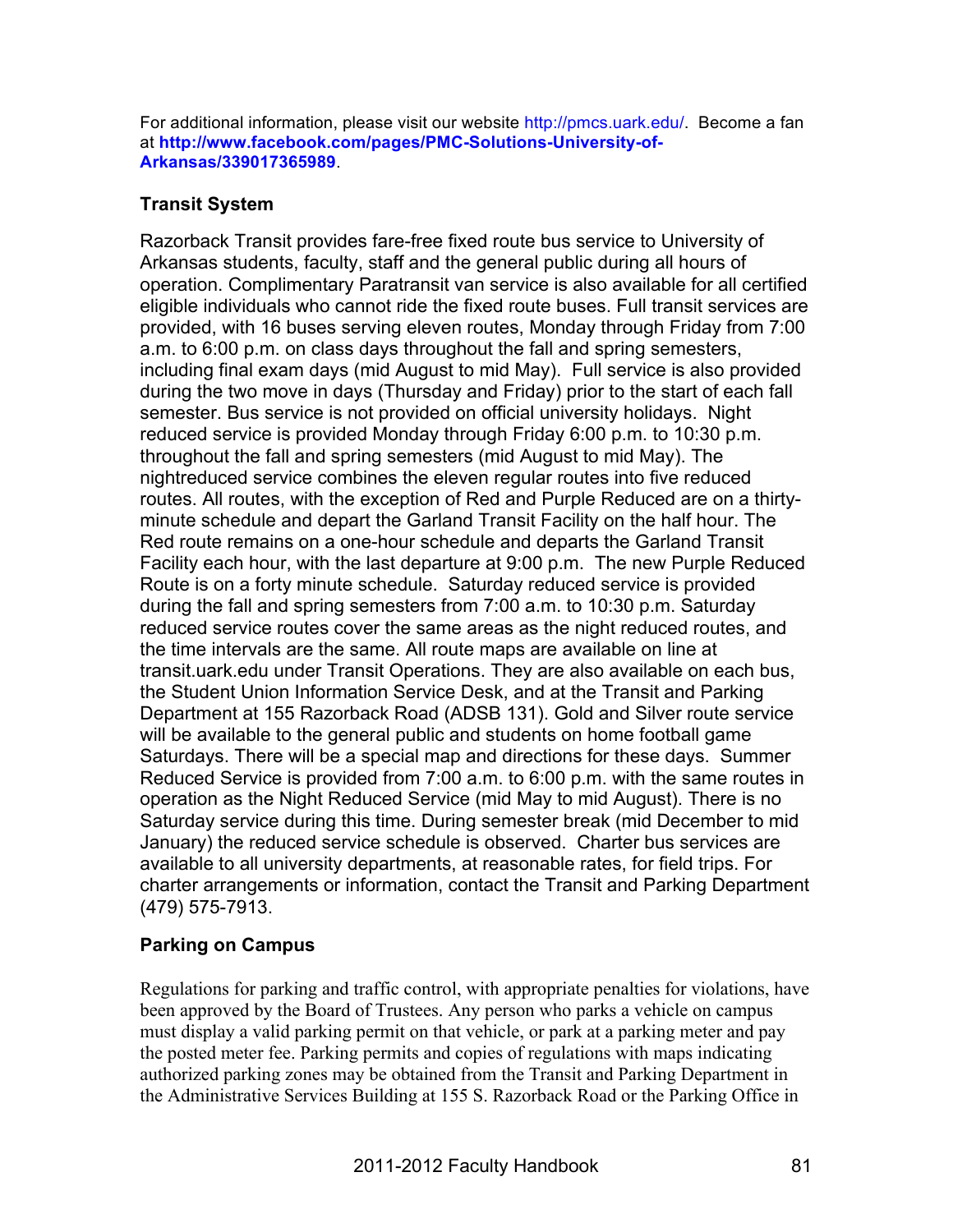For additional information, please visit our website http://pmcs.uark.edu/. Become a fan at **http://www.facebook.com/pages/PMC-Solutions-University-of-Arkansas/339017365989**.

## Transit System

Razorback Transit provides fare-free fixed route bus service to University of Arkansas students, faculty, staff and the general public during all hours of operation. Complimentary Paratransit van service is also available for all certified eligible individuals who cannot ride the fixed route buses. Full transit services are provided, with 16 buses serving eleven routes, Monday through Friday from 7:00 a.m. to 6:00 p.m. on class days throughout the fall and spring semesters, including final exam days (mid August to mid May). Full service is also provided during the two move in days (Thursday and Friday) prior to the start of each fall semester. Bus service is not provided on official university holidays. Night reduced service is provided Monday through Friday 6:00 p.m. to 10:30 p.m. throughout the fall and spring semesters (mid August to mid May). The nightreduced service combines the eleven regular routes into five reduced routes. All routes, with the exception of Red and Purple Reduced are on a thirty-minute schedule and depart the Garland Transit Facility on the half hour. The Red route remains on a one-hour schedule and departs the Garland Transit Facility each hour, with the last departure at 9:00 p.m. The new Purple Reduced Route is on a forty minute schedule. Saturday reduced service is provided during the fall and spring semesters from 7:00 a.m. to 10:30 p.m. Saturday reduced service routes cover the same areas as the night reduced routes, and the time intervals are the same. All route maps are available on line at transit.uark.edu under Transit Operations. They are also available on each bus, the Student Union Information Service Desk, and at the Transit and Parking Department at 155 Razorback Road (ADSB 131). Gold and Silver route service will be available to the general public and students on home football game Saturdays. There will be a special map and directions for these days. Summer Reduced Service is provided from 7:00 a.m. to 6:00 p.m. with the same routes in operation as the Night Reduced Service (mid May to mid August). There is no Saturday service during this time. During semester break (mid December to mid January) the reduced service schedule is observed. Charter bus services are available to all university departments, at reasonable rates, for field trips. For charter arrangements or information, contact the Transit and Parking Department (479) 575-7913.

## Parking on Campus

Regulations for parking and traffic control, with appropriate penalties for violations, have been approved by the Board of Trustees. Any person who parks a vehicle on campus must display a valid parking permit on that vehicle, or park at a parking meter and pay the posted meter fee. Parking permits and copies of regulations with maps indicating authorized parking zones may be obtained from the Transit and Parking Department in the Administrative Services Building at 155 S. Razorback Road or the Parking Office in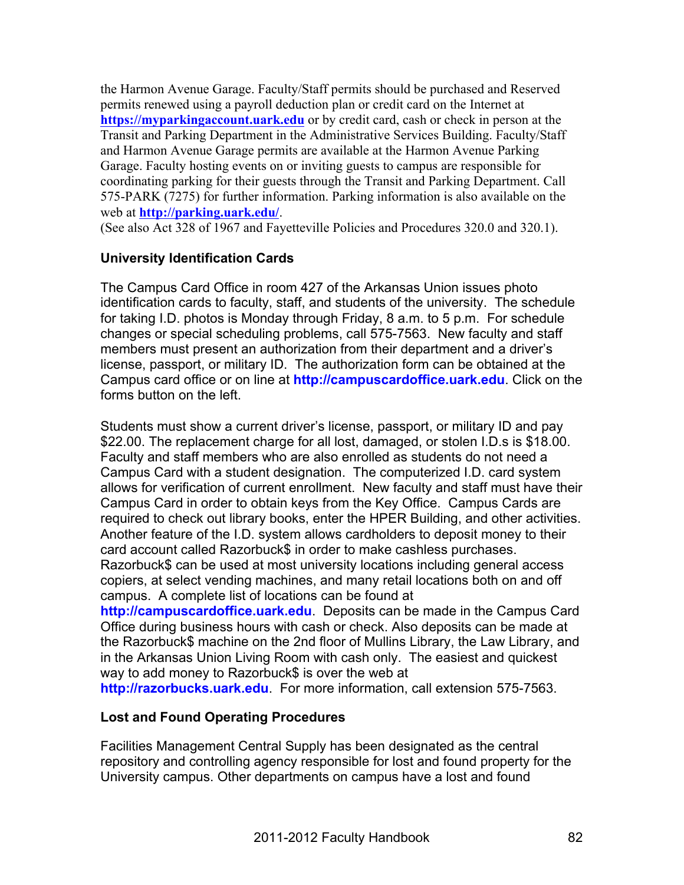the Harmon Avenue Garage. Faculty/Staff permits should be purchased and Reserved permits renewed using a payroll deduction plan or credit card on the Internet at **https://myparkingaccount.uark.edu** or by credit card, cash or check in person at the Transit and Parking Department in the Administrative Services Building. Faculty/Staff and Harmon Avenue Garage permits are available at the Harmon Avenue Parking Garage. Faculty hosting events on or inviting guests to campus are responsible for coordinating parking for their guests through the Transit and Parking Department. Call 575-PARK (7275) for further information. Parking information is also available on the web at **http://parking.uark.edu/**.
(See also Act 328 of 1967 and Fayetteville Policies and Procedures 320.0 and 320.1).

### University Identification Cards

The Campus Card Office in room 427 of the Arkansas Union issues photo identification cards to faculty, staff, and students of the university. The schedule for taking I.D. photos is Monday through Friday, 8 a.m. to 5 p.m. For schedule changes or special scheduling problems, call 575-7563. New faculty and staff members must present an authorization from their department and a driver's license, passport, or military ID. The authorization form can be obtained at the Campus card office or on line at **http://campuscardoffice.uark.edu**. Click on the forms button on the left.

Students must show a current driver's license, passport, or military ID and pay $22.00. The replacement charge for all lost, damaged, or stolen I.D.s is $18.00. Faculty and staff members who are also enrolled as students do not need a Campus Card with a student designation. The computerized I.D. card system allows for verification of current enrollment. New faculty and staff must have their Campus Card in order to obtain keys from the Key Office. Campus Cards are required to check out library books, enter the HPER Building, and other activities. Another feature of the I.D. system allows cardholders to deposit money to their card account called Razorbuck$ in order to make cashless purchases. Razorbuck$ can be used at most university locations including general access copiers, at select vending machines, and many retail locations both on and off campus. A complete list of locations can be found at **http://campuscardoffice.uark.edu**. Deposits can be made in the Campus Card Office during business hours with cash or check. Also deposits can be made at the Razorbuck$ machine on the 2nd floor of Mullins Library, the Law Library, and in the Arkansas Union Living Room with cash only. The easiest and quickest way to add money to Razorbuck$ is over the web at **http://razorbucks.uark.edu**. For more information, call extension 575-7563.

### Lost and Found Operating Procedures

Facilities Management Central Supply has been designated as the central repository and controlling agency responsible for lost and found property for the University campus. Other departments on campus have a lost and found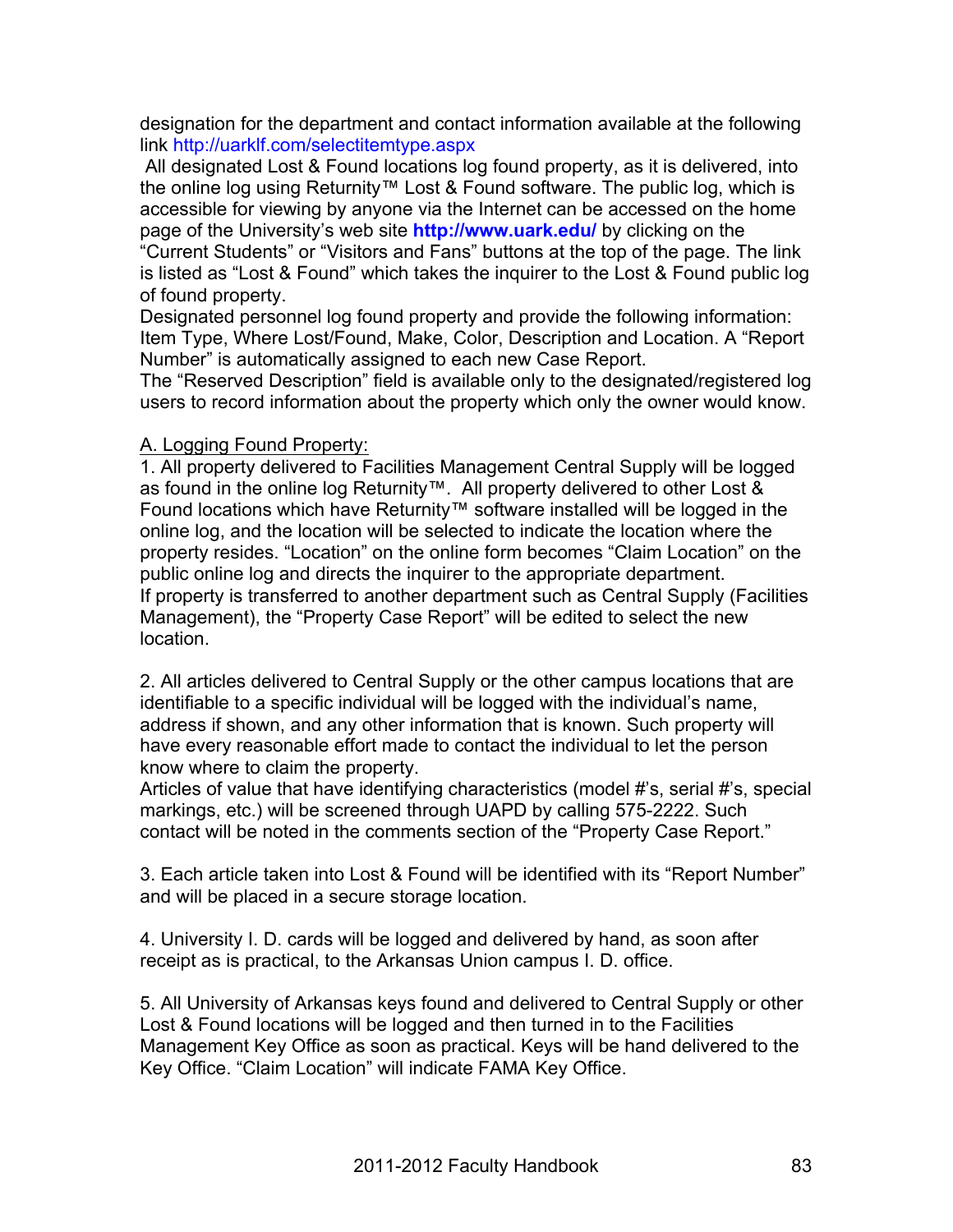designation for the department and contact information available at the following link http://uarklf.com/selectitemtype.aspx

All designated Lost & Found locations log found property, as it is delivered, into the online log using Returnity™ Lost & Found software. The public log, which is accessible for viewing by anyone via the Internet can be accessed on the home page of the University's web site **http://www.uark.edu/** by clicking on the "Current Students" or "Visitors and Fans" buttons at the top of the page. The link is listed as "Lost & Found" which takes the inquirer to the Lost & Found public log of found property.

Designated personnel log found property and provide the following information: Item Type, Where Lost/Found, Make, Color, Description and Location. A "Report Number" is automatically assigned to each new Case Report.

The "Reserved Description" field is available only to the designated/registered log users to record information about the property which only the owner would know.

A. Logging Found Property:

1. All property delivered to Facilities Management Central Supply will be logged as found in the online log Returnity™. All property delivered to other Lost & Found locations which have Returnity™ software installed will be logged in the online log, and the location will be selected to indicate the location where the property resides. "Location" on the online form becomes "Claim Location" on the public online log and directs the inquirer to the appropriate department.
If property is transferred to another department such as Central Supply (Facilities Management), the "Property Case Report" will be edited to select the new location.

2. All articles delivered to Central Supply or the other campus locations that are identifiable to a specific individual will be logged with the individual's name, address if shown, and any other information that is known. Such property will have every reasonable effort made to contact the individual to let the person know where to claim the property.
Articles of value that have identifying characteristics (model #'s, serial #'s, special markings, etc.) will be screened through UAPD by calling 575-2222. Such contact will be noted in the comments section of the "Property Case Report."

3. Each article taken into Lost & Found will be identified with its "Report Number" and will be placed in a secure storage location.

4. University I. D. cards will be logged and delivered by hand, as soon after receipt as is practical, to the Arkansas Union campus I. D. office.

5. All University of Arkansas keys found and delivered to Central Supply or other Lost & Found locations will be logged and then turned in to the Facilities Management Key Office as soon as practical. Keys will be hand delivered to the Key Office. "Claim Location" will indicate FAMA Key Office.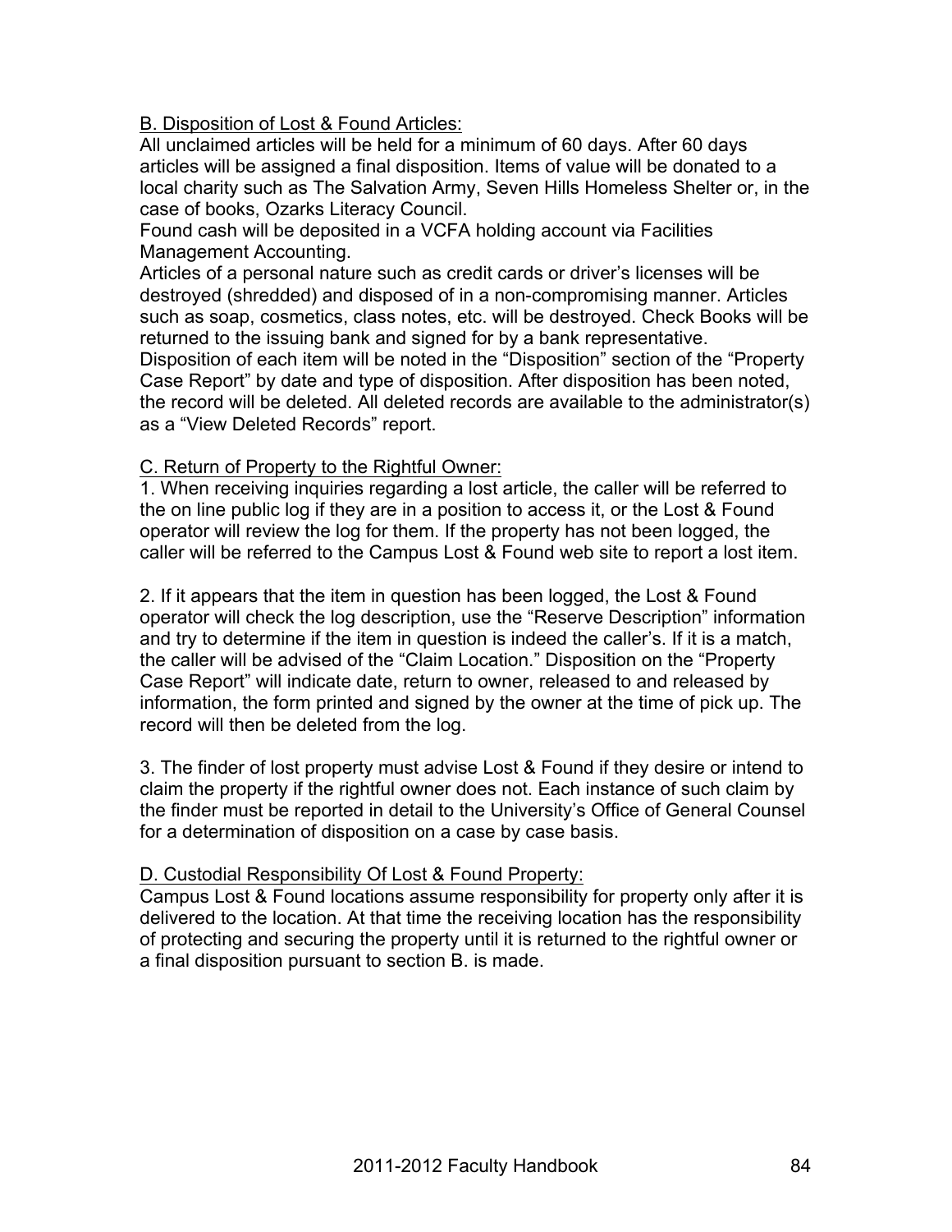B. Disposition of Lost & Found Articles:

All unclaimed articles will be held for a minimum of 60 days. After 60 days articles will be assigned a final disposition. Items of value will be donated to a local charity such as The Salvation Army, Seven Hills Homeless Shelter or, in the case of books, Ozarks Literacy Council.

Found cash will be deposited in a VCFA holding account via Facilities Management Accounting.

Articles of a personal nature such as credit cards or driver's licenses will be destroyed (shredded) and disposed of in a non-compromising manner. Articles such as soap, cosmetics, class notes, etc. will be destroyed. Check Books will be returned to the issuing bank and signed for by a bank representative.

Disposition of each item will be noted in the "Disposition" section of the "Property Case Report" by date and type of disposition. After disposition has been noted, the record will be deleted. All deleted records are available to the administrator(s) as a "View Deleted Records" report.

C. Return of Property to the Rightful Owner:

1. When receiving inquiries regarding a lost article, the caller will be referred to the on line public log if they are in a position to access it, or the Lost & Found operator will review the log for them. If the property has not been logged, the caller will be referred to the Campus Lost & Found web site to report a lost item.

2. If it appears that the item in question has been logged, the Lost & Found operator will check the log description, use the "Reserve Description" information and try to determine if the item in question is indeed the caller's. If it is a match, the caller will be advised of the "Claim Location." Disposition on the "Property Case Report" will indicate date, return to owner, released to and released by information, the form printed and signed by the owner at the time of pick up. The record will then be deleted from the log.

3. The finder of lost property must advise Lost & Found if they desire or intend to claim the property if the rightful owner does not. Each instance of such claim by the finder must be reported in detail to the University's Office of General Counsel for a determination of disposition on a case by case basis.

D. Custodial Responsibility Of Lost & Found Property:

Campus Lost & Found locations assume responsibility for property only after it is delivered to the location. At that time the receiving location has the responsibility of protecting and securing the property until it is returned to the rightful owner or a final disposition pursuant to section B. is made.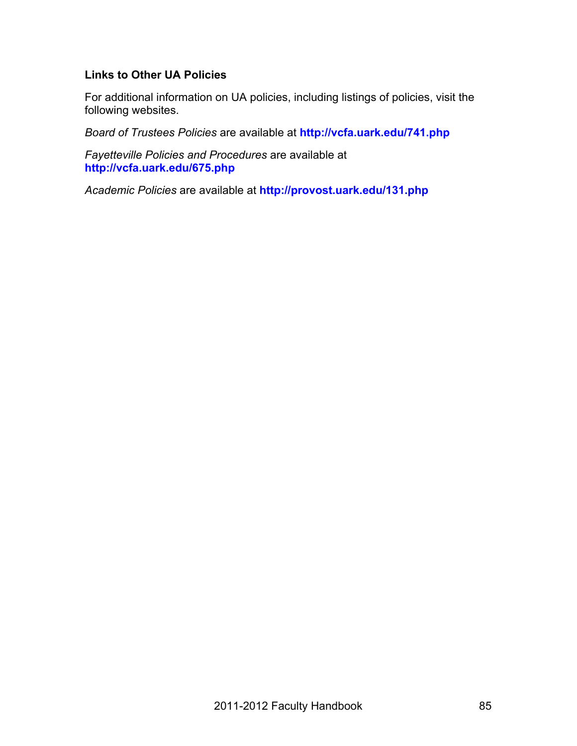### Links to Other UA Policies

For additional information on UA policies, including listings of policies, visit the following websites.

*Board of Trustees Policies* are available at **http://vcfa.uark.edu/741.php**

*Fayetteville Policies and Procedures* are available at **http://vcfa.uark.edu/675.php**

*Academic Policies* are available at **http://provost.uark.edu/131.php**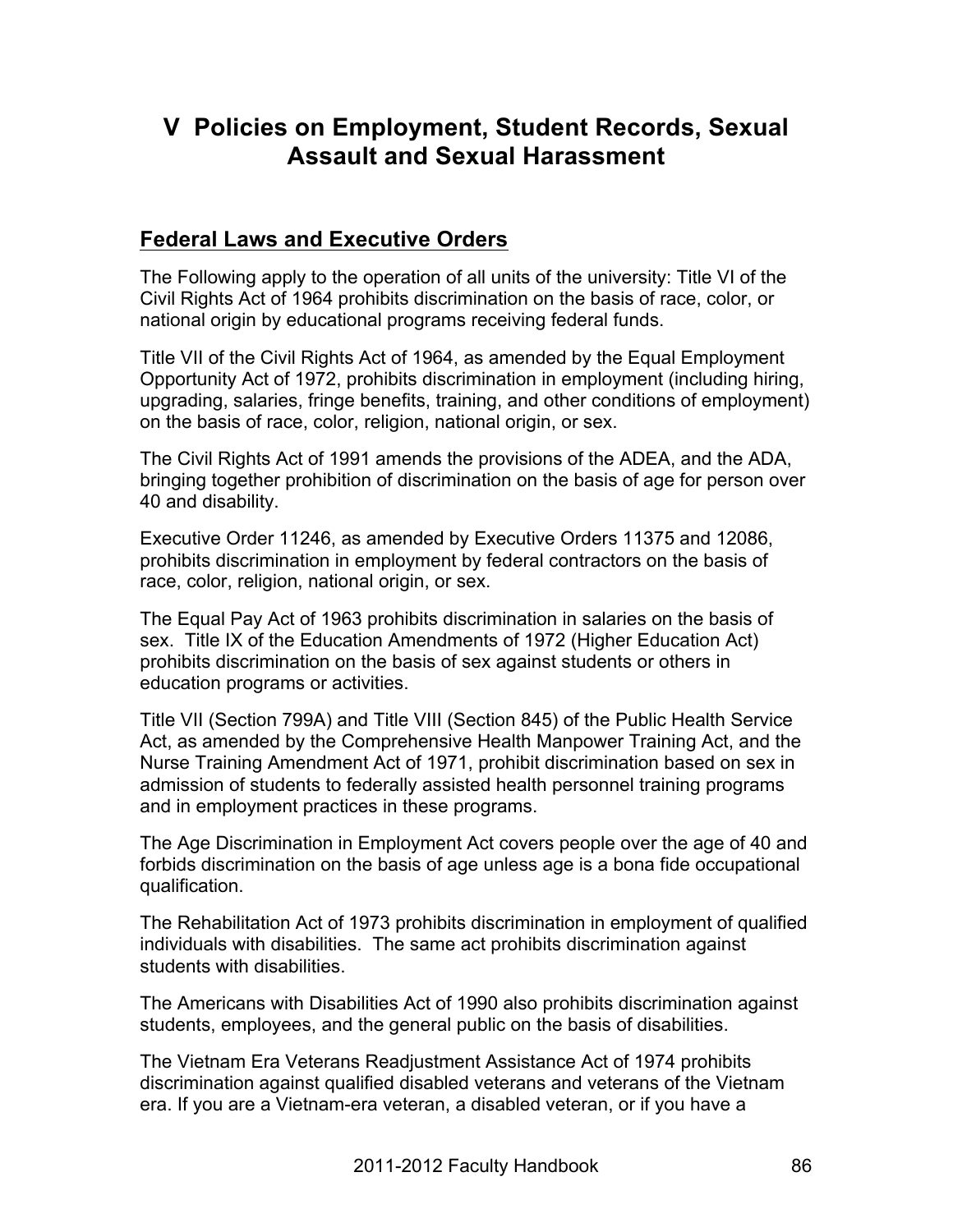# V Policies on Employment, Student Records, Sexual Assault and Sexual Harassment

## Federal Laws and Executive Orders

The Following apply to the operation of all units of the university: Title VI of the Civil Rights Act of 1964 prohibits discrimination on the basis of race, color, or national origin by educational programs receiving federal funds.

Title VII of the Civil Rights Act of 1964, as amended by the Equal Employment Opportunity Act of 1972, prohibits discrimination in employment (including hiring, upgrading, salaries, fringe benefits, training, and other conditions of employment) on the basis of race, color, religion, national origin, or sex.

The Civil Rights Act of 1991 amends the provisions of the ADEA, and the ADA, bringing together prohibition of discrimination on the basis of age for person over 40 and disability.

Executive Order 11246, as amended by Executive Orders 11375 and 12086, prohibits discrimination in employment by federal contractors on the basis of race, color, religion, national origin, or sex.

The Equal Pay Act of 1963 prohibits discrimination in salaries on the basis of sex. Title IX of the Education Amendments of 1972 (Higher Education Act) prohibits discrimination on the basis of sex against students or others in education programs or activities.

Title VII (Section 799A) and Title VIII (Section 845) of the Public Health Service Act, as amended by the Comprehensive Health Manpower Training Act, and the Nurse Training Amendment Act of 1971, prohibit discrimination based on sex in admission of students to federally assisted health personnel training programs and in employment practices in these programs.

The Age Discrimination in Employment Act covers people over the age of 40 and forbids discrimination on the basis of age unless age is a bona fide occupational qualification.

The Rehabilitation Act of 1973 prohibits discrimination in employment of qualified individuals with disabilities. The same act prohibits discrimination against students with disabilities.

The Americans with Disabilities Act of 1990 also prohibits discrimination against students, employees, and the general public on the basis of disabilities.

The Vietnam Era Veterans Readjustment Assistance Act of 1974 prohibits discrimination against qualified disabled veterans and veterans of the Vietnam era. If you are a Vietnam-era veteran, a disabled veteran, or if you have a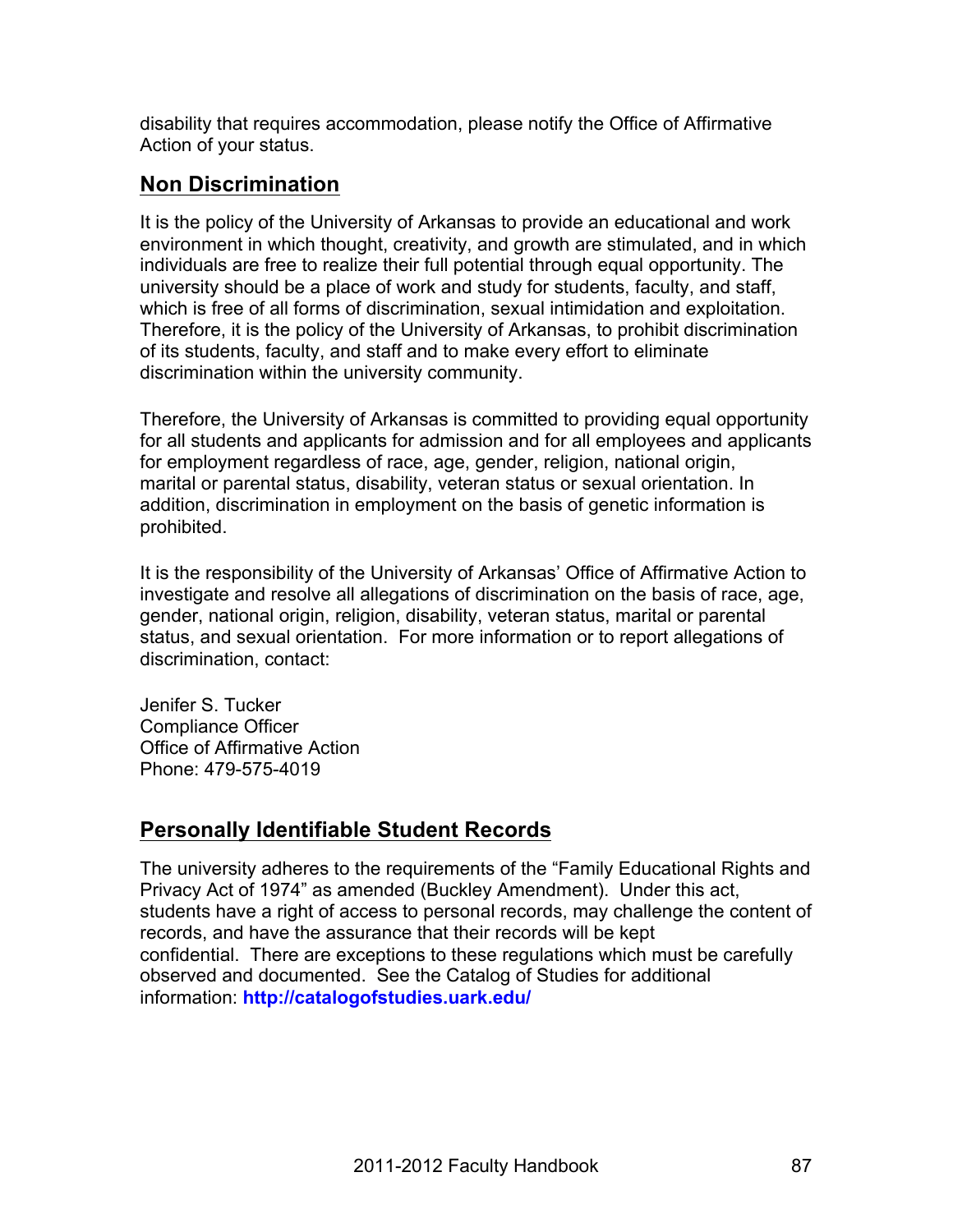disability that requires accommodation, please notify the Office of Affirmative Action of your status.

## Non Discrimination

It is the policy of the University of Arkansas to provide an educational and work environment in which thought, creativity, and growth are stimulated, and in which individuals are free to realize their full potential through equal opportunity. The university should be a place of work and study for students, faculty, and staff, which is free of all forms of discrimination, sexual intimidation and exploitation. Therefore, it is the policy of the University of Arkansas, to prohibit discrimination of its students, faculty, and staff and to make every effort to eliminate discrimination within the university community.

Therefore, the University of Arkansas is committed to providing equal opportunity for all students and applicants for admission and for all employees and applicants for employment regardless of race, age, gender, religion, national origin, marital or parental status, disability, veteran status or sexual orientation. In addition, discrimination in employment on the basis of genetic information is prohibited.

It is the responsibility of the University of Arkansas' Office of Affirmative Action to investigate and resolve all allegations of discrimination on the basis of race, age, gender, national origin, religion, disability, veteran status, marital or parental status, and sexual orientation. For more information or to report allegations of discrimination, contact:

Jenifer S. Tucker
Compliance Officer
Office of Affirmative Action
Phone: 479-575-4019

## Personally Identifiable Student Records

The university adheres to the requirements of the "Family Educational Rights and Privacy Act of 1974" as amended (Buckley Amendment). Under this act, students have a right of access to personal records, may challenge the content of records, and have the assurance that their records will be kept confidential. There are exceptions to these regulations which must be carefully observed and documented. See the Catalog of Studies for additional information: **http://catalogofstudies.uark.edu/**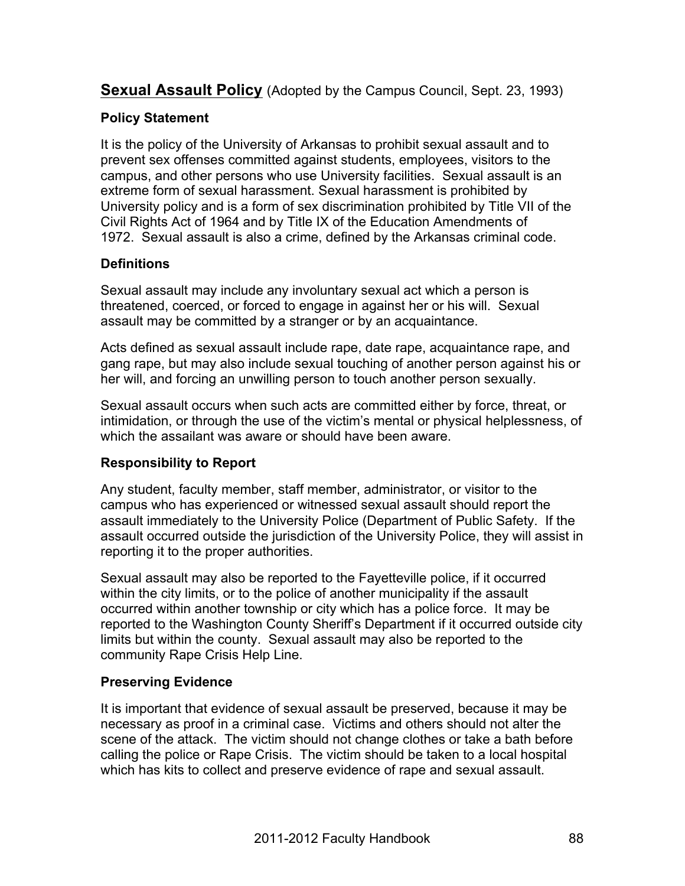## **Sexual Assault Policy** (Adopted by the Campus Council, Sept. 23, 1993)

### Policy Statement

It is the policy of the University of Arkansas to prohibit sexual assault and to prevent sex offenses committed against students, employees, visitors to the campus, and other persons who use University facilities. Sexual assault is an extreme form of sexual harassment. Sexual harassment is prohibited by University policy and is a form of sex discrimination prohibited by Title VII of the Civil Rights Act of 1964 and by Title IX of the Education Amendments of 1972. Sexual assault is also a crime, defined by the Arkansas criminal code.

### Definitions

Sexual assault may include any involuntary sexual act which a person is threatened, coerced, or forced to engage in against her or his will. Sexual assault may be committed by a stranger or by an acquaintance.

Acts defined as sexual assault include rape, date rape, acquaintance rape, and gang rape, but may also include sexual touching of another person against his or her will, and forcing an unwilling person to touch another person sexually.

Sexual assault occurs when such acts are committed either by force, threat, or intimidation, or through the use of the victim's mental or physical helplessness, of which the assailant was aware or should have been aware.

### Responsibility to Report

Any student, faculty member, staff member, administrator, or visitor to the campus who has experienced or witnessed sexual assault should report the assault immediately to the University Police (Department of Public Safety. If the assault occurred outside the jurisdiction of the University Police, they will assist in reporting it to the proper authorities.

Sexual assault may also be reported to the Fayetteville police, if it occurred within the city limits, or to the police of another municipality if the assault occurred within another township or city which has a police force. It may be reported to the Washington County Sheriff's Department if it occurred outside city limits but within the county. Sexual assault may also be reported to the community Rape Crisis Help Line.

### Preserving Evidence

It is important that evidence of sexual assault be preserved, because it may be necessary as proof in a criminal case. Victims and others should not alter the scene of the attack. The victim should not change clothes or take a bath before calling the police or Rape Crisis. The victim should be taken to a local hospital which has kits to collect and preserve evidence of rape and sexual assault.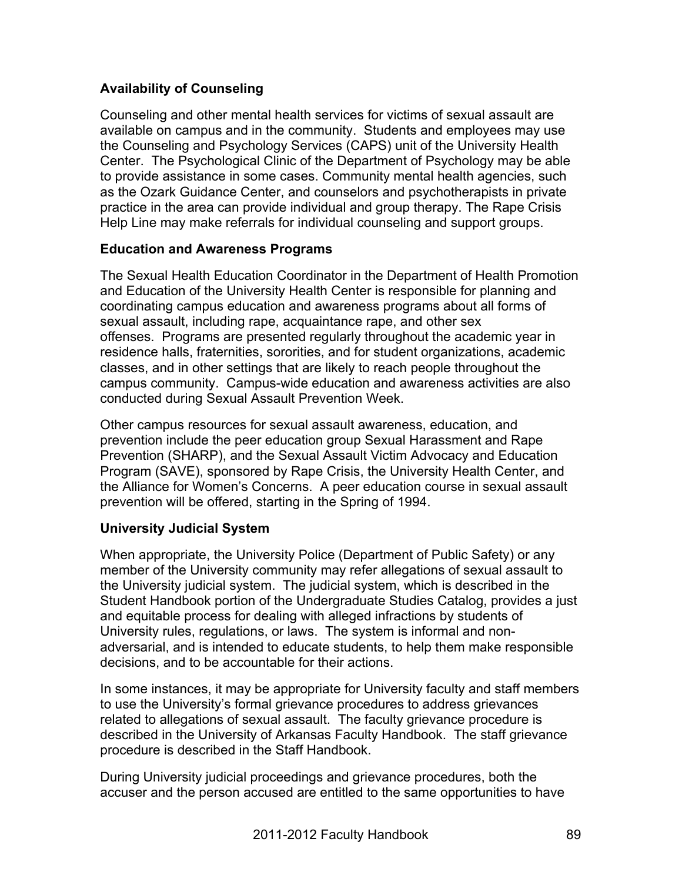**Availability of Counseling**

Counseling and other mental health services for victims of sexual assault are available on campus and in the community. Students and employees may use the Counseling and Psychology Services (CAPS) unit of the University Health Center. The Psychological Clinic of the Department of Psychology may be able to provide assistance in some cases. Community mental health agencies, such as the Ozark Guidance Center, and counselors and psychotherapists in private practice in the area can provide individual and group therapy. The Rape Crisis Help Line may make referrals for individual counseling and support groups.

**Education and Awareness Programs**

The Sexual Health Education Coordinator in the Department of Health Promotion and Education of the University Health Center is responsible for planning and coordinating campus education and awareness programs about all forms of sexual assault, including rape, acquaintance rape, and other sex offenses. Programs are presented regularly throughout the academic year in residence halls, fraternities, sororities, and for student organizations, academic classes, and in other settings that are likely to reach people throughout the campus community. Campus-wide education and awareness activities are also conducted during Sexual Assault Prevention Week.

Other campus resources for sexual assault awareness, education, and prevention include the peer education group Sexual Harassment and Rape Prevention (SHARP), and the Sexual Assault Victim Advocacy and Education Program (SAVE), sponsored by Rape Crisis, the University Health Center, and the Alliance for Women's Concerns. A peer education course in sexual assault prevention will be offered, starting in the Spring of 1994.

**University Judicial System**

When appropriate, the University Police (Department of Public Safety) or any member of the University community may refer allegations of sexual assault to the University judicial system. The judicial system, which is described in the Student Handbook portion of the Undergraduate Studies Catalog, provides a just and equitable process for dealing with alleged infractions by students of University rules, regulations, or laws. The system is informal and non-adversarial, and is intended to educate students, to help them make responsible decisions, and to be accountable for their actions.

In some instances, it may be appropriate for University faculty and staff members to use the University's formal grievance procedures to address grievances related to allegations of sexual assault. The faculty grievance procedure is described in the University of Arkansas Faculty Handbook. The staff grievance procedure is described in the Staff Handbook.

During University judicial proceedings and grievance procedures, both the accuser and the person accused are entitled to the same opportunities to have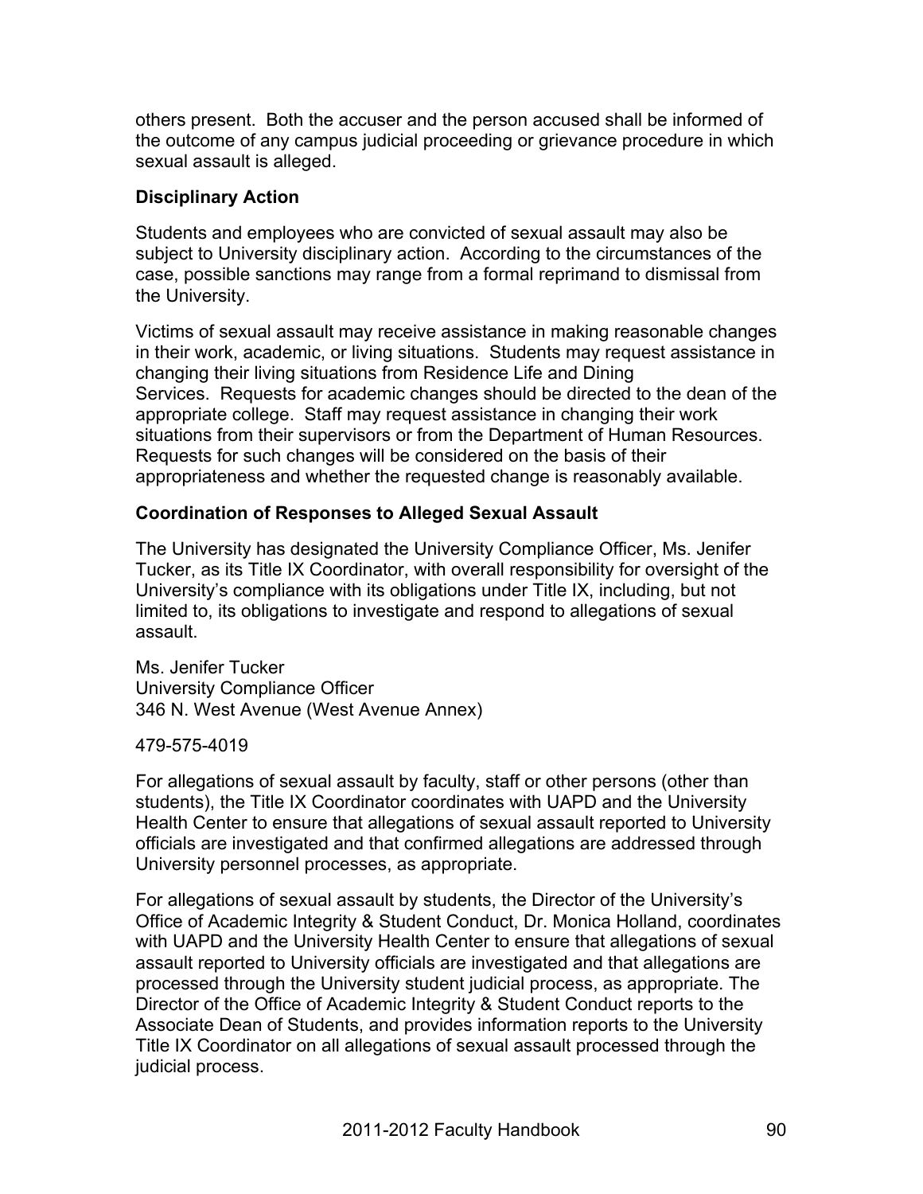others present. Both the accuser and the person accused shall be informed of the outcome of any campus judicial proceeding or grievance procedure in which sexual assault is alleged.

### Disciplinary Action

Students and employees who are convicted of sexual assault may also be subject to University disciplinary action. According to the circumstances of the case, possible sanctions may range from a formal reprimand to dismissal from the University.

Victims of sexual assault may receive assistance in making reasonable changes in their work, academic, or living situations. Students may request assistance in changing their living situations from Residence Life and Dining Services. Requests for academic changes should be directed to the dean of the appropriate college. Staff may request assistance in changing their work situations from their supervisors or from the Department of Human Resources. Requests for such changes will be considered on the basis of their appropriateness and whether the requested change is reasonably available.

### Coordination of Responses to Alleged Sexual Assault

The University has designated the University Compliance Officer, Ms. Jenifer Tucker, as its Title IX Coordinator, with overall responsibility for oversight of the University's compliance with its obligations under Title IX, including, but not limited to, its obligations to investigate and respond to allegations of sexual assault.

Ms. Jenifer Tucker
University Compliance Officer
346 N. West Avenue (West Avenue Annex)

479-575-4019

For allegations of sexual assault by faculty, staff or other persons (other than students), the Title IX Coordinator coordinates with UAPD and the University Health Center to ensure that allegations of sexual assault reported to University officials are investigated and that confirmed allegations are addressed through University personnel processes, as appropriate.

For allegations of sexual assault by students, the Director of the University's Office of Academic Integrity & Student Conduct, Dr. Monica Holland, coordinates with UAPD and the University Health Center to ensure that allegations of sexual assault reported to University officials are investigated and that allegations are processed through the University student judicial process, as appropriate. The Director of the Office of Academic Integrity & Student Conduct reports to the Associate Dean of Students, and provides information reports to the University Title IX Coordinator on all allegations of sexual assault processed through the judicial process.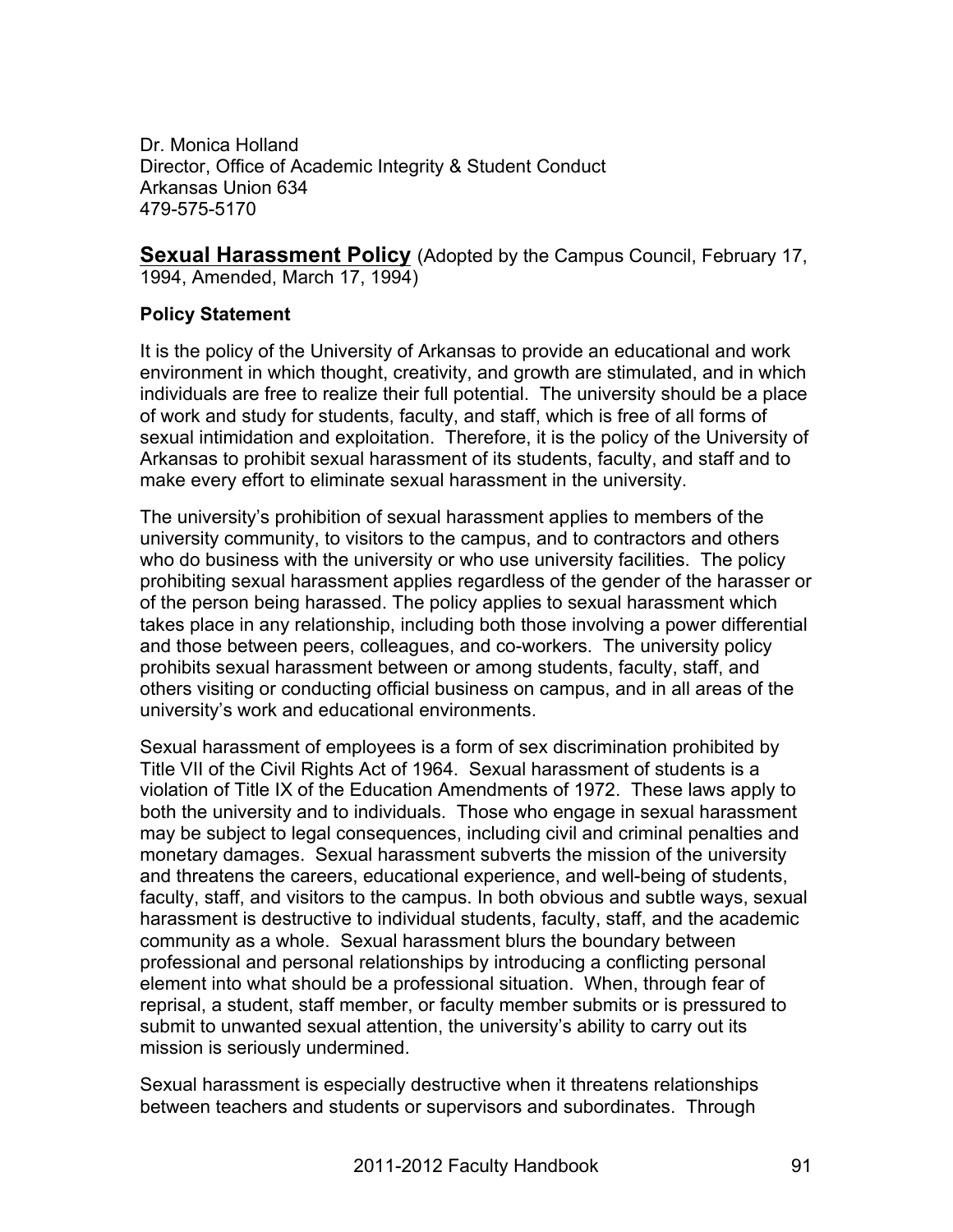Dr. Monica Holland
Director, Office of Academic Integrity & Student Conduct
Arkansas Union 634
479-575-5170

## Sexual Harassment Policy

(Adopted by the Campus Council, February 17, 1994, Amended, March 17, 1994)

### Policy Statement

It is the policy of the University of Arkansas to provide an educational and work environment in which thought, creativity, and growth are stimulated, and in which individuals are free to realize their full potential. The university should be a place of work and study for students, faculty, and staff, which is free of all forms of sexual intimidation and exploitation. Therefore, it is the policy of the University of Arkansas to prohibit sexual harassment of its students, faculty, and staff and to make every effort to eliminate sexual harassment in the university.

The university's prohibition of sexual harassment applies to members of the university community, to visitors to the campus, and to contractors and others who do business with the university or who use university facilities. The policy prohibiting sexual harassment applies regardless of the gender of the harasser or of the person being harassed. The policy applies to sexual harassment which takes place in any relationship, including both those involving a power differential and those between peers, colleagues, and co-workers. The university policy prohibits sexual harassment between or among students, faculty, staff, and others visiting or conducting official business on campus, and in all areas of the university's work and educational environments.

Sexual harassment of employees is a form of sex discrimination prohibited by Title VII of the Civil Rights Act of 1964. Sexual harassment of students is a violation of Title IX of the Education Amendments of 1972. These laws apply to both the university and to individuals. Those who engage in sexual harassment may be subject to legal consequences, including civil and criminal penalties and monetary damages. Sexual harassment subverts the mission of the university and threatens the careers, educational experience, and well-being of students, faculty, staff, and visitors to the campus. In both obvious and subtle ways, sexual harassment is destructive to individual students, faculty, staff, and the academic community as a whole. Sexual harassment blurs the boundary between professional and personal relationships by introducing a conflicting personal element into what should be a professional situation. When, through fear of reprisal, a student, staff member, or faculty member submits or is pressured to submit to unwanted sexual attention, the university's ability to carry out its mission is seriously undermined.

Sexual harassment is especially destructive when it threatens relationships between teachers and students or supervisors and subordinates. Through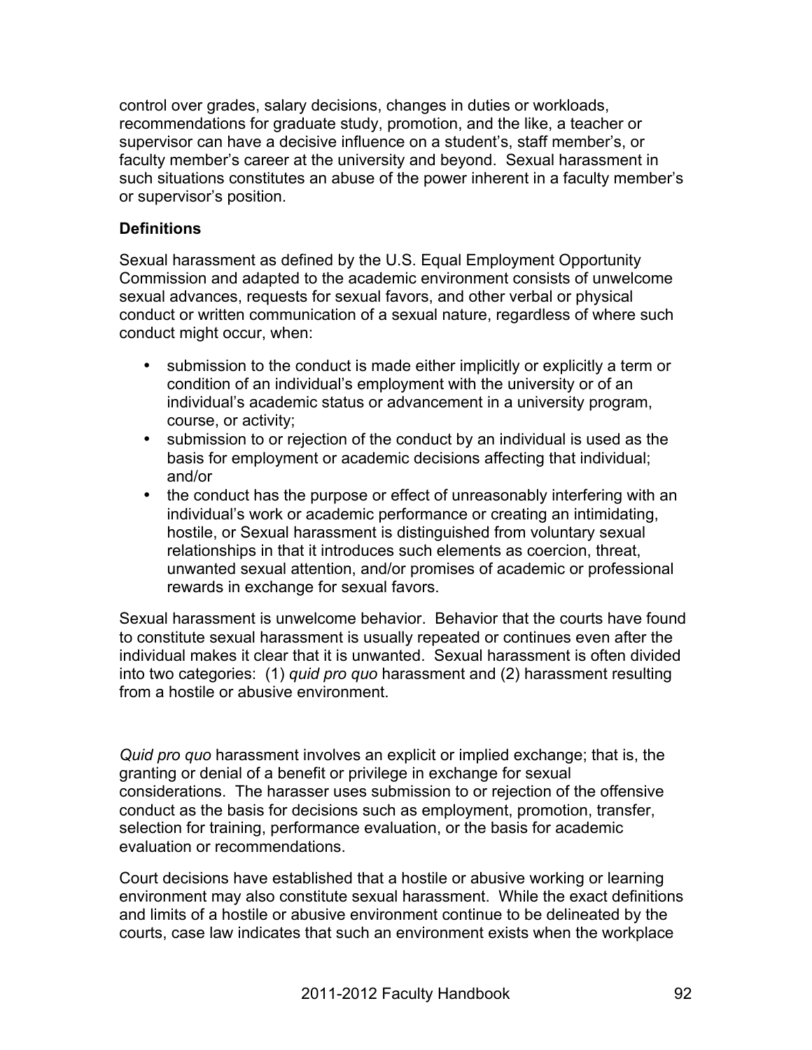control over grades, salary decisions, changes in duties or workloads, recommendations for graduate study, promotion, and the like, a teacher or supervisor can have a decisive influence on a student's, staff member's, or faculty member's career at the university and beyond. Sexual harassment in such situations constitutes an abuse of the power inherent in a faculty member's or supervisor's position.

### Definitions

Sexual harassment as defined by the U.S. Equal Employment Opportunity Commission and adapted to the academic environment consists of unwelcome sexual advances, requests for sexual favors, and other verbal or physical conduct or written communication of a sexual nature, regardless of where such conduct might occur, when:

- submission to the conduct is made either implicitly or explicitly a term or condition of an individual's employment with the university or of an individual's academic status or advancement in a university program, course, or activity;
- submission to or rejection of the conduct by an individual is used as the basis for employment or academic decisions affecting that individual; and/or
- the conduct has the purpose or effect of unreasonably interfering with an individual's work or academic performance or creating an intimidating, hostile, or Sexual harassment is distinguished from voluntary sexual relationships in that it introduces such elements as coercion, threat, unwanted sexual attention, and/or promises of academic or professional rewards in exchange for sexual favors.

Sexual harassment is unwelcome behavior. Behavior that the courts have found to constitute sexual harassment is usually repeated or continues even after the individual makes it clear that it is unwanted. Sexual harassment is often divided into two categories: (1) *quid pro quo* harassment and (2) harassment resulting from a hostile or abusive environment.

*Quid pro quo* harassment involves an explicit or implied exchange; that is, the granting or denial of a benefit or privilege in exchange for sexual considerations. The harasser uses submission to or rejection of the offensive conduct as the basis for decisions such as employment, promotion, transfer, selection for training, performance evaluation, or the basis for academic evaluation or recommendations.

Court decisions have established that a hostile or abusive working or learning environment may also constitute sexual harassment. While the exact definitions and limits of a hostile or abusive environment continue to be delineated by the courts, case law indicates that such an environment exists when the workplace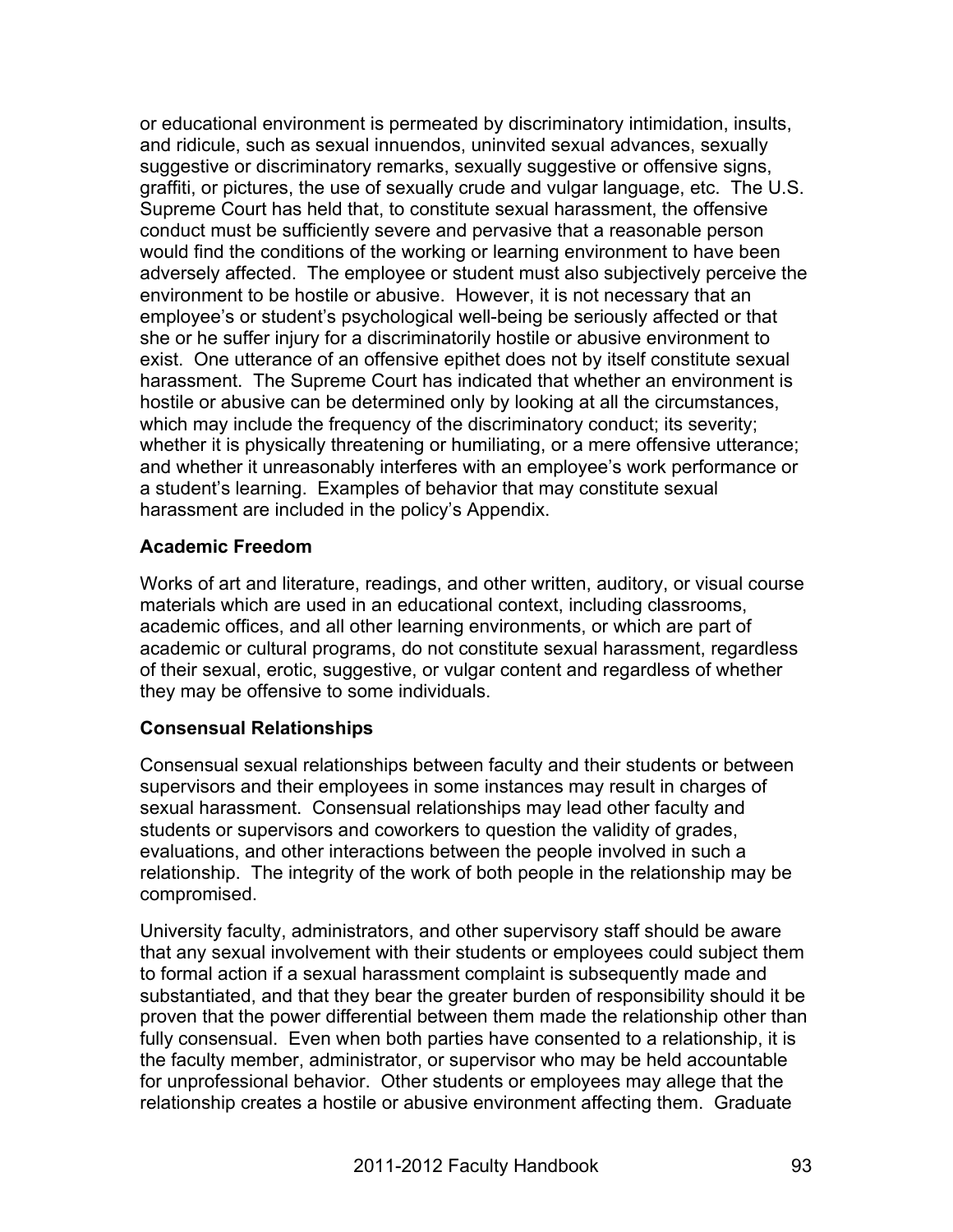or educational environment is permeated by discriminatory intimidation, insults, and ridicule, such as sexual innuendos, uninvited sexual advances, sexually suggestive or discriminatory remarks, sexually suggestive or offensive signs, graffiti, or pictures, the use of sexually crude and vulgar language, etc. The U.S. Supreme Court has held that, to constitute sexual harassment, the offensive conduct must be sufficiently severe and pervasive that a reasonable person would find the conditions of the working or learning environment to have been adversely affected. The employee or student must also subjectively perceive the environment to be hostile or abusive. However, it is not necessary that an employee's or student's psychological well-being be seriously affected or that she or he suffer injury for a discriminatorily hostile or abusive environment to exist. One utterance of an offensive epithet does not by itself constitute sexual harassment. The Supreme Court has indicated that whether an environment is hostile or abusive can be determined only by looking at all the circumstances, which may include the frequency of the discriminatory conduct; its severity; whether it is physically threatening or humiliating, or a mere offensive utterance; and whether it unreasonably interferes with an employee's work performance or a student's learning. Examples of behavior that may constitute sexual harassment are included in the policy's Appendix.

**Academic Freedom**

Works of art and literature, readings, and other written, auditory, or visual course materials which are used in an educational context, including classrooms, academic offices, and all other learning environments, or which are part of academic or cultural programs, do not constitute sexual harassment, regardless of their sexual, erotic, suggestive, or vulgar content and regardless of whether they may be offensive to some individuals.

**Consensual Relationships**

Consensual sexual relationships between faculty and their students or between supervisors and their employees in some instances may result in charges of sexual harassment. Consensual relationships may lead other faculty and students or supervisors and coworkers to question the validity of grades, evaluations, and other interactions between the people involved in such a relationship. The integrity of the work of both people in the relationship may be compromised.

University faculty, administrators, and other supervisory staff should be aware that any sexual involvement with their students or employees could subject them to formal action if a sexual harassment complaint is subsequently made and substantiated, and that they bear the greater burden of responsibility should it be proven that the power differential between them made the relationship other than fully consensual. Even when both parties have consented to a relationship, it is the faculty member, administrator, or supervisor who may be held accountable for unprofessional behavior. Other students or employees may allege that the relationship creates a hostile or abusive environment affecting them. Graduate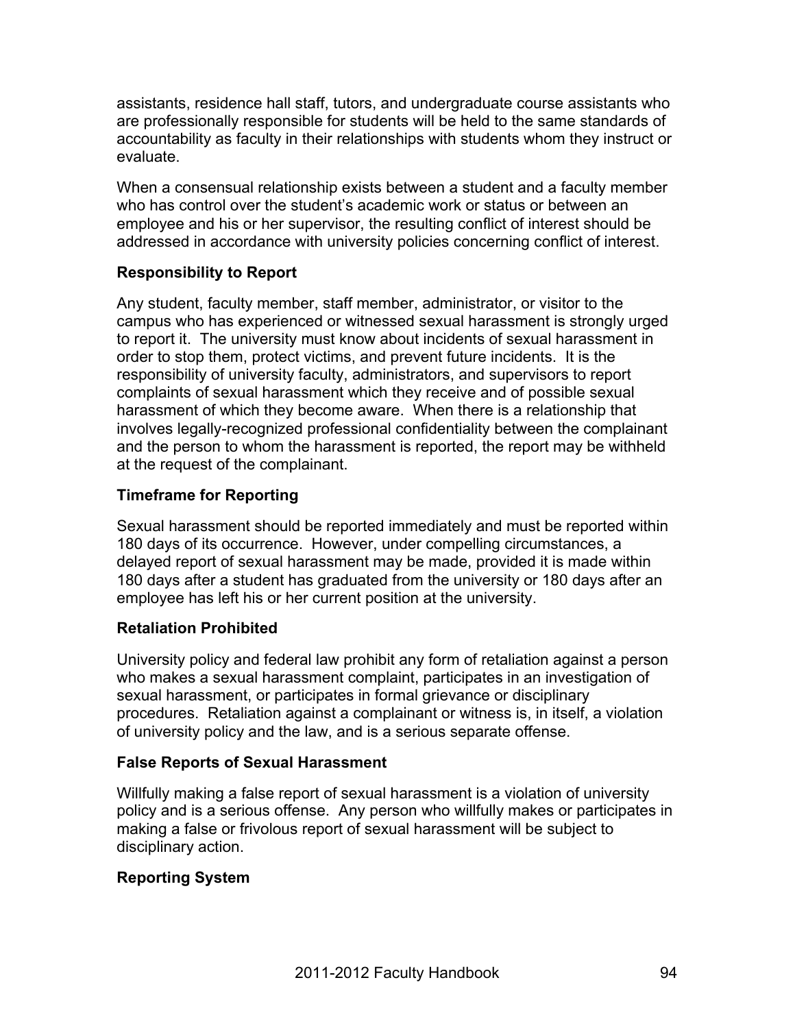assistants, residence hall staff, tutors, and undergraduate course assistants who are professionally responsible for students will be held to the same standards of accountability as faculty in their relationships with students whom they instruct or evaluate.

When a consensual relationship exists between a student and a faculty member who has control over the student's academic work or status or between an employee and his or her supervisor, the resulting conflict of interest should be addressed in accordance with university policies concerning conflict of interest.

**Responsibility to Report**

Any student, faculty member, staff member, administrator, or visitor to the campus who has experienced or witnessed sexual harassment is strongly urged to report it. The university must know about incidents of sexual harassment in order to stop them, protect victims, and prevent future incidents. It is the responsibility of university faculty, administrators, and supervisors to report complaints of sexual harassment which they receive and of possible sexual harassment of which they become aware. When there is a relationship that involves legally-recognized professional confidentiality between the complainant and the person to whom the harassment is reported, the report may be withheld at the request of the complainant.

**Timeframe for Reporting**

Sexual harassment should be reported immediately and must be reported within 180 days of its occurrence. However, under compelling circumstances, a delayed report of sexual harassment may be made, provided it is made within 180 days after a student has graduated from the university or 180 days after an employee has left his or her current position at the university.

**Retaliation Prohibited**

University policy and federal law prohibit any form of retaliation against a person who makes a sexual harassment complaint, participates in an investigation of sexual harassment, or participates in formal grievance or disciplinary procedures. Retaliation against a complainant or witness is, in itself, a violation of university policy and the law, and is a serious separate offense.

**False Reports of Sexual Harassment**

Willfully making a false report of sexual harassment is a violation of university policy and is a serious offense. Any person who willfully makes or participates in making a false or frivolous report of sexual harassment will be subject to disciplinary action.

**Reporting System**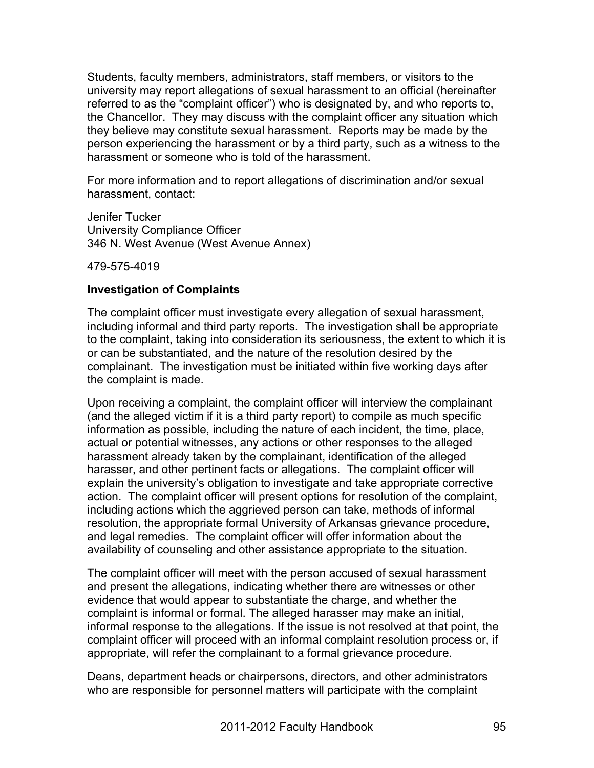Students, faculty members, administrators, staff members, or visitors to the university may report allegations of sexual harassment to an official (hereinafter referred to as the "complaint officer") who is designated by, and who reports to, the Chancellor. They may discuss with the complaint officer any situation which they believe may constitute sexual harassment. Reports may be made by the person experiencing the harassment or by a third party, such as a witness to the harassment or someone who is told of the harassment.

For more information and to report allegations of discrimination and/or sexual harassment, contact:

Jenifer Tucker
University Compliance Officer
346 N. West Avenue (West Avenue Annex)

479-575-4019

**Investigation of Complaints**

The complaint officer must investigate every allegation of sexual harassment, including informal and third party reports. The investigation shall be appropriate to the complaint, taking into consideration its seriousness, the extent to which it is or can be substantiated, and the nature of the resolution desired by the complainant. The investigation must be initiated within five working days after the complaint is made.

Upon receiving a complaint, the complaint officer will interview the complainant (and the alleged victim if it is a third party report) to compile as much specific information as possible, including the nature of each incident, the time, place, actual or potential witnesses, any actions or other responses to the alleged harassment already taken by the complainant, identification of the alleged harasser, and other pertinent facts or allegations. The complaint officer will explain the university's obligation to investigate and take appropriate corrective action. The complaint officer will present options for resolution of the complaint, including actions which the aggrieved person can take, methods of informal resolution, the appropriate formal University of Arkansas grievance procedure, and legal remedies. The complaint officer will offer information about the availability of counseling and other assistance appropriate to the situation.

The complaint officer will meet with the person accused of sexual harassment and present the allegations, indicating whether there are witnesses or other evidence that would appear to substantiate the charge, and whether the complaint is informal or formal. The alleged harasser may make an initial, informal response to the allegations. If the issue is not resolved at that point, the complaint officer will proceed with an informal complaint resolution process or, if appropriate, will refer the complainant to a formal grievance procedure.

Deans, department heads or chairpersons, directors, and other administrators who are responsible for personnel matters will participate with the complaint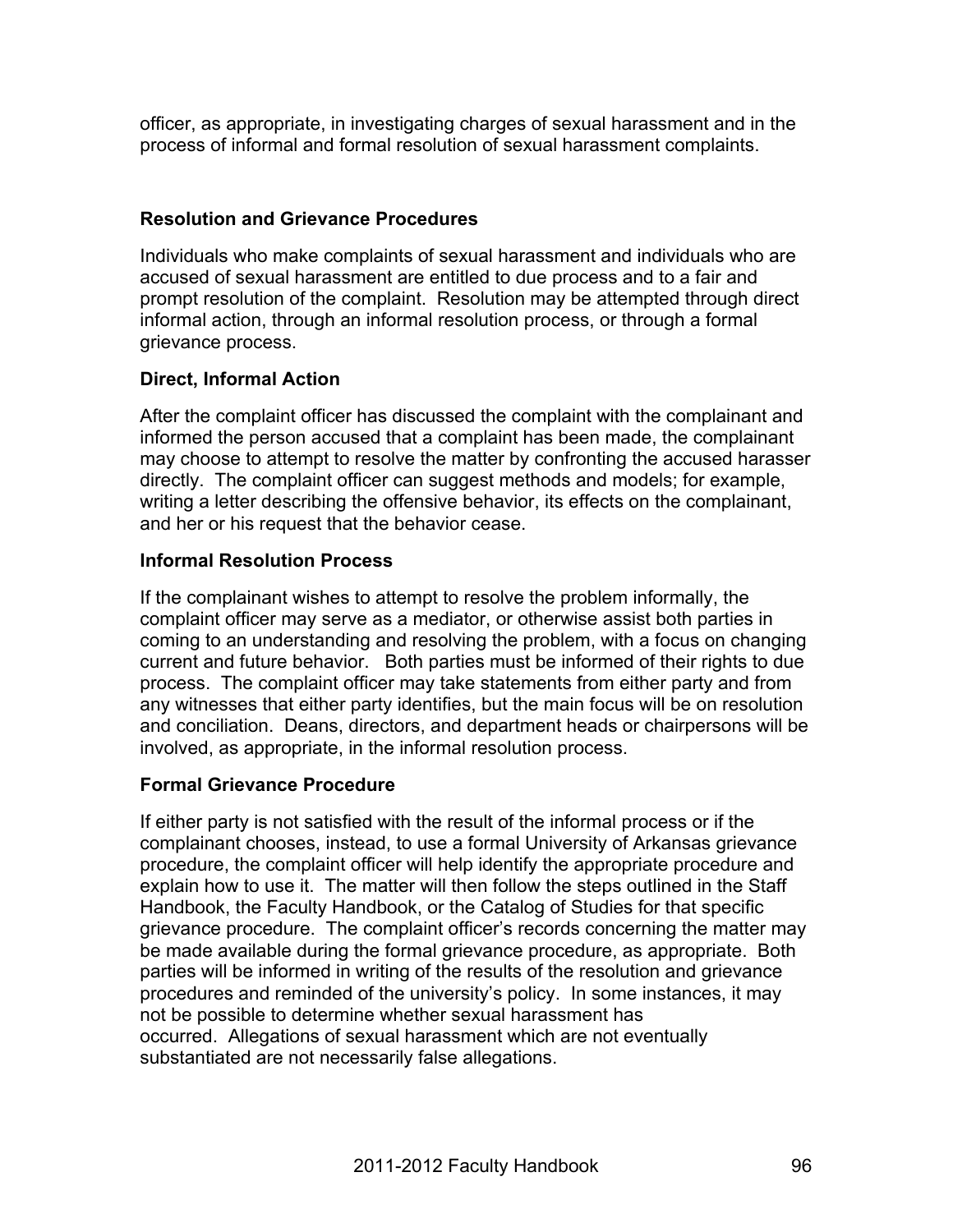officer, as appropriate, in investigating charges of sexual harassment and in the process of informal and formal resolution of sexual harassment complaints.

### Resolution and Grievance Procedures

Individuals who make complaints of sexual harassment and individuals who are accused of sexual harassment are entitled to due process and to a fair and prompt resolution of the complaint. Resolution may be attempted through direct informal action, through an informal resolution process, or through a formal grievance process.

### Direct, Informal Action

After the complaint officer has discussed the complaint with the complainant and informed the person accused that a complaint has been made, the complainant may choose to attempt to resolve the matter by confronting the accused harasser directly. The complaint officer can suggest methods and models; for example, writing a letter describing the offensive behavior, its effects on the complainant, and her or his request that the behavior cease.

### Informal Resolution Process

If the complainant wishes to attempt to resolve the problem informally, the complaint officer may serve as a mediator, or otherwise assist both parties in coming to an understanding and resolving the problem, with a focus on changing current and future behavior. Both parties must be informed of their rights to due process. The complaint officer may take statements from either party and from any witnesses that either party identifies, but the main focus will be on resolution and conciliation. Deans, directors, and department heads or chairpersons will be involved, as appropriate, in the informal resolution process.

### Formal Grievance Procedure

If either party is not satisfied with the result of the informal process or if the complainant chooses, instead, to use a formal University of Arkansas grievance procedure, the complaint officer will help identify the appropriate procedure and explain how to use it. The matter will then follow the steps outlined in the Staff Handbook, the Faculty Handbook, or the Catalog of Studies for that specific grievance procedure. The complaint officer's records concerning the matter may be made available during the formal grievance procedure, as appropriate. Both parties will be informed in writing of the results of the resolution and grievance procedures and reminded of the university's policy. In some instances, it may not be possible to determine whether sexual harassment has occurred. Allegations of sexual harassment which are not eventually substantiated are not necessarily false allegations.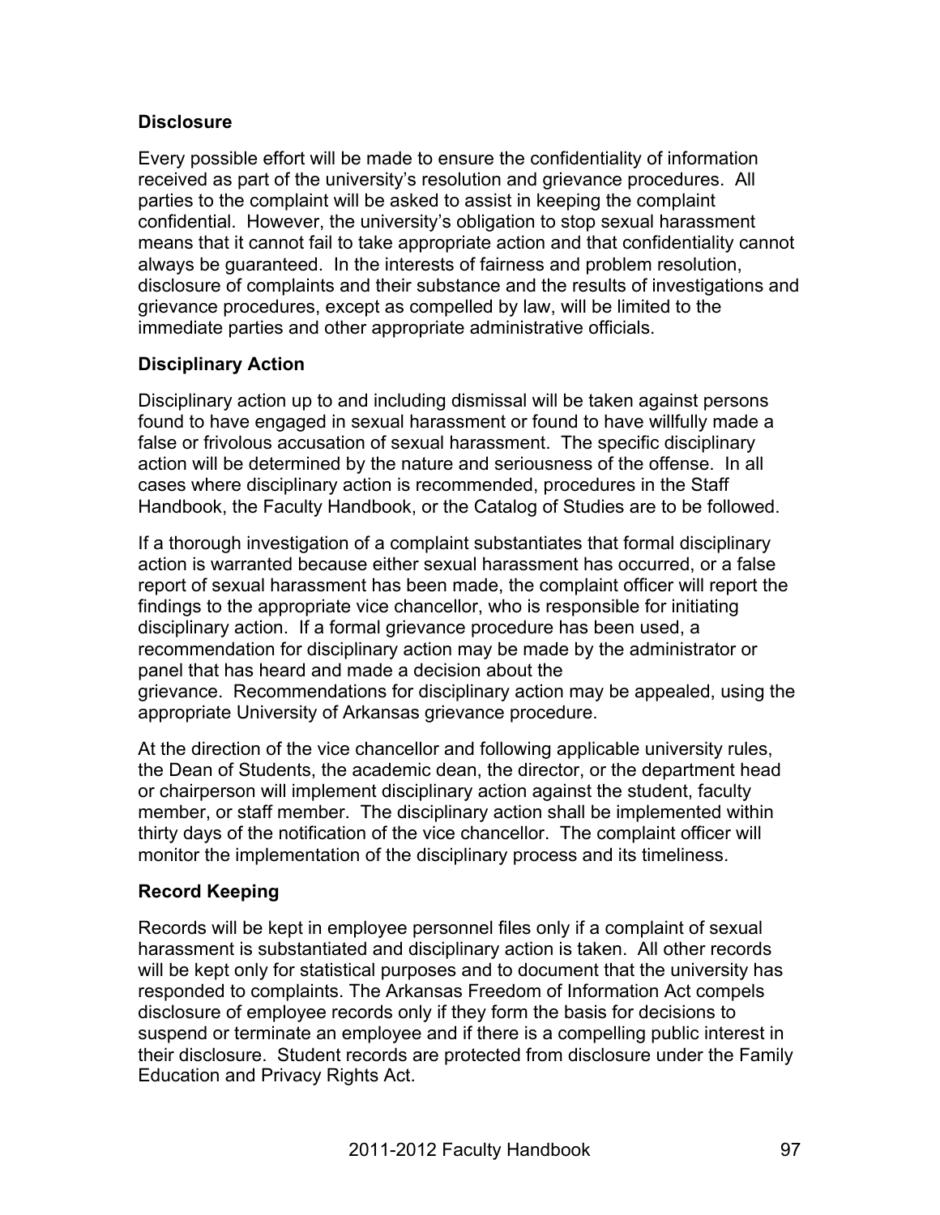### Disclosure

Every possible effort will be made to ensure the confidentiality of information received as part of the university's resolution and grievance procedures. All parties to the complaint will be asked to assist in keeping the complaint confidential. However, the university's obligation to stop sexual harassment means that it cannot fail to take appropriate action and that confidentiality cannot always be guaranteed. In the interests of fairness and problem resolution, disclosure of complaints and their substance and the results of investigations and grievance procedures, except as compelled by law, will be limited to the immediate parties and other appropriate administrative officials.

### Disciplinary Action

Disciplinary action up to and including dismissal will be taken against persons found to have engaged in sexual harassment or found to have willfully made a false or frivolous accusation of sexual harassment. The specific disciplinary action will be determined by the nature and seriousness of the offense. In all cases where disciplinary action is recommended, procedures in the Staff Handbook, the Faculty Handbook, or the Catalog of Studies are to be followed.

If a thorough investigation of a complaint substantiates that formal disciplinary action is warranted because either sexual harassment has occurred, or a false report of sexual harassment has been made, the complaint officer will report the findings to the appropriate vice chancellor, who is responsible for initiating disciplinary action. If a formal grievance procedure has been used, a recommendation for disciplinary action may be made by the administrator or panel that has heard and made a decision about the grievance. Recommendations for disciplinary action may be appealed, using the appropriate University of Arkansas grievance procedure.

At the direction of the vice chancellor and following applicable university rules, the Dean of Students, the academic dean, the director, or the department head or chairperson will implement disciplinary action against the student, faculty member, or staff member. The disciplinary action shall be implemented within thirty days of the notification of the vice chancellor. The complaint officer will monitor the implementation of the disciplinary process and its timeliness.

### Record Keeping

Records will be kept in employee personnel files only if a complaint of sexual harassment is substantiated and disciplinary action is taken. All other records will be kept only for statistical purposes and to document that the university has responded to complaints. The Arkansas Freedom of Information Act compels disclosure of employee records only if they form the basis for decisions to suspend or terminate an employee and if there is a compelling public interest in their disclosure. Student records are protected from disclosure under the Family Education and Privacy Rights Act.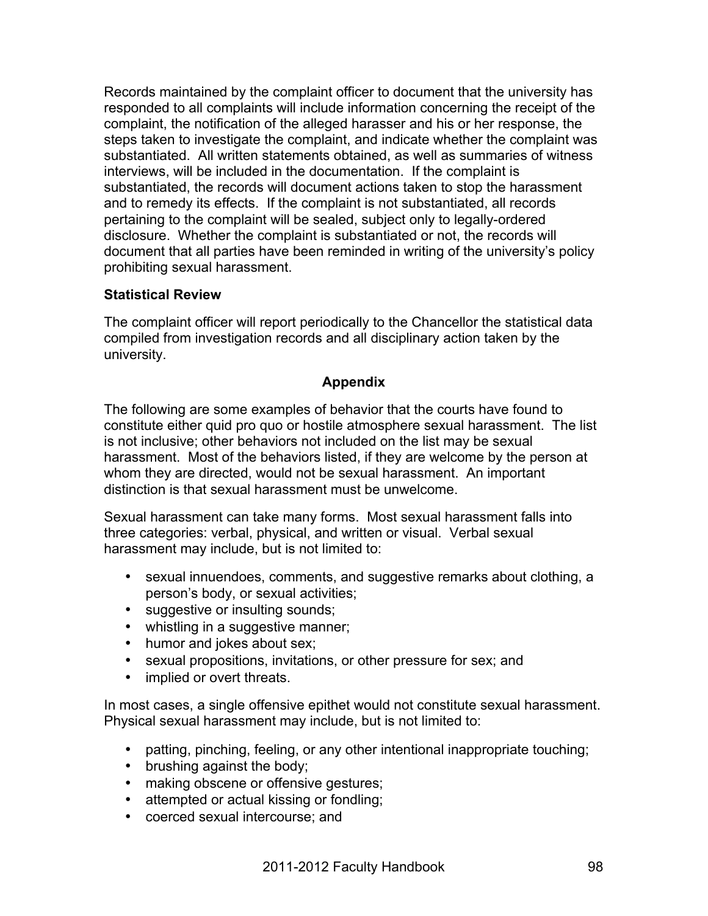Records maintained by the complaint officer to document that the university has responded to all complaints will include information concerning the receipt of the complaint, the notification of the alleged harasser and his or her response, the steps taken to investigate the complaint, and indicate whether the complaint was substantiated. All written statements obtained, as well as summaries of witness interviews, will be included in the documentation. If the complaint is substantiated, the records will document actions taken to stop the harassment and to remedy its effects. If the complaint is not substantiated, all records pertaining to the complaint will be sealed, subject only to legally-ordered disclosure. Whether the complaint is substantiated or not, the records will document that all parties have been reminded in writing of the university's policy prohibiting sexual harassment.

**Statistical Review**

The complaint officer will report periodically to the Chancellor the statistical data compiled from investigation records and all disciplinary action taken by the university.

## Appendix

The following are some examples of behavior that the courts have found to constitute either quid pro quo or hostile atmosphere sexual harassment. The list is not inclusive; other behaviors not included on the list may be sexual harassment. Most of the behaviors listed, if they are welcome by the person at whom they are directed, would not be sexual harassment. An important distinction is that sexual harassment must be unwelcome.

Sexual harassment can take many forms. Most sexual harassment falls into three categories: verbal, physical, and written or visual. Verbal sexual harassment may include, but is not limited to:

- sexual innuendoes, comments, and suggestive remarks about clothing, a person's body, or sexual activities;
- suggestive or insulting sounds;
- whistling in a suggestive manner;
- humor and jokes about sex;
- sexual propositions, invitations, or other pressure for sex; and
- implied or overt threats.

In most cases, a single offensive epithet would not constitute sexual harassment. Physical sexual harassment may include, but is not limited to:

- patting, pinching, feeling, or any other intentional inappropriate touching;
- brushing against the body;
- making obscene or offensive gestures;
- attempted or actual kissing or fondling;
- coerced sexual intercourse; and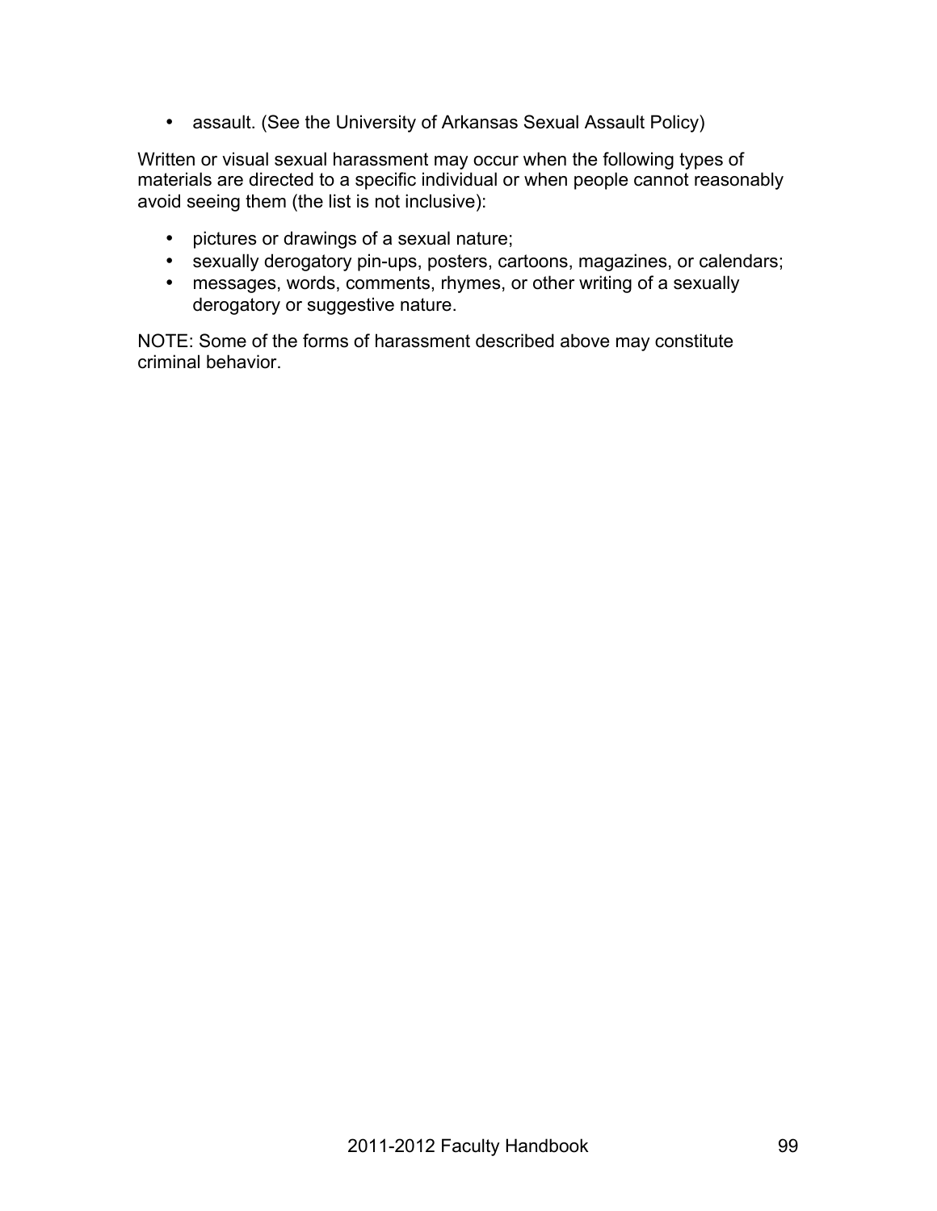- assault. (See the University of Arkansas Sexual Assault Policy)

Written or visual sexual harassment may occur when the following types of materials are directed to a specific individual or when people cannot reasonably avoid seeing them (the list is not inclusive):

- pictures or drawings of a sexual nature;
- sexually derogatory pin-ups, posters, cartoons, magazines, or calendars;
- messages, words, comments, rhymes, or other writing of a sexually derogatory or suggestive nature.

NOTE: Some of the forms of harassment described above may constitute criminal behavior.